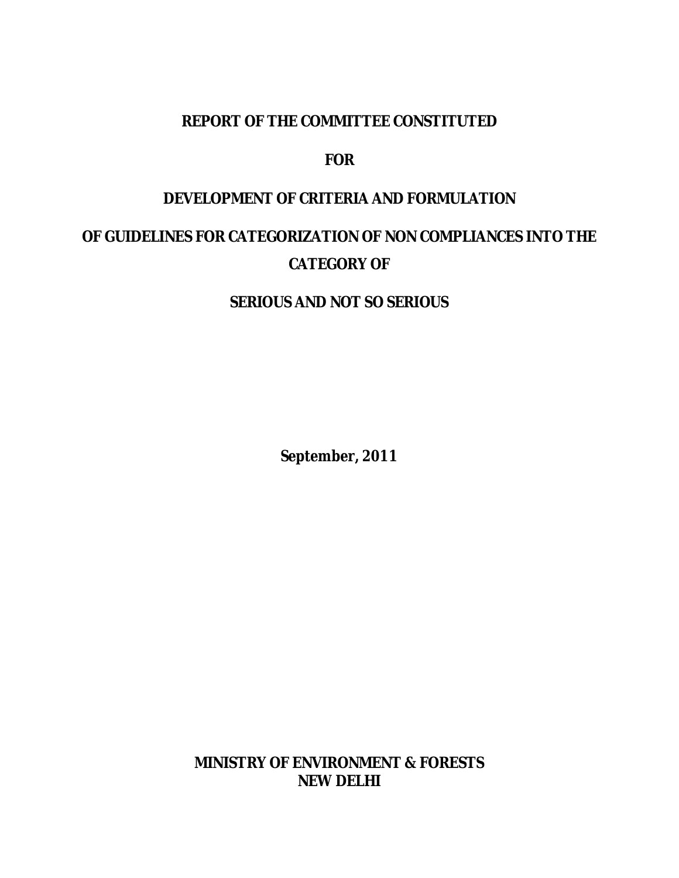# REPORT OF THE COMMITTEE CONSTITUTED

# FOR

# DEVELOPMENT OF CRITERIA AND FORMULATION

# OF GUIDELINES FOR CATEGORIZATION OF NON COMPLIANCES INTO THE CATEGORY OF

# SERIOUS AND NOT SO SERIOUS

**September, 2011**

**MINISTRY OF ENVIRONMENT & FORESTS**
**NEW DELHI**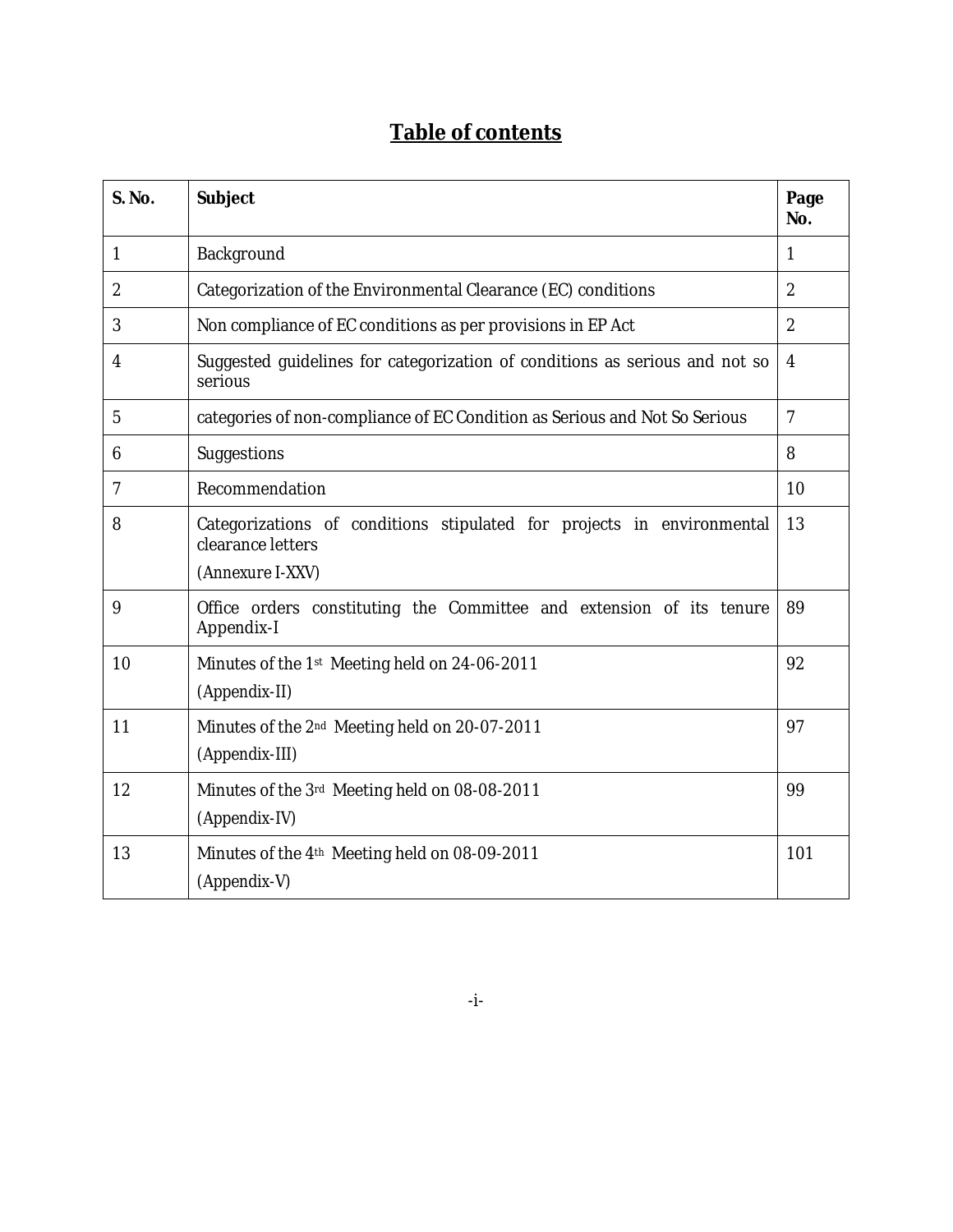# Table of contents

| S. No. | Subject | Page No. |
|---|---|---|
| 1 | Background | 1 |
| 2 | Categorization of the Environmental Clearance (EC) conditions | 2 |
| 3 | Non compliance of EC conditions as per provisions in EP Act | 2 |
| 4 | Suggested guidelines for categorization of conditions as serious and not so serious | 4 |
| 5 | categories of non-compliance of EC Condition as Serious and Not So Serious | 7 |
| 6 | Suggestions | 8 |
| 7 | Recommendation | 10 |
| 8 | Categorizations of conditions stipulated for projects in environmental clearance letters (Annexure I-XXV) | 13 |
| 9 | Office orders constituting the Committee and extension of its tenure Appendix-I | 89 |
| 10 | Minutes of the 1st Meeting held on 24-06-2011 (Appendix-II) | 92 |
| 11 | Minutes of the 2nd Meeting held on 20-07-2011 (Appendix-III) | 97 |
| 12 | Minutes of the 3rd Meeting held on 08-08-2011 (Appendix-IV) | 99 |
| 13 | Minutes of the 4th Meeting held on 08-09-2011 (Appendix-V) | 101 |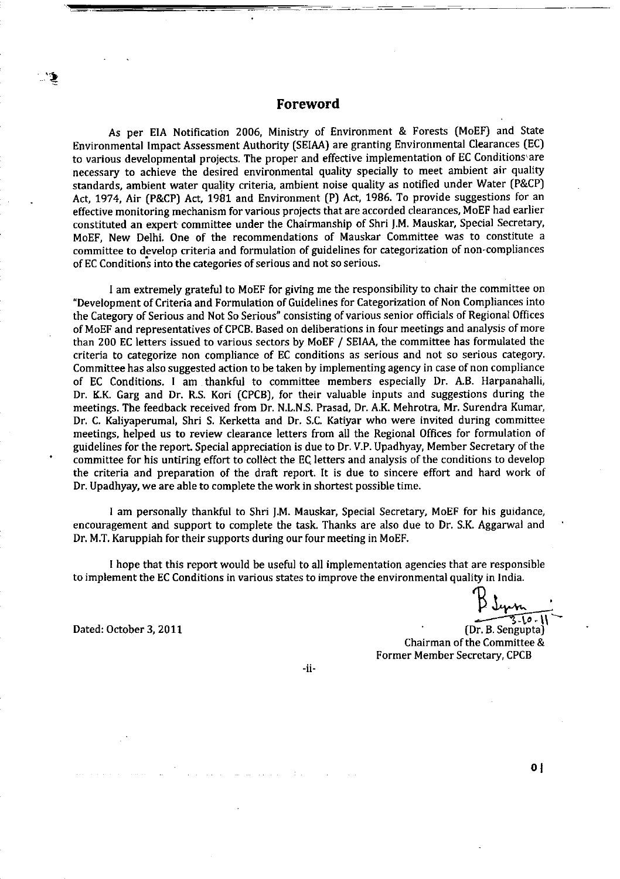# Foreword

As per EIA Notification 2006, Ministry of Environment & Forests (MoEF) and State Environmental Impact Assessment Authority (SEIAA) are granting Environmental Clearances (EC) to various developmental projects. The proper and effective implementation of EC Conditions are necessary to achieve the desired environmental quality specially to meet ambient air quality standards, ambient water quality criteria, ambient noise quality as notified under Water (P&CP) Act, 1974, Air (P&CP) Act, 1981 and Environment (P) Act, 1986. To provide suggestions for an effective monitoring mechanism for various projects that are accorded clearances, MoEF had earlier constituted an expert committee under the Chairmanship of Shri J.M. Mauskar, Special Secretary, MoEF, New Delhi. One of the recommendations of Mauskar Committee was to constitute a committee to develop criteria and formulation of guidelines for categorization of non-compliances of EC Conditions into the categories of serious and not so serious.

I am extremely grateful to MoEF for giving me the responsibility to chair the committee on "Development of Criteria and Formulation of Guidelines for Categorization of Non Compliances into the Category of Serious and Not So Serious" consisting of various senior officials of Regional Offices of MoEF and representatives of CPCB. Based on deliberations in four meetings and analysis of more than 200 EC letters issued to various sectors by MoEF / SEIAA, the committee has formulated the criteria to categorize non compliance of EC conditions as serious and not so serious category. Committee has also suggested action to be taken by implementing agency in case of non compliance of EC Conditions. I am thankful to committee members especially Dr. A.B. Harpanahalli, Dr. K.K. Garg and Dr. R.S. Kori (CPCB), for their valuable inputs and suggestions during the meetings. The feedback received from Dr. N.L.N.S. Prasad, Dr. A.K. Mehrotra, Mr. Surendra Kumar, Dr. C. Kaliyaperumal, Shri S. Kerketta and Dr. S.C. Katiyar who were invited during committee meetings, helped us to review clearance letters from all the Regional Offices for formulation of guidelines for the report. Special appreciation is due to Dr. V.P. Upadhyay, Member Secretary of the committee for his untiring effort to collect the EC letters and analysis of the conditions to develop the criteria and preparation of the draft report. It is due to sincere effort and hard work of Dr. Upadhyay, we are able to complete the work in shortest possible time.

I am personally thankful to Shri J.M. Mauskar, Special Secretary, MoEF for his guidance, encouragement and support to complete the task. Thanks are also due to Dr. S.K. Aggarwal and Dr. M.T. Karuppiah for their supports during our four meeting in MoEF.

I hope that this report would be useful to all implementation agencies that are responsible to implement the EC Conditions in various states to improve the environmental quality in India.

Dated: October 3, 2011

(Dr. B. Sengupta)
Chairman of the Committee &
Former Member Secretary, CPCB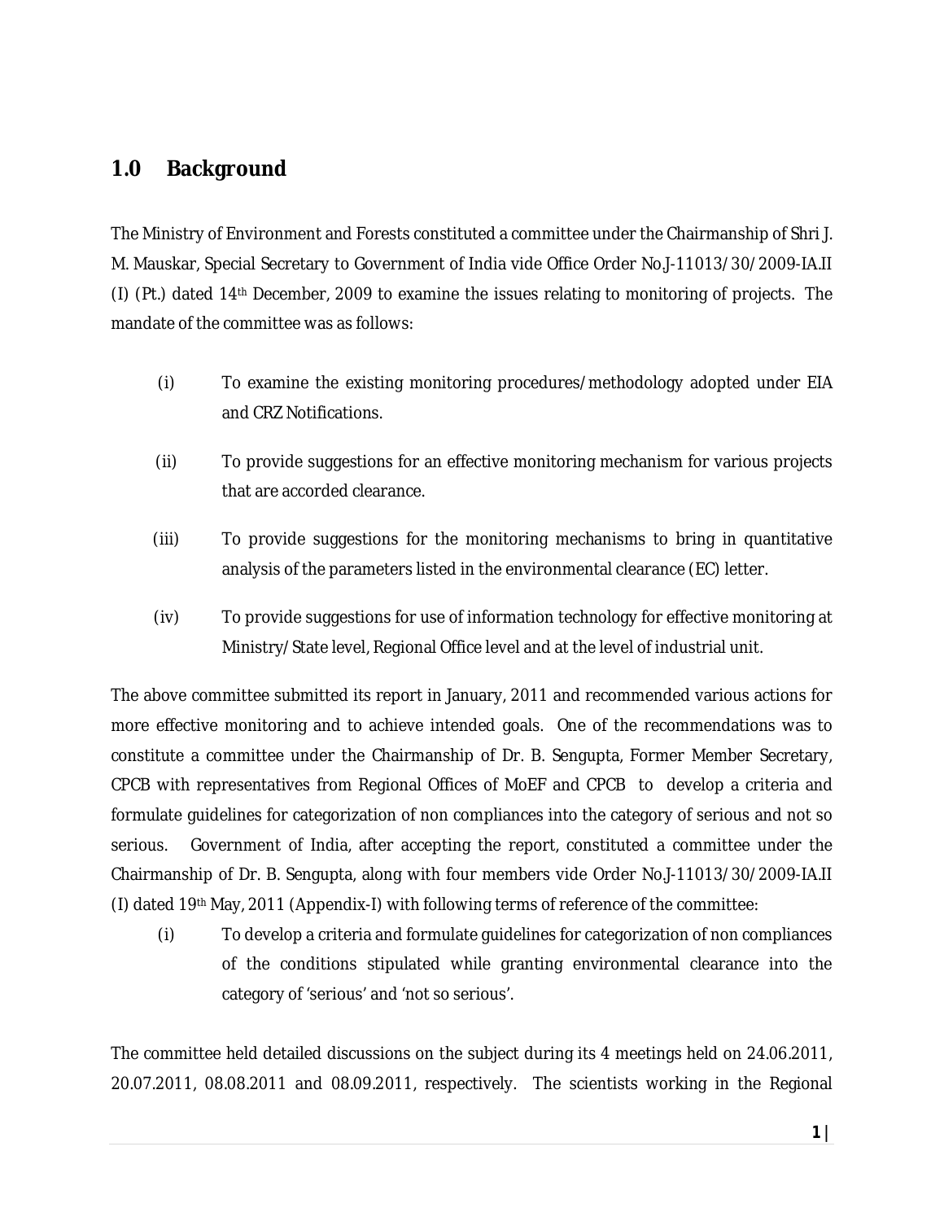## 1.0 Background

The Ministry of Environment and Forests constituted a committee under the Chairmanship of Shri J. M. Mauskar, Special Secretary to Government of India vide Office Order No.J-11013/30/2009-IA.II (I) (Pt.) dated 14th December, 2009 to examine the issues relating to monitoring of projects. The mandate of the committee was as follows:

(i) To examine the existing monitoring procedures/methodology adopted under EIA and CRZ Notifications.

(ii) To provide suggestions for an effective monitoring mechanism for various projects that are accorded clearance.

(iii) To provide suggestions for the monitoring mechanisms to bring in quantitative analysis of the parameters listed in the environmental clearance (EC) letter.

(iv) To provide suggestions for use of information technology for effective monitoring at Ministry/State level, Regional Office level and at the level of industrial unit.

The above committee submitted its report in January, 2011 and recommended various actions for more effective monitoring and to achieve intended goals. One of the recommendations was to constitute a committee under the Chairmanship of Dr. B. Sengupta, Former Member Secretary, CPCB with representatives from Regional Offices of MoEF and CPCB to develop a criteria and formulate guidelines for categorization of non compliances into the category of serious and not so serious. Government of India, after accepting the report, constituted a committee under the Chairmanship of Dr. B. Sengupta, along with four members vide Order No.J-11013/30/2009-IA.II (I) dated 19th May, 2011 (Appendix-I) with following terms of reference of the committee:

(i) To develop a criteria and formulate guidelines for categorization of non compliances of the conditions stipulated while granting environmental clearance into the category of 'serious' and 'not so serious'.

The committee held detailed discussions on the subject during its 4 meetings held on 24.06.2011, 20.07.2011, 08.08.2011 and 08.09.2011, respectively. The scientists working in the Regional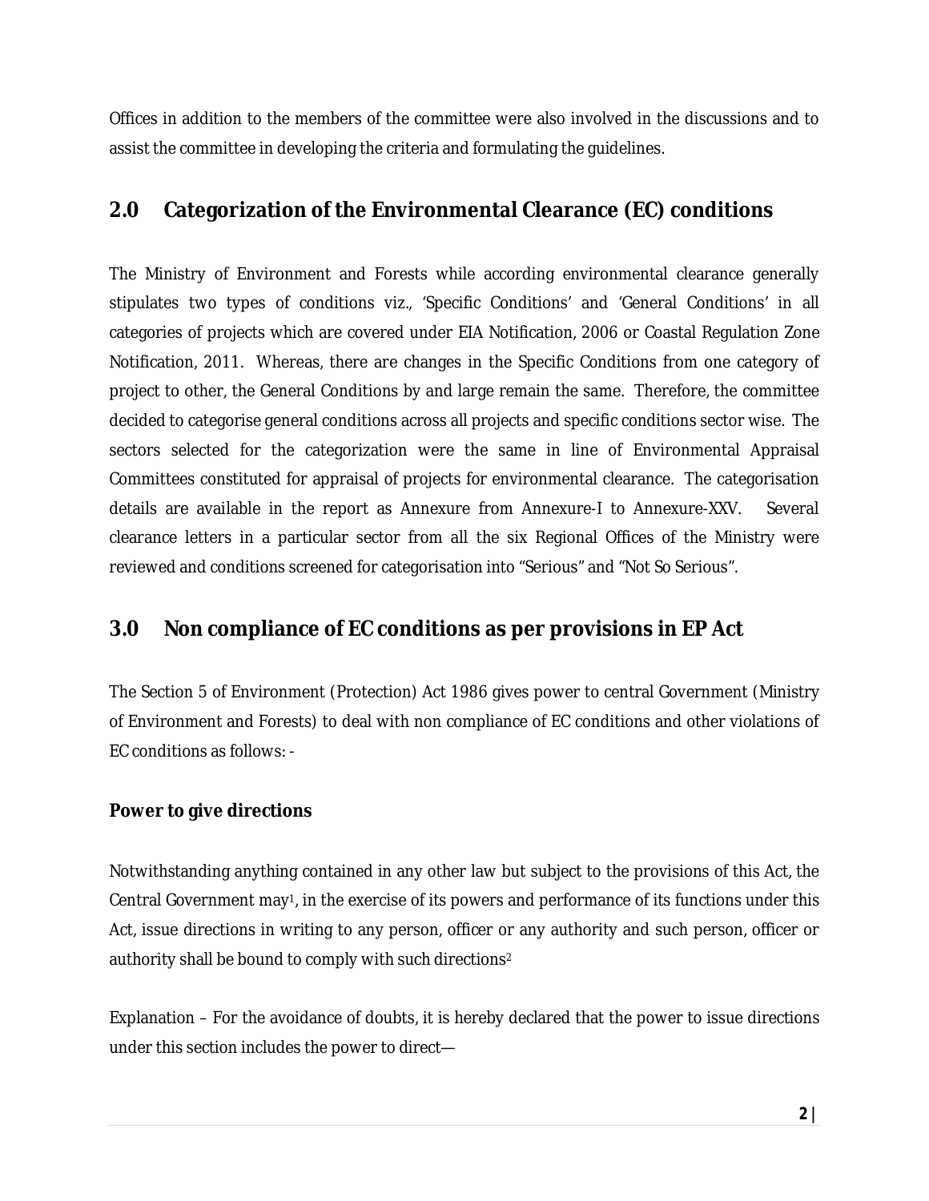Offices in addition to the members of the committee were also involved in the discussions and to assist the committee in developing the criteria and formulating the guidelines.

## 2.0 Categorization of the Environmental Clearance (EC) conditions

The Ministry of Environment and Forests while according environmental clearance generally stipulates two types of conditions viz., 'Specific Conditions' and 'General Conditions' in all categories of projects which are covered under EIA Notification, 2006 or Coastal Regulation Zone Notification, 2011. Whereas, there are changes in the Specific Conditions from one category of project to other, the General Conditions by and large remain the same. Therefore, the committee decided to categorise general conditions across all projects and specific conditions sector wise. The sectors selected for the categorization were the same in line of Environmental Appraisal Committees constituted for appraisal of projects for environmental clearance. The categorisation details are available in the report as Annexure from Annexure-I to Annexure-XXV. Several clearance letters in a particular sector from all the six Regional Offices of the Ministry were reviewed and conditions screened for categorisation into "Serious" and "Not So Serious".

## 3.0 Non compliance of EC conditions as per provisions in EP Act

The Section 5 of Environment (Protection) Act 1986 gives power to central Government (Ministry of Environment and Forests) to deal with non compliance of EC conditions and other violations of EC conditions as follows: -

**Power to give directions**

Notwithstanding anything contained in any other law but subject to the provisions of this Act, the Central Government may[1], in the exercise of its powers and performance of its functions under this Act, issue directions in writing to any person, officer or any authority and such person, officer or authority shall be bound to comply with such directions[2]

Explanation – For the avoidance of doubts, it is hereby declared that the power to issue directions under this section includes the power to direct—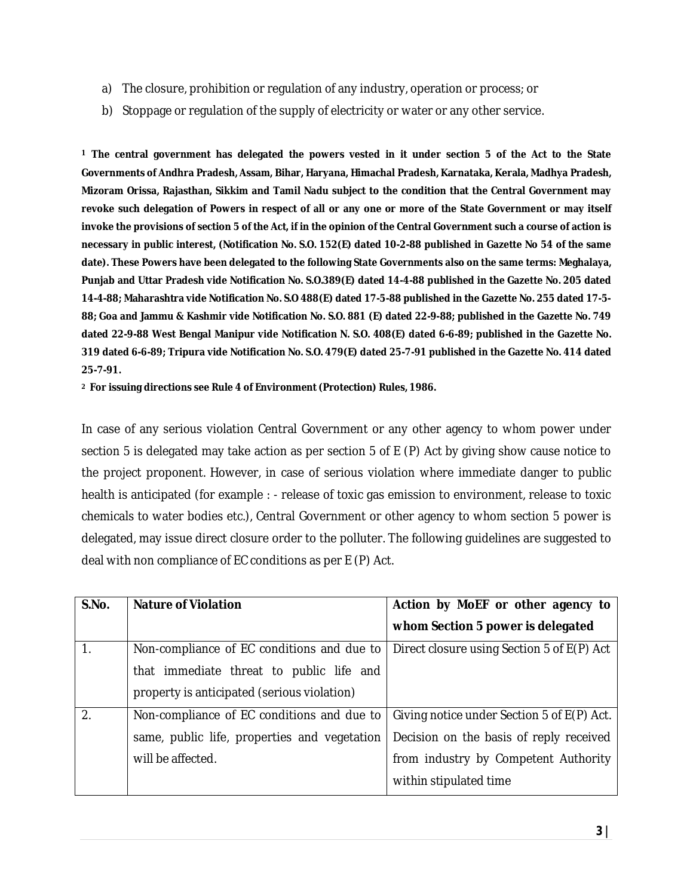a) The closure, prohibition or regulation of any industry, operation or process; or
b) Stoppage or regulation of the supply of electricity or water or any other service.

**[1] The central government has delegated the powers vested in it under section 5 of the Act to the State Governments of Andhra Pradesh, Assam, Bihar, Haryana, Himachal Pradesh, Karnataka, Kerala, Madhya Pradesh, Mizoram Orissa, Rajasthan, Sikkim and Tamil Nadu subject to the condition that the Central Government may revoke such delegation of Powers in respect of all or any one or more of the State Government or may itself invoke the provisions of section 5 of the Act, if in the opinion of the Central Government such a course of action is necessary in public interest, (Notification No. S.O. 152(E) dated 10-2-88 published in Gazette No 54 of the same date). These Powers have been delegated to the following State Governments also on the same terms: Meghalaya, Punjab and Uttar Pradesh vide Notification No. S.O.389(E) dated 14-4-88 published in the Gazette No. 205 dated 14-4-88; Maharashtra vide Notification No. S.O 488(E) dated 17-5-88 published in the Gazette No. 255 dated 17-5-88; Goa and Jammu & Kashmir vide Notification No. S.O. 881 (E) dated 22-9-88; published in the Gazette No. 749 dated 22-9-88 West Bengal Manipur vide Notification N. S.O. 408(E) dated 6-6-89; published in the Gazette No. 319 dated 6-6-89; Tripura vide Notification No. S.O. 479(E) dated 25-7-91 published in the Gazette No. 414 dated 25-7-91.**

**[2] For issuing directions see Rule 4 of Environment (Protection) Rules, 1986.**

In case of any serious violation Central Government or any other agency to whom power under section 5 is delegated may take action as per section 5 of E (P) Act by giving show cause notice to the project proponent. However, in case of serious violation where immediate danger to public health is anticipated (for example : - release of toxic gas emission to environment, release to toxic chemicals to water bodies etc.), Central Government or other agency to whom section 5 power is delegated, may issue direct closure order to the polluter. The following guidelines are suggested to deal with non compliance of EC conditions as per E (P) Act.

| S.No. | Nature of Violation | Action by MoEF or other agency to whom Section 5 power is delegated |
|---|---|---|
| 1. | Non-compliance of EC conditions and due to that immediate threat to public life and property is anticipated (serious violation) | Direct closure using Section 5 of E(P) Act |
| 2. | Non-compliance of EC conditions and due to same, public life, properties and vegetation will be affected. | Giving notice under Section 5 of E(P) Act. Decision on the basis of reply received from industry by Competent Authority within stipulated time |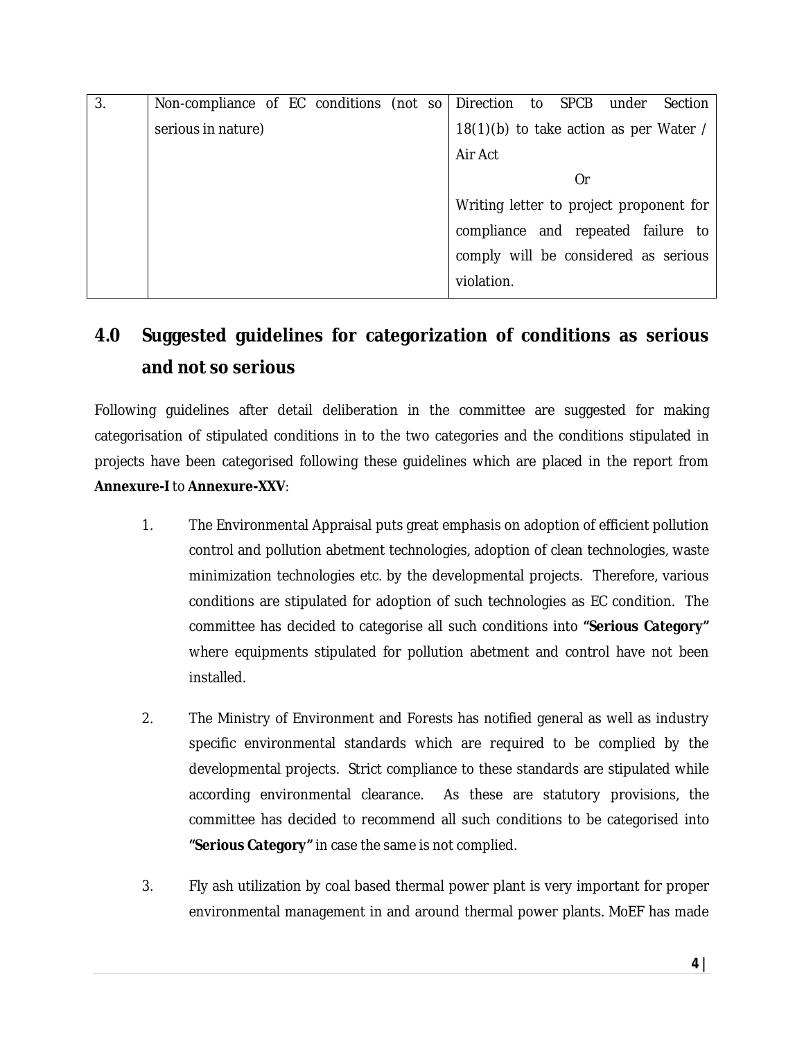| 3. | Non-compliance of EC conditions (not so serious in nature) | Direction to SPCB under Section 18(1)(b) to take action as per Water / Air Act<br>Or<br>Writing letter to project proponent for compliance and repeated failure to comply will be considered as serious violation. |
|---|---|---|

## 4.0 Suggested guidelines for categorization of conditions as serious and not so serious

Following guidelines after detail deliberation in the committee are suggested for making categorisation of stipulated conditions in to the two categories and the conditions stipulated in projects have been categorised following these guidelines which are placed in the report from **Annexure-I** to **Annexure-XXV**:

1. The Environmental Appraisal puts great emphasis on adoption of efficient pollution control and pollution abetment technologies, adoption of clean technologies, waste minimization technologies etc. by the developmental projects. Therefore, various conditions are stipulated for adoption of such technologies as EC condition. The committee has decided to categorise all such conditions into **"Serious Category"** where equipments stipulated for pollution abetment and control have not been installed.

2. The Ministry of Environment and Forests has notified general as well as industry specific environmental standards which are required to be complied by the developmental projects. Strict compliance to these standards are stipulated while according environmental clearance. As these are statutory provisions, the committee has decided to recommend all such conditions to be categorised into **"Serious Category"** in case the same is not complied.

3. Fly ash utilization by coal based thermal power plant is very important for proper environmental management in and around thermal power plants. MoEF has made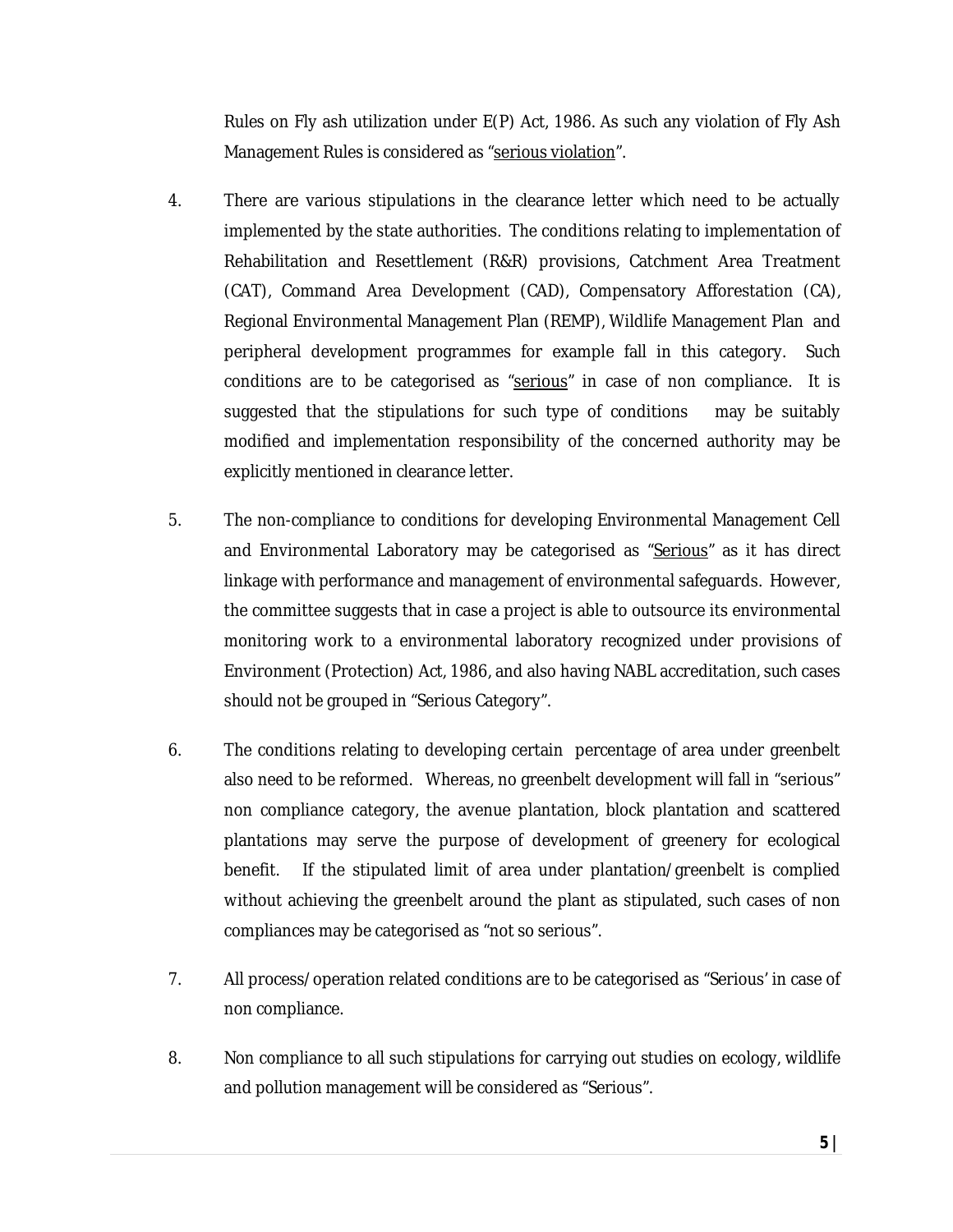Rules on Fly ash utilization under E(P) Act, 1986. As such any violation of Fly Ash Management Rules is considered as "serious violation".

4. There are various stipulations in the clearance letter which need to be actually implemented by the state authorities. The conditions relating to implementation of Rehabilitation and Resettlement (R&R) provisions, Catchment Area Treatment (CAT), Command Area Development (CAD), Compensatory Afforestation (CA), Regional Environmental Management Plan (REMP), Wildlife Management Plan and peripheral development programmes for example fall in this category. Such conditions are to be categorised as "serious" in case of non compliance. It is suggested that the stipulations for such type of conditions may be suitably modified and implementation responsibility of the concerned authority may be explicitly mentioned in clearance letter.

5. The non-compliance to conditions for developing Environmental Management Cell and Environmental Laboratory may be categorised as "Serious" as it has direct linkage with performance and management of environmental safeguards. However, the committee suggests that in case a project is able to outsource its environmental monitoring work to a environmental laboratory recognized under provisions of Environment (Protection) Act, 1986, and also having NABL accreditation, such cases should not be grouped in "Serious Category".

6. The conditions relating to developing certain percentage of area under greenbelt also need to be reformed. Whereas, no greenbelt development will fall in "serious" non compliance category, the avenue plantation, block plantation and scattered plantations may serve the purpose of development of greenery for ecological benefit. If the stipulated limit of area under plantation/greenbelt is complied without achieving the greenbelt around the plant as stipulated, such cases of non compliances may be categorised as "not so serious".

7. All process/operation related conditions are to be categorised as "Serious' in case of non compliance.

8. Non compliance to all such stipulations for carrying out studies on ecology, wildlife and pollution management will be considered as "Serious".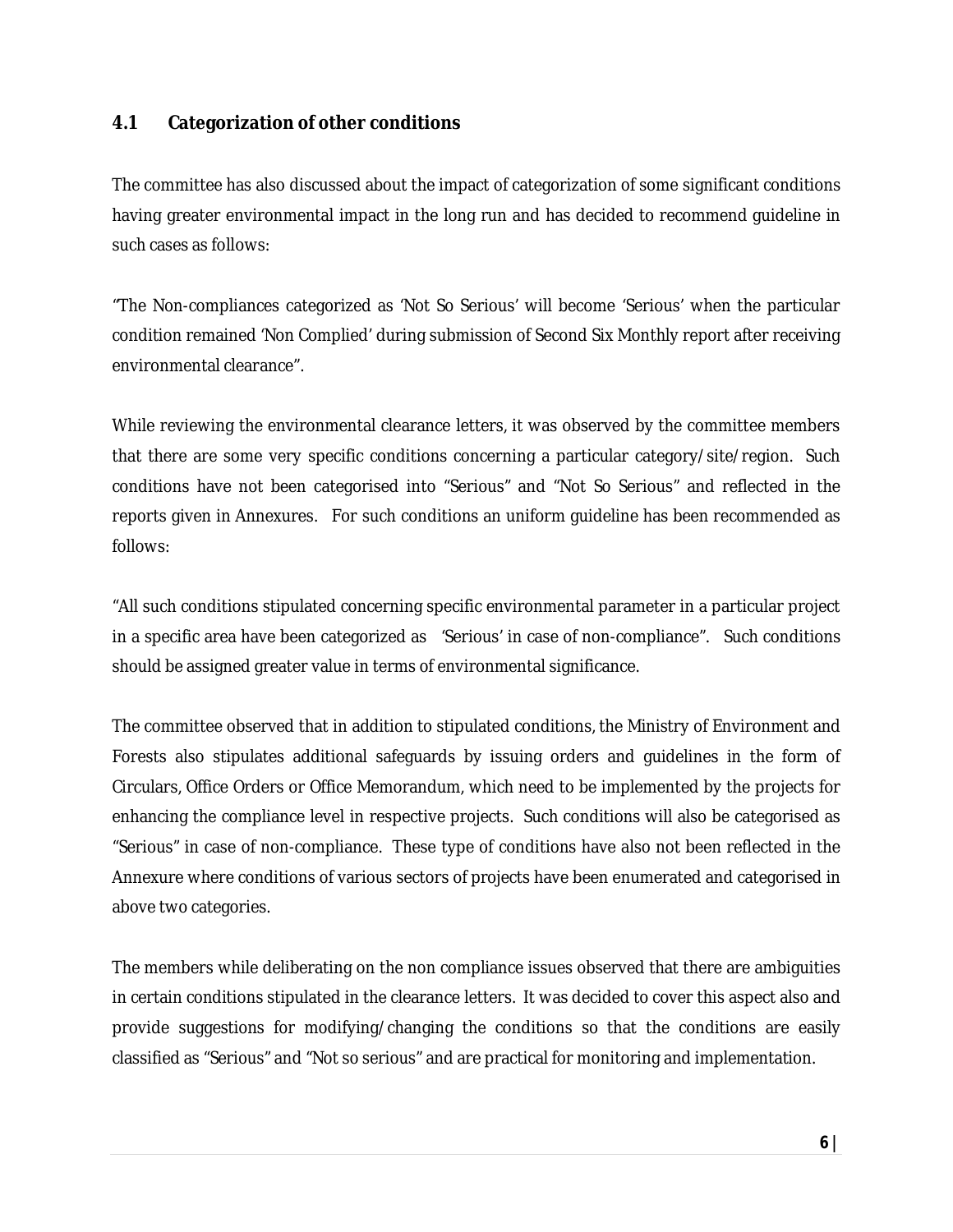## 4.1 Categorization of other conditions

The committee has also discussed about the impact of categorization of some significant conditions having greater environmental impact in the long run and has decided to recommend guideline in such cases as follows:

"The Non-compliances categorized as 'Not So Serious' will become 'Serious' when the particular condition remained 'Non Complied' during submission of Second Six Monthly report after receiving environmental clearance".

While reviewing the environmental clearance letters, it was observed by the committee members that there are some very specific conditions concerning a particular category/site/region. Such conditions have not been categorised into "Serious" and "Not So Serious" and reflected in the reports given in Annexures. For such conditions an uniform guideline has been recommended as follows:

"All such conditions stipulated concerning specific environmental parameter in a particular project in a specific area have been categorized as 'Serious' in case of non-compliance". Such conditions should be assigned greater value in terms of environmental significance.

The committee observed that in addition to stipulated conditions, the Ministry of Environment and Forests also stipulates additional safeguards by issuing orders and guidelines in the form of Circulars, Office Orders or Office Memorandum, which need to be implemented by the projects for enhancing the compliance level in respective projects. Such conditions will also be categorised as "Serious" in case of non-compliance. These type of conditions have also not been reflected in the Annexure where conditions of various sectors of projects have been enumerated and categorised in above two categories.

The members while deliberating on the non compliance issues observed that there are ambiguities in certain conditions stipulated in the clearance letters. It was decided to cover this aspect also and provide suggestions for modifying/changing the conditions so that the conditions are easily classified as "Serious" and "Not so serious" and are practical for monitoring and implementation.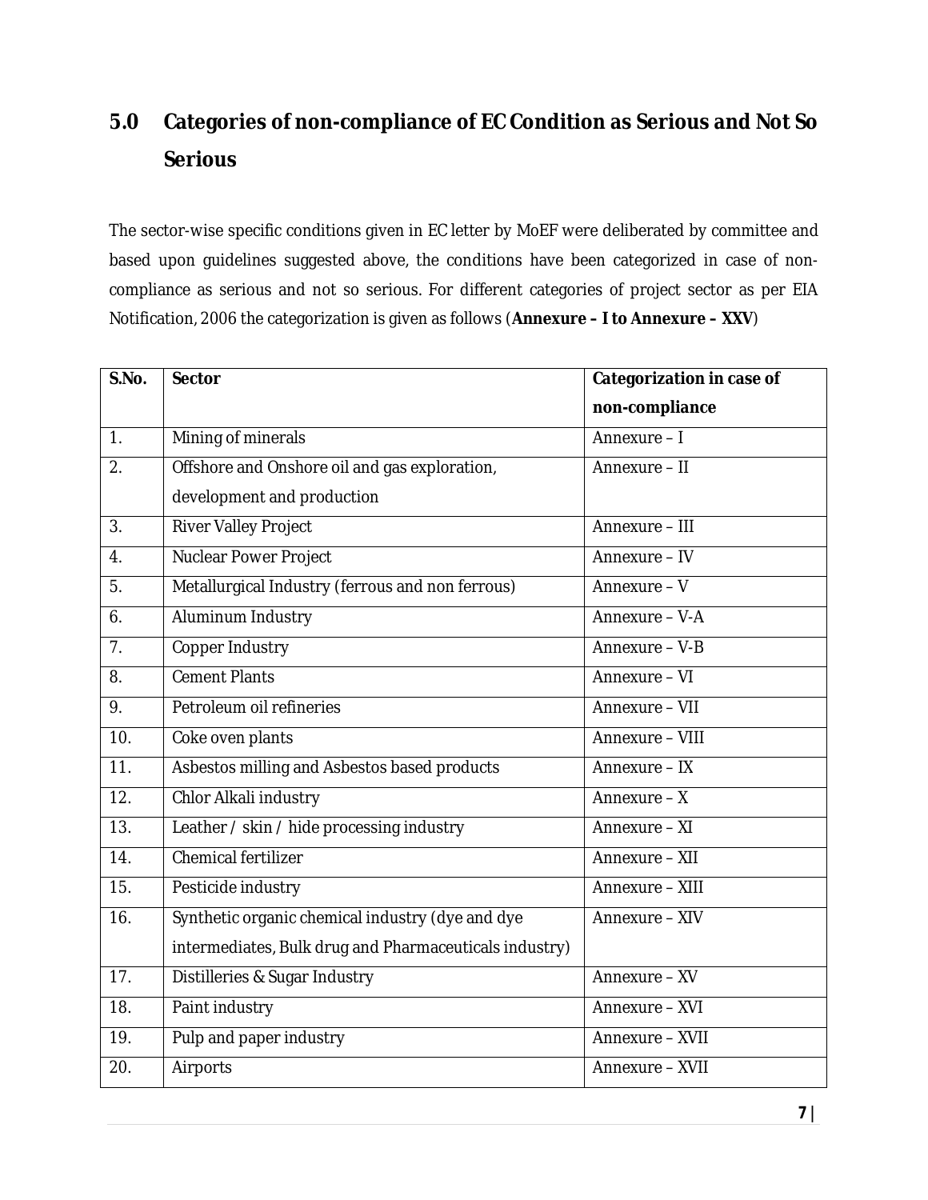## 5.0 Categories of non-compliance of EC Condition as Serious and Not So Serious

The sector-wise specific conditions given in EC letter by MoEF were deliberated by committee and based upon guidelines suggested above, the conditions have been categorized in case of non-compliance as serious and not so serious. For different categories of project sector as per EIA Notification, 2006 the categorization is given as follows (**Annexure – I to Annexure – XXV**)

| S.No. | Sector | Categorization in case of non-compliance |
|---|---|---|
| 1. | Mining of minerals | Annexure – I |
| 2. | Offshore and Onshore oil and gas exploration, development and production | Annexure – II |
| 3. | River Valley Project | Annexure – III |
| 4. | Nuclear Power Project | Annexure – IV |
| 5. | Metallurgical Industry (ferrous and non ferrous) | Annexure – V |
| 6. | Aluminum Industry | Annexure – V-A |
| 7. | Copper Industry | Annexure – V-B |
| 8. | Cement Plants | Annexure – VI |
| 9. | Petroleum oil refineries | Annexure – VII |
| 10. | Coke oven plants | Annexure – VIII |
| 11. | Asbestos milling and Asbestos based products | Annexure – IX |
| 12. | Chlor Alkali industry | Annexure – X |
| 13. | Leather / skin / hide processing industry | Annexure – XI |
| 14. | Chemical fertilizer | Annexure – XII |
| 15. | Pesticide industry | Annexure – XIII |
| 16. | Synthetic organic chemical industry (dye and dye intermediates, Bulk drug and Pharmaceuticals industry) | Annexure – XIV |
| 17. | Distilleries & Sugar Industry | Annexure – XV |
| 18. | Paint industry | Annexure – XVI |
| 19. | Pulp and paper industry | Annexure – XVII |
| 20. | Airports | Annexure – XVII |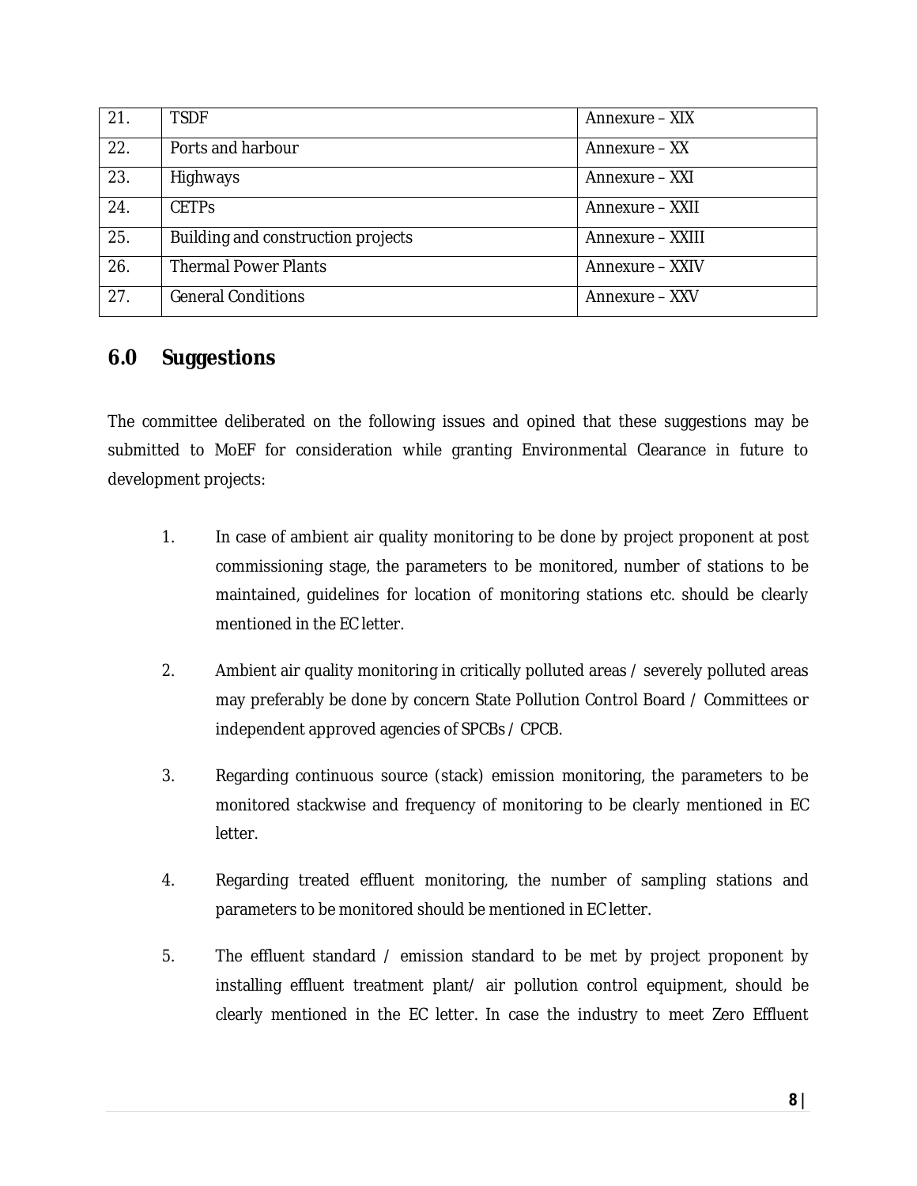| 21. | TSDF | Annexure – XIX |
|---|---|---|
| 22. | Ports and harbour | Annexure – XX |
| 23. | Highways | Annexure – XXI |
| 24. | CETPs | Annexure – XXII |
| 25. | Building and construction projects | Annexure – XXIII |
| 26. | Thermal Power Plants | Annexure – XXIV |
| 27. | General Conditions | Annexure – XXV |

## 6.0 Suggestions

The committee deliberated on the following issues and opined that these suggestions may be submitted to MoEF for consideration while granting Environmental Clearance in future to development projects:

1. In case of ambient air quality monitoring to be done by project proponent at post commissioning stage, the parameters to be monitored, number of stations to be maintained, guidelines for location of monitoring stations etc. should be clearly mentioned in the EC letter.

2. Ambient air quality monitoring in critically polluted areas / severely polluted areas may preferably be done by concern State Pollution Control Board / Committees or independent approved agencies of SPCBs / CPCB.

3. Regarding continuous source (stack) emission monitoring, the parameters to be monitored stackwise and frequency of monitoring to be clearly mentioned in EC letter.

4. Regarding treated effluent monitoring, the number of sampling stations and parameters to be monitored should be mentioned in EC letter.

5. The effluent standard / emission standard to be met by project proponent by installing effluent treatment plant/ air pollution control equipment, should be clearly mentioned in the EC letter. In case the industry to meet Zero Effluent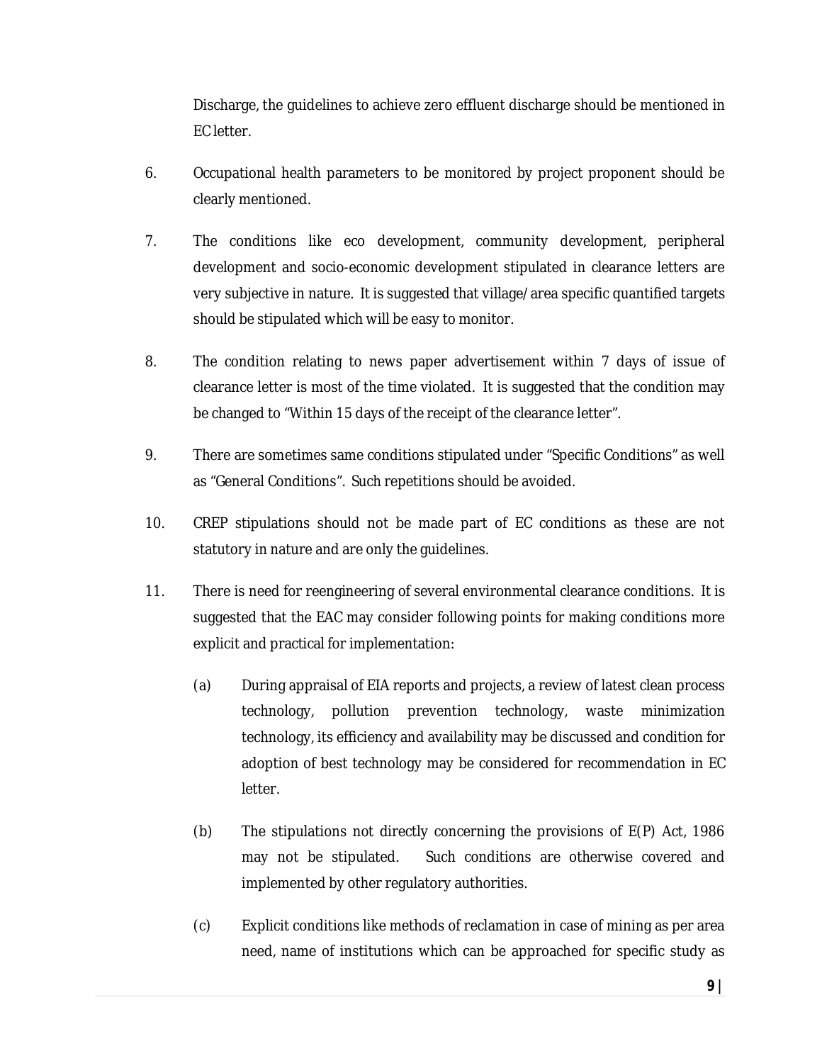Discharge, the guidelines to achieve zero effluent discharge should be mentioned in EC letter.

6. Occupational health parameters to be monitored by project proponent should be clearly mentioned.

7. The conditions like eco development, community development, peripheral development and socio-economic development stipulated in clearance letters are very subjective in nature. It is suggested that village/area specific quantified targets should be stipulated which will be easy to monitor.

8. The condition relating to news paper advertisement within 7 days of issue of clearance letter is most of the time violated. It is suggested that the condition may be changed to "Within 15 days of the receipt of the clearance letter".

9. There are sometimes same conditions stipulated under "Specific Conditions" as well as "General Conditions". Such repetitions should be avoided.

10. CREP stipulations should not be made part of EC conditions as these are not statutory in nature and are only the guidelines.

11. There is need for reengineering of several environmental clearance conditions. It is suggested that the EAC may consider following points for making conditions more explicit and practical for implementation:

    (a) During appraisal of EIA reports and projects, a review of latest clean process technology, pollution prevention technology, waste minimization technology, its efficiency and availability may be discussed and condition for adoption of best technology may be considered for recommendation in EC letter.

    (b) The stipulations not directly concerning the provisions of E(P) Act, 1986 may not be stipulated. Such conditions are otherwise covered and implemented by other regulatory authorities.

    (c) Explicit conditions like methods of reclamation in case of mining as per area need, name of institutions which can be approached for specific study as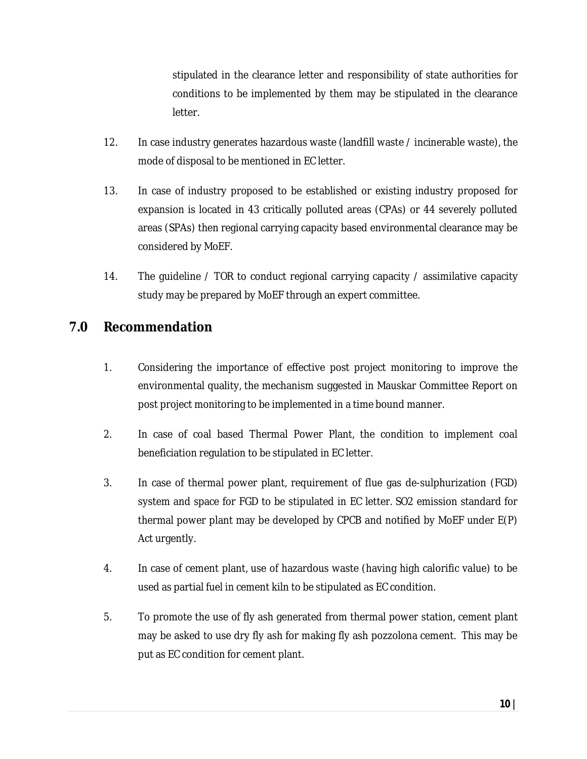stipulated in the clearance letter and responsibility of state authorities for conditions to be implemented by them may be stipulated in the clearance letter.

12. In case industry generates hazardous waste (landfill waste / incinerable waste), the mode of disposal to be mentioned in EC letter.

13. In case of industry proposed to be established or existing industry proposed for expansion is located in 43 critically polluted areas (CPAs) or 44 severely polluted areas (SPAs) then regional carrying capacity based environmental clearance may be considered by MoEF.

14. The guideline / TOR to conduct regional carrying capacity / assimilative capacity study may be prepared by MoEF through an expert committee.

## 7.0 Recommendation

1. Considering the importance of effective post project monitoring to improve the environmental quality, the mechanism suggested in Mauskar Committee Report on post project monitoring to be implemented in a time bound manner.

2. In case of coal based Thermal Power Plant, the condition to implement coal beneficiation regulation to be stipulated in EC letter.

3. In case of thermal power plant, requirement of flue gas de-sulphurization (FGD) system and space for FGD to be stipulated in EC letter. SO2 emission standard for thermal power plant may be developed by CPCB and notified by MoEF under E(P) Act urgently.

4. In case of cement plant, use of hazardous waste (having high calorific value) to be used as partial fuel in cement kiln to be stipulated as EC condition.

5. To promote the use of fly ash generated from thermal power station, cement plant may be asked to use dry fly ash for making fly ash pozzolona cement. This may be put as EC condition for cement plant.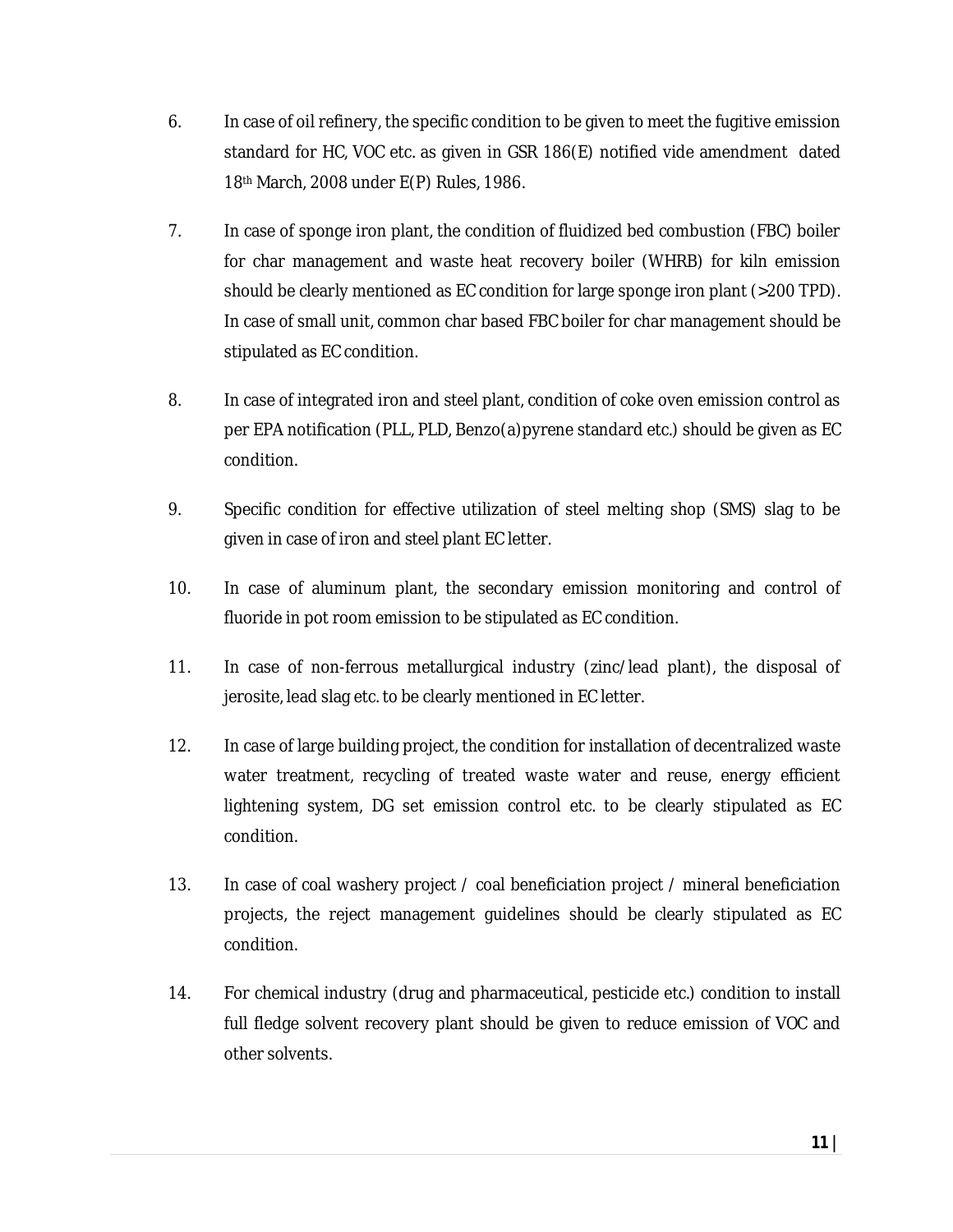6. In case of oil refinery, the specific condition to be given to meet the fugitive emission standard for HC, VOC etc. as given in GSR 186(E) notified vide amendment dated 18th March, 2008 under E(P) Rules, 1986.

7. In case of sponge iron plant, the condition of fluidized bed combustion (FBC) boiler for char management and waste heat recovery boiler (WHRB) for kiln emission should be clearly mentioned as EC condition for large sponge iron plant (>200 TPD). In case of small unit, common char based FBC boiler for char management should be stipulated as EC condition.

8. In case of integrated iron and steel plant, condition of coke oven emission control as per EPA notification (PLL, PLD, Benzo(a)pyrene standard etc.) should be given as EC condition.

9. Specific condition for effective utilization of steel melting shop (SMS) slag to be given in case of iron and steel plant EC letter.

10. In case of aluminum plant, the secondary emission monitoring and control of fluoride in pot room emission to be stipulated as EC condition.

11. In case of non-ferrous metallurgical industry (zinc/lead plant), the disposal of jerosite, lead slag etc. to be clearly mentioned in EC letter.

12. In case of large building project, the condition for installation of decentralized waste water treatment, recycling of treated waste water and reuse, energy efficient lightening system, DG set emission control etc. to be clearly stipulated as EC condition.

13. In case of coal washery project / coal beneficiation project / mineral beneficiation projects, the reject management guidelines should be clearly stipulated as EC condition.

14. For chemical industry (drug and pharmaceutical, pesticide etc.) condition to install full fledge solvent recovery plant should be given to reduce emission of VOC and other solvents.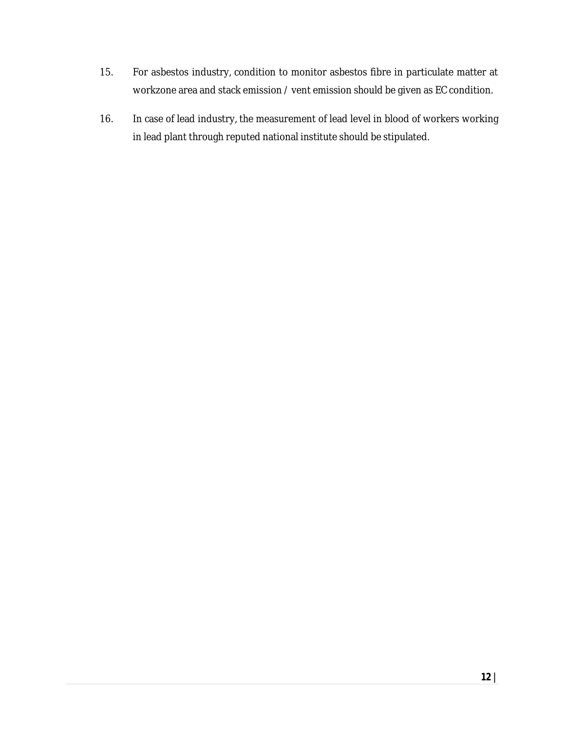15. For asbestos industry, condition to monitor asbestos fibre in particulate matter at workzone area and stack emission / vent emission should be given as EC condition.

16. In case of lead industry, the measurement of lead level in blood of workers working in lead plant through reputed national institute should be stipulated.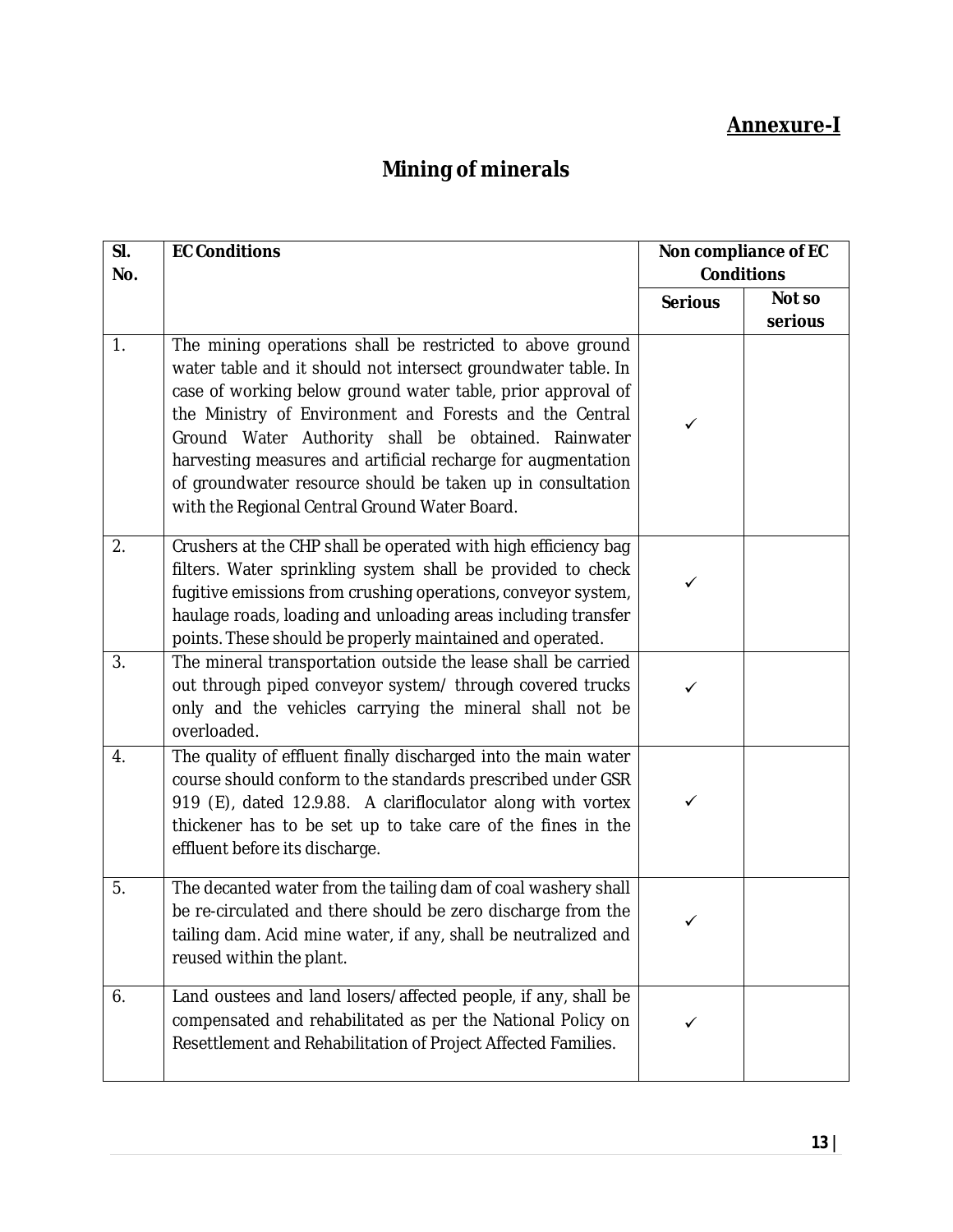**Annexure-I**

# Mining of minerals

| Sl. No. | EC Conditions | Non compliance of EC Conditions | |
|---|---|---|---|
| | | Serious | Not so serious |
| 1. | The mining operations shall be restricted to above ground water table and it should not intersect groundwater table. In case of working below ground water table, prior approval of the Ministry of Environment and Forests and the Central Ground Water Authority shall be obtained. Rainwater harvesting measures and artificial recharge for augmentation of groundwater resource should be taken up in consultation with the Regional Central Ground Water Board. | ✓ | |
| 2. | Crushers at the CHP shall be operated with high efficiency bag filters. Water sprinkling system shall be provided to check fugitive emissions from crushing operations, conveyor system, haulage roads, loading and unloading areas including transfer points. These should be properly maintained and operated. | ✓ | |
| 3. | The mineral transportation outside the lease shall be carried out through piped conveyor system/ through covered trucks only and the vehicles carrying the mineral shall not be overloaded. | ✓ | |
| 4. | The quality of effluent finally discharged into the main water course should conform to the standards prescribed under GSR 919 (E), dated 12.9.88. A clarifloculator along with vortex thickener has to be set up to take care of the fines in the effluent before its discharge. | ✓ | |
| 5. | The decanted water from the tailing dam of coal washery shall be re-circulated and there should be zero discharge from the tailing dam. Acid mine water, if any, shall be neutralized and reused within the plant. | ✓ | |
| 6. | Land oustees and land losers/affected people, if any, shall be compensated and rehabilitated as per the National Policy on Resettlement and Rehabilitation of Project Affected Families. | ✓ | |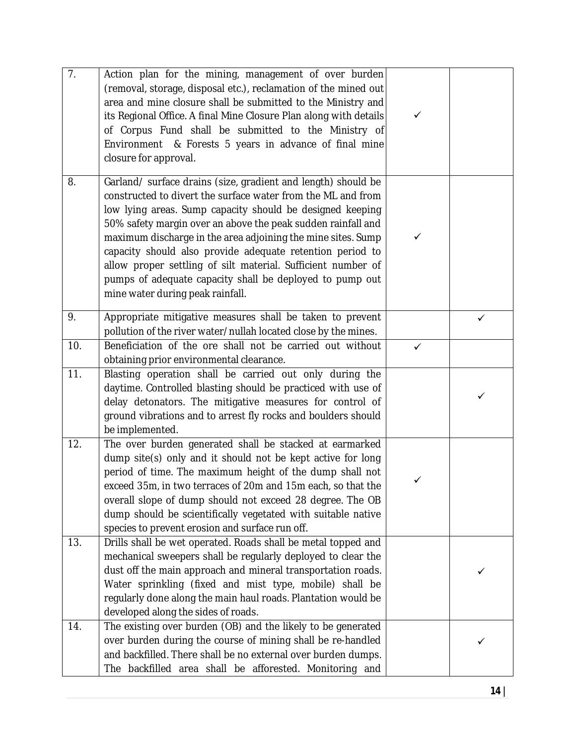| | | | |
|---|---|---|---|
| 7. | Action plan for the mining, management of over burden (removal, storage, disposal etc.), reclamation of the mined out area and mine closure shall be submitted to the Ministry and its Regional Office. A final Mine Closure Plan along with details of Corpus Fund shall be submitted to the Ministry of Environment & Forests 5 years in advance of final mine closure for approval. | ✓ | |
| 8. | Garland/ surface drains (size, gradient and length) should be constructed to divert the surface water from the ML and from low lying areas. Sump capacity should be designed keeping 50% safety margin over an above the peak sudden rainfall and maximum discharge in the area adjoining the mine sites. Sump capacity should also provide adequate retention period to allow proper settling of silt material. Sufficient number of pumps of adequate capacity shall be deployed to pump out mine water during peak rainfall. | ✓ | |
| 9. | Appropriate mitigative measures shall be taken to prevent pollution of the river water/nullah located close by the mines. | | ✓ |
| 10. | Beneficiation of the ore shall not be carried out without obtaining prior environmental clearance. | ✓ | |
| 11. | Blasting operation shall be carried out only during the daytime. Controlled blasting should be practiced with use of delay detonators. The mitigative measures for control of ground vibrations and to arrest fly rocks and boulders should be implemented. | | ✓ |
| 12. | The over burden generated shall be stacked at earmarked dump site(s) only and it should not be kept active for long period of time. The maximum height of the dump shall not exceed 35m, in two terraces of 20m and 15m each, so that the overall slope of dump should not exceed 28 degree. The OB dump should be scientifically vegetated with suitable native species to prevent erosion and surface run off. | ✓ | |
| 13. | Drills shall be wet operated. Roads shall be metal topped and mechanical sweepers shall be regularly deployed to clear the dust off the main approach and mineral transportation roads. Water sprinkling (fixed and mist type, mobile) shall be regularly done along the main haul roads. Plantation would be developed along the sides of roads. | | ✓ |
| 14. | The existing over burden (OB) and the likely to be generated over burden during the course of mining shall be re-handled and backfilled. There shall be no external over burden dumps. The backfilled area shall be afforested. Monitoring and | | ✓ |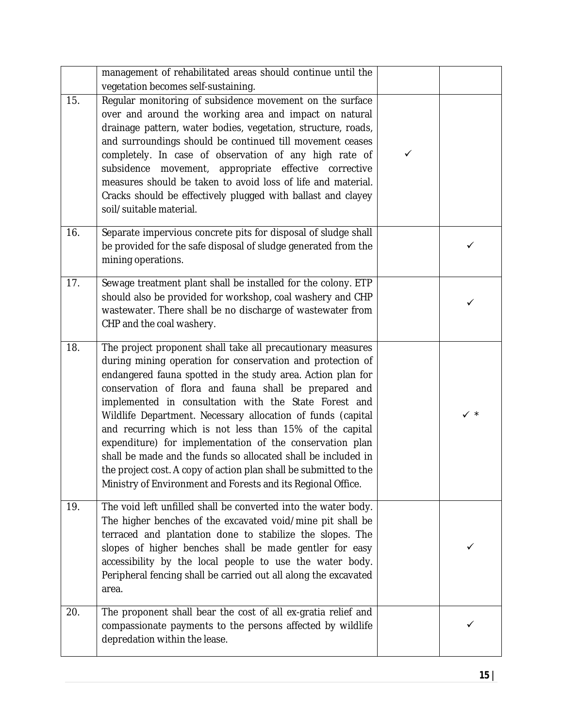| | | | |
|---|---|---|---|
| | management of rehabilitated areas should continue until the vegetation becomes self-sustaining. | | |
| 15. | Regular monitoring of subsidence movement on the surface over and around the working area and impact on natural drainage pattern, water bodies, vegetation, structure, roads, and surroundings should be continued till movement ceases completely. In case of observation of any high rate of subsidence movement, appropriate effective corrective measures should be taken to avoid loss of life and material. Cracks should be effectively plugged with ballast and clayey soil/suitable material. | ✓ | |
| 16. | Separate impervious concrete pits for disposal of sludge shall be provided for the safe disposal of sludge generated from the mining operations. | | ✓ |
| 17. | Sewage treatment plant shall be installed for the colony. ETP should also be provided for workshop, coal washery and CHP wastewater. There shall be no discharge of wastewater from CHP and the coal washery. | | ✓ |
| 18. | The project proponent shall take all precautionary measures during mining operation for conservation and protection of endangered fauna spotted in the study area. Action plan for conservation of flora and fauna shall be prepared and implemented in consultation with the State Forest and Wildlife Department. Necessary allocation of funds (capital and recurring which is not less than 15% of the capital expenditure) for implementation of the conservation plan shall be made and the funds so allocated shall be included in the project cost. A copy of action plan shall be submitted to the Ministry of Environment and Forests and its Regional Office. | | ✓ * |
| 19. | The void left unfilled shall be converted into the water body. The higher benches of the excavated void/mine pit shall be terraced and plantation done to stabilize the slopes. The slopes of higher benches shall be made gentler for easy accessibility by the local people to use the water body. Peripheral fencing shall be carried out all along the excavated area. | | ✓ |
| 20. | The proponent shall bear the cost of all ex-gratia relief and compassionate payments to the persons affected by wildlife depredation within the lease. | | ✓ |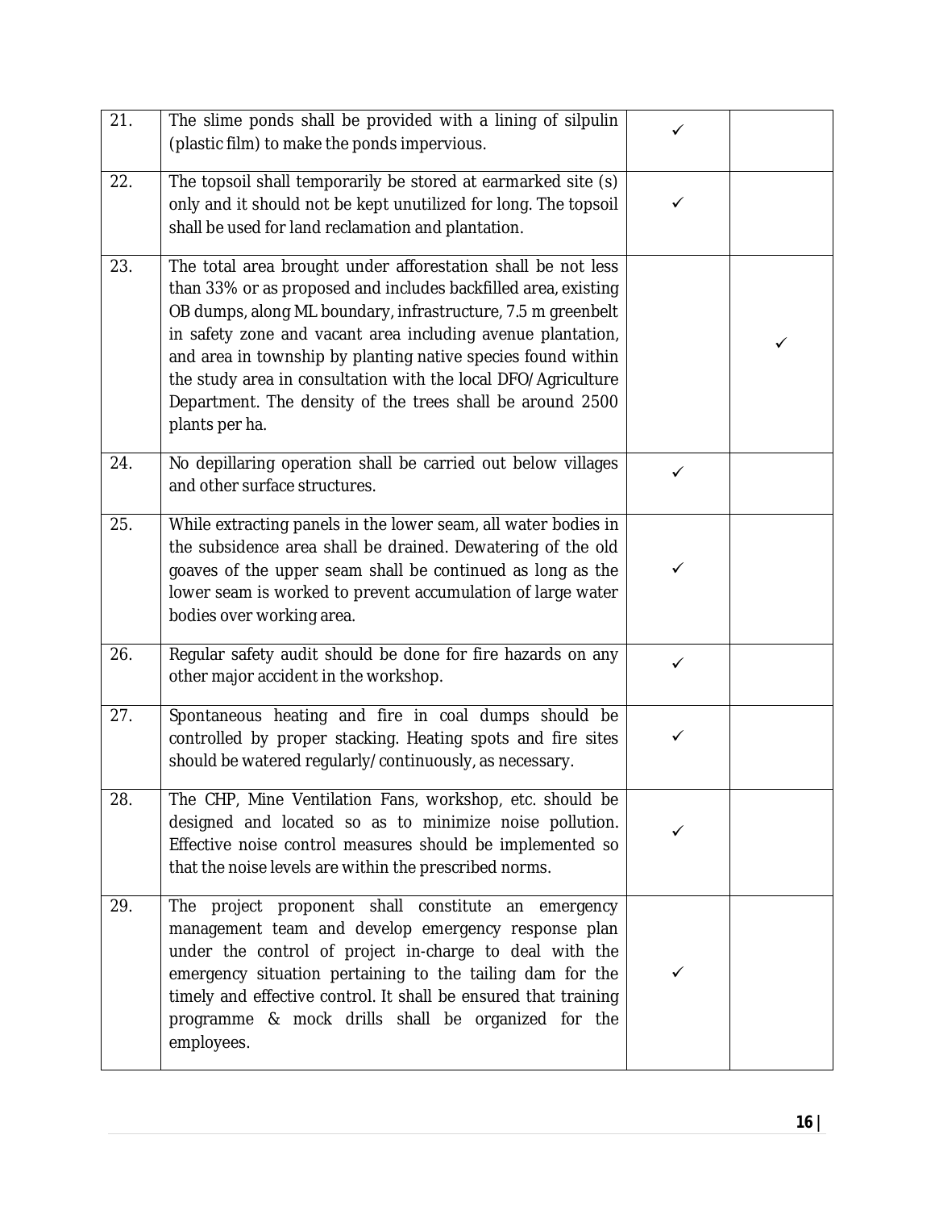| | | | |
|---|---|---|---|
| 21. | The slime ponds shall be provided with a lining of silpulin (plastic film) to make the ponds impervious. | ✓ | |
| 22. | The topsoil shall temporarily be stored at earmarked site (s) only and it should not be kept unutilized for long. The topsoil shall be used for land reclamation and plantation. | ✓ | |
| 23. | The total area brought under afforestation shall be not less than 33% or as proposed and includes backfilled area, existing OB dumps, along ML boundary, infrastructure, 7.5 m greenbelt in safety zone and vacant area including avenue plantation, and area in township by planting native species found within the study area in consultation with the local DFO/Agriculture Department. The density of the trees shall be around 2500 plants per ha. | | ✓ |
| 24. | No depillaring operation shall be carried out below villages and other surface structures. | ✓ | |
| 25. | While extracting panels in the lower seam, all water bodies in the subsidence area shall be drained. Dewatering of the old goaves of the upper seam shall be continued as long as the lower seam is worked to prevent accumulation of large water bodies over working area. | ✓ | |
| 26. | Regular safety audit should be done for fire hazards on any other major accident in the workshop. | ✓ | |
| 27. | Spontaneous heating and fire in coal dumps should be controlled by proper stacking. Heating spots and fire sites should be watered regularly/continuously, as necessary. | ✓ | |
| 28. | The CHP, Mine Ventilation Fans, workshop, etc. should be designed and located so as to minimize noise pollution. Effective noise control measures should be implemented so that the noise levels are within the prescribed norms. | ✓ | |
| 29. | The project proponent shall constitute an emergency management team and develop emergency response plan under the control of project in-charge to deal with the emergency situation pertaining to the tailing dam for the timely and effective control. It shall be ensured that training programme & mock drills shall be organized for the employees. | ✓ | |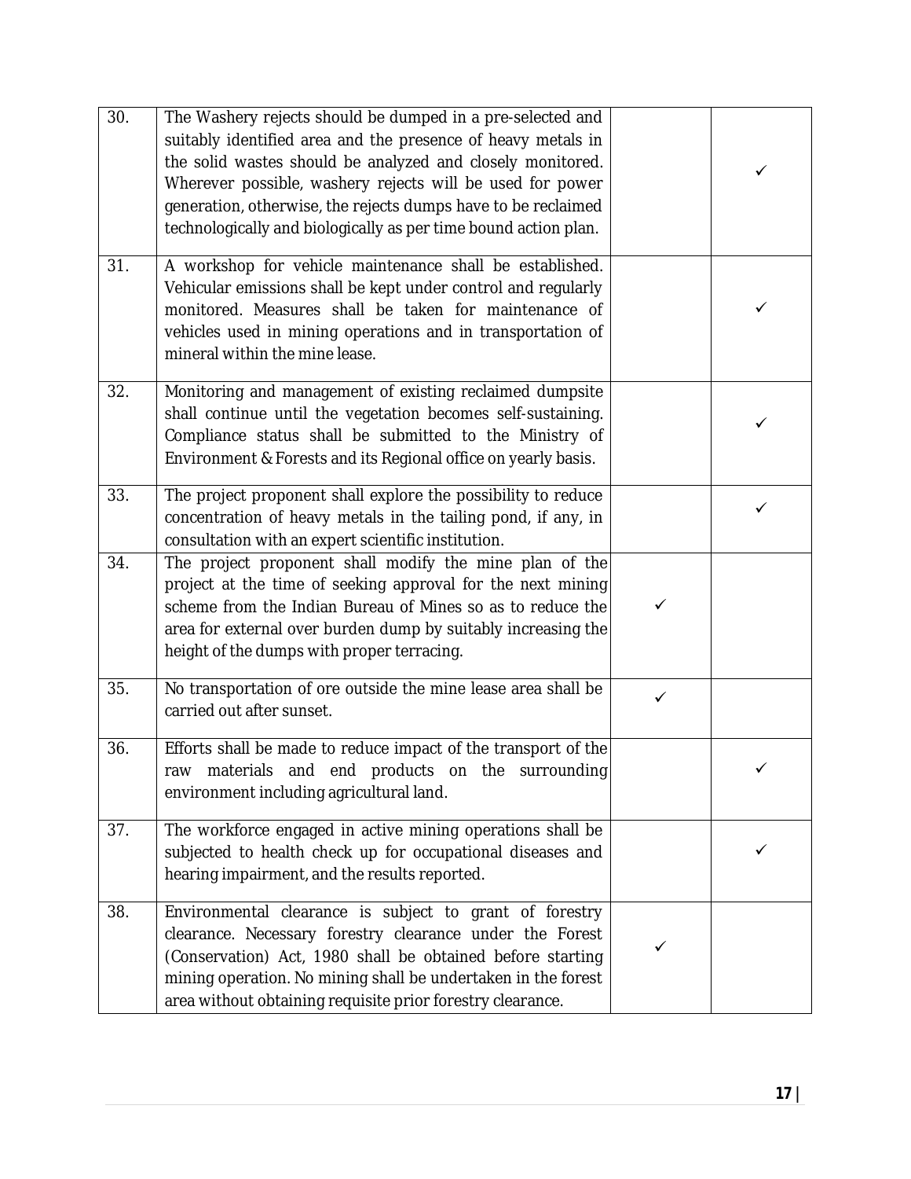| | | | |
|---|---|---|---|
| 30. | The Washery rejects should be dumped in a pre-selected and suitably identified area and the presence of heavy metals in the solid wastes should be analyzed and closely monitored. Wherever possible, washery rejects will be used for power generation, otherwise, the rejects dumps have to be reclaimed technologically and biologically as per time bound action plan. | | ✓ |
| 31. | A workshop for vehicle maintenance shall be established. Vehicular emissions shall be kept under control and regularly monitored. Measures shall be taken for maintenance of vehicles used in mining operations and in transportation of mineral within the mine lease. | | ✓ |
| 32. | Monitoring and management of existing reclaimed dumpsite shall continue until the vegetation becomes self-sustaining. Compliance status shall be submitted to the Ministry of Environment & Forests and its Regional office on yearly basis. | | ✓ |
| 33. | The project proponent shall explore the possibility to reduce concentration of heavy metals in the tailing pond, if any, in consultation with an expert scientific institution. | | ✓ |
| 34. | The project proponent shall modify the mine plan of the project at the time of seeking approval for the next mining scheme from the Indian Bureau of Mines so as to reduce the area for external over burden dump by suitably increasing the height of the dumps with proper terracing. | ✓ | |
| 35. | No transportation of ore outside the mine lease area shall be carried out after sunset. | ✓ | |
| 36. | Efforts shall be made to reduce impact of the transport of the raw materials and end products on the surrounding environment including agricultural land. | | ✓ |
| 37. | The workforce engaged in active mining operations shall be subjected to health check up for occupational diseases and hearing impairment, and the results reported. | | ✓ |
| 38. | Environmental clearance is subject to grant of forestry clearance. Necessary forestry clearance under the Forest (Conservation) Act, 1980 shall be obtained before starting mining operation. No mining shall be undertaken in the forest area without obtaining requisite prior forestry clearance. | ✓ | |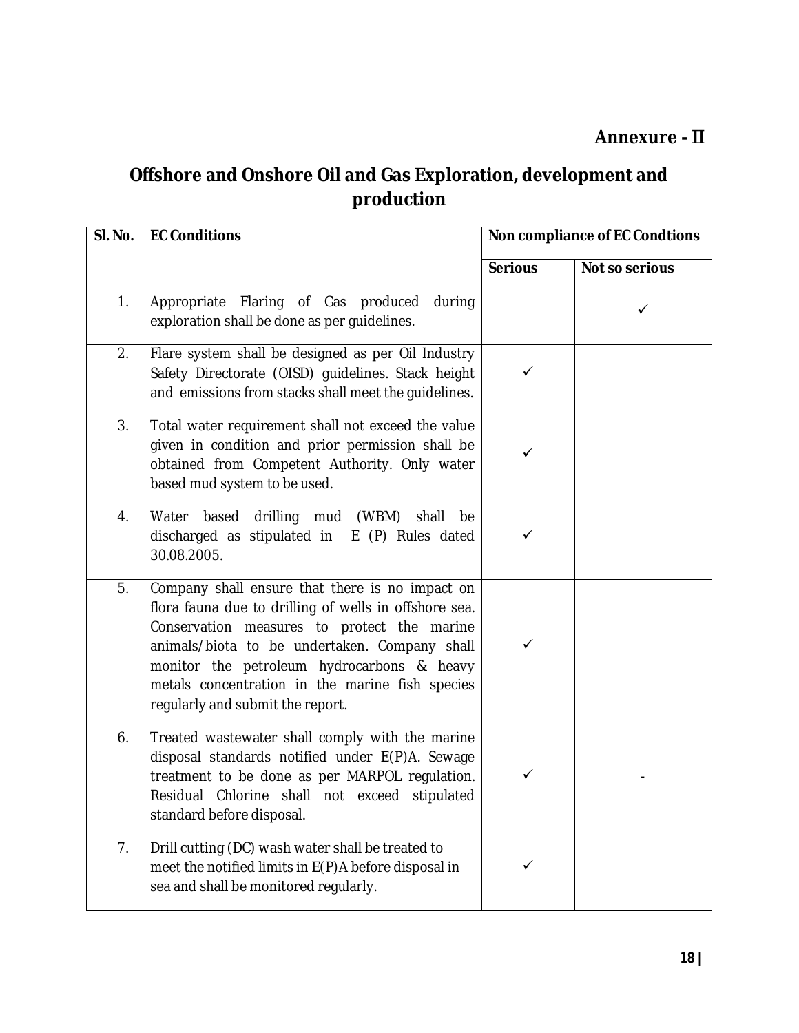**Annexure - II**

## Offshore and Onshore Oil and Gas Exploration, development and production

| Sl. No. | EC Conditions | Non compliance of EC Condtions | |
|---|---|---|---|
| | | Serious | Not so serious |
| 1. | Appropriate Flaring of Gas produced during exploration shall be done as per guidelines. | | ✓ |
| 2. | Flare system shall be designed as per Oil Industry Safety Directorate (OISD) guidelines. Stack height and emissions from stacks shall meet the guidelines. | ✓ | |
| 3. | Total water requirement shall not exceed the value given in condition and prior permission shall be obtained from Competent Authority. Only water based mud system to be used. | ✓ | |
| 4. | Water based drilling mud (WBM) shall be discharged as stipulated in E (P) Rules dated 30.08.2005. | ✓ | |
| 5. | Company shall ensure that there is no impact on flora fauna due to drilling of wells in offshore sea. Conservation measures to protect the marine animals/biota to be undertaken. Company shall monitor the petroleum hydrocarbons & heavy metals concentration in the marine fish species regularly and submit the report. | ✓ | |
| 6. | Treated wastewater shall comply with the marine disposal standards notified under E(P)A. Sewage treatment to be done as per MARPOL regulation. Residual Chlorine shall not exceed stipulated standard before disposal. | ✓ | - |
| 7. | Drill cutting (DC) wash water shall be treated to meet the notified limits in E(P)A before disposal in sea and shall be monitored regularly. | ✓ | |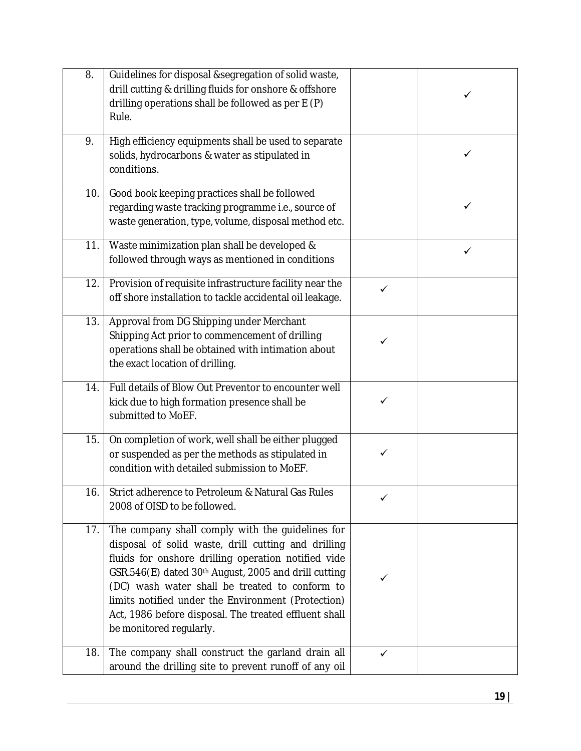| | | | |
|---|---|---|---|
| 8. | Guidelines for disposal &segregation of solid waste, drill cutting & drilling fluids for onshore & offshore drilling operations shall be followed as per E (P) Rule. | | ✓ |
| 9. | High efficiency equipments shall be used to separate solids, hydrocarbons & water as stipulated in conditions. | | ✓ |
| 10. | Good book keeping practices shall be followed regarding waste tracking programme i.e., source of waste generation, type, volume, disposal method etc. | | ✓ |
| 11. | Waste minimization plan shall be developed & followed through ways as mentioned in conditions | | ✓ |
| 12. | Provision of requisite infrastructure facility near the off shore installation to tackle accidental oil leakage. | ✓ | |
| 13. | Approval from DG Shipping under Merchant Shipping Act prior to commencement of drilling operations shall be obtained with intimation about the exact location of drilling. | ✓ | |
| 14. | Full details of Blow Out Preventor to encounter well kick due to high formation presence shall be submitted to MoEF. | ✓ | |
| 15. | On completion of work, well shall be either plugged or suspended as per the methods as stipulated in condition with detailed submission to MoEF. | ✓ | |
| 16. | Strict adherence to Petroleum & Natural Gas Rules 2008 of OISD to be followed. | ✓ | |
| 17. | The company shall comply with the guidelines for disposal of solid waste, drill cutting and drilling fluids for onshore drilling operation notified vide GSR.546(E) dated 30th August, 2005 and drill cutting (DC) wash water shall be treated to conform to limits notified under the Environment (Protection) Act, 1986 before disposal. The treated effluent shall be monitored regularly. | ✓ | |
| 18. | The company shall construct the garland drain all around the drilling site to prevent runoff of any oil | ✓ | |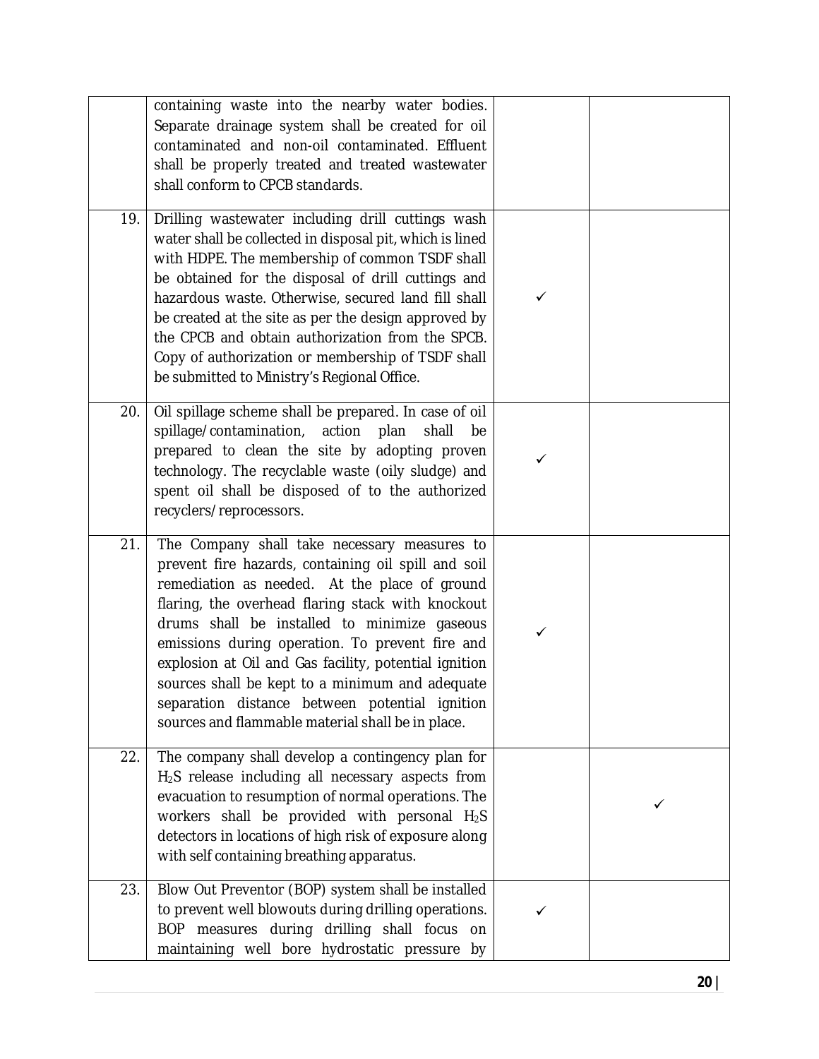| | | | |
|---|---|---|---|
| | containing waste into the nearby water bodies. Separate drainage system shall be created for oil contaminated and non-oil contaminated. Effluent shall be properly treated and treated wastewater shall conform to CPCB standards. | | |
| 19. | Drilling wastewater including drill cuttings wash water shall be collected in disposal pit, which is lined with HDPE. The membership of common TSDF shall be obtained for the disposal of drill cuttings and hazardous waste. Otherwise, secured land fill shall be created at the site as per the design approved by the CPCB and obtain authorization from the SPCB. Copy of authorization or membership of TSDF shall be submitted to Ministry's Regional Office. | ✓ | |
| 20. | Oil spillage scheme shall be prepared. In case of oil spillage/contamination, action plan shall be prepared to clean the site by adopting proven technology. The recyclable waste (oily sludge) and spent oil shall be disposed of to the authorized recyclers/reprocessors. | ✓ | |
| 21. | The Company shall take necessary measures to prevent fire hazards, containing oil spill and soil remediation as needed. At the place of ground flaring, the overhead flaring stack with knockout drums shall be installed to minimize gaseous emissions during operation. To prevent fire and explosion at Oil and Gas facility, potential ignition sources shall be kept to a minimum and adequate separation distance between potential ignition sources and flammable material shall be in place. | ✓ | |
| 22. | The company shall develop a contingency plan for $H_2S$ release including all necessary aspects from evacuation to resumption of normal operations. The workers shall be provided with personal $H_2S$ detectors in locations of high risk of exposure along with self containing breathing apparatus. | | ✓ |
| 23. | Blow Out Preventor (BOP) system shall be installed to prevent well blowouts during drilling operations. BOP measures during drilling shall focus on maintaining well bore hydrostatic pressure by | ✓ | |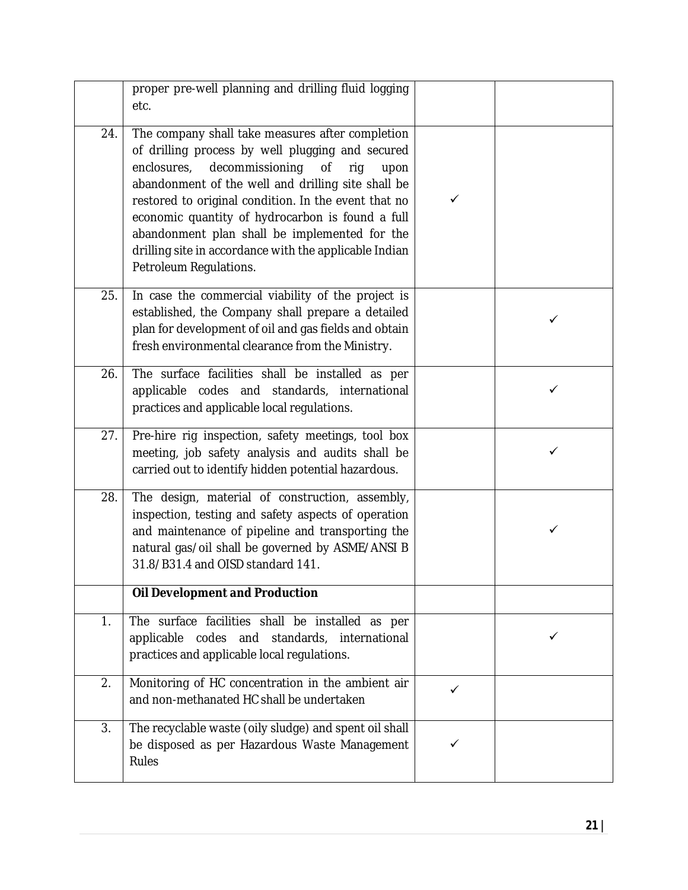| | | | |
|---|---|---|---|
| | proper pre-well planning and drilling fluid logging etc. | | |
| 24. | The company shall take measures after completion of drilling process by well plugging and secured enclosures, decommissioning of rig upon abandonment of the well and drilling site shall be restored to original condition. In the event that no economic quantity of hydrocarbon is found a full abandonment plan shall be implemented for the drilling site in accordance with the applicable Indian Petroleum Regulations. | ✓ | |
| 25. | In case the commercial viability of the project is established, the Company shall prepare a detailed plan for development of oil and gas fields and obtain fresh environmental clearance from the Ministry. | | ✓ |
| 26. | The surface facilities shall be installed as per applicable codes and standards, international practices and applicable local regulations. | | ✓ |
| 27. | Pre-hire rig inspection, safety meetings, tool box meeting, job safety analysis and audits shall be carried out to identify hidden potential hazardous. | | ✓ |
| 28. | The design, material of construction, assembly, inspection, testing and safety aspects of operation and maintenance of pipeline and transporting the natural gas/oil shall be governed by ASME/ANSI B 31.8/B31.4 and OISD standard 141. | | ✓ |
| | **Oil Development and Production** | | |
| 1. | The surface facilities shall be installed as per applicable codes and standards, international practices and applicable local regulations. | | ✓ |
| 2. | Monitoring of HC concentration in the ambient air and non-methanated HC shall be undertaken | ✓ | |
| 3. | The recyclable waste (oily sludge) and spent oil shall be disposed as per Hazardous Waste Management Rules | ✓ | |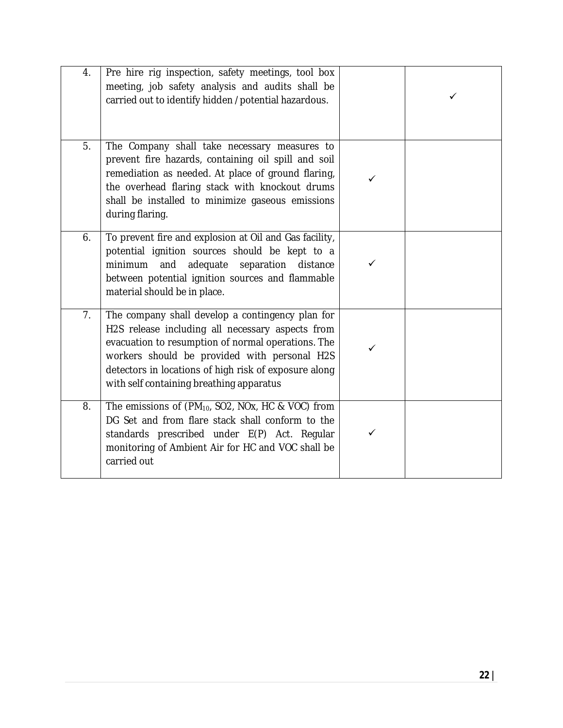| | | | |
|---|---|---|---|
| 4. | Pre hire rig inspection, safety meetings, tool box meeting, job safety analysis and audits shall be carried out to identify hidden / potential hazardous. | | ✓ |
| 5. | The Company shall take necessary measures to prevent fire hazards, containing oil spill and soil remediation as needed. At place of ground flaring, the overhead flaring stack with knockout drums shall be installed to minimize gaseous emissions during flaring. | ✓ | |
| 6. | To prevent fire and explosion at Oil and Gas facility, potential ignition sources should be kept to a minimum and adequate separation distance between potential ignition sources and flammable material should be in place. | ✓ | |
| 7. | The company shall develop a contingency plan for H2S release including all necessary aspects from evacuation to resumption of normal operations. The workers should be provided with personal H2S detectors in locations of high risk of exposure along with self containing breathing apparatus | ✓ | |
| 8. | The emissions of ($PM_{10}$, SO2, NOx, HC & VOC) from DG Set and from flare stack shall conform to the standards prescribed under E(P) Act. Regular monitoring of Ambient Air for HC and VOC shall be carried out | ✓ | |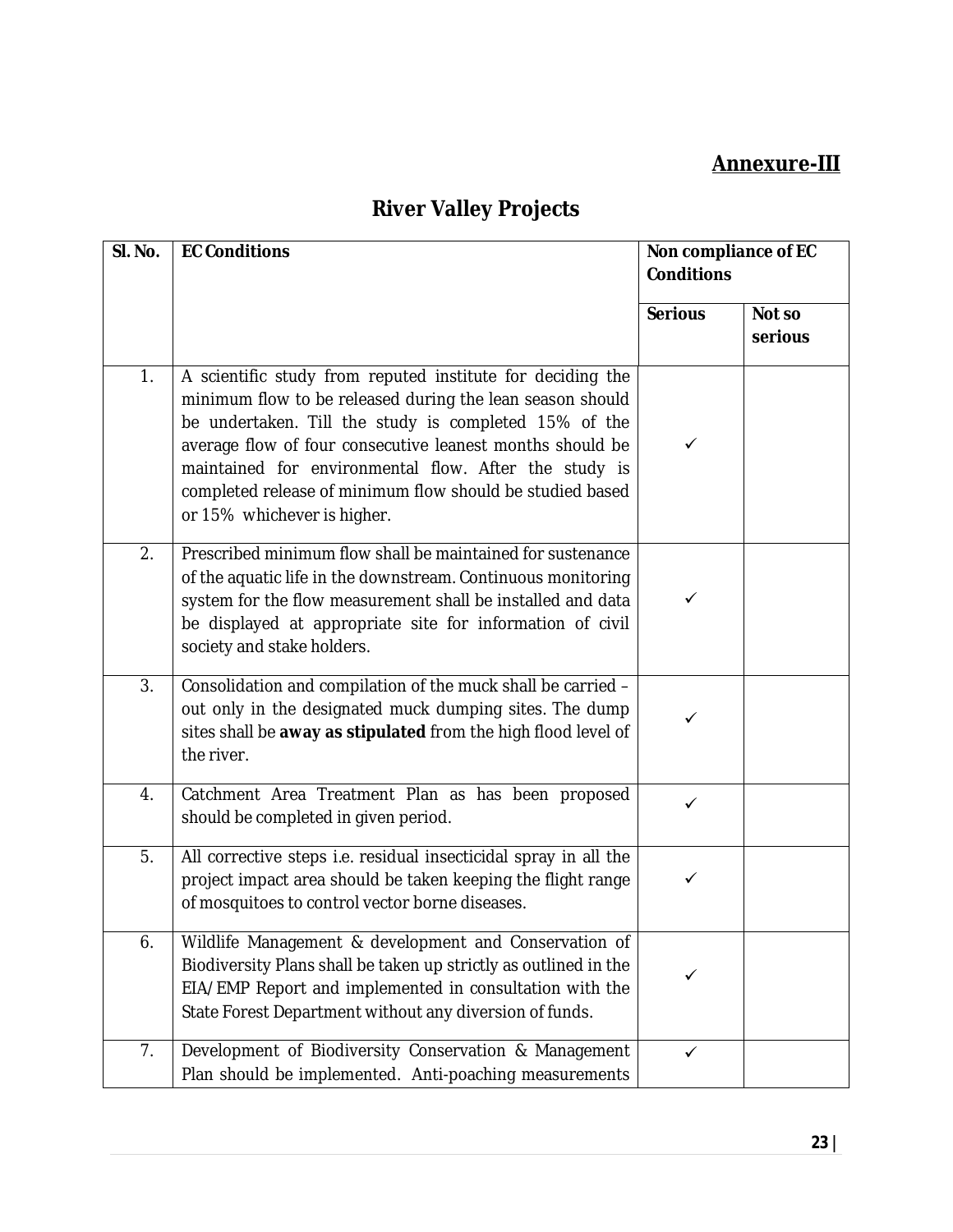## Annexure-III

# River Valley Projects

| Sl. No. | EC Conditions | Non compliance of EC Conditions | |
|---|---|---|---|
| | | Serious | Not so serious |
| 1. | A scientific study from reputed institute for deciding the minimum flow to be released during the lean season should be undertaken. Till the study is completed 15% of the average flow of four consecutive leanest months should be maintained for environmental flow. After the study is completed release of minimum flow should be studied based or 15% whichever is higher. | ✓ | |
| 2. | Prescribed minimum flow shall be maintained for sustenance of the aquatic life in the downstream. Continuous monitoring system for the flow measurement shall be installed and data be displayed at appropriate site for information of civil society and stake holders. | ✓ | |
| 3. | Consolidation and compilation of the muck shall be carried – out only in the designated muck dumping sites. The dump sites shall be **away as stipulated** from the high flood level of the river. | ✓ | |
| 4. | Catchment Area Treatment Plan as has been proposed should be completed in given period. | ✓ | |
| 5. | All corrective steps i.e. residual insecticidal spray in all the project impact area should be taken keeping the flight range of mosquitoes to control vector borne diseases. | ✓ | |
| 6. | Wildlife Management & development and Conservation of Biodiversity Plans shall be taken up strictly as outlined in the EIA/EMP Report and implemented in consultation with the State Forest Department without any diversion of funds. | ✓ | |
| 7. | Development of Biodiversity Conservation & Management Plan should be implemented. Anti-poaching measurements | ✓ | |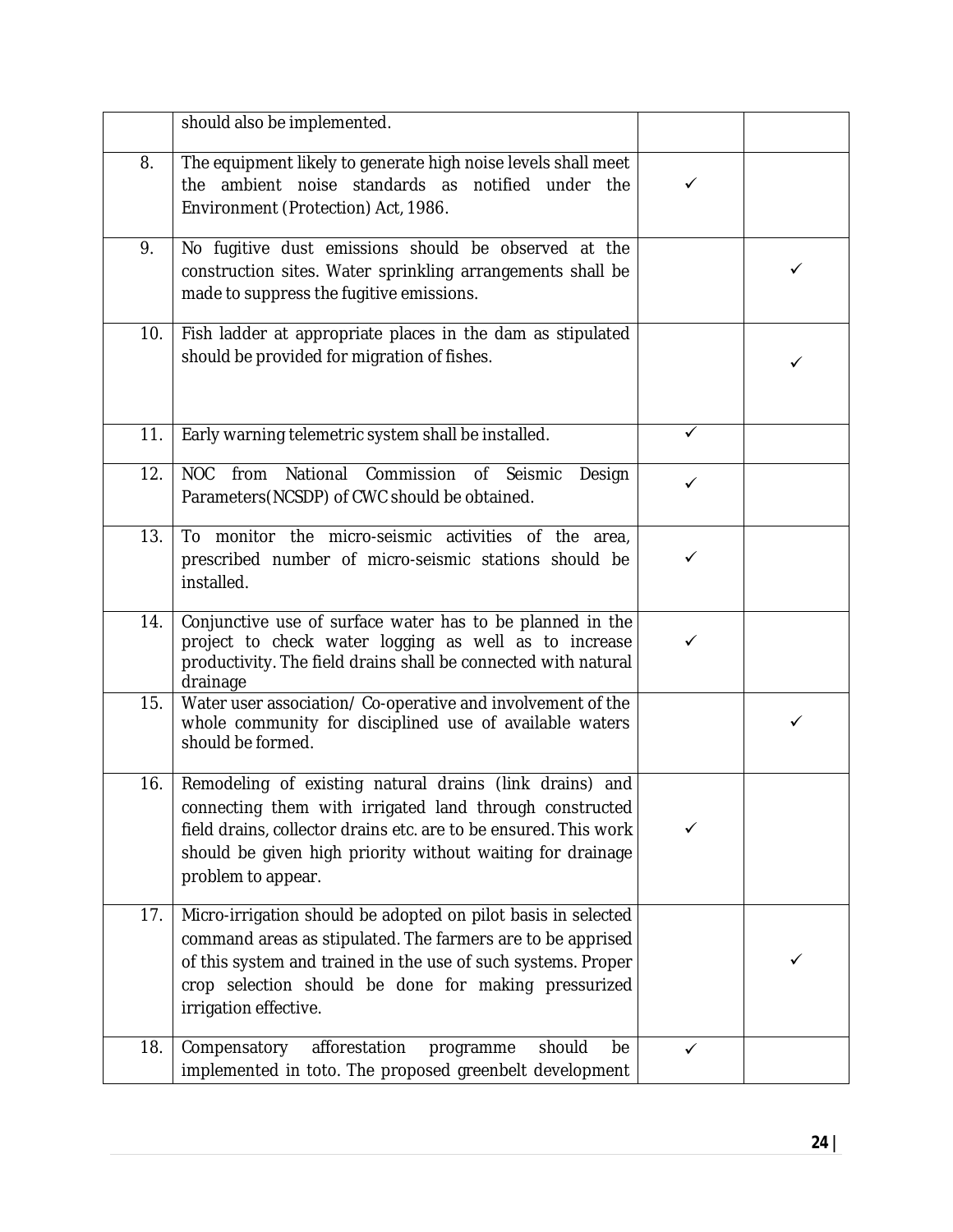| | | | |
|---|---|---|---|
| | should also be implemented. | | |
| 8. | The equipment likely to generate high noise levels shall meet the ambient noise standards as notified under the Environment (Protection) Act, 1986. | ✓ | |
| 9. | No fugitive dust emissions should be observed at the construction sites. Water sprinkling arrangements shall be made to suppress the fugitive emissions. | | ✓ |
| 10. | Fish ladder at appropriate places in the dam as stipulated should be provided for migration of fishes. | | ✓ |
| 11. | Early warning telemetric system shall be installed. | ✓ | |
| 12. | NOC from National Commission of Seismic Design Parameters(NCSDP) of CWC should be obtained. | ✓ | |
| 13. | To monitor the micro-seismic activities of the area, prescribed number of micro-seismic stations should be installed. | ✓ | |
| 14. | Conjunctive use of surface water has to be planned in the project to check water logging as well as to increase productivity. The field drains shall be connected with natural drainage | ✓ | |
| 15. | Water user association/ Co-operative and involvement of the whole community for disciplined use of available waters should be formed. | | ✓ |
| 16. | Remodeling of existing natural drains (link drains) and connecting them with irrigated land through constructed field drains, collector drains etc. are to be ensured. This work should be given high priority without waiting for drainage problem to appear. | ✓ | |
| 17. | Micro-irrigation should be adopted on pilot basis in selected command areas as stipulated. The farmers are to be apprised of this system and trained in the use of such systems. Proper crop selection should be done for making pressurized irrigation effective. | | ✓ |
| 18. | Compensatory afforestation programme should be implemented in toto. The proposed greenbelt development | ✓ | |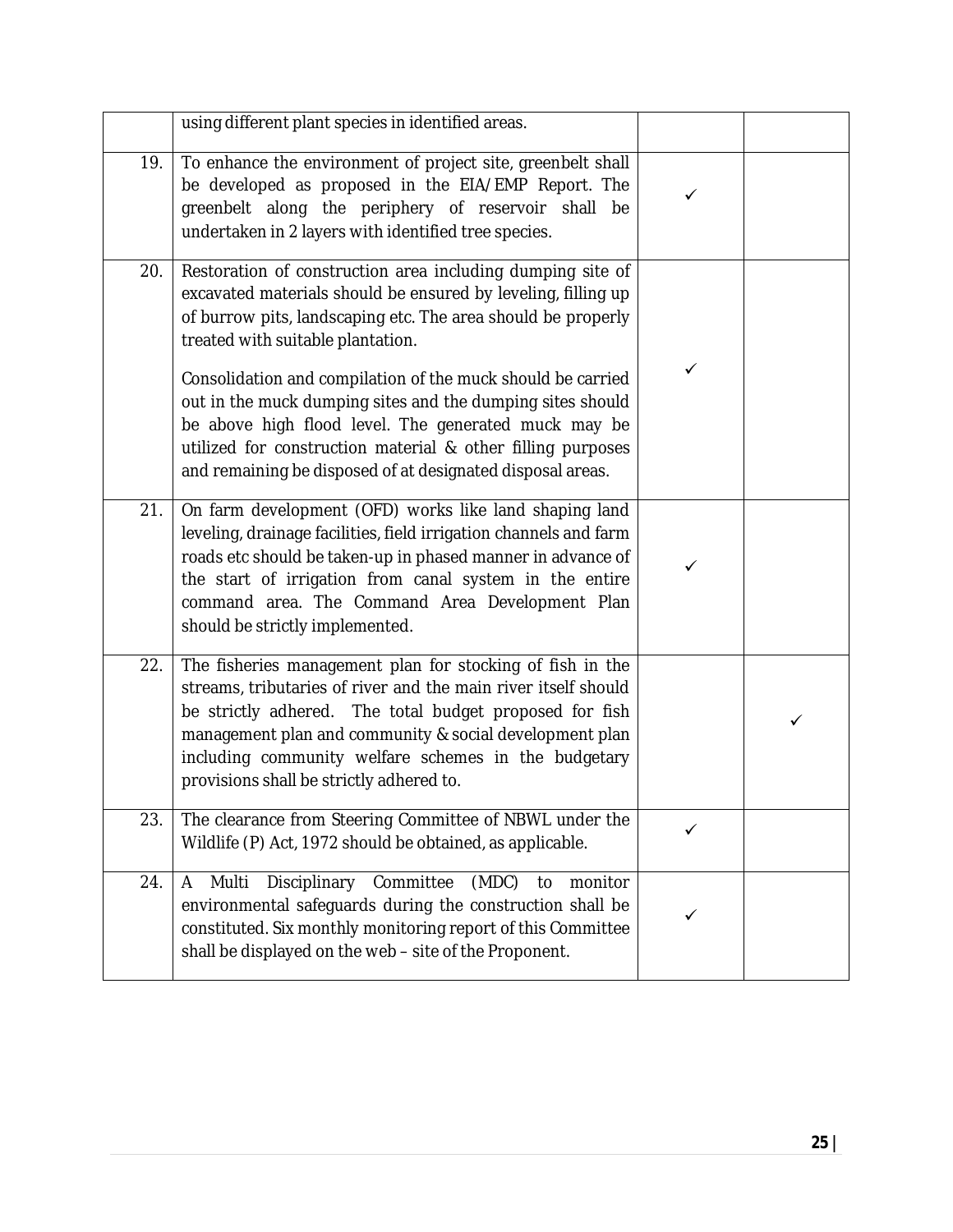| | | | |
|---|---|---|---|
| | using different plant species in identified areas. | | |
| 19. | To enhance the environment of project site, greenbelt shall be developed as proposed in the EIA/EMP Report. The greenbelt along the periphery of reservoir shall be undertaken in 2 layers with identified tree species. | ✓ | |
| 20. | Restoration of construction area including dumping site of excavated materials should be ensured by leveling, filling up of burrow pits, landscaping etc. The area should be properly treated with suitable plantation.<br><br>Consolidation and compilation of the muck should be carried out in the muck dumping sites and the dumping sites should be above high flood level. The generated muck may be utilized for construction material & other filling purposes and remaining be disposed of at designated disposal areas. | ✓ | |
| 21. | On farm development (OFD) works like land shaping land leveling, drainage facilities, field irrigation channels and farm roads etc should be taken-up in phased manner in advance of the start of irrigation from canal system in the entire command area. The Command Area Development Plan should be strictly implemented. | ✓ | |
| 22. | The fisheries management plan for stocking of fish in the streams, tributaries of river and the main river itself should be strictly adhered. The total budget proposed for fish management plan and community & social development plan including community welfare schemes in the budgetary provisions shall be strictly adhered to. | | ✓ |
| 23. | The clearance from Steering Committee of NBWL under the Wildlife (P) Act, 1972 should be obtained, as applicable. | ✓ | |
| 24. | A Multi Disciplinary Committee (MDC) to monitor environmental safeguards during the construction shall be constituted. Six monthly monitoring report of this Committee shall be displayed on the web – site of the Proponent. | ✓ | |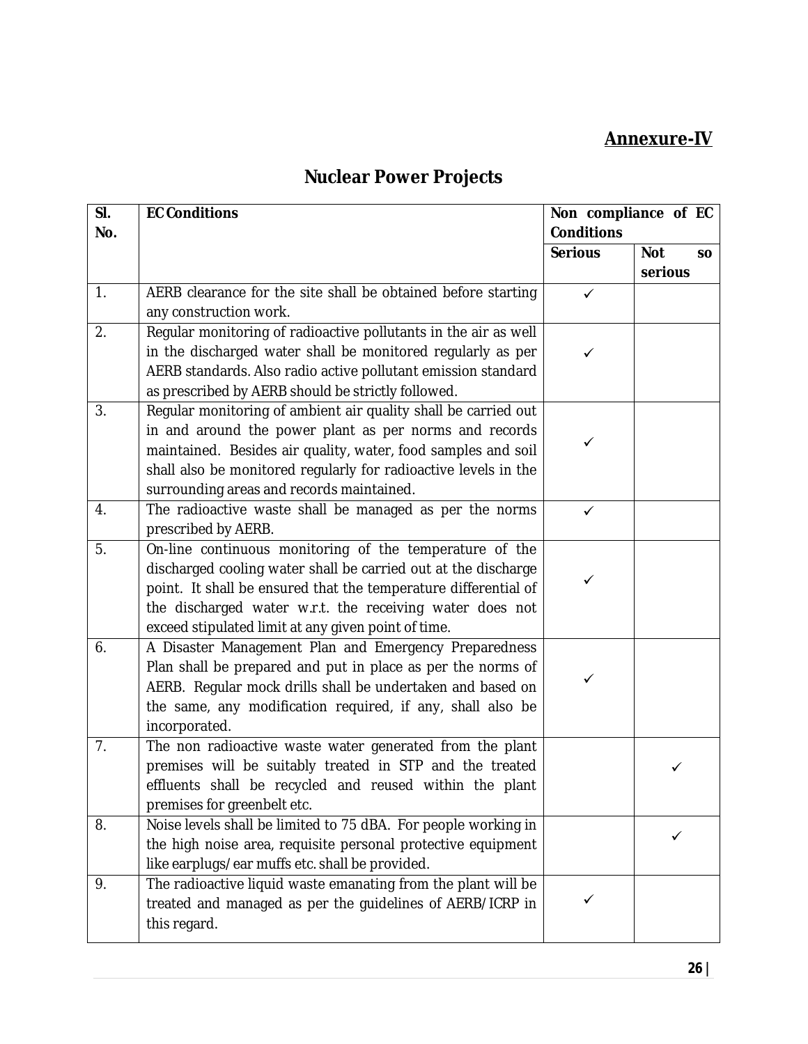**Annexure-IV**

# Nuclear Power Projects

| Sl. No. | EC Conditions | Non compliance of EC Conditions | |
|---|---|---|---|
| | | **Serious** | **Not so serious** |
| 1. | AERB clearance for the site shall be obtained before starting any construction work. | ✓ | |
| 2. | Regular monitoring of radioactive pollutants in the air as well in the discharged water shall be monitored regularly as per AERB standards. Also radio active pollutant emission standard as prescribed by AERB should be strictly followed. | ✓ | |
| 3. | Regular monitoring of ambient air quality shall be carried out in and around the power plant as per norms and records maintained. Besides air quality, water, food samples and soil shall also be monitored regularly for radioactive levels in the surrounding areas and records maintained. | ✓ | |
| 4. | The radioactive waste shall be managed as per the norms prescribed by AERB. | ✓ | |
| 5. | On-line continuous monitoring of the temperature of the discharged cooling water shall be carried out at the discharge point. It shall be ensured that the temperature differential of the discharged water w.r.t. the receiving water does not exceed stipulated limit at any given point of time. | ✓ | |
| 6. | A Disaster Management Plan and Emergency Preparedness Plan shall be prepared and put in place as per the norms of AERB. Regular mock drills shall be undertaken and based on the same, any modification required, if any, shall also be incorporated. | ✓ | |
| 7. | The non radioactive waste water generated from the plant premises will be suitably treated in STP and the treated effluents shall be recycled and reused within the plant premises for greenbelt etc. | | ✓ |
| 8. | Noise levels shall be limited to 75 dBA. For people working in the high noise area, requisite personal protective equipment like earplugs/ear muffs etc. shall be provided. | | ✓ |
| 9. | The radioactive liquid waste emanating from the plant will be treated and managed as per the guidelines of AERB/ICRP in this regard. | ✓ | |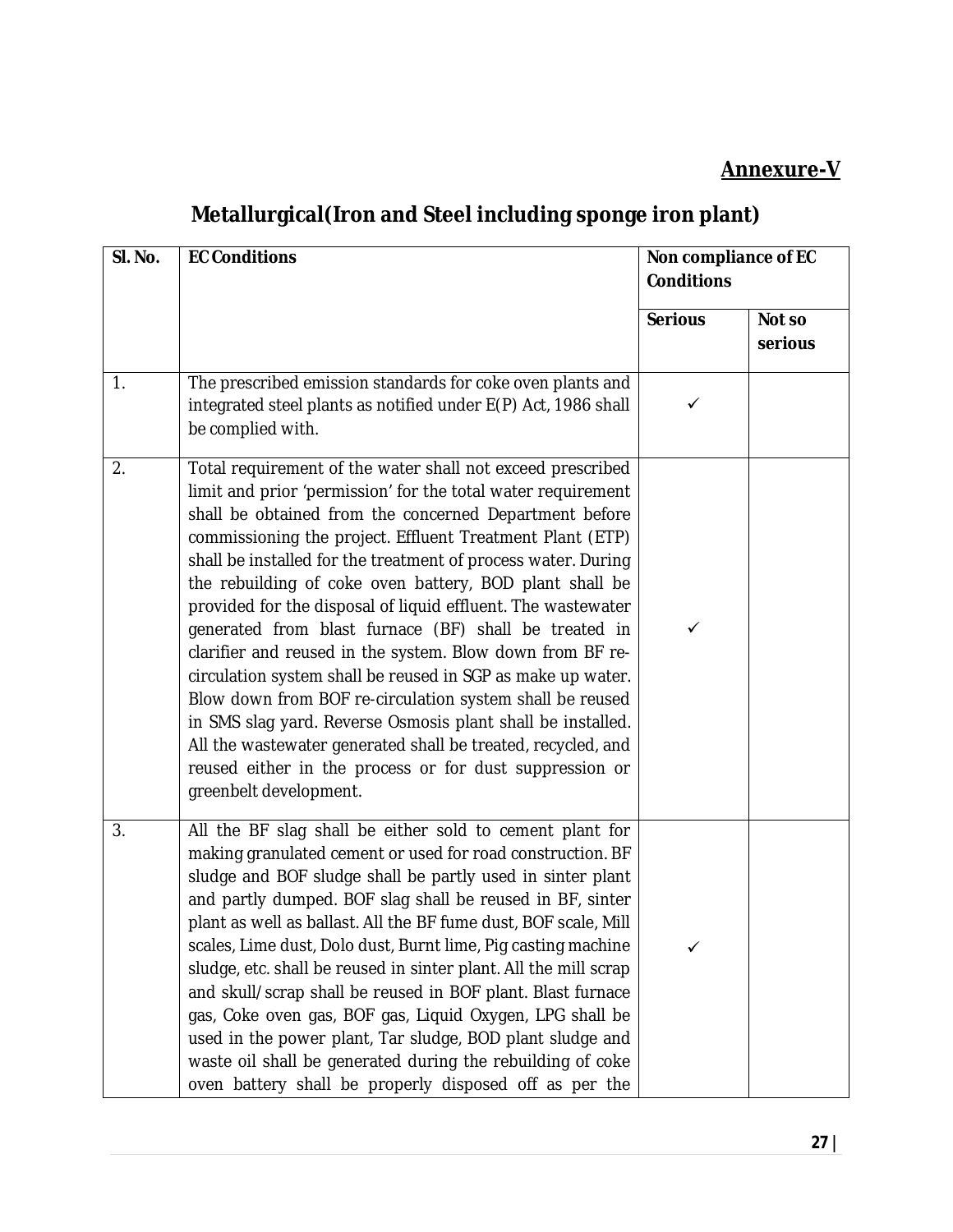**Annexure-V**

## Metallurgical(Iron and Steel including sponge iron plant)

| Sl. No. | EC Conditions | Non compliance of EC Conditions | |
|---|---|---|---|
| | | Serious | Not so serious |
| 1. | The prescribed emission standards for coke oven plants and integrated steel plants as notified under E(P) Act, 1986 shall be complied with. | ✓ | |
| 2. | Total requirement of the water shall not exceed prescribed limit and prior 'permission' for the total water requirement shall be obtained from the concerned Department before commissioning the project. Effluent Treatment Plant (ETP) shall be installed for the treatment of process water. During the rebuilding of coke oven battery, BOD plant shall be provided for the disposal of liquid effluent. The wastewater generated from blast furnace (BF) shall be treated in clarifier and reused in the system. Blow down from BF re-circulation system shall be reused in SGP as make up water. Blow down from BOF re-circulation system shall be reused in SMS slag yard. Reverse Osmosis plant shall be installed. All the wastewater generated shall be treated, recycled, and reused either in the process or for dust suppression or greenbelt development. | ✓ | |
| 3. | All the BF slag shall be either sold to cement plant for making granulated cement or used for road construction. BF sludge and BOF sludge shall be partly used in sinter plant and partly dumped. BOF slag shall be reused in BF, sinter plant as well as ballast. All the BF fume dust, BOF scale, Mill scales, Lime dust, Dolo dust, Burnt lime, Pig casting machine sludge, etc. shall be reused in sinter plant. All the mill scrap and skull/scrap shall be reused in BOF plant. Blast furnace gas, Coke oven gas, BOF gas, Liquid Oxygen, LPG shall be used in the power plant, Tar sludge, BOD plant sludge and waste oil shall be generated during the rebuilding of coke oven battery shall be properly disposed off as per the | ✓ | |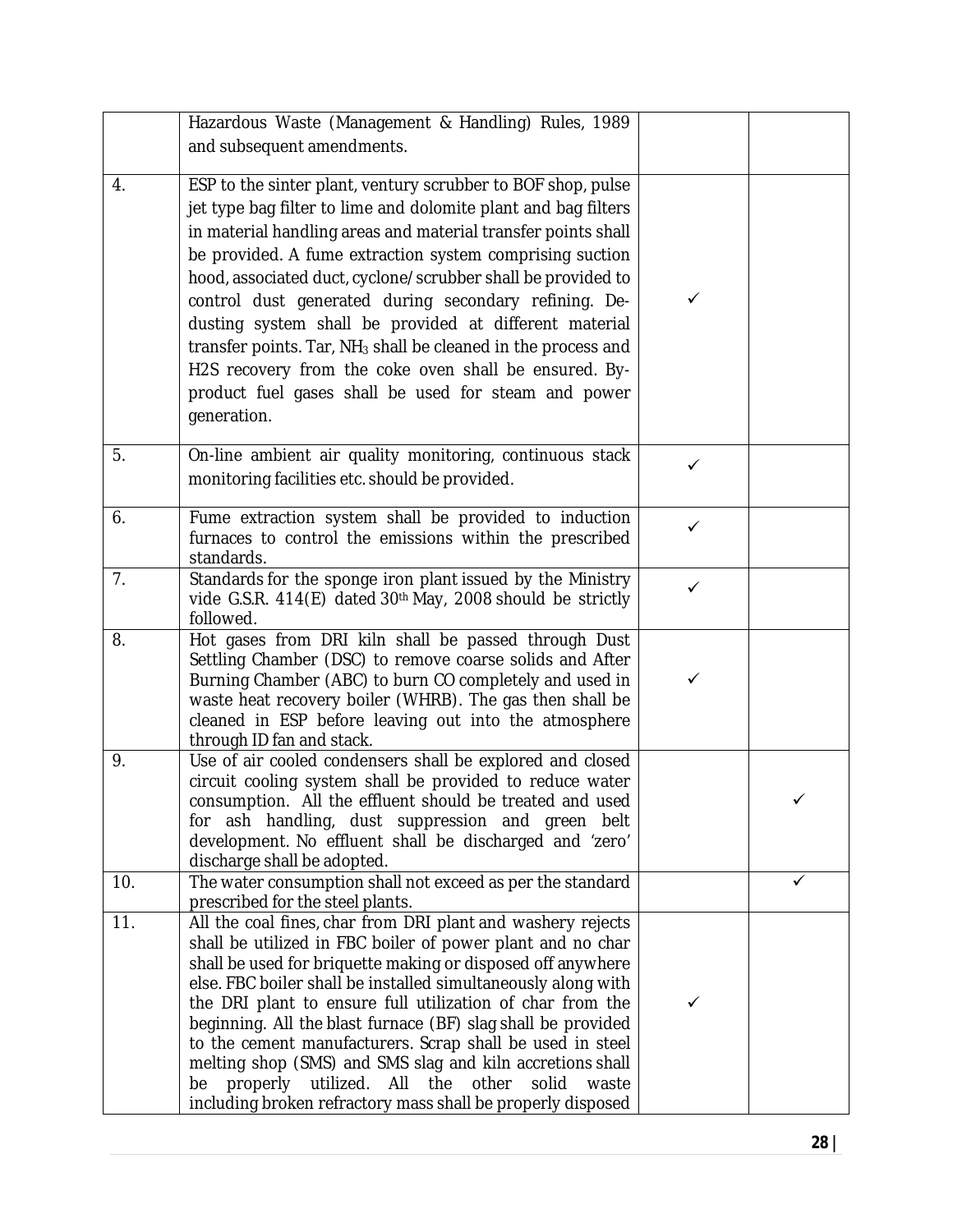| | | | |
|---|---|---|---|
| | Hazardous Waste (Management & Handling) Rules, 1989 and subsequent amendments. | | |
| 4. | ESP to the sinter plant, ventury scrubber to BOF shop, pulse jet type bag filter to lime and dolomite plant and bag filters in material handling areas and material transfer points shall be provided. A fume extraction system comprising suction hood, associated duct, cyclone/scrubber shall be provided to control dust generated during secondary refining. De-dusting system shall be provided at different material transfer points. Tar, $NH_3$ shall be cleaned in the process and H2S recovery from the coke oven shall be ensured. By-product fuel gases shall be used for steam and power generation. | ✓ | |
| 5. | On-line ambient air quality monitoring, continuous stack monitoring facilities etc. should be provided. | ✓ | |
| 6. | Fume extraction system shall be provided to induction furnaces to control the emissions within the prescribed standards. | ✓ | |
| 7. | Standards for the sponge iron plant issued by the Ministry vide G.S.R. 414(E) dated 30th May, 2008 should be strictly followed. | ✓ | |
| 8. | Hot gases from DRI kiln shall be passed through Dust Settling Chamber (DSC) to remove coarse solids and After Burning Chamber (ABC) to burn CO completely and used in waste heat recovery boiler (WHRB). The gas then shall be cleaned in ESP before leaving out into the atmosphere through ID fan and stack. | ✓ | |
| 9. | Use of air cooled condensers shall be explored and closed circuit cooling system shall be provided to reduce water consumption. All the effluent should be treated and used for ash handling, dust suppression and green belt development. No effluent shall be discharged and 'zero' discharge shall be adopted. | | ✓ |
| 10. | The water consumption shall not exceed as per the standard prescribed for the steel plants. | | ✓ |
| 11. | All the coal fines, char from DRI plant and washery rejects shall be utilized in FBC boiler of power plant and no char shall be used for briquette making or disposed off anywhere else. FBC boiler shall be installed simultaneously along with the DRI plant to ensure full utilization of char from the beginning. All the blast furnace (BF) slag shall be provided to the cement manufacturers. Scrap shall be used in steel melting shop (SMS) and SMS slag and kiln accretions shall be properly utilized. All the other solid waste including broken refractory mass shall be properly disposed | ✓ | |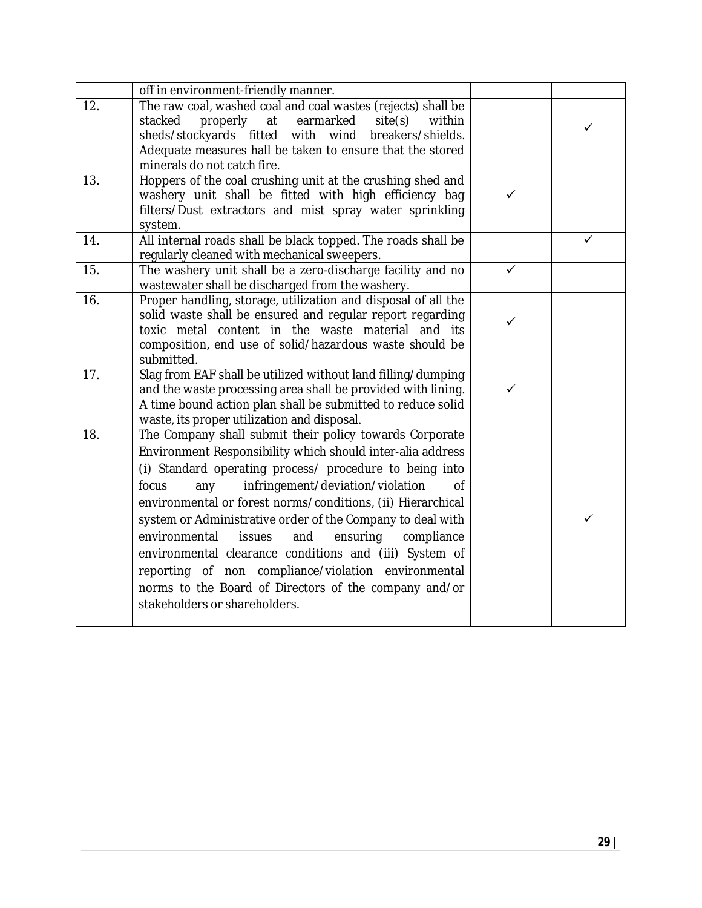| | | | |
|---|---|---|---|
| | off in environment-friendly manner. | | |
| 12. | The raw coal, washed coal and coal wastes (rejects) shall be stacked properly at earmarked site(s) within sheds/stockyards fitted with wind breakers/shields. Adequate measures hall be taken to ensure that the stored minerals do not catch fire. | | ✓ |
| 13. | Hoppers of the coal crushing unit at the crushing shed and washery unit shall be fitted with high efficiency bag filters/Dust extractors and mist spray water sprinkling system. | ✓ | |
| 14. | All internal roads shall be black topped. The roads shall be regularly cleaned with mechanical sweepers. | | ✓ |
| 15. | The washery unit shall be a zero-discharge facility and no wastewater shall be discharged from the washery. | ✓ | |
| 16. | Proper handling, storage, utilization and disposal of all the solid waste shall be ensured and regular report regarding toxic metal content in the waste material and its composition, end use of solid/hazardous waste should be submitted. | ✓ | |
| 17. | Slag from EAF shall be utilized without land filling/dumping and the waste processing area shall be provided with lining. A time bound action plan shall be submitted to reduce solid waste, its proper utilization and disposal. | ✓ | |
| 18. | The Company shall submit their policy towards Corporate Environment Responsibility which should inter-alia address (i) Standard operating process/ procedure to being into focus any infringement/deviation/violation of environmental or forest norms/conditions, (ii) Hierarchical system or Administrative order of the Company to deal with environmental issues and ensuring compliance environmental clearance conditions and (iii) System of reporting of non compliance/violation environmental norms to the Board of Directors of the company and/or stakeholders or shareholders. | | ✓ |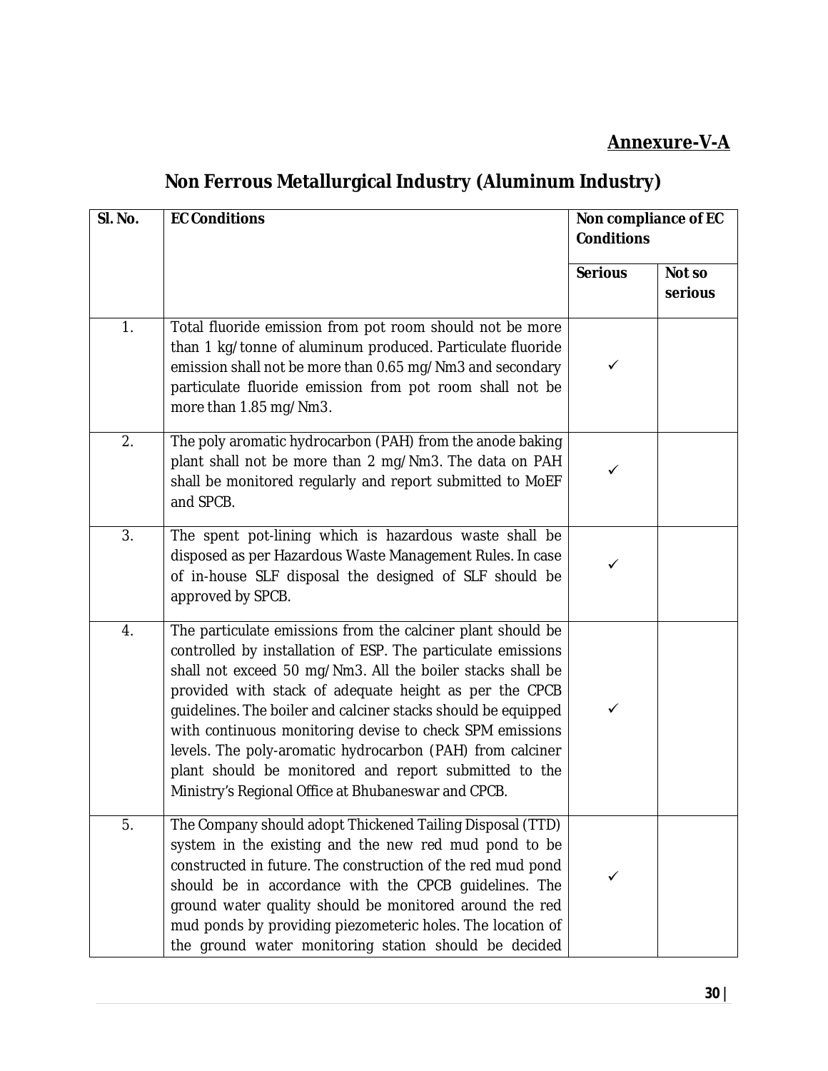**Annexure-V-A**

## Non Ferrous Metallurgical Industry (Aluminum Industry)

| Sl. No. | EC Conditions | Non compliance of EC Conditions | |
|---|---|---|---|
| | | Serious | Not so serious |
| 1. | Total fluoride emission from pot room should not be more than 1 kg/tonne of aluminum produced. Particulate fluoride emission shall not be more than 0.65 mg/Nm3 and secondary particulate fluoride emission from pot room shall not be more than 1.85 mg/Nm3. | ✓ | |
| 2. | The poly aromatic hydrocarbon (PAH) from the anode baking plant shall not be more than 2 mg/Nm3. The data on PAH shall be monitored regularly and report submitted to MoEF and SPCB. | ✓ | |
| 3. | The spent pot-lining which is hazardous waste shall be disposed as per Hazardous Waste Management Rules. In case of in-house SLF disposal the designed of SLF should be approved by SPCB. | ✓ | |
| 4. | The particulate emissions from the calciner plant should be controlled by installation of ESP. The particulate emissions shall not exceed 50 mg/Nm3. All the boiler stacks shall be provided with stack of adequate height as per the CPCB guidelines. The boiler and calciner stacks should be equipped with continuous monitoring devise to check SPM emissions levels. The poly-aromatic hydrocarbon (PAH) from calciner plant should be monitored and report submitted to the Ministry's Regional Office at Bhubaneswar and CPCB. | ✓ | |
| 5. | The Company should adopt Thickened Tailing Disposal (TTD) system in the existing and the new red mud pond to be constructed in future. The construction of the red mud pond should be in accordance with the CPCB guidelines. The ground water quality should be monitored around the red mud ponds by providing piezometeric holes. The location of the ground water monitoring station should be decided | ✓ | |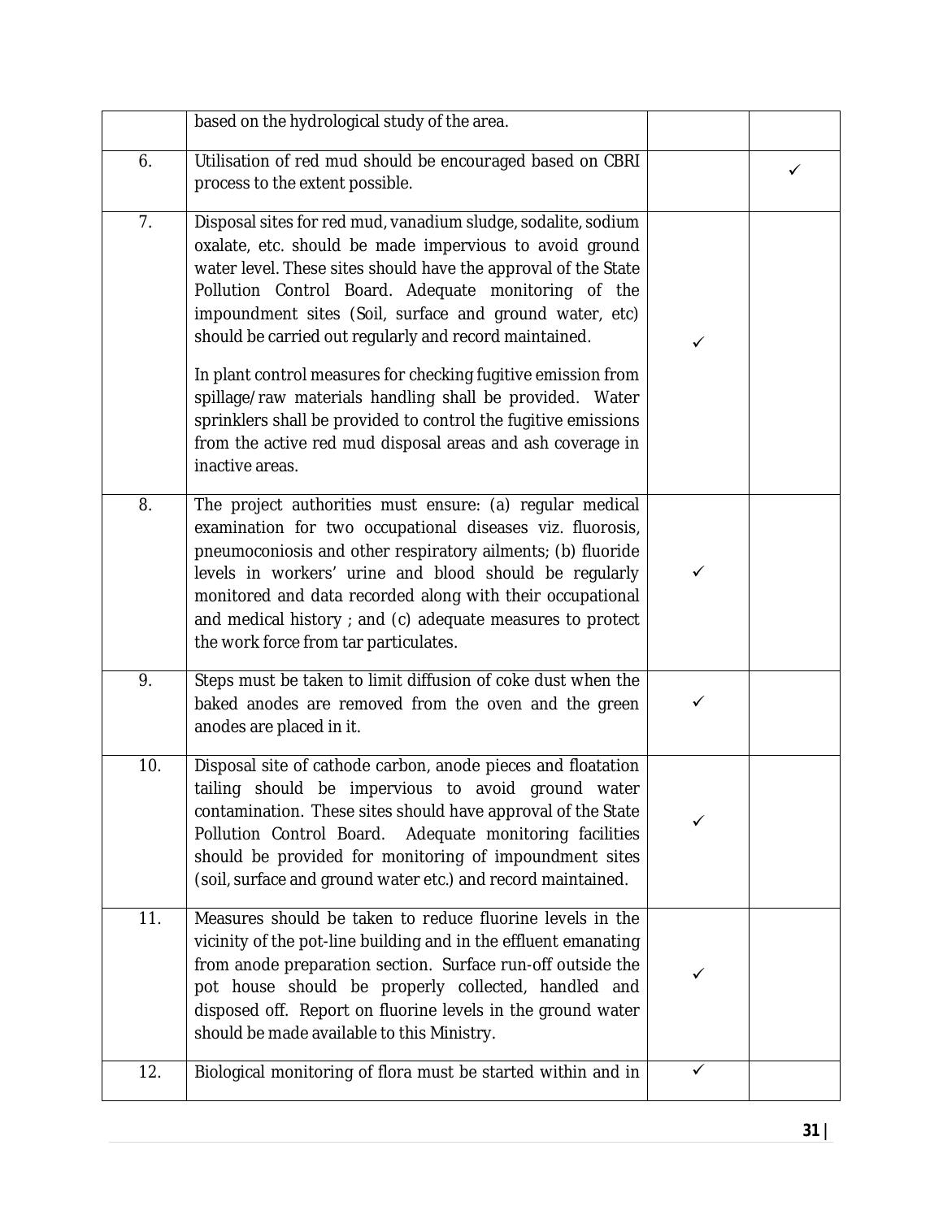| | | | |
|---|---|---|---|
| | based on the hydrological study of the area. | | |
| 6. | Utilisation of red mud should be encouraged based on CBRI process to the extent possible. | | ✓ |
| 7. | Disposal sites for red mud, vanadium sludge, sodalite, sodium oxalate, etc. should be made impervious to avoid ground water level. These sites should have the approval of the State Pollution Control Board. Adequate monitoring of the impoundment sites (Soil, surface and ground water, etc) should be carried out regularly and record maintained.<br><br>In plant control measures for checking fugitive emission from spillage/raw materials handling shall be provided. Water sprinklers shall be provided to control the fugitive emissions from the active red mud disposal areas and ash coverage in inactive areas. | ✓ | |
| 8. | The project authorities must ensure: (a) regular medical examination for two occupational diseases viz. fluorosis, pneumoconiosis and other respiratory ailments; (b) fluoride levels in workers' urine and blood should be regularly monitored and data recorded along with their occupational and medical history ; and (c) adequate measures to protect the work force from tar particulates. | ✓ | |
| 9. | Steps must be taken to limit diffusion of coke dust when the baked anodes are removed from the oven and the green anodes are placed in it. | ✓ | |
| 10. | Disposal site of cathode carbon, anode pieces and floatation tailing should be impervious to avoid ground water contamination. These sites should have approval of the State Pollution Control Board. Adequate monitoring facilities should be provided for monitoring of impoundment sites (soil, surface and ground water etc.) and record maintained. | ✓ | |
| 11. | Measures should be taken to reduce fluorine levels in the vicinity of the pot-line building and in the effluent emanating from anode preparation section. Surface run-off outside the pot house should be properly collected, handled and disposed off. Report on fluorine levels in the ground water should be made available to this Ministry. | ✓ | |
| 12. | Biological monitoring of flora must be started within and in | ✓ | |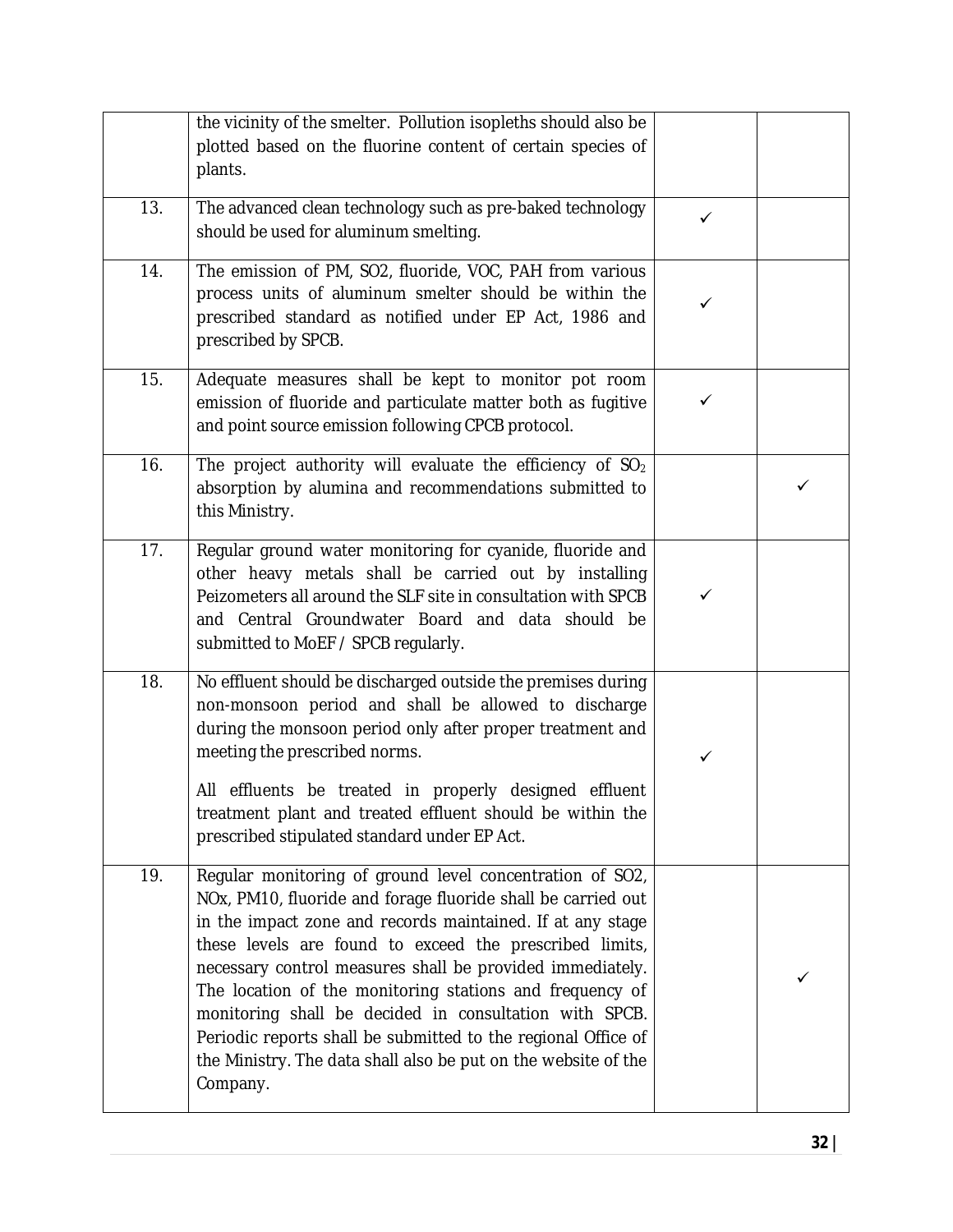| | | | |
|---|---|---|---|
| | the vicinity of the smelter. Pollution isopleths should also be plotted based on the fluorine content of certain species of plants. | | |
| 13. | The advanced clean technology such as pre-baked technology should be used for aluminum smelting. | ✓ | |
| 14. | The emission of PM, SO2, fluoride, VOC, PAH from various process units of aluminum smelter should be within the prescribed standard as notified under EP Act, 1986 and prescribed by SPCB. | ✓ | |
| 15. | Adequate measures shall be kept to monitor pot room emission of fluoride and particulate matter both as fugitive and point source emission following CPCB protocol. | ✓ | |
| 16. | The project authority will evaluate the efficiency of $SO_2$ absorption by alumina and recommendations submitted to this Ministry. | | ✓ |
| 17. | Regular ground water monitoring for cyanide, fluoride and other heavy metals shall be carried out by installing Peizometers all around the SLF site in consultation with SPCB and Central Groundwater Board and data should be submitted to MoEF / SPCB regularly. | ✓ | |
| 18. | No effluent should be discharged outside the premises during non-monsoon period and shall be allowed to discharge during the monsoon period only after proper treatment and meeting the prescribed norms. <br><br> All effluents be treated in properly designed effluent treatment plant and treated effluent should be within the prescribed stipulated standard under EP Act. | ✓ | |
| 19. | Regular monitoring of ground level concentration of SO2, NOx, PM10, fluoride and forage fluoride shall be carried out in the impact zone and records maintained. If at any stage these levels are found to exceed the prescribed limits, necessary control measures shall be provided immediately. The location of the monitoring stations and frequency of monitoring shall be decided in consultation with SPCB. Periodic reports shall be submitted to the regional Office of the Ministry. The data shall also be put on the website of the Company. | | ✓ |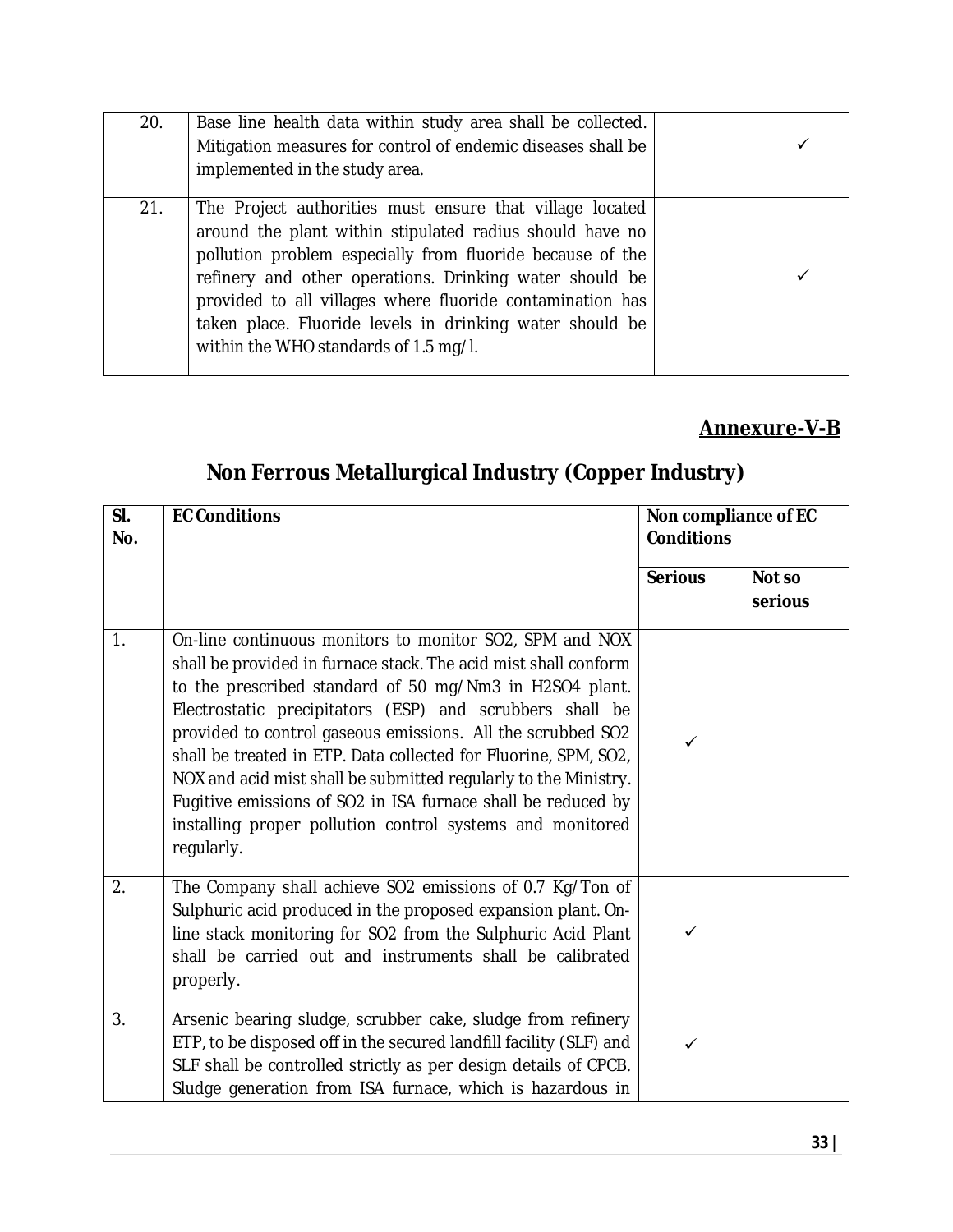| | | | |
|---|---|---|---|
| 20. | Base line health data within study area shall be collected. Mitigation measures for control of endemic diseases shall be implemented in the study area. | | ✓ |
| 21. | The Project authorities must ensure that village located around the plant within stipulated radius should have no pollution problem especially from fluoride because of the refinery and other operations. Drinking water should be provided to all villages where fluoride contamination has taken place. Fluoride levels in drinking water should be within the WHO standards of 1.5 mg/l. | | ✓ |

## Annexure-V-B

# Non Ferrous Metallurgical Industry (Copper Industry)

| Sl. No. | EC Conditions | Non compliance of EC Conditions | |
|---|---|---|---|
| | | Serious | Not so serious |
| 1. | On-line continuous monitors to monitor $SO_2$, SPM and NOX shall be provided in furnace stack. The acid mist shall conform to the prescribed standard of 50 mg/Nm3 in $H_2SO_4$ plant. Electrostatic precipitators (ESP) and scrubbers shall be provided to control gaseous emissions. All the scrubbed $SO_2$ shall be treated in ETP. Data collected for Fluorine, SPM, $SO_2$, NOX and acid mist shall be submitted regularly to the Ministry. Fugitive emissions of $SO_2$ in ISA furnace shall be reduced by installing proper pollution control systems and monitored regularly. | ✓ | |
| 2. | The Company shall achieve $SO_2$ emissions of 0.7 Kg/Ton of Sulphuric acid produced in the proposed expansion plant. On-line stack monitoring for $SO_2$ from the Sulphuric Acid Plant shall be carried out and instruments shall be calibrated properly. | ✓ | |
| 3. | Arsenic bearing sludge, scrubber cake, sludge from refinery ETP, to be disposed off in the secured landfill facility (SLF) and SLF shall be controlled strictly as per design details of CPCB. Sludge generation from ISA furnace, which is hazardous in | ✓ | |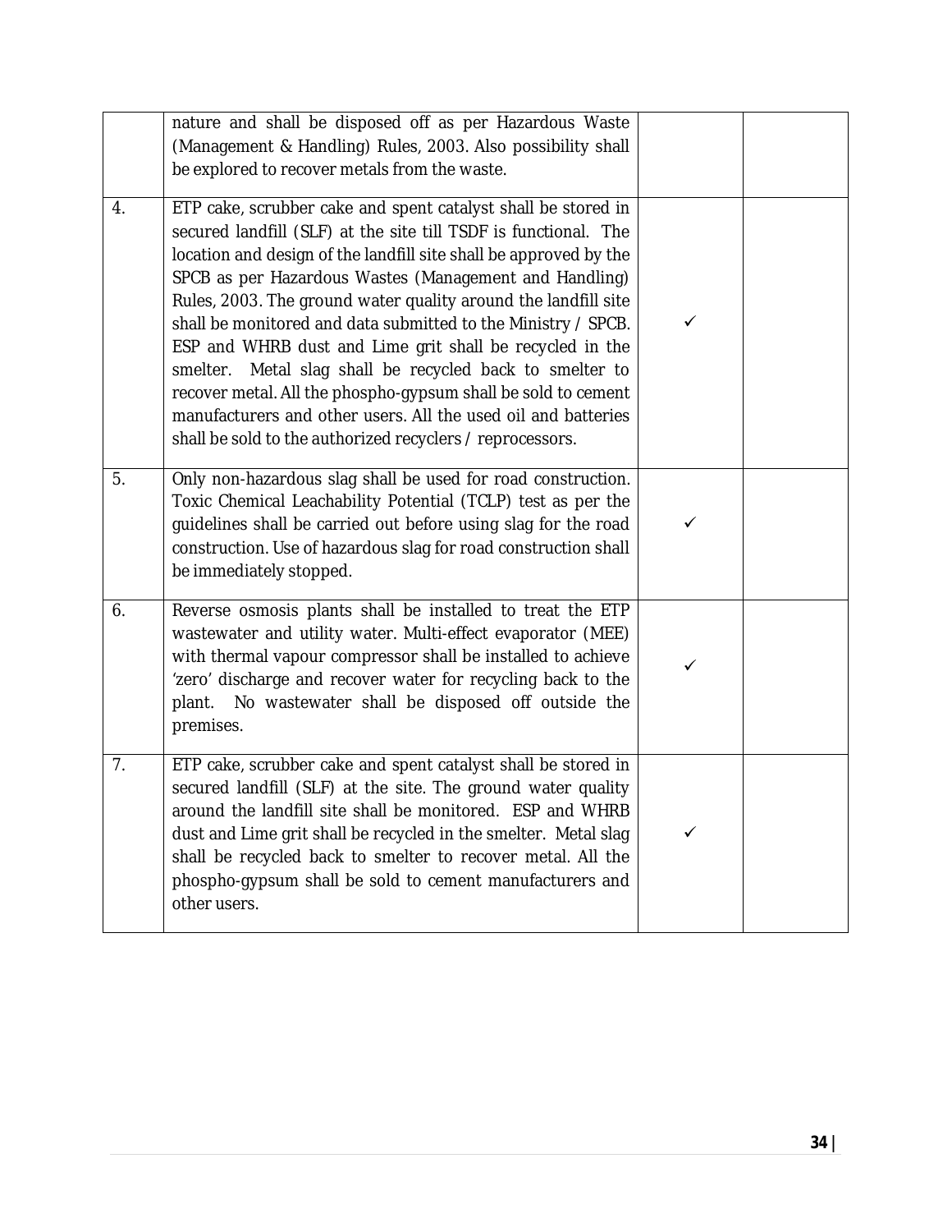| | | | |
|---|---|---|---|
| | nature and shall be disposed off as per Hazardous Waste (Management & Handling) Rules, 2003. Also possibility shall be explored to recover metals from the waste. | | |
| 4. | ETP cake, scrubber cake and spent catalyst shall be stored in secured landfill (SLF) at the site till TSDF is functional. The location and design of the landfill site shall be approved by the SPCB as per Hazardous Wastes (Management and Handling) Rules, 2003. The ground water quality around the landfill site shall be monitored and data submitted to the Ministry / SPCB. ESP and WHRB dust and Lime grit shall be recycled in the smelter. Metal slag shall be recycled back to smelter to recover metal. All the phospho-gypsum shall be sold to cement manufacturers and other users. All the used oil and batteries shall be sold to the authorized recyclers / reprocessors. | ✓ | |
| 5. | Only non-hazardous slag shall be used for road construction. Toxic Chemical Leachability Potential (TCLP) test as per the guidelines shall be carried out before using slag for the road construction. Use of hazardous slag for road construction shall be immediately stopped. | ✓ | |
| 6. | Reverse osmosis plants shall be installed to treat the ETP wastewater and utility water. Multi-effect evaporator (MEE) with thermal vapour compressor shall be installed to achieve 'zero' discharge and recover water for recycling back to the plant. No wastewater shall be disposed off outside the premises. | ✓ | |
| 7. | ETP cake, scrubber cake and spent catalyst shall be stored in secured landfill (SLF) at the site. The ground water quality around the landfill site shall be monitored. ESP and WHRB dust and Lime grit shall be recycled in the smelter. Metal slag shall be recycled back to smelter to recover metal. All the phospho-gypsum shall be sold to cement manufacturers and other users. | ✓ | |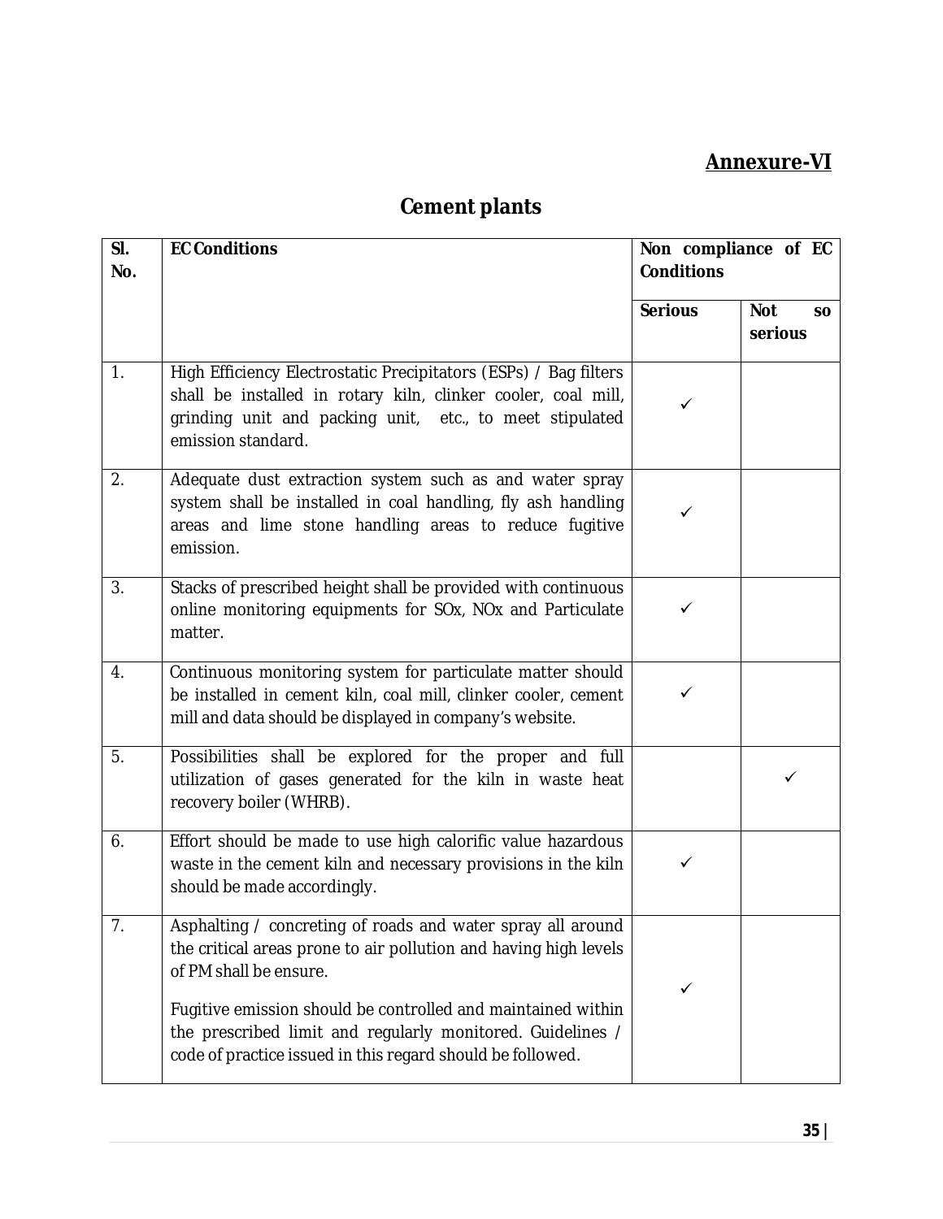**Annexure-VI**

# Cement plants

| Sl. No. | EC Conditions | Non compliance of EC Conditions | |
|---|---|---|---|
| | | Serious | Not so serious |
| 1. | High Efficiency Electrostatic Precipitators (ESPs) / Bag filters shall be installed in rotary kiln, clinker cooler, coal mill, grinding unit and packing unit, etc., to meet stipulated emission standard. | ✓ | |
| 2. | Adequate dust extraction system such as and water spray system shall be installed in coal handling, fly ash handling areas and lime stone handling areas to reduce fugitive emission. | ✓ | |
| 3. | Stacks of prescribed height shall be provided with continuous online monitoring equipments for SOx, NOx and Particulate matter. | ✓ | |
| 4. | Continuous monitoring system for particulate matter should be installed in cement kiln, coal mill, clinker cooler, cement mill and data should be displayed in company's website. | ✓ | |
| 5. | Possibilities shall be explored for the proper and full utilization of gases generated for the kiln in waste heat recovery boiler (WHRB). | | ✓ |
| 6. | Effort should be made to use high calorific value hazardous waste in the cement kiln and necessary provisions in the kiln should be made accordingly. | ✓ | |
| 7. | Asphalting / concreting of roads and water spray all around the critical areas prone to air pollution and having high levels of PM shall be ensure.<br><br>Fugitive emission should be controlled and maintained within the prescribed limit and regularly monitored. Guidelines / code of practice issued in this regard should be followed. | ✓ | |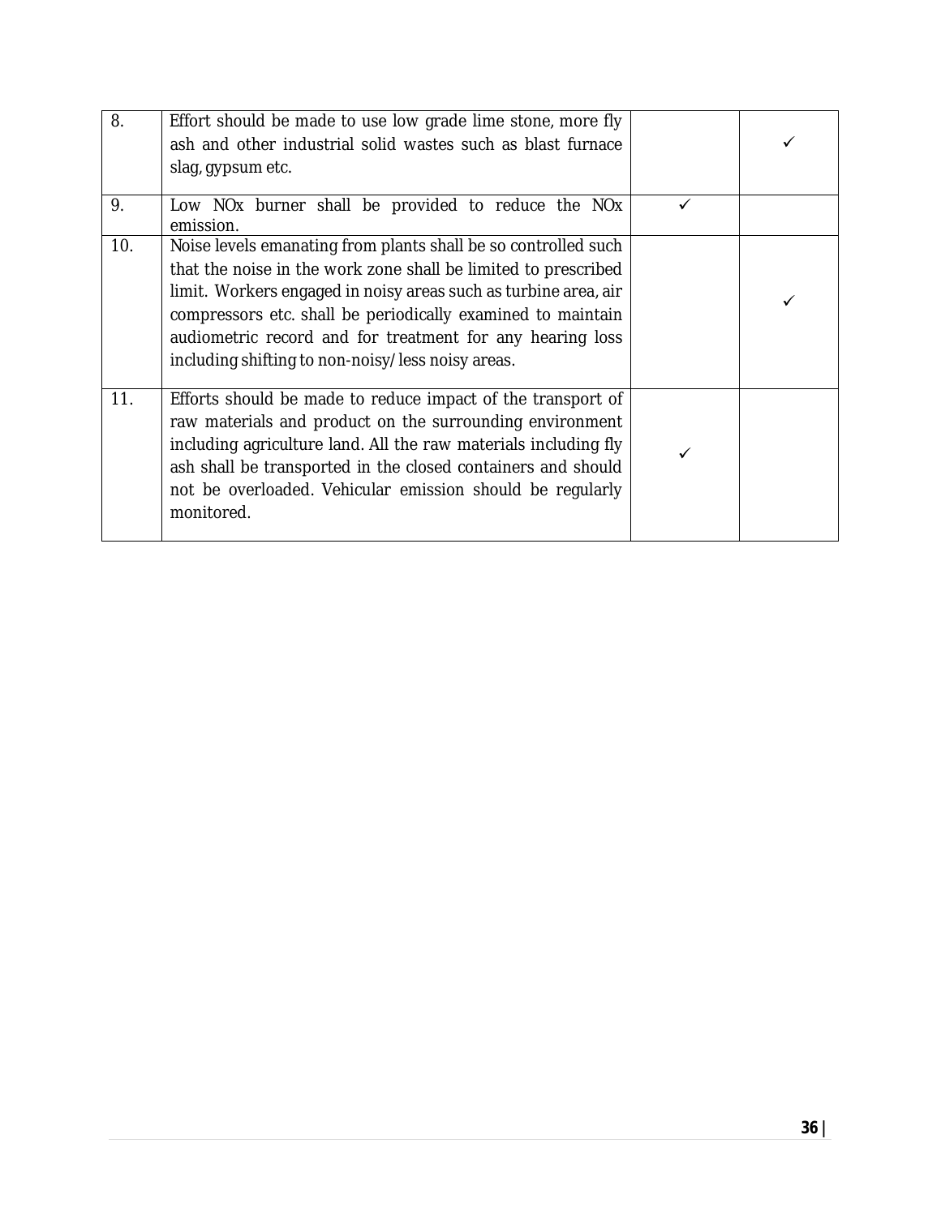| | | | |
|---|---|---|---|
| 8. | Effort should be made to use low grade lime stone, more fly ash and other industrial solid wastes such as blast furnace slag, gypsum etc. | | ✓ |
| 9. | Low NOx burner shall be provided to reduce the NOx emission. | ✓ | |
| 10. | Noise levels emanating from plants shall be so controlled such that the noise in the work zone shall be limited to prescribed limit. Workers engaged in noisy areas such as turbine area, air compressors etc. shall be periodically examined to maintain audiometric record and for treatment for any hearing loss including shifting to non-noisy/ less noisy areas. | | ✓ |
| 11. | Efforts should be made to reduce impact of the transport of raw materials and product on the surrounding environment including agriculture land. All the raw materials including fly ash shall be transported in the closed containers and should not be overloaded. Vehicular emission should be regularly monitored. | ✓ | |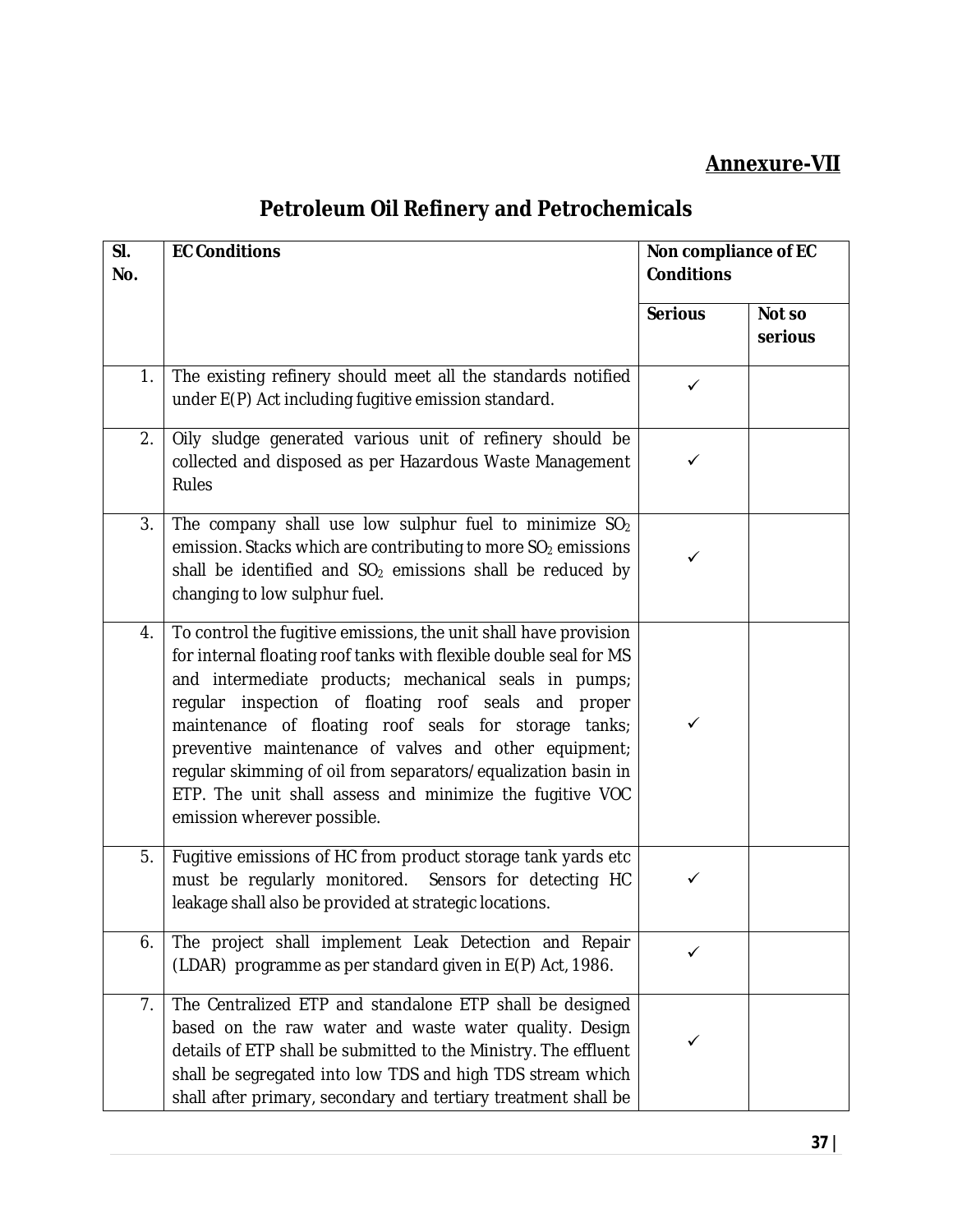**Annexure-VII**

# Petroleum Oil Refinery and Petrochemicals

| Sl. No. | EC Conditions | Non compliance of EC Conditions | |
|---|---|---|---|
| | | Serious | Not so serious |
| 1. | The existing refinery should meet all the standards notified under E(P) Act including fugitive emission standard. | ✓ | |
| 2. | Oily sludge generated various unit of refinery should be collected and disposed as per Hazardous Waste Management Rules | ✓ | |
| 3. | The company shall use low sulphur fuel to minimize $SO_2$ emission. Stacks which are contributing to more $SO_2$ emissions shall be identified and $SO_2$ emissions shall be reduced by changing to low sulphur fuel. | ✓ | |
| 4. | To control the fugitive emissions, the unit shall have provision for internal floating roof tanks with flexible double seal for MS and intermediate products; mechanical seals in pumps; regular inspection of floating roof seals and proper maintenance of floating roof seals for storage tanks; preventive maintenance of valves and other equipment; regular skimming of oil from separators/equalization basin in ETP. The unit shall assess and minimize the fugitive VOC emission wherever possible. | ✓ | |
| 5. | Fugitive emissions of HC from product storage tank yards etc must be regularly monitored. Sensors for detecting HC leakage shall also be provided at strategic locations. | ✓ | |
| 6. | The project shall implement Leak Detection and Repair (LDAR) programme as per standard given in E(P) Act, 1986. | ✓ | |
| 7. | The Centralized ETP and standalone ETP shall be designed based on the raw water and waste water quality. Design details of ETP shall be submitted to the Ministry. The effluent shall be segregated into low TDS and high TDS stream which shall after primary, secondary and tertiary treatment shall be | ✓ | |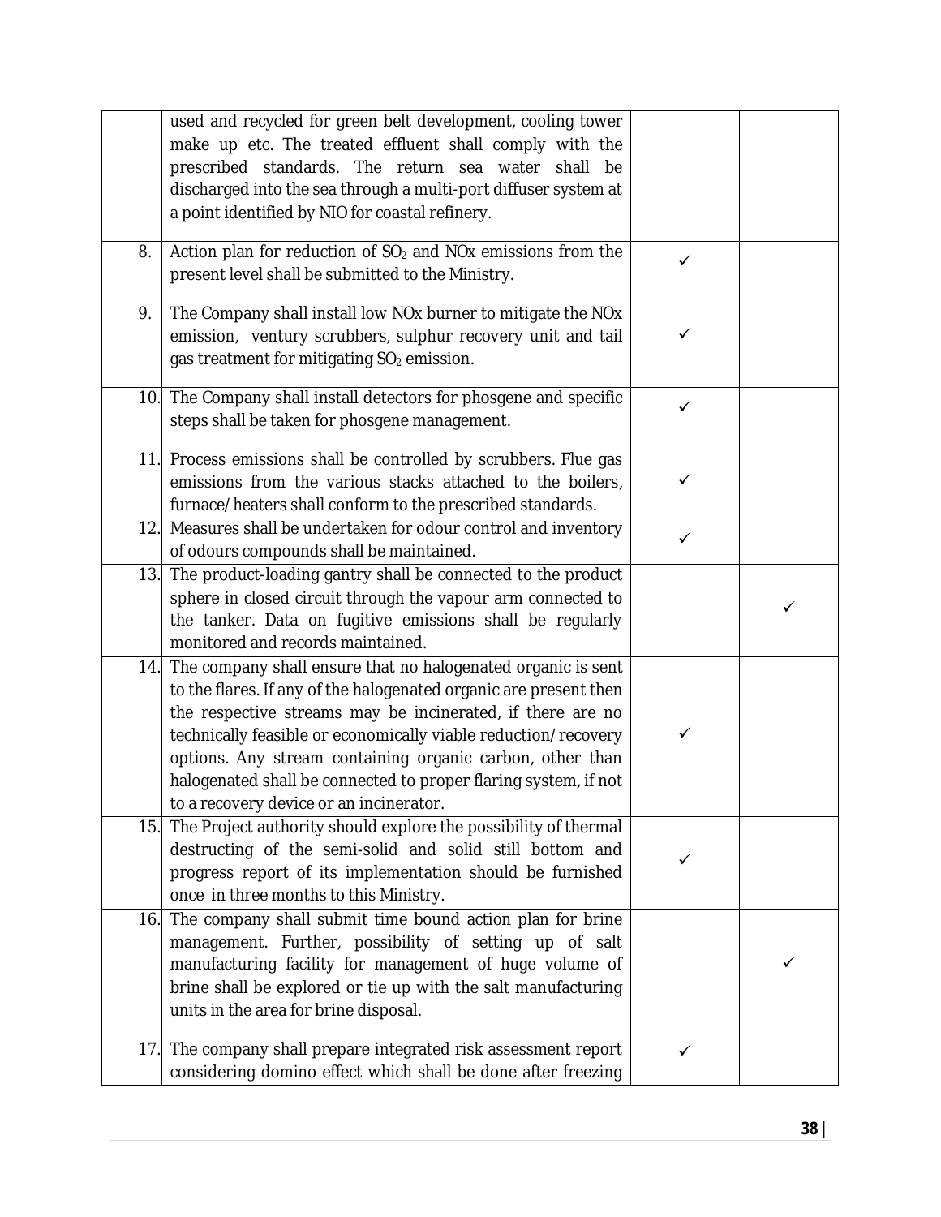| | | | |
|---|---|---|---|
| | used and recycled for green belt development, cooling tower make up etc. The treated effluent shall comply with the prescribed standards. The return sea water shall be discharged into the sea through a multi-port diffuser system at a point identified by NIO for coastal refinery. | | |
| 8. | Action plan for reduction of $SO_2$ and NOx emissions from the present level shall be submitted to the Ministry. | ✓ | |
| 9. | The Company shall install low NOx burner to mitigate the NOx emission, ventury scrubbers, sulphur recovery unit and tail gas treatment for mitigating $SO_2$ emission. | ✓ | |
| 10. | The Company shall install detectors for phosgene and specific steps shall be taken for phosgene management. | ✓ | |
| 11. | Process emissions shall be controlled by scrubbers. Flue gas emissions from the various stacks attached to the boilers, furnace/heaters shall conform to the prescribed standards. | ✓ | |
| 12. | Measures shall be undertaken for odour control and inventory of odours compounds shall be maintained. | ✓ | |
| 13. | The product-loading gantry shall be connected to the product sphere in closed circuit through the vapour arm connected to the tanker. Data on fugitive emissions shall be regularly monitored and records maintained. | | ✓ |
| 14. | The company shall ensure that no halogenated organic is sent to the flares. If any of the halogenated organic are present then the respective streams may be incinerated, if there are no technically feasible or economically viable reduction/recovery options. Any stream containing organic carbon, other than halogenated shall be connected to proper flaring system, if not to a recovery device or an incinerator. | ✓ | |
| 15. | The Project authority should explore the possibility of thermal destructing of the semi-solid and solid still bottom and progress report of its implementation should be furnished once in three months to this Ministry. | ✓ | |
| 16. | The company shall submit time bound action plan for brine management. Further, possibility of setting up of salt manufacturing facility for management of huge volume of brine shall be explored or tie up with the salt manufacturing units in the area for brine disposal. | | ✓ |
| 17. | The company shall prepare integrated risk assessment report considering domino effect which shall be done after freezing | ✓ | |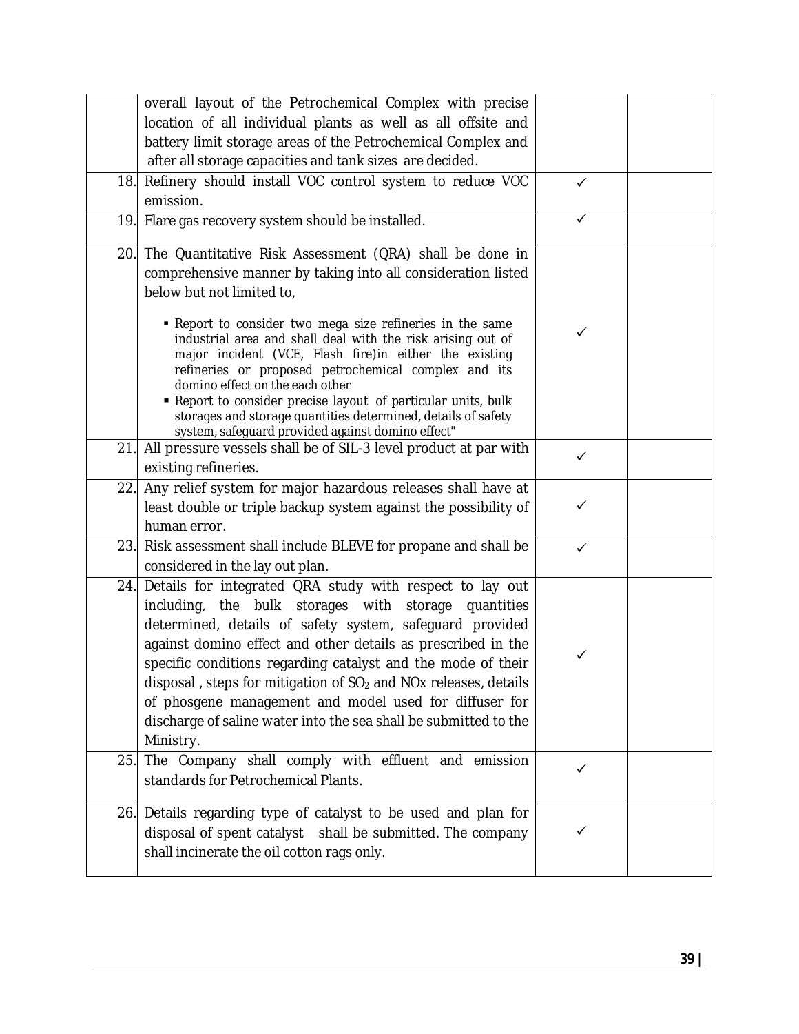| | | | |
|---|---|---|---|
| | overall layout of the Petrochemical Complex with precise location of all individual plants as well as all offsite and battery limit storage areas of the Petrochemical Complex and after all storage capacities and tank sizes are decided. | | |
| 18. | Refinery should install VOC control system to reduce VOC emission. | ✓ | |
| 19. | Flare gas recovery system should be installed. | ✓ | |
| 20. | The Quantitative Risk Assessment (QRA) shall be done in comprehensive manner by taking into all consideration listed below but not limited to,<br>▪ Report to consider two mega size refineries in the same industrial area and shall deal with the risk arising out of major incident (VCE, Flash fire)in either the existing refineries or proposed petrochemical complex and its domino effect on the each other<br>▪ Report to consider precise layout of particular units, bulk storages and storage quantities determined, details of safety system, safeguard provided against domino effect" | ✓ | |
| 21. | All pressure vessels shall be of SIL-3 level product at par with existing refineries. | ✓ | |
| 22. | Any relief system for major hazardous releases shall have at least double or triple backup system against the possibility of human error. | ✓ | |
| 23. | Risk assessment shall include BLEVE for propane and shall be considered in the lay out plan. | ✓ | |
| 24. | Details for integrated QRA study with respect to lay out including, the bulk storages with storage quantities determined, details of safety system, safeguard provided against domino effect and other details as prescribed in the specific conditions regarding catalyst and the mode of their disposal , steps for mitigation of $SO_2$ and NOx releases, details of phosgene management and model used for diffuser for discharge of saline water into the sea shall be submitted to the Ministry. | ✓ | |
| 25. | The Company shall comply with effluent and emission standards for Petrochemical Plants. | ✓ | |
| 26. | Details regarding type of catalyst to be used and plan for disposal of spent catalyst shall be submitted. The company shall incinerate the oil cotton rags only. | ✓ | |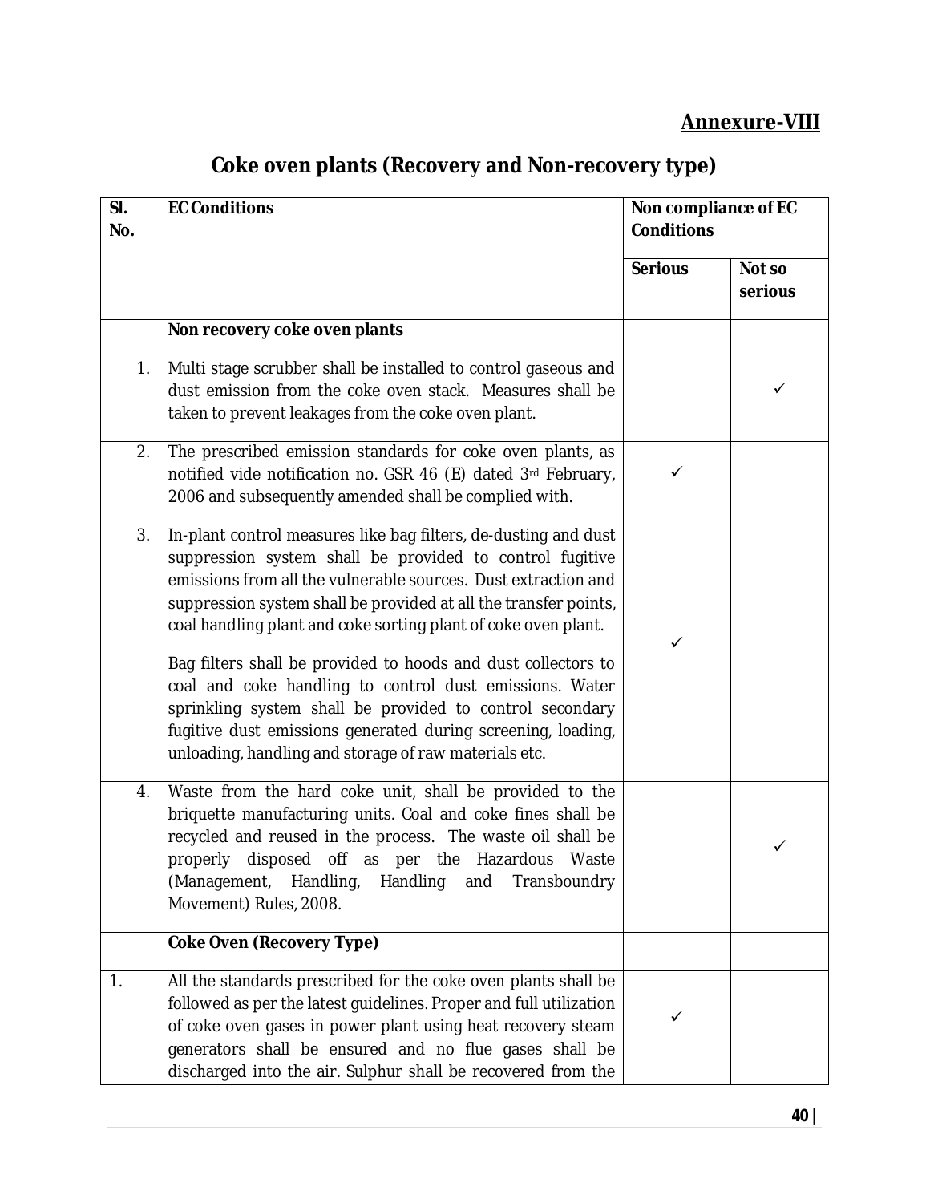## Annexure-VIII

# Coke oven plants (Recovery and Non-recovery type)

| Sl. No. | EC Conditions | Non compliance of EC Conditions | |
|---|---|---|---|
| | | Serious | Not so serious |
| | **Non recovery coke oven plants** | | |
| 1. | Multi stage scrubber shall be installed to control gaseous and dust emission from the coke oven stack. Measures shall be taken to prevent leakages from the coke oven plant. | | ✓ |
| 2. | The prescribed emission standards for coke oven plants, as notified vide notification no. GSR 46 (E) dated 3rd February, 2006 and subsequently amended shall be complied with. | ✓ | |
| 3. | In-plant control measures like bag filters, de-dusting and dust suppression system shall be provided to control fugitive emissions from all the vulnerable sources. Dust extraction and suppression system shall be provided at all the transfer points, coal handling plant and coke sorting plant of coke oven plant.<br><br>Bag filters shall be provided to hoods and dust collectors to coal and coke handling to control dust emissions. Water sprinkling system shall be provided to control secondary fugitive dust emissions generated during screening, loading, unloading, handling and storage of raw materials etc. | ✓ | |
| 4. | Waste from the hard coke unit, shall be provided to the briquette manufacturing units. Coal and coke fines shall be recycled and reused in the process. The waste oil shall be properly disposed off as per the Hazardous Waste (Management, Handling, Handling and Transboundry Movement) Rules, 2008. | | ✓ |
| | **Coke Oven (Recovery Type)** | | |
| 1. | All the standards prescribed for the coke oven plants shall be followed as per the latest guidelines. Proper and full utilization of coke oven gases in power plant using heat recovery steam generators shall be ensured and no flue gases shall be discharged into the air. Sulphur shall be recovered from the | ✓ | |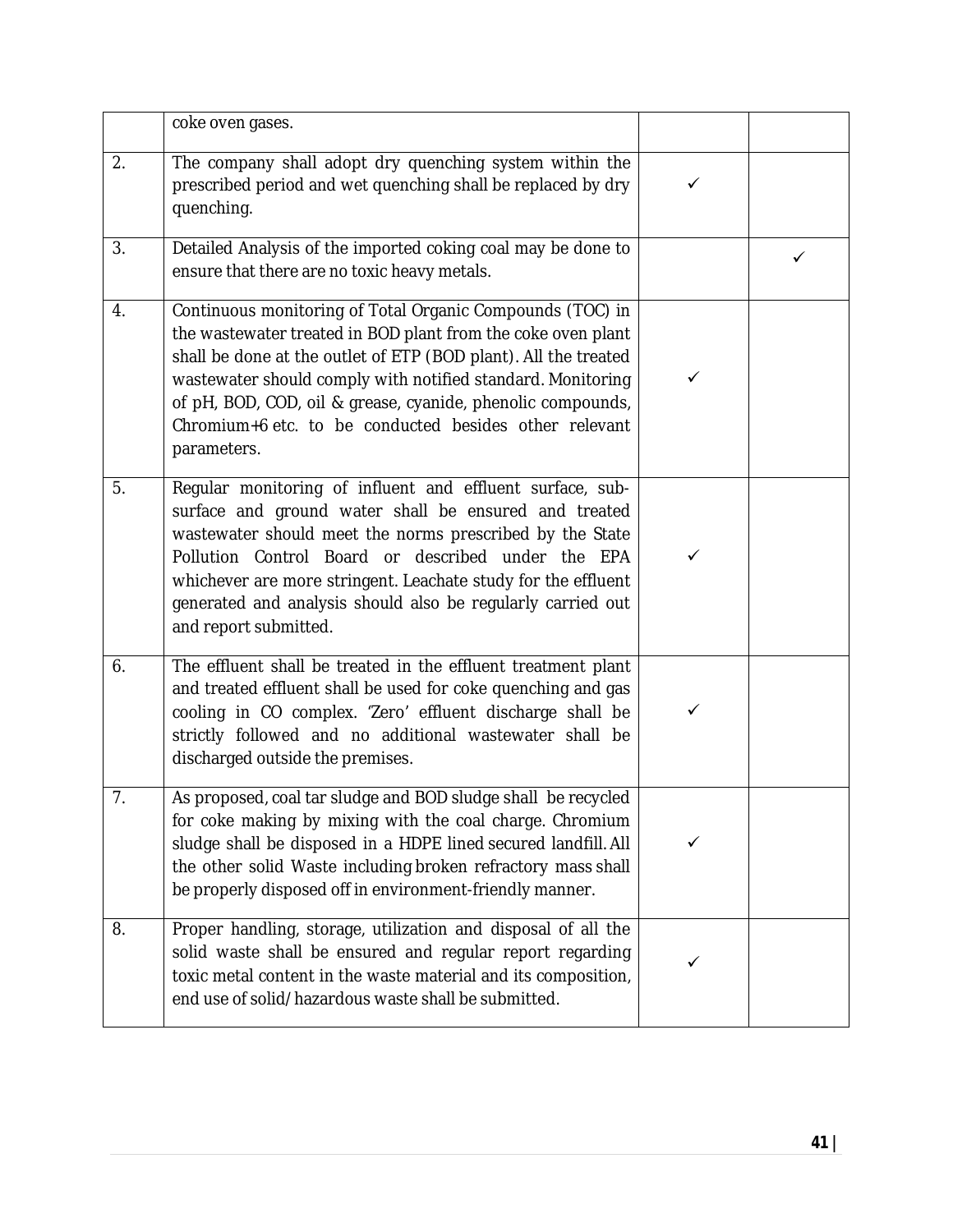| | | | |
|---|---|---|---|
| | coke oven gases. | | |
| 2. | The company shall adopt dry quenching system within the prescribed period and wet quenching shall be replaced by dry quenching. | ✓ | |
| 3. | Detailed Analysis of the imported coking coal may be done to ensure that there are no toxic heavy metals. | | ✓ |
| 4. | Continuous monitoring of Total Organic Compounds (TOC) in the wastewater treated in BOD plant from the coke oven plant shall be done at the outlet of ETP (BOD plant). All the treated wastewater should comply with notified standard. Monitoring of pH, BOD, COD, oil & grease, cyanide, phenolic compounds, Chromium+6 etc. to be conducted besides other relevant parameters. | ✓ | |
| 5. | Regular monitoring of influent and effluent surface, sub-surface and ground water shall be ensured and treated wastewater should meet the norms prescribed by the State Pollution Control Board or described under the EPA whichever are more stringent. Leachate study for the effluent generated and analysis should also be regularly carried out and report submitted. | ✓ | |
| 6. | The effluent shall be treated in the effluent treatment plant and treated effluent shall be used for coke quenching and gas cooling in CO complex. 'Zero' effluent discharge shall be strictly followed and no additional wastewater shall be discharged outside the premises. | ✓ | |
| 7. | As proposed, coal tar sludge and BOD sludge shall be recycled for coke making by mixing with the coal charge. Chromium sludge shall be disposed in a HDPE lined secured landfill. All the other solid Waste including broken refractory mass shall be properly disposed off in environment-friendly manner. | ✓ | |
| 8. | Proper handling, storage, utilization and disposal of all the solid waste shall be ensured and regular report regarding toxic metal content in the waste material and its composition, end use of solid/hazardous waste shall be submitted. | ✓ | |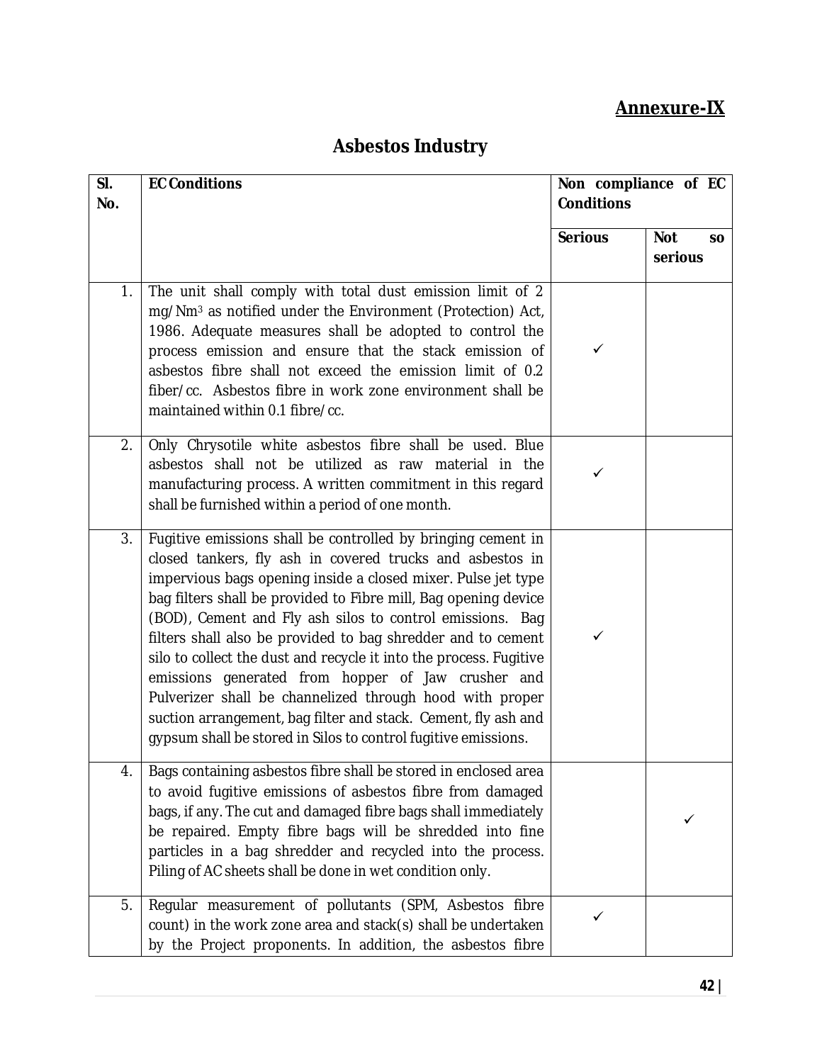**Annexure-IX**

# Asbestos Industry

| Sl. No. | EC Conditions | Non compliance of EC Conditions | |
|---|---|---|---|
| | | Serious | Not so serious |
| 1. | The unit shall comply with total dust emission limit of 2 mg/Nm$^3$ as notified under the Environment (Protection) Act, 1986. Adequate measures shall be adopted to control the process emission and ensure that the stack emission of asbestos fibre shall not exceed the emission limit of 0.2 fiber/cc. Asbestos fibre in work zone environment shall be maintained within 0.1 fibre/cc. | ✓ | |
| 2. | Only Chrysotile white asbestos fibre shall be used. Blue asbestos shall not be utilized as raw material in the manufacturing process. A written commitment in this regard shall be furnished within a period of one month. | ✓ | |
| 3. | Fugitive emissions shall be controlled by bringing cement in closed tankers, fly ash in covered trucks and asbestos in impervious bags opening inside a closed mixer. Pulse jet type bag filters shall be provided to Fibre mill, Bag opening device (BOD), Cement and Fly ash silos to control emissions. Bag filters shall also be provided to bag shredder and to cement silo to collect the dust and recycle it into the process. Fugitive emissions generated from hopper of Jaw crusher and Pulverizer shall be channelized through hood with proper suction arrangement, bag filter and stack. Cement, fly ash and gypsum shall be stored in Silos to control fugitive emissions. | ✓ | |
| 4. | Bags containing asbestos fibre shall be stored in enclosed area to avoid fugitive emissions of asbestos fibre from damaged bags, if any. The cut and damaged fibre bags shall immediately be repaired. Empty fibre bags will be shredded into fine particles in a bag shredder and recycled into the process. Piling of AC sheets shall be done in wet condition only. | | ✓ |
| 5. | Regular measurement of pollutants (SPM, Asbestos fibre count) in the work zone area and stack(s) shall be undertaken by the Project proponents. In addition, the asbestos fibre | ✓ | |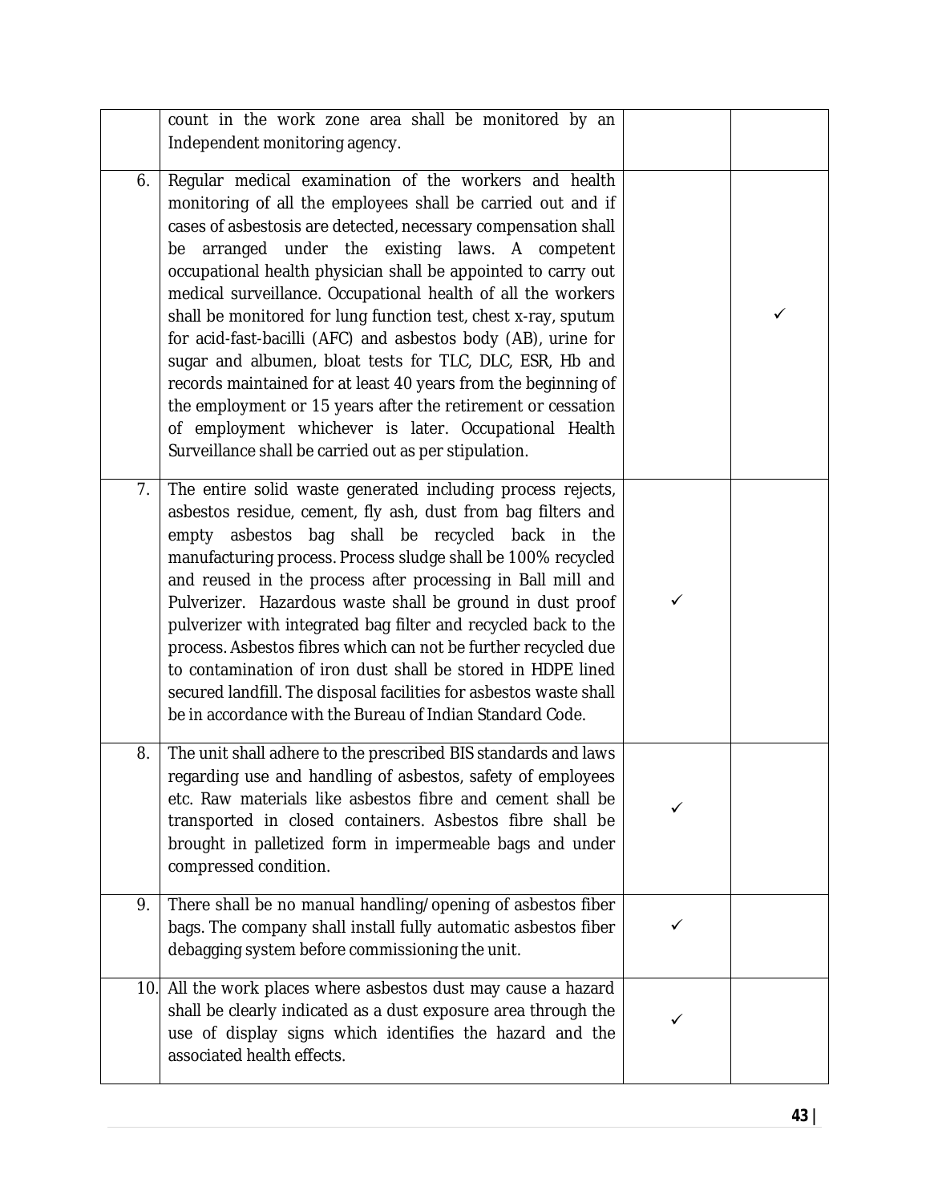| | | | |
|---|---|---|---|
| | count in the work zone area shall be monitored by an Independent monitoring agency. | | |
| 6. | Regular medical examination of the workers and health monitoring of all the employees shall be carried out and if cases of asbestosis are detected, necessary compensation shall be arranged under the existing laws. A competent occupational health physician shall be appointed to carry out medical surveillance. Occupational health of all the workers shall be monitored for lung function test, chest x-ray, sputum for acid-fast-bacilli (AFC) and asbestos body (AB), urine for sugar and albumen, bloat tests for TLC, DLC, ESR, Hb and records maintained for at least 40 years from the beginning of the employment or 15 years after the retirement or cessation of employment whichever is later. Occupational Health Surveillance shall be carried out as per stipulation. | | ✓ |
| 7. | The entire solid waste generated including process rejects, asbestos residue, cement, fly ash, dust from bag filters and empty asbestos bag shall be recycled back in the manufacturing process. Process sludge shall be 100% recycled and reused in the process after processing in Ball mill and Pulverizer. Hazardous waste shall be ground in dust proof pulverizer with integrated bag filter and recycled back to the process. Asbestos fibres which can not be further recycled due to contamination of iron dust shall be stored in HDPE lined secured landfill. The disposal facilities for asbestos waste shall be in accordance with the Bureau of Indian Standard Code. | ✓ | |
| 8. | The unit shall adhere to the prescribed BIS standards and laws regarding use and handling of asbestos, safety of employees etc. Raw materials like asbestos fibre and cement shall be transported in closed containers. Asbestos fibre shall be brought in palletized form in impermeable bags and under compressed condition. | ✓ | |
| 9. | There shall be no manual handling/opening of asbestos fiber bags. The company shall install fully automatic asbestos fiber debagging system before commissioning the unit. | ✓ | |
| 10. | All the work places where asbestos dust may cause a hazard shall be clearly indicated as a dust exposure area through the use of display signs which identifies the hazard and the associated health effects. | ✓ | |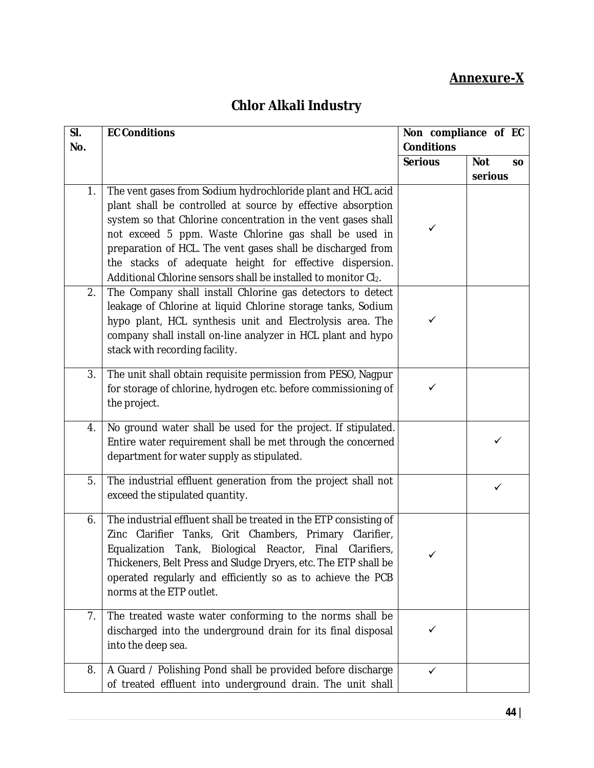**Annexure-X**

# Chlor Alkali Industry

| Sl. No. | EC Conditions | Non compliance of EC Conditions | |
|---|---|---|---|
| | | Serious | Not so serious |
| 1. | The vent gases from Sodium hydrochloride plant and HCL acid plant shall be controlled at source by effective absorption system so that Chlorine concentration in the vent gases shall not exceed 5 ppm. Waste Chlorine gas shall be used in preparation of HCL. The vent gases shall be discharged from the stacks of adequate height for effective dispersion. Additional Chlorine sensors shall be installed to monitor $Cl_2$. | ✓ | |
| 2. | The Company shall install Chlorine gas detectors to detect leakage of Chlorine at liquid Chlorine storage tanks, Sodium hypo plant, HCL synthesis unit and Electrolysis area. The company shall install on-line analyzer in HCL plant and hypo stack with recording facility. | ✓ | |
| 3. | The unit shall obtain requisite permission from PESO, Nagpur for storage of chlorine, hydrogen etc. before commissioning of the project. | ✓ | |
| 4. | No ground water shall be used for the project. If stipulated. Entire water requirement shall be met through the concerned department for water supply as stipulated. | | ✓ |
| 5. | The industrial effluent generation from the project shall not exceed the stipulated quantity. | | ✓ |
| 6. | The industrial effluent shall be treated in the ETP consisting of Zinc Clarifier Tanks, Grit Chambers, Primary Clarifier, Equalization Tank, Biological Reactor, Final Clarifiers, Thickeners, Belt Press and Sludge Dryers, etc. The ETP shall be operated regularly and efficiently so as to achieve the PCB norms at the ETP outlet. | ✓ | |
| 7. | The treated waste water conforming to the norms shall be discharged into the underground drain for its final disposal into the deep sea. | ✓ | |
| 8. | A Guard / Polishing Pond shall be provided before discharge of treated effluent into underground drain. The unit shall | ✓ | |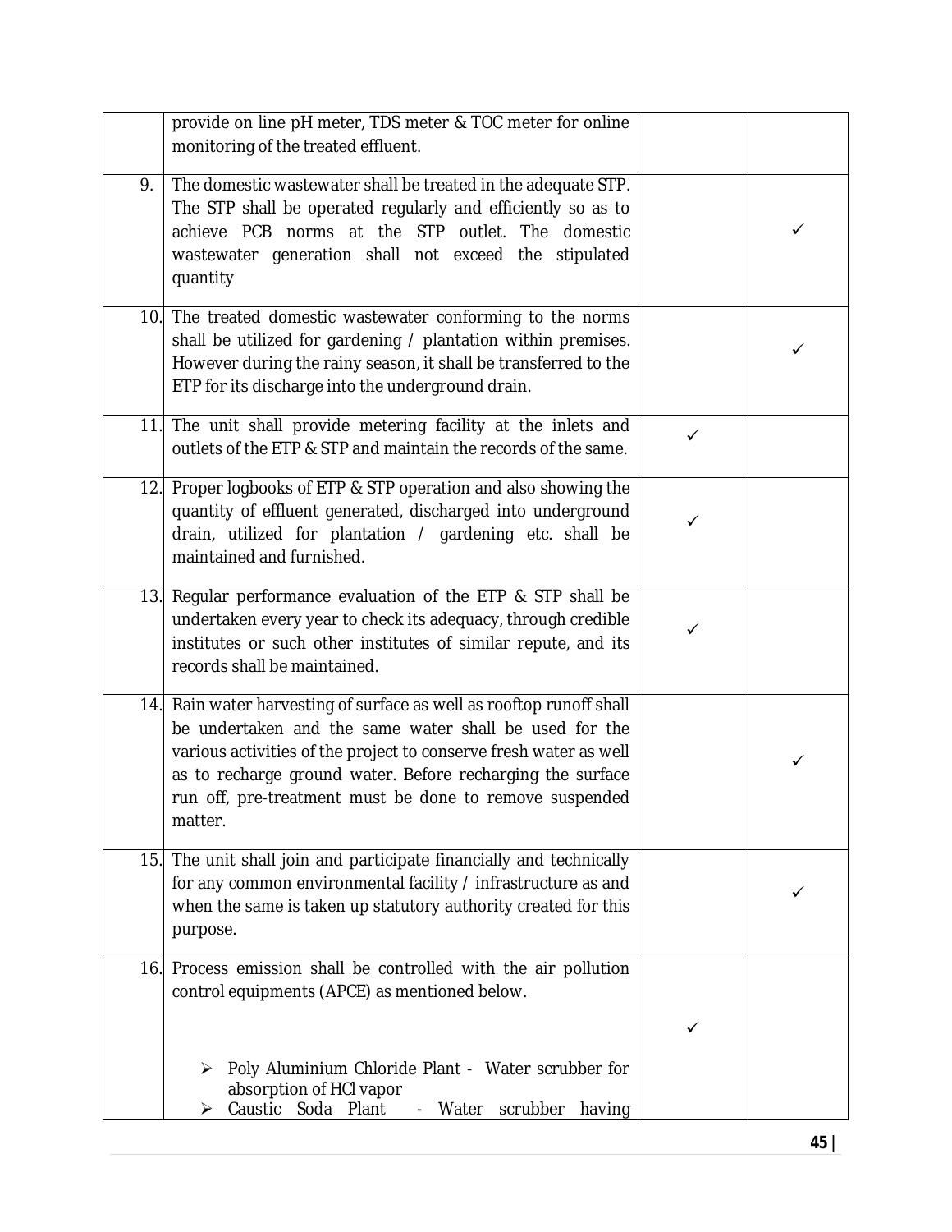| | | | |
|---|---|---|---|
| | provide on line pH meter, TDS meter & TOC meter for online monitoring of the treated effluent. | | |
| 9. | The domestic wastewater shall be treated in the adequate STP. The STP shall be operated regularly and efficiently so as to achieve PCB norms at the STP outlet. The domestic wastewater generation shall not exceed the stipulated quantity | | ✓ |
| 10. | The treated domestic wastewater conforming to the norms shall be utilized for gardening / plantation within premises. However during the rainy season, it shall be transferred to the ETP for its discharge into the underground drain. | | ✓ |
| 11. | The unit shall provide metering facility at the inlets and outlets of the ETP & STP and maintain the records of the same. | ✓ | |
| 12. | Proper logbooks of ETP & STP operation and also showing the quantity of effluent generated, discharged into underground drain, utilized for plantation / gardening etc. shall be maintained and furnished. | ✓ | |
| 13. | Regular performance evaluation of the ETP & STP shall be undertaken every year to check its adequacy, through credible institutes or such other institutes of similar repute, and its records shall be maintained. | ✓ | |
| 14. | Rain water harvesting of surface as well as rooftop runoff shall be undertaken and the same water shall be used for the various activities of the project to conserve fresh water as well as to recharge ground water. Before recharging the surface run off, pre-treatment must be done to remove suspended matter. | | ✓ |
| 15. | The unit shall join and participate financially and technically for any common environmental facility / infrastructure as and when the same is taken up statutory authority created for this purpose. | | ✓ |
| 16. | Process emission shall be controlled with the air pollution control equipments (APCE) as mentioned below.<br><br>➢ Poly Aluminium Chloride Plant - Water scrubber for absorption of HCl vapor<br>➢ Caustic Soda Plant - Water scrubber having | ✓ | |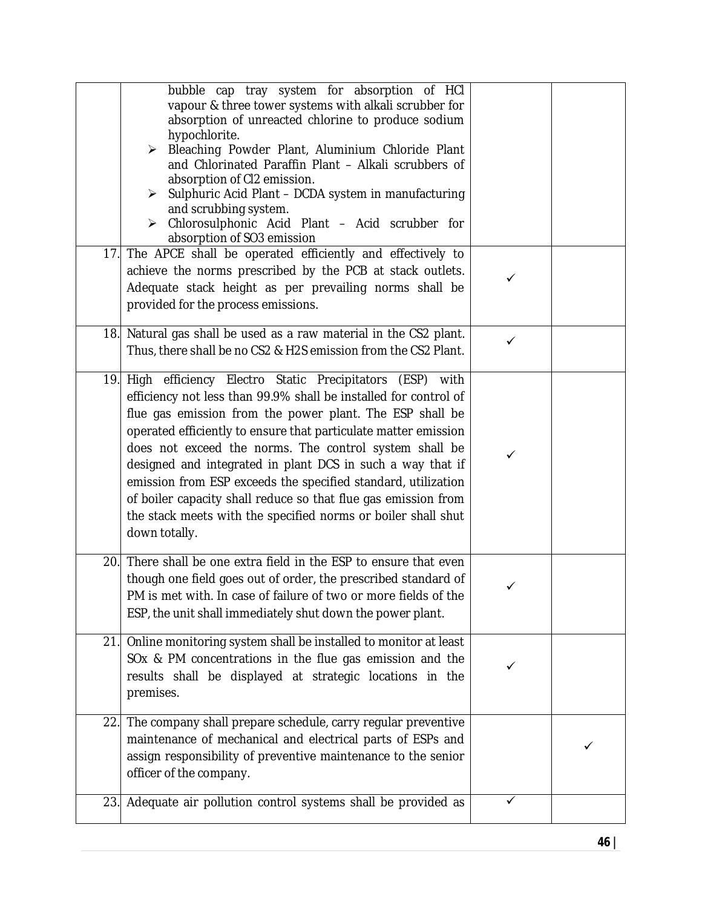| | | | |
|---|---|---|---|
| | bubble cap tray system for absorption of HCl vapour & three tower systems with alkali scrubber for absorption of unreacted chlorine to produce sodium hypochlorite.<br>➢ Bleaching Powder Plant, Aluminium Chloride Plant and Chlorinated Paraffin Plant – Alkali scrubbers of absorption of $Cl_2$ emission.<br>➢ Sulphuric Acid Plant – DCDA system in manufacturing and scrubbing system.<br>➢ Chlorosulphonic Acid Plant – Acid scrubber for absorption of $SO_3$ emission | | |
| 17. | The APCE shall be operated efficiently and effectively to achieve the norms prescribed by the PCB at stack outlets. Adequate stack height as per prevailing norms shall be provided for the process emissions. | ✓ | |
| 18. | Natural gas shall be used as a raw material in the $CS_2$ plant. Thus, there shall be no $CS_2$ & $H_2S$ emission from the $CS_2$ Plant. | ✓ | |
| 19. | High efficiency Electro Static Precipitators (ESP) with efficiency not less than 99.9% shall be installed for control of flue gas emission from the power plant. The ESP shall be operated efficiently to ensure that particulate matter emission does not exceed the norms. The control system shall be designed and integrated in plant DCS in such a way that if emission from ESP exceeds the specified standard, utilization of boiler capacity shall reduce so that flue gas emission from the stack meets with the specified norms or boiler shall shut down totally. | ✓ | |
| 20. | There shall be one extra field in the ESP to ensure that even though one field goes out of order, the prescribed standard of PM is met with. In case of failure of two or more fields of the ESP, the unit shall immediately shut down the power plant. | ✓ | |
| 21. | Online monitoring system shall be installed to monitor at least SOx & PM concentrations in the flue gas emission and the results shall be displayed at strategic locations in the premises. | ✓ | |
| 22. | The company shall prepare schedule, carry regular preventive maintenance of mechanical and electrical parts of ESPs and assign responsibility of preventive maintenance to the senior officer of the company. | | ✓ |
| 23. | Adequate air pollution control systems shall be provided as | ✓ | |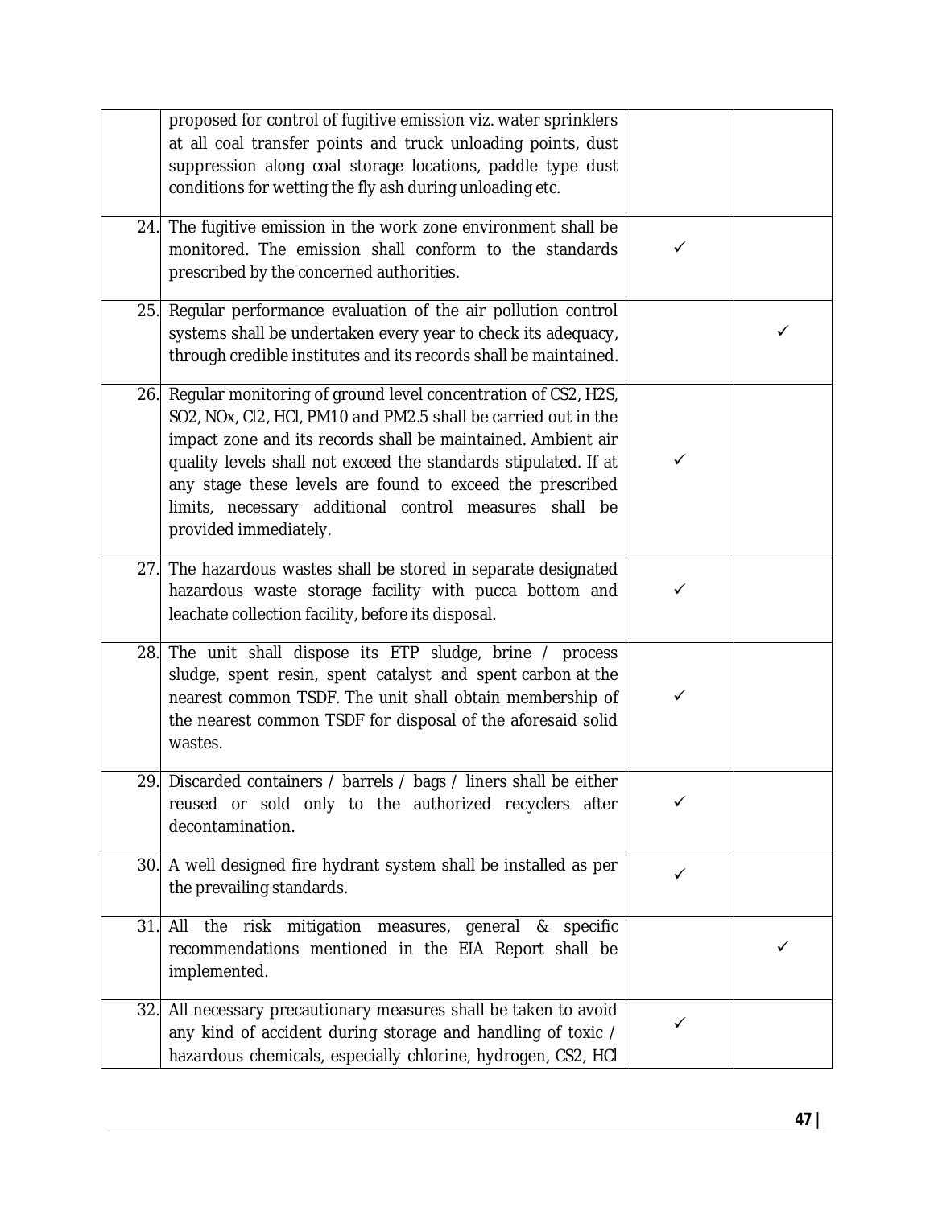| | | | |
|---|---|---|---|
| | proposed for control of fugitive emission viz. water sprinklers at all coal transfer points and truck unloading points, dust suppression along coal storage locations, paddle type dust conditions for wetting the fly ash during unloading etc. | | |
| 24. | The fugitive emission in the work zone environment shall be monitored. The emission shall conform to the standards prescribed by the concerned authorities. | ✓ | |
| 25. | Regular performance evaluation of the air pollution control systems shall be undertaken every year to check its adequacy, through credible institutes and its records shall be maintained. | | ✓ |
| 26. | Regular monitoring of ground level concentration of $CS_2$, $H_2S$, $SO_2$, $NO_x$, $Cl_2$, HCl, $PM_{10}$ and $PM_{2.5}$ shall be carried out in the impact zone and its records shall be maintained. Ambient air quality levels shall not exceed the standards stipulated. If at any stage these levels are found to exceed the prescribed limits, necessary additional control measures shall be provided immediately. | ✓ | |
| 27. | The hazardous wastes shall be stored in separate designated hazardous waste storage facility with pucca bottom and leachate collection facility, before its disposal. | ✓ | |
| 28. | The unit shall dispose its ETP sludge, brine / process sludge, spent resin, spent catalyst and spent carbon at the nearest common TSDF. The unit shall obtain membership of the nearest common TSDF for disposal of the aforesaid solid wastes. | ✓ | |
| 29. | Discarded containers / barrels / bags / liners shall be either reused or sold only to the authorized recyclers after decontamination. | ✓ | |
| 30. | A well designed fire hydrant system shall be installed as per the prevailing standards. | ✓ | |
| 31. | All the risk mitigation measures, general & specific recommendations mentioned in the EIA Report shall be implemented. | | ✓ |
| 32. | All necessary precautionary measures shall be taken to avoid any kind of accident during storage and handling of toxic / hazardous chemicals, especially chlorine, hydrogen, $CS_2$, HCl | ✓ | |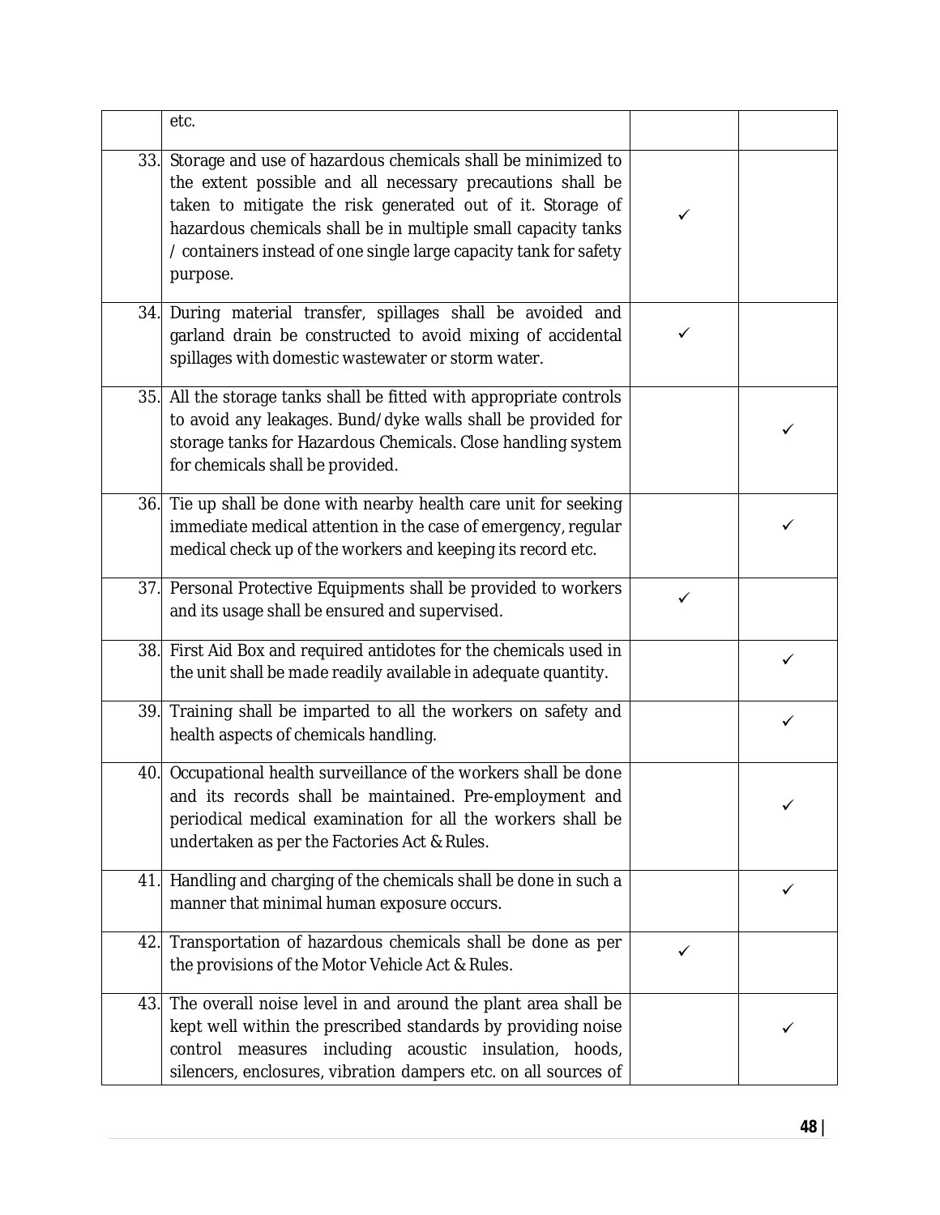| | | | |
|---|---|---|---|
| | etc. | | |
| 33. | Storage and use of hazardous chemicals shall be minimized to the extent possible and all necessary precautions shall be taken to mitigate the risk generated out of it. Storage of hazardous chemicals shall be in multiple small capacity tanks / containers instead of one single large capacity tank for safety purpose. | ✓ | |
| 34. | During material transfer, spillages shall be avoided and garland drain be constructed to avoid mixing of accidental spillages with domestic wastewater or storm water. | ✓ | |
| 35. | All the storage tanks shall be fitted with appropriate controls to avoid any leakages. Bund/dyke walls shall be provided for storage tanks for Hazardous Chemicals. Close handling system for chemicals shall be provided. | | ✓ |
| 36. | Tie up shall be done with nearby health care unit for seeking immediate medical attention in the case of emergency, regular medical check up of the workers and keeping its record etc. | | ✓ |
| 37. | Personal Protective Equipments shall be provided to workers and its usage shall be ensured and supervised. | ✓ | |
| 38. | First Aid Box and required antidotes for the chemicals used in the unit shall be made readily available in adequate quantity. | | ✓ |
| 39. | Training shall be imparted to all the workers on safety and health aspects of chemicals handling. | | ✓ |
| 40. | Occupational health surveillance of the workers shall be done and its records shall be maintained. Pre-employment and periodical medical examination for all the workers shall be undertaken as per the Factories Act & Rules. | | ✓ |
| 41. | Handling and charging of the chemicals shall be done in such a manner that minimal human exposure occurs. | | ✓ |
| 42. | Transportation of hazardous chemicals shall be done as per the provisions of the Motor Vehicle Act & Rules. | ✓ | |
| 43. | The overall noise level in and around the plant area shall be kept well within the prescribed standards by providing noise control measures including acoustic insulation, hoods, silencers, enclosures, vibration dampers etc. on all sources of | | ✓ |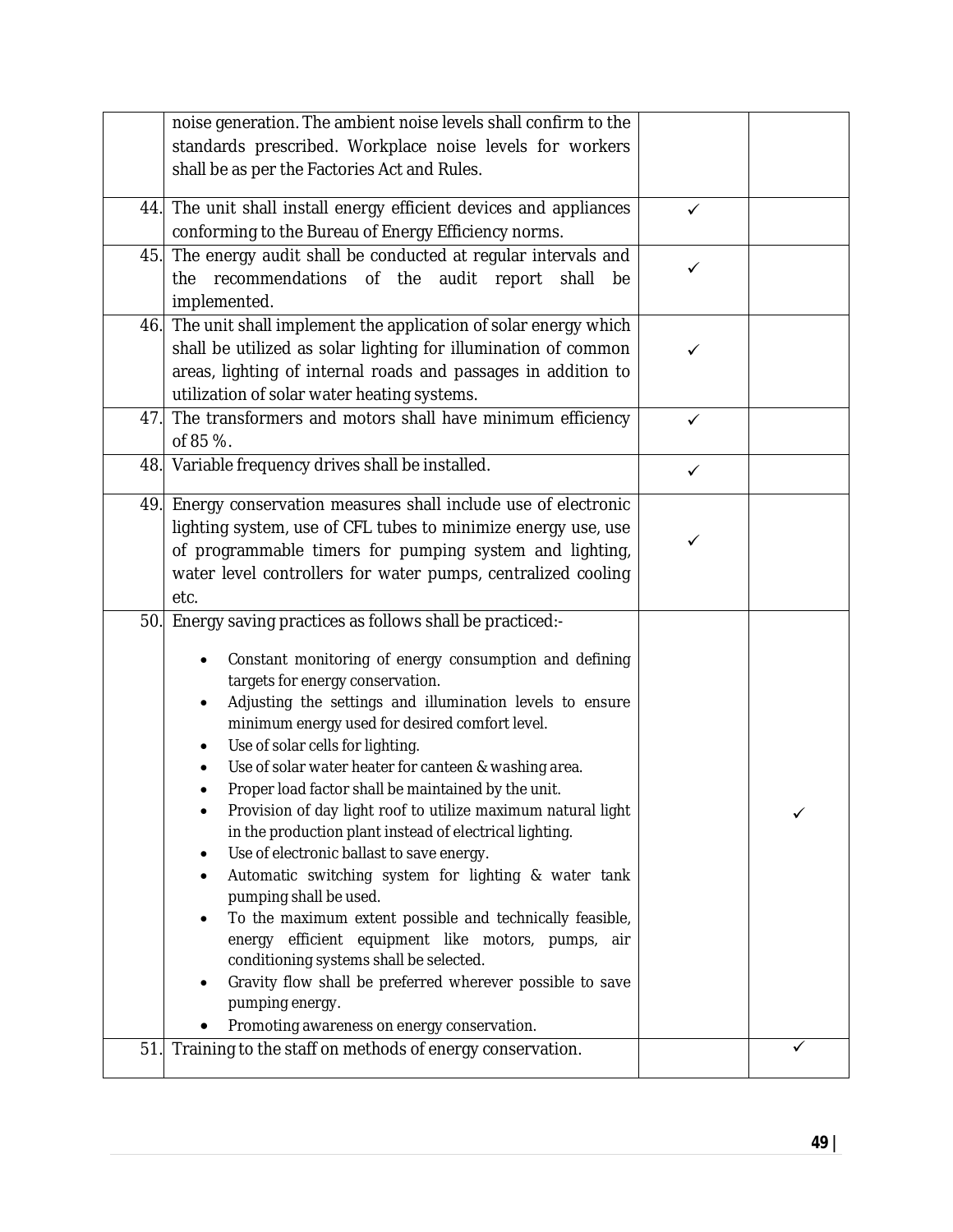| | | | |
|---|---|---|---|
| | noise generation. The ambient noise levels shall confirm to the standards prescribed. Workplace noise levels for workers shall be as per the Factories Act and Rules. | | |
| 44. | The unit shall install energy efficient devices and appliances conforming to the Bureau of Energy Efficiency norms. | ✓ | |
| 45. | The energy audit shall be conducted at regular intervals and the recommendations of the audit report shall be implemented. | ✓ | |
| 46. | The unit shall implement the application of solar energy which shall be utilized as solar lighting for illumination of common areas, lighting of internal roads and passages in addition to utilization of solar water heating systems. | ✓ | |
| 47. | The transformers and motors shall have minimum efficiency of 85 %. | ✓ | |
| 48. | Variable frequency drives shall be installed. | ✓ | |
| 49. | Energy conservation measures shall include use of electronic lighting system, use of CFL tubes to minimize energy use, use of programmable timers for pumping system and lighting, water level controllers for water pumps, centralized cooling etc. | ✓ | |
| 50. | Energy saving practices as follows shall be practiced:-<br>• Constant monitoring of energy consumption and defining targets for energy conservation.<br>• Adjusting the settings and illumination levels to ensure minimum energy used for desired comfort level.<br>• Use of solar cells for lighting.<br>• Use of solar water heater for canteen & washing area.<br>• Proper load factor shall be maintained by the unit.<br>• Provision of day light roof to utilize maximum natural light in the production plant instead of electrical lighting.<br>• Use of electronic ballast to save energy.<br>• Automatic switching system for lighting & water tank pumping shall be used.<br>• To the maximum extent possible and technically feasible, energy efficient equipment like motors, pumps, air conditioning systems shall be selected.<br>• Gravity flow shall be preferred wherever possible to save pumping energy.<br>• Promoting awareness on energy conservation. | | ✓ |
| 51. | Training to the staff on methods of energy conservation. | | ✓ |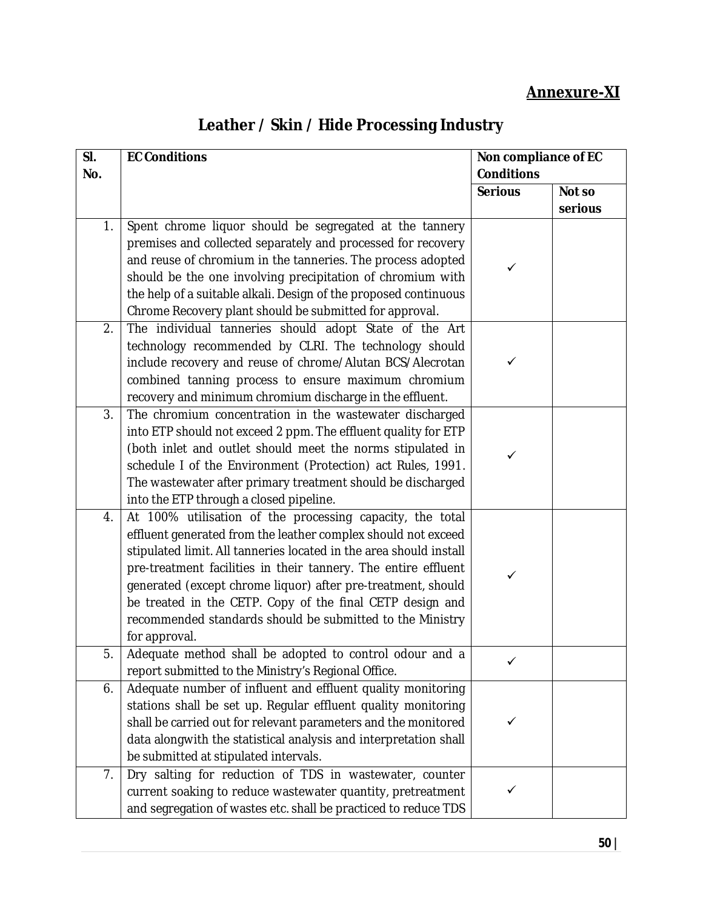**Annexure-XI**

# Leather / Skin / Hide Processing Industry

| Sl. No. | EC Conditions | Non compliance of EC Conditions | |
|---|---|---|---|
| | | Serious | Not so serious |
| 1. | Spent chrome liquor should be segregated at the tannery premises and collected separately and processed for recovery and reuse of chromium in the tanneries. The process adopted should be the one involving precipitation of chromium with the help of a suitable alkali. Design of the proposed continuous Chrome Recovery plant should be submitted for approval. | ✓ | |
| 2. | The individual tanneries should adopt State of the Art technology recommended by CLRI. The technology should include recovery and reuse of chrome/Alutan BCS/Alecrotan combined tanning process to ensure maximum chromium recovery and minimum chromium discharge in the effluent. | ✓ | |
| 3. | The chromium concentration in the wastewater discharged into ETP should not exceed 2 ppm. The effluent quality for ETP (both inlet and outlet should meet the norms stipulated in schedule I of the Environment (Protection) act Rules, 1991. The wastewater after primary treatment should be discharged into the ETP through a closed pipeline. | ✓ | |
| 4. | At 100% utilisation of the processing capacity, the total effluent generated from the leather complex should not exceed stipulated limit. All tanneries located in the area should install pre-treatment facilities in their tannery. The entire effluent generated (except chrome liquor) after pre-treatment, should be treated in the CETP. Copy of the final CETP design and recommended standards should be submitted to the Ministry for approval. | ✓ | |
| 5. | Adequate method shall be adopted to control odour and a report submitted to the Ministry's Regional Office. | ✓ | |
| 6. | Adequate number of influent and effluent quality monitoring stations shall be set up. Regular effluent quality monitoring shall be carried out for relevant parameters and the monitored data alongwith the statistical analysis and interpretation shall be submitted at stipulated intervals. | ✓ | |
| 7. | Dry salting for reduction of TDS in wastewater, counter current soaking to reduce wastewater quantity, pretreatment and segregation of wastes etc. shall be practiced to reduce TDS | ✓ | |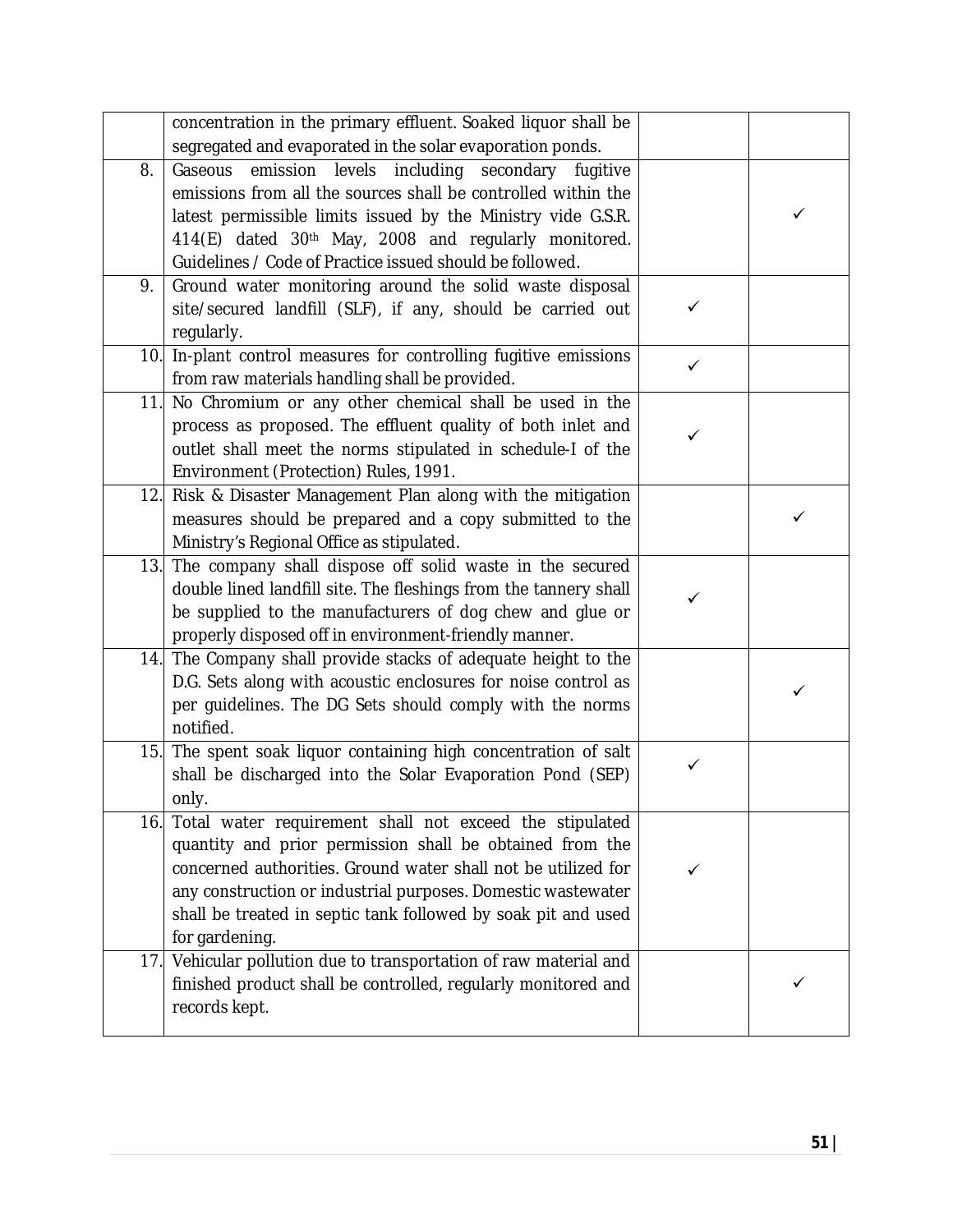|  |  |  |  |
|---|---|---|---|
|  | concentration in the primary effluent. Soaked liquor shall be segregated and evaporated in the solar evaporation ponds. |  |  |
| 8. | Gaseous emission levels including secondary fugitive emissions from all the sources shall be controlled within the latest permissible limits issued by the Ministry vide G.S.R. 414(E) dated 30th May, 2008 and regularly monitored. Guidelines / Code of Practice issued should be followed. |  | ✓ |
| 9. | Ground water monitoring around the solid waste disposal site/secured landfill (SLF), if any, should be carried out regularly. | ✓ |  |
| 10. | In-plant control measures for controlling fugitive emissions from raw materials handling shall be provided. | ✓ |  |
| 11. | No Chromium or any other chemical shall be used in the process as proposed. The effluent quality of both inlet and outlet shall meet the norms stipulated in schedule-I of the Environment (Protection) Rules, 1991. | ✓ |  |
| 12. | Risk & Disaster Management Plan along with the mitigation measures should be prepared and a copy submitted to the Ministry's Regional Office as stipulated. |  | ✓ |
| 13. | The company shall dispose off solid waste in the secured double lined landfill site. The fleshings from the tannery shall be supplied to the manufacturers of dog chew and glue or properly disposed off in environment-friendly manner. | ✓ |  |
| 14. | The Company shall provide stacks of adequate height to the D.G. Sets along with acoustic enclosures for noise control as per guidelines. The DG Sets should comply with the norms notified. |  | ✓ |
| 15. | The spent soak liquor containing high concentration of salt shall be discharged into the Solar Evaporation Pond (SEP) only. | ✓ |  |
| 16. | Total water requirement shall not exceed the stipulated quantity and prior permission shall be obtained from the concerned authorities. Ground water shall not be utilized for any construction or industrial purposes. Domestic wastewater shall be treated in septic tank followed by soak pit and used for gardening. | ✓ |  |
| 17. | Vehicular pollution due to transportation of raw material and finished product shall be controlled, regularly monitored and records kept. |  | ✓ |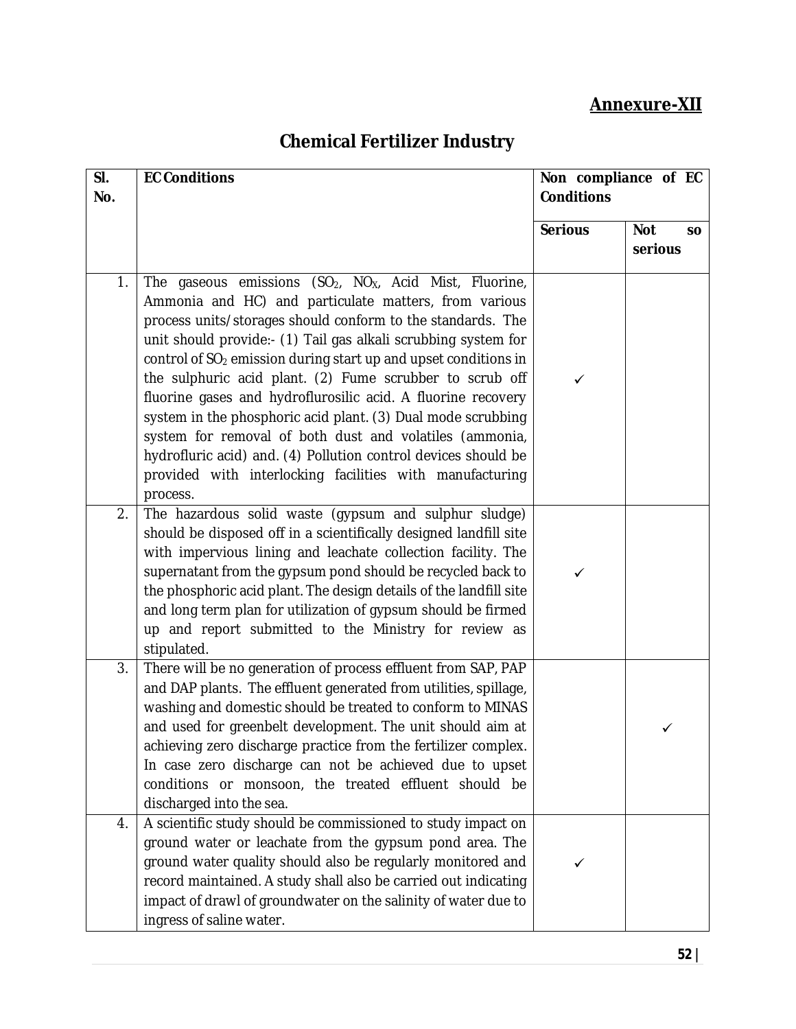**Annexure-XII**

# Chemical Fertilizer Industry

| Sl. No. | EC Conditions | Non compliance of EC Conditions | |
|---|---|---|---|
| | | Serious | Not so serious |
| 1. | The gaseous emissions ($SO_2$, $NO_X$, Acid Mist, Fluorine, Ammonia and HC) and particulate matters, from various process units/storages should conform to the standards. The unit should provide:- (1) Tail gas alkali scrubbing system for control of $SO_2$ emission during start up and upset conditions in the sulphuric acid plant. (2) Fume scrubber to scrub off fluorine gases and hydroflurosilic acid. A fluorine recovery system in the phosphoric acid plant. (3) Dual mode scrubbing system for removal of both dust and volatiles (ammonia, hydrofluric acid) and. (4) Pollution control devices should be provided with interlocking facilities with manufacturing process. | ✓ | |
| 2. | The hazardous solid waste (gypsum and sulphur sludge) should be disposed off in a scientifically designed landfill site with impervious lining and leachate collection facility. The supernatant from the gypsum pond should be recycled back to the phosphoric acid plant. The design details of the landfill site and long term plan for utilization of gypsum should be firmed up and report submitted to the Ministry for review as stipulated. | ✓ | |
| 3. | There will be no generation of process effluent from SAP, PAP and DAP plants. The effluent generated from utilities, spillage, washing and domestic should be treated to conform to MINAS and used for greenbelt development. The unit should aim at achieving zero discharge practice from the fertilizer complex. In case zero discharge can not be achieved due to upset conditions or monsoon, the treated effluent should be discharged into the sea. | | ✓ |
| 4. | A scientific study should be commissioned to study impact on ground water or leachate from the gypsum pond area. The ground water quality should also be regularly monitored and record maintained. A study shall also be carried out indicating impact of drawl of groundwater on the salinity of water due to ingress of saline water. | ✓ | |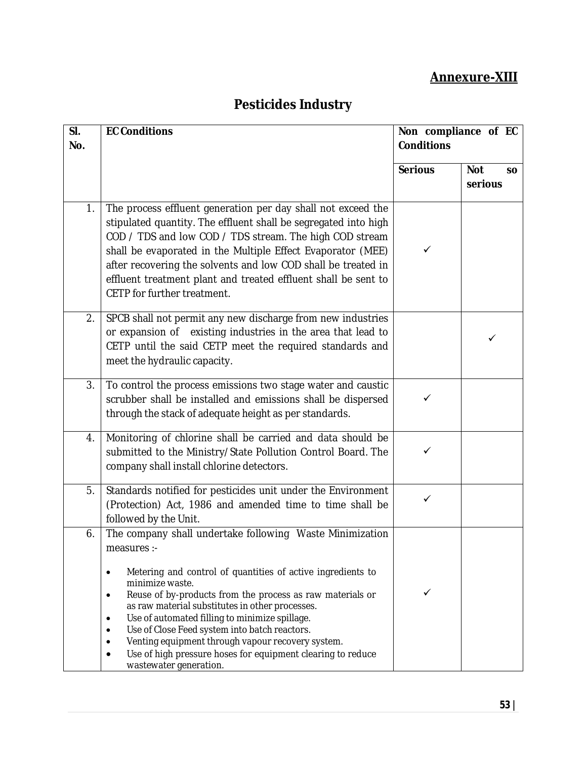**Annexure-XIII**

# Pesticides Industry

| Sl. No. | EC Conditions | Non compliance of EC Conditions | |
|---|---|---|---|
| | | Serious | Not so serious |
| 1. | The process effluent generation per day shall not exceed the stipulated quantity. The effluent shall be segregated into high COD / TDS and low COD / TDS stream. The high COD stream shall be evaporated in the Multiple Effect Evaporator (MEE) after recovering the solvents and low COD shall be treated in effluent treatment plant and treated effluent shall be sent to CETP for further treatment. | ✓ | |
| 2. | SPCB shall not permit any new discharge from new industries or expansion of existing industries in the area that lead to CETP until the said CETP meet the required standards and meet the hydraulic capacity. | | ✓ |
| 3. | To control the process emissions two stage water and caustic scrubber shall be installed and emissions shall be dispersed through the stack of adequate height as per standards. | ✓ | |
| 4. | Monitoring of chlorine shall be carried and data should be submitted to the Ministry/State Pollution Control Board. The company shall install chlorine detectors. | ✓ | |
| 5. | Standards notified for pesticides unit under the Environment (Protection) Act, 1986 and amended time to time shall be followed by the Unit. | ✓ | |
| 6. | The company shall undertake following Waste Minimization measures :-<br>• Metering and control of quantities of active ingredients to minimize waste.<br>• Reuse of by-products from the process as raw materials or as raw material substitutes in other processes.<br>• Use of automated filling to minimize spillage.<br>• Use of Close Feed system into batch reactors.<br>• Venting equipment through vapour recovery system.<br>• Use of high pressure hoses for equipment clearing to reduce wastewater generation. | ✓ | |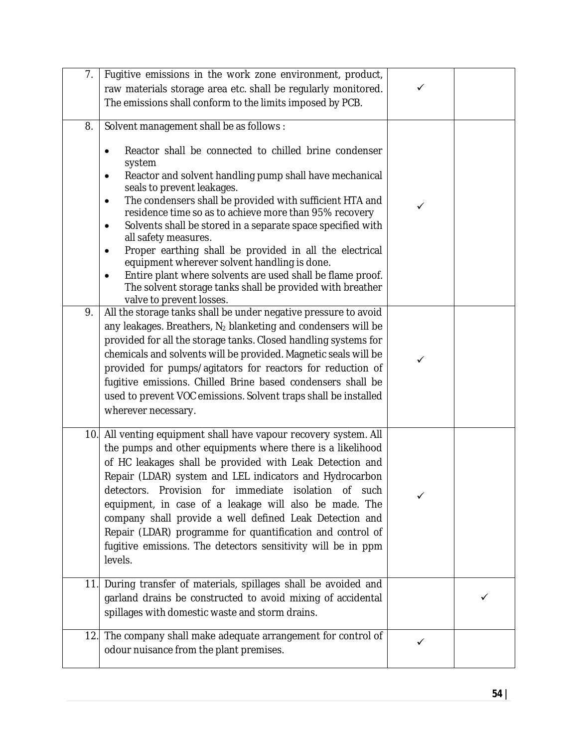| | | | |
|---|---|---|---|
| 7. | Fugitive emissions in the work zone environment, product, raw materials storage area etc. shall be regularly monitored. The emissions shall conform to the limits imposed by PCB. | ✓ | |
| 8. | Solvent management shall be as follows :<br>• Reactor shall be connected to chilled brine condenser system<br>• Reactor and solvent handling pump shall have mechanical seals to prevent leakages.<br>• The condensers shall be provided with sufficient HTA and residence time so as to achieve more than 95% recovery<br>• Solvents shall be stored in a separate space specified with all safety measures.<br>• Proper earthing shall be provided in all the electrical equipment wherever solvent handling is done.<br>• Entire plant where solvents are used shall be flame proof. The solvent storage tanks shall be provided with breather valve to prevent losses. | ✓ | |
| 9. | All the storage tanks shall be under negative pressure to avoid any leakages. Breathers, $N_2$ blanketing and condensers will be provided for all the storage tanks. Closed handling systems for chemicals and solvents will be provided. Magnetic seals will be provided for pumps/agitators for reactors for reduction of fugitive emissions. Chilled Brine based condensers shall be used to prevent VOC emissions. Solvent traps shall be installed wherever necessary. | ✓ | |
| 10. | All venting equipment shall have vapour recovery system. All the pumps and other equipments where there is a likelihood of HC leakages shall be provided with Leak Detection and Repair (LDAR) system and LEL indicators and Hydrocarbon detectors. Provision for immediate isolation of such equipment, in case of a leakage will also be made. The company shall provide a well defined Leak Detection and Repair (LDAR) programme for quantification and control of fugitive emissions. The detectors sensitivity will be in ppm levels. | ✓ | |
| 11. | During transfer of materials, spillages shall be avoided and garland drains be constructed to avoid mixing of accidental spillages with domestic waste and storm drains. | | ✓ |
| 12. | The company shall make adequate arrangement for control of odour nuisance from the plant premises. | ✓ | |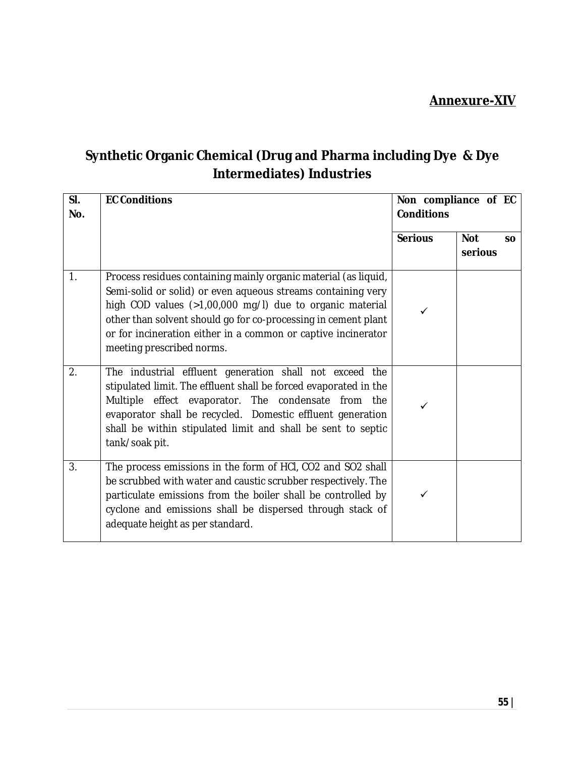**Annexure-XIV**

# Synthetic Organic Chemical (Drug and Pharma including Dye & Dye Intermediates) Industries

| Sl. No. | EC Conditions | Non compliance of EC Conditions | |
|---|---|---|---|
| | | Serious | Not so serious |
| 1. | Process residues containing mainly organic material (as liquid, Semi-solid or solid) or even aqueous streams containing very high COD values (>1,00,000 mg/l) due to organic material other than solvent should go for co-processing in cement plant or for incineration either in a common or captive incinerator meeting prescribed norms. | ✓ | |
| 2. | The industrial effluent generation shall not exceed the stipulated limit. The effluent shall be forced evaporated in the Multiple effect evaporator. The condensate from the evaporator shall be recycled. Domestic effluent generation shall be within stipulated limit and shall be sent to septic tank/soak pit. | ✓ | |
| 3. | The process emissions in the form of HCl, CO2 and SO2 shall be scrubbed with water and caustic scrubber respectively. The particulate emissions from the boiler shall be controlled by cyclone and emissions shall be dispersed through stack of adequate height as per standard. | ✓ | |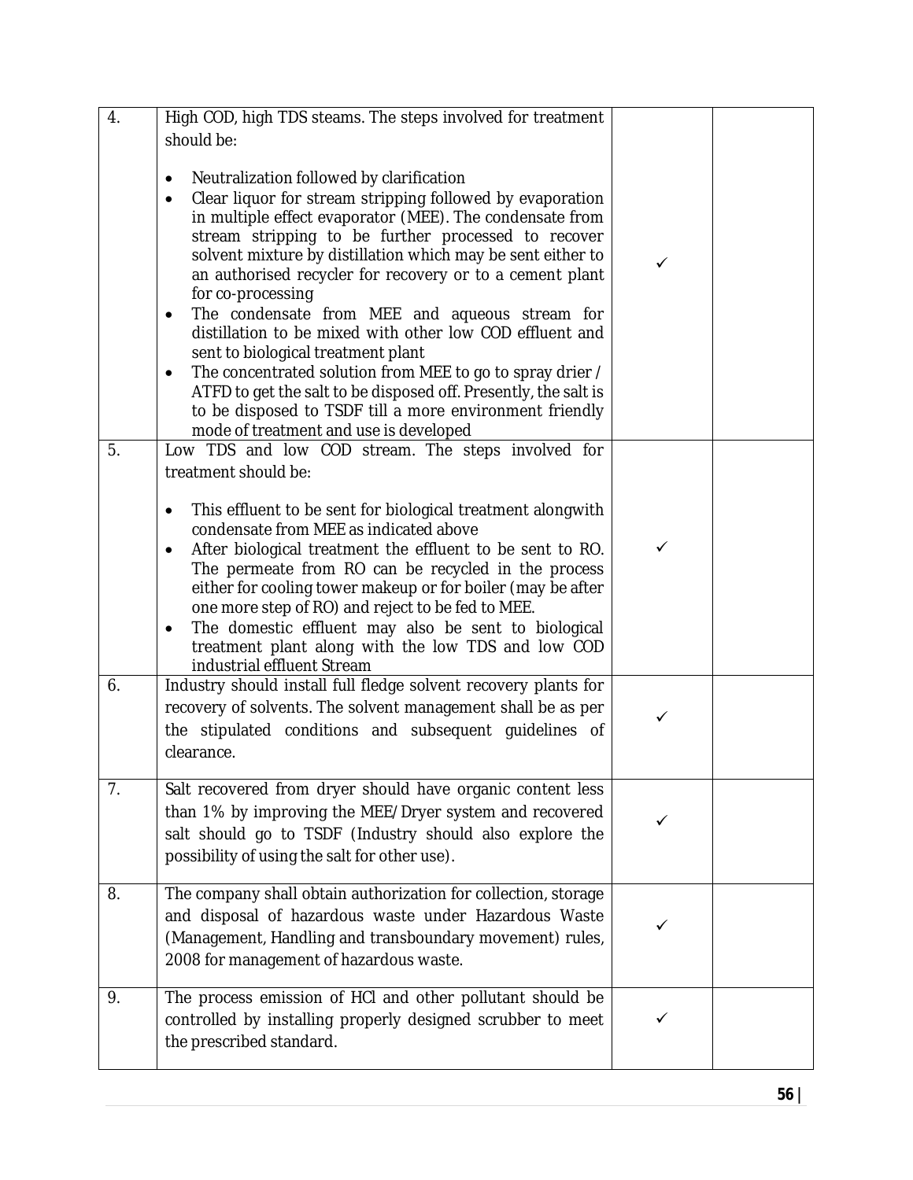| | | | |
|---|---|---|---|
| 4. | High COD, high TDS steams. The steps involved for treatment should be:<br><br>• Neutralization followed by clarification<br>• Clear liquor for stream stripping followed by evaporation in multiple effect evaporator (MEE). The condensate from stream stripping to be further processed to recover solvent mixture by distillation which may be sent either to an authorised recycler for recovery or to a cement plant for co-processing<br>• The condensate from MEE and aqueous stream for distillation to be mixed with other low COD effluent and sent to biological treatment plant<br>• The concentrated solution from MEE to go to spray drier / ATFD to get the salt to be disposed off. Presently, the salt is to be disposed to TSDF till a more environment friendly mode of treatment and use is developed | ✓ | |
| 5. | Low TDS and low COD stream. The steps involved for treatment should be:<br><br>• This effluent to be sent for biological treatment alongwith condensate from MEE as indicated above<br>• After biological treatment the effluent to be sent to RO. The permeate from RO can be recycled in the process either for cooling tower makeup or for boiler (may be after one more step of RO) and reject to be fed to MEE.<br>• The domestic effluent may also be sent to biological treatment plant along with the low TDS and low COD industrial effluent Stream | ✓ | |
| 6. | Industry should install full fledge solvent recovery plants for recovery of solvents. The solvent management shall be as per the stipulated conditions and subsequent guidelines of clearance. | ✓ | |
| 7. | Salt recovered from dryer should have organic content less than 1% by improving the MEE/Dryer system and recovered salt should go to TSDF (Industry should also explore the possibility of using the salt for other use). | ✓ | |
| 8. | The company shall obtain authorization for collection, storage and disposal of hazardous waste under Hazardous Waste (Management, Handling and transboundary movement) rules, 2008 for management of hazardous waste. | ✓ | |
| 9. | The process emission of HCl and other pollutant should be controlled by installing properly designed scrubber to meet the prescribed standard. | ✓ | |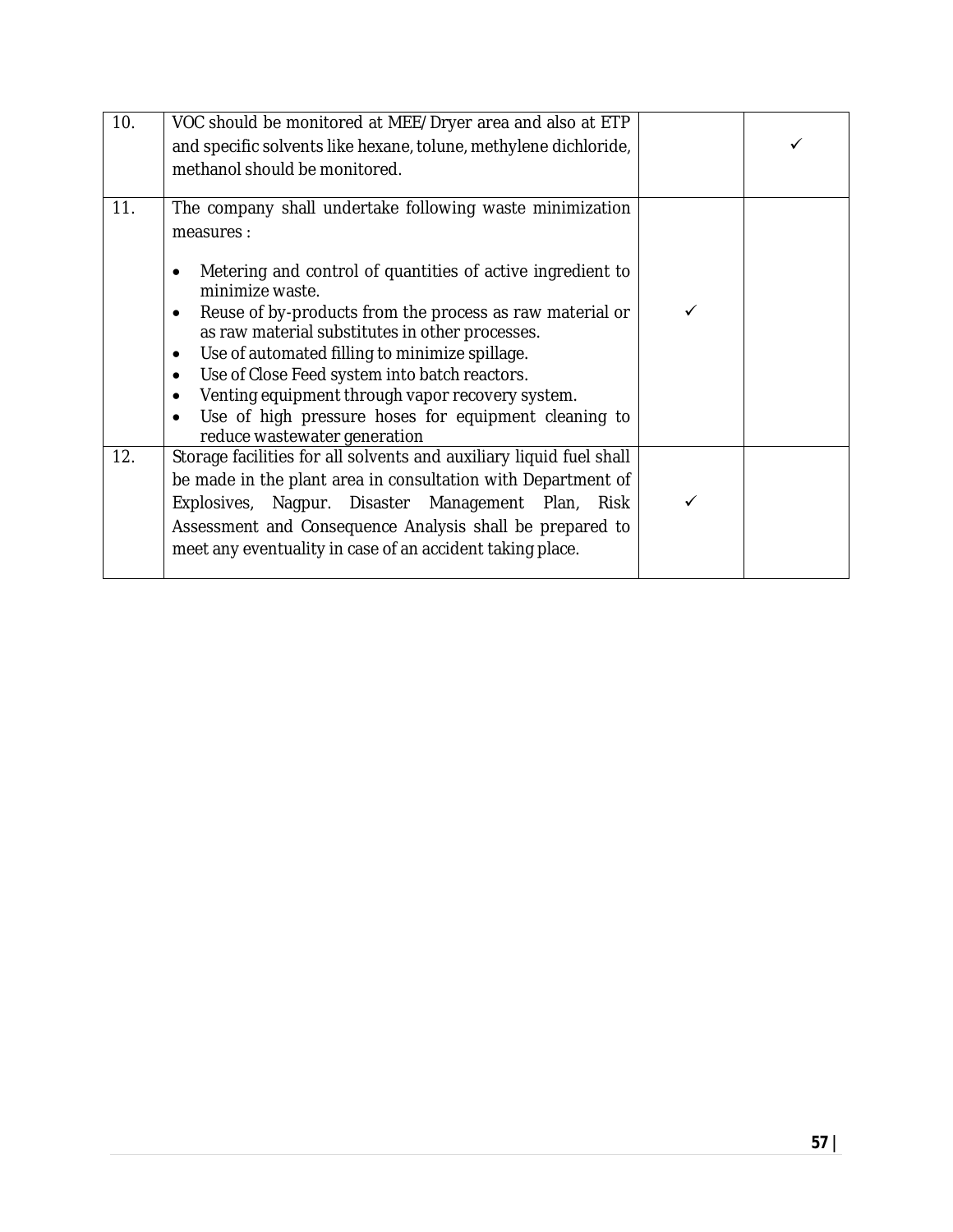| | | | |
|---|---|---|---|
| 10. | VOC should be monitored at MEE/Dryer area and also at ETP and specific solvents like hexane, tolune, methylene dichloride, methanol should be monitored. | | ✓ |
| 11. | The company shall undertake following waste minimization measures :<br><br>• Metering and control of quantities of active ingredient to minimize waste.<br>• Reuse of by-products from the process as raw material or as raw material substitutes in other processes.<br>• Use of automated filling to minimize spillage.<br>• Use of Close Feed system into batch reactors.<br>• Venting equipment through vapor recovery system.<br>• Use of high pressure hoses for equipment cleaning to reduce wastewater generation | ✓ | |
| 12. | Storage facilities for all solvents and auxiliary liquid fuel shall be made in the plant area in consultation with Department of Explosives, Nagpur. Disaster Management Plan, Risk Assessment and Consequence Analysis shall be prepared to meet any eventuality in case of an accident taking place. | ✓ | |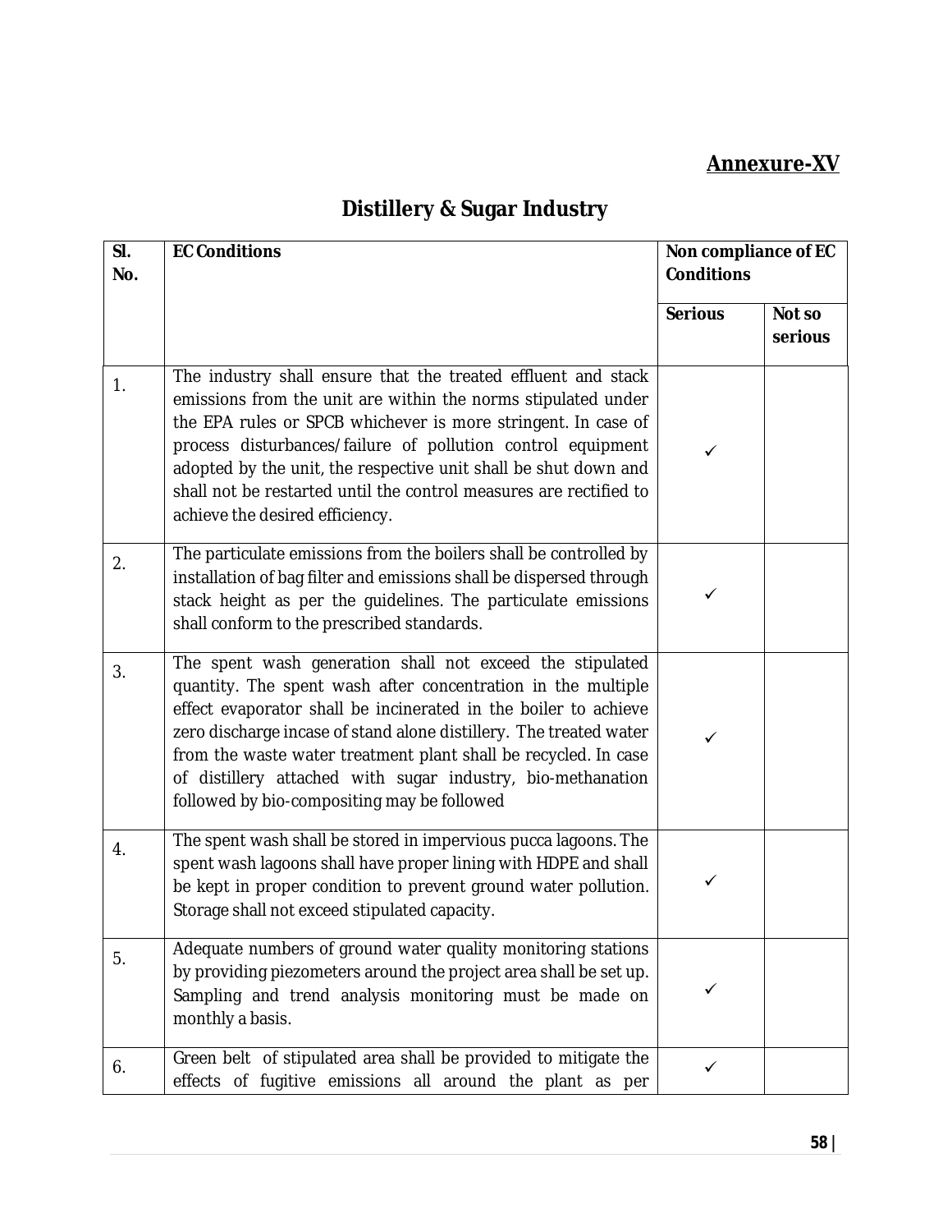**Annexure-XV**

## Distillery & Sugar Industry

| Sl. No. | EC Conditions | Non compliance of EC Conditions | |
|---|---|---|---|
| | | Serious | Not so serious |
| 1. | The industry shall ensure that the treated effluent and stack emissions from the unit are within the norms stipulated under the EPA rules or SPCB whichever is more stringent. In case of process disturbances/failure of pollution control equipment adopted by the unit, the respective unit shall be shut down and shall not be restarted until the control measures are rectified to achieve the desired efficiency. | ✓ | |
| 2. | The particulate emissions from the boilers shall be controlled by installation of bag filter and emissions shall be dispersed through stack height as per the guidelines. The particulate emissions shall conform to the prescribed standards. | ✓ | |
| 3. | The spent wash generation shall not exceed the stipulated quantity. The spent wash after concentration in the multiple effect evaporator shall be incinerated in the boiler to achieve zero discharge incase of stand alone distillery. The treated water from the waste water treatment plant shall be recycled. In case of distillery attached with sugar industry, bio-methanation followed by bio-compositing may be followed | ✓ | |
| 4. | The spent wash shall be stored in impervious pucca lagoons. The spent wash lagoons shall have proper lining with HDPE and shall be kept in proper condition to prevent ground water pollution. Storage shall not exceed stipulated capacity. | ✓ | |
| 5. | Adequate numbers of ground water quality monitoring stations by providing piezometers around the project area shall be set up. Sampling and trend analysis monitoring must be made on monthly a basis. | ✓ | |
| 6. | Green belt of stipulated area shall be provided to mitigate the effects of fugitive emissions all around the plant as per | ✓ | |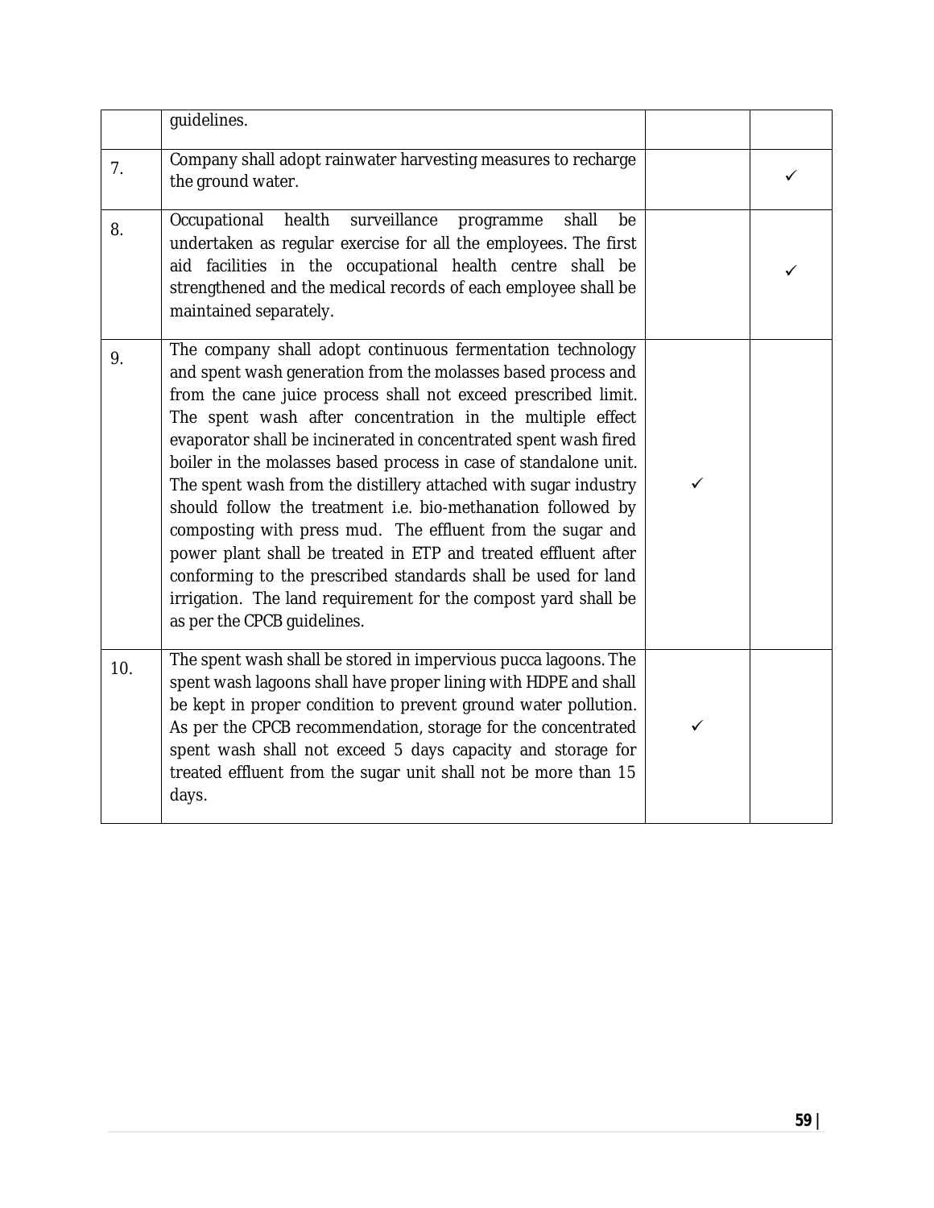| | | | |
|---|---|---|---|
| | guidelines. | | |
| 7. | Company shall adopt rainwater harvesting measures to recharge the ground water. | | ✓ |
| 8. | Occupational health surveillance programme shall be undertaken as regular exercise for all the employees. The first aid facilities in the occupational health centre shall be strengthened and the medical records of each employee shall be maintained separately. | | ✓ |
| 9. | The company shall adopt continuous fermentation technology and spent wash generation from the molasses based process and from the cane juice process shall not exceed prescribed limit. The spent wash after concentration in the multiple effect evaporator shall be incinerated in concentrated spent wash fired boiler in the molasses based process in case of standalone unit. The spent wash from the distillery attached with sugar industry should follow the treatment i.e. bio-methanation followed by composting with press mud. The effluent from the sugar and power plant shall be treated in ETP and treated effluent after conforming to the prescribed standards shall be used for land irrigation. The land requirement for the compost yard shall be as per the CPCB guidelines. | ✓ | |
| 10. | The spent wash shall be stored in impervious pucca lagoons. The spent wash lagoons shall have proper lining with HDPE and shall be kept in proper condition to prevent ground water pollution. As per the CPCB recommendation, storage for the concentrated spent wash shall not exceed 5 days capacity and storage for treated effluent from the sugar unit shall not be more than 15 days. | ✓ | |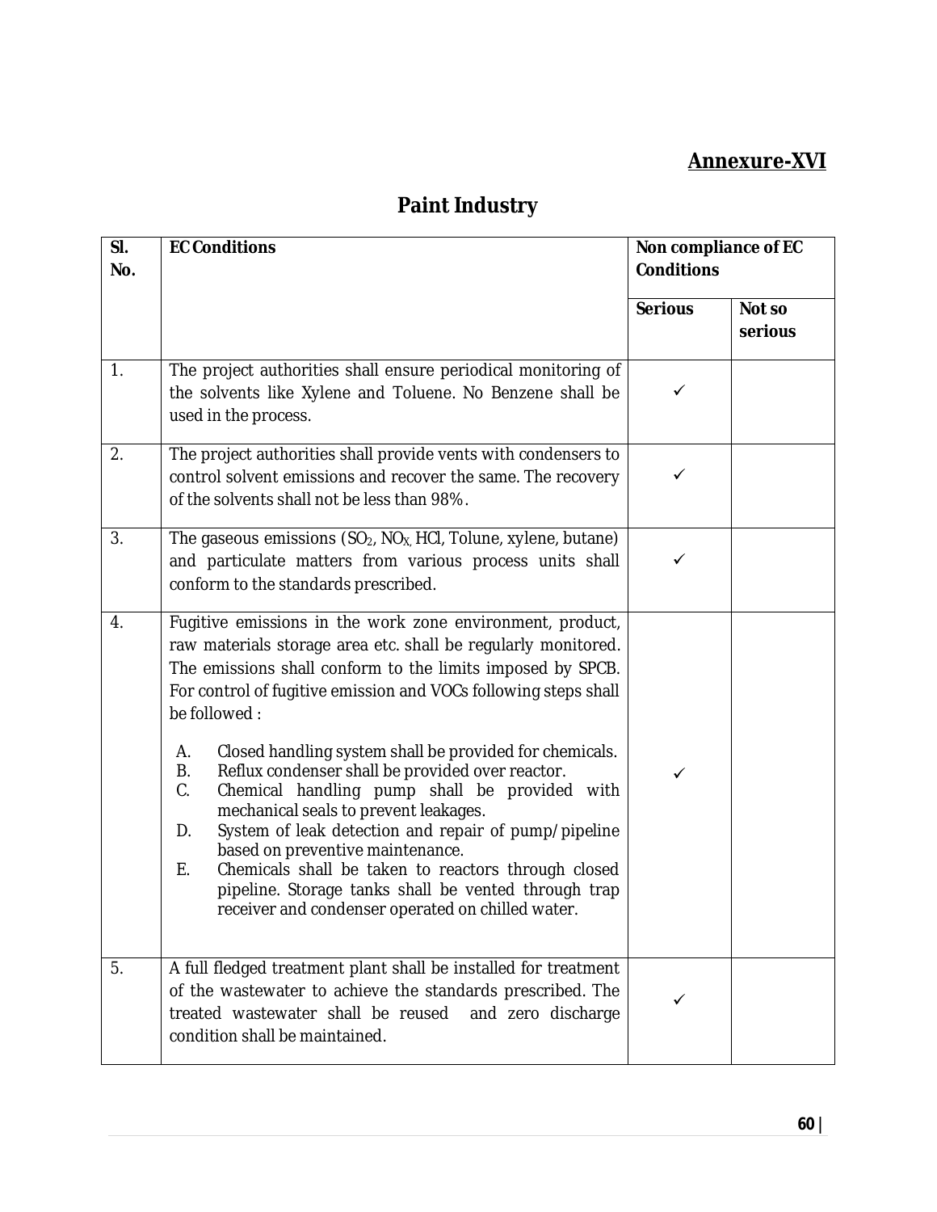**Annexure-XVI**

# Paint Industry

| Sl. No. | EC Conditions | Non compliance of EC Conditions | |
|---|---|---|---|
| | | Serious | Not so serious |
| 1. | The project authorities shall ensure periodical monitoring of the solvents like Xylene and Toluene. No Benzene shall be used in the process. | ✓ | |
| 2. | The project authorities shall provide vents with condensers to control solvent emissions and recover the same. The recovery of the solvents shall not be less than 98%. | ✓ | |
| 3. | The gaseous emissions ($SO_2$, $NO_X$, HCl, Tolune, xylene, butane) and particulate matters from various process units shall conform to the standards prescribed. | ✓ | |
| 4. | Fugitive emissions in the work zone environment, product, raw materials storage area etc. shall be regularly monitored. The emissions shall conform to the limits imposed by SPCB. For control of fugitive emission and VOCs following steps shall be followed :<br><br>A. Closed handling system shall be provided for chemicals.<br>B. Reflux condenser shall be provided over reactor.<br>C. Chemical handling pump shall be provided with mechanical seals to prevent leakages.<br>D. System of leak detection and repair of pump/pipeline based on preventive maintenance.<br>E. Chemicals shall be taken to reactors through closed pipeline. Storage tanks shall be vented through trap receiver and condenser operated on chilled water. | ✓ | |
| 5. | A full fledged treatment plant shall be installed for treatment of the wastewater to achieve the standards prescribed. The treated wastewater shall be reused and zero discharge condition shall be maintained. | ✓ | |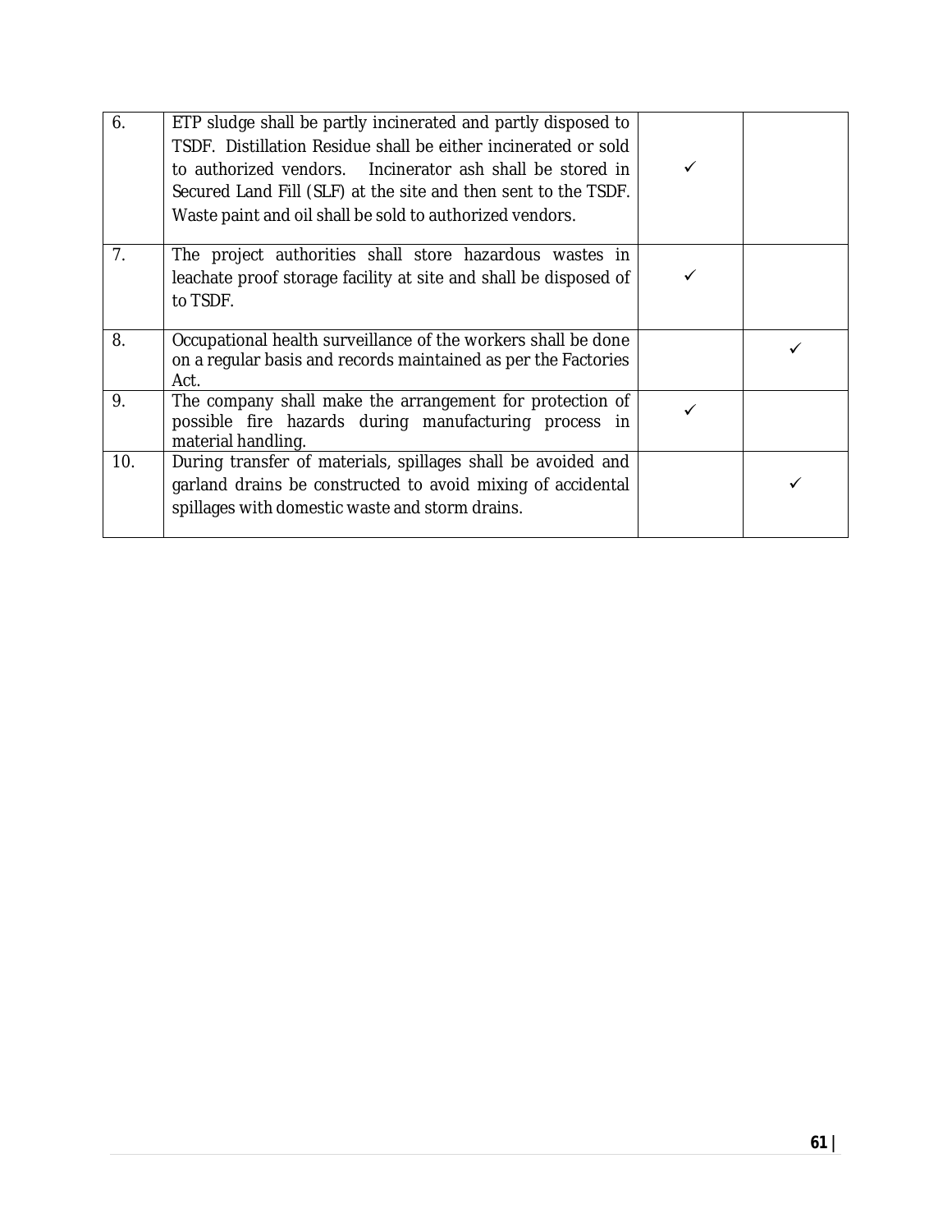| | | | |
|---|---|---|---|
| 6. | ETP sludge shall be partly incinerated and partly disposed to TSDF. Distillation Residue shall be either incinerated or sold to authorized vendors. Incinerator ash shall be stored in Secured Land Fill (SLF) at the site and then sent to the TSDF. Waste paint and oil shall be sold to authorized vendors. | ✓ | |
| 7. | The project authorities shall store hazardous wastes in leachate proof storage facility at site and shall be disposed of to TSDF. | ✓ | |
| 8. | Occupational health surveillance of the workers shall be done on a regular basis and records maintained as per the Factories Act. | | ✓ |
| 9. | The company shall make the arrangement for protection of possible fire hazards during manufacturing process in material handling. | ✓ | |
| 10. | During transfer of materials, spillages shall be avoided and garland drains be constructed to avoid mixing of accidental spillages with domestic waste and storm drains. | | ✓ |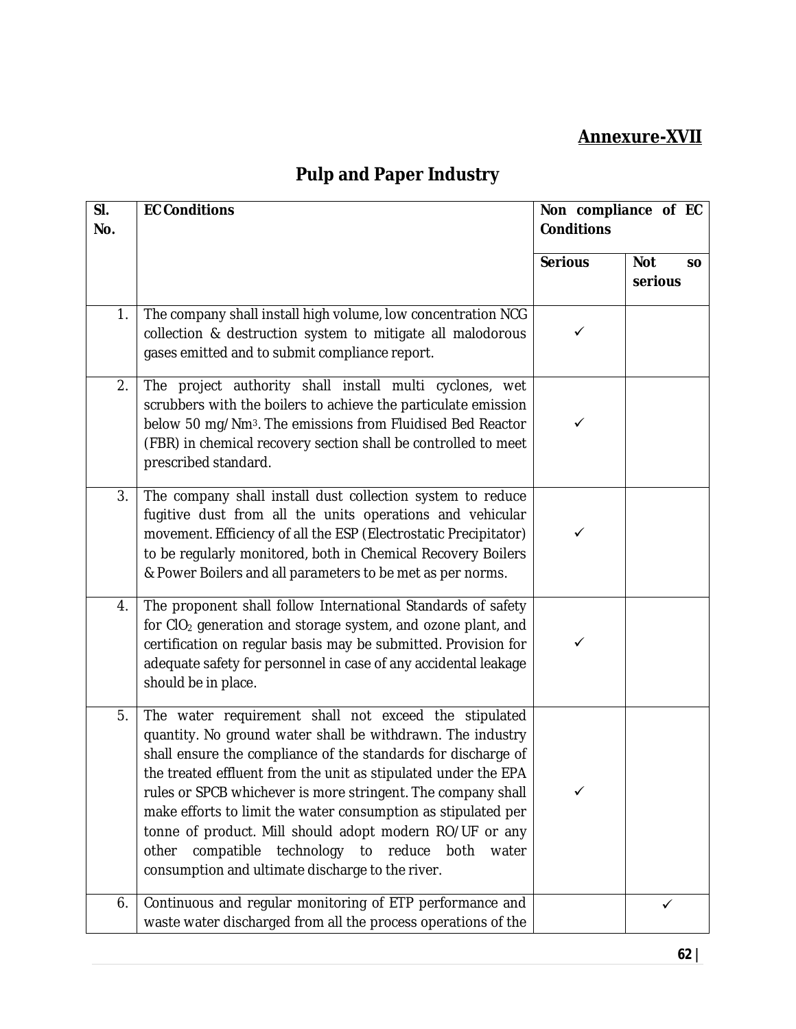**Annexure-XVII**

# Pulp and Paper Industry

| Sl. No. | EC Conditions | Non compliance of EC Conditions | |
|---|---|---|---|
| | | Serious | Not so serious |
| 1. | The company shall install high volume, low concentration NCG collection & destruction system to mitigate all malodorous gases emitted and to submit compliance report. | ✓ | |
| 2. | The project authority shall install multi cyclones, wet scrubbers with the boilers to achieve the particulate emission below 50 mg/$Nm^3$. The emissions from Fluidised Bed Reactor (FBR) in chemical recovery section shall be controlled to meet prescribed standard. | ✓ | |
| 3. | The company shall install dust collection system to reduce fugitive dust from all the units operations and vehicular movement. Efficiency of all the ESP (Electrostatic Precipitator) to be regularly monitored, both in Chemical Recovery Boilers & Power Boilers and all parameters to be met as per norms. | ✓ | |
| 4. | The proponent shall follow International Standards of safety for $ClO_2$ generation and storage system, and ozone plant, and certification on regular basis may be submitted. Provision for adequate safety for personnel in case of any accidental leakage should be in place. | ✓ | |
| 5. | The water requirement shall not exceed the stipulated quantity. No ground water shall be withdrawn. The industry shall ensure the compliance of the standards for discharge of the treated effluent from the unit as stipulated under the EPA rules or SPCB whichever is more stringent. The company shall make efforts to limit the water consumption as stipulated per tonne of product. Mill should adopt modern RO/UF or any other compatible technology to reduce both water consumption and ultimate discharge to the river. | ✓ | |
| 6. | Continuous and regular monitoring of ETP performance and waste water discharged from all the process operations of the | | ✓ |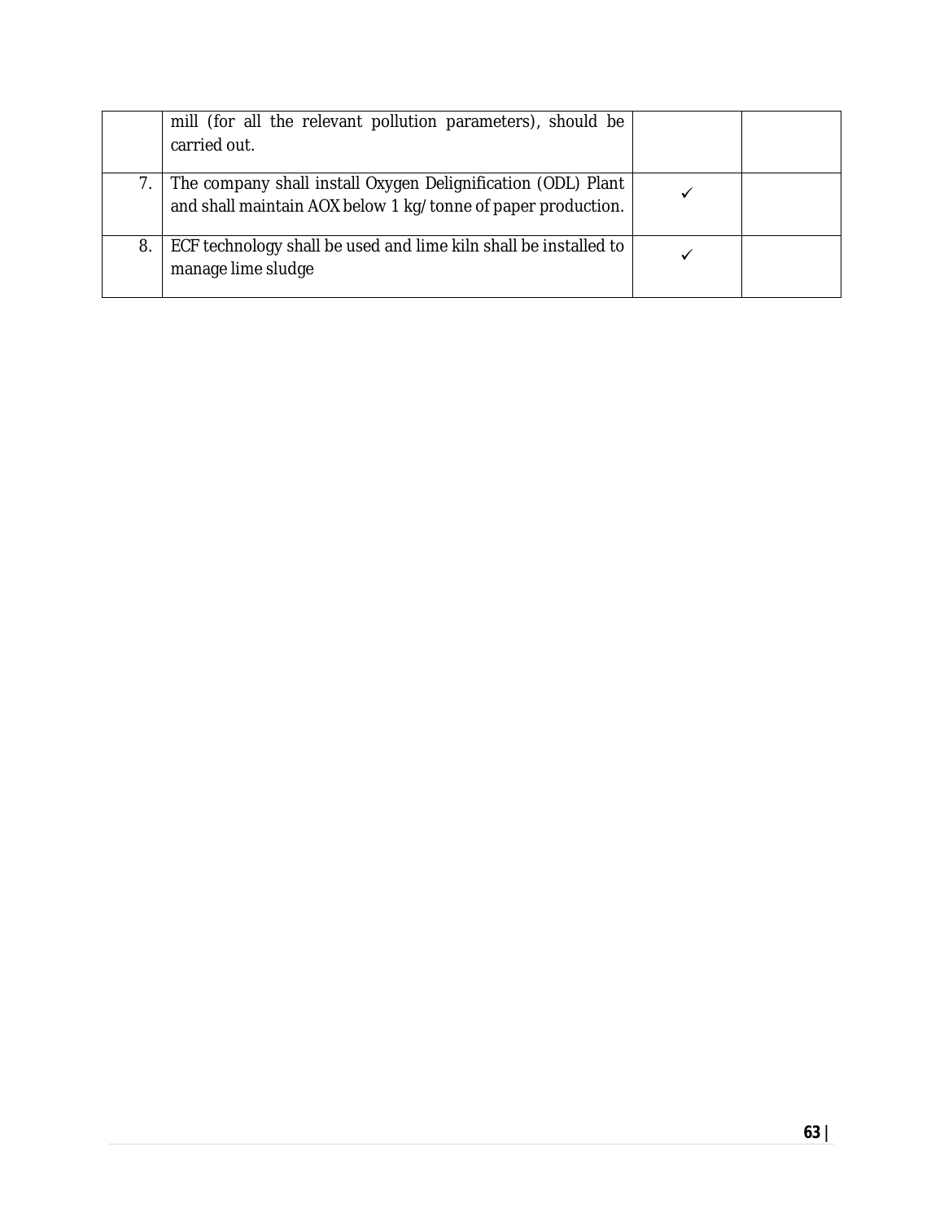|  |  |  |  |
|---|---|---|---|
|  | mill (for all the relevant pollution parameters), should be carried out. |  |  |
| 7. | The company shall install Oxygen Delignification (ODL) Plant and shall maintain AOX below 1 kg/tonne of paper production. | ✓ |  |
| 8. | ECF technology shall be used and lime kiln shall be installed to manage lime sludge | ✓ |  |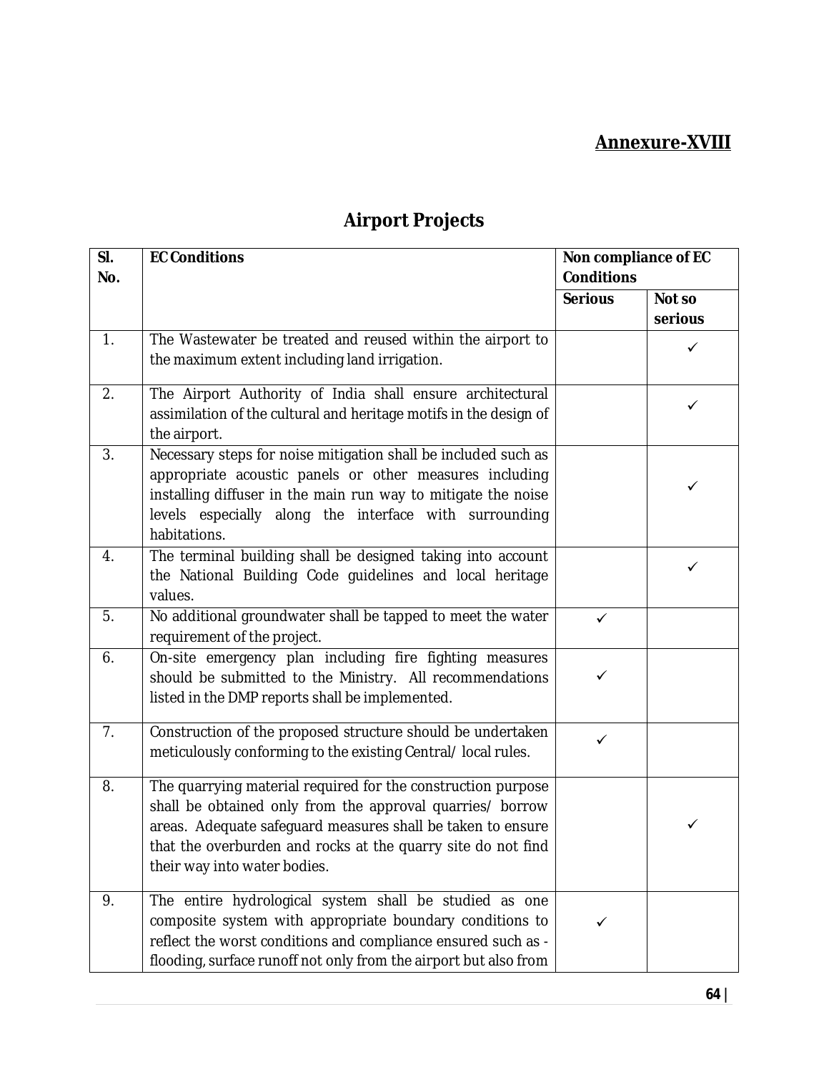## Annexure-XVIII

# Airport Projects

| Sl. No. | EC Conditions | Non compliance of EC Conditions | |
|---|---|---|---|
| | | Serious | Not so serious |
| 1. | The Wastewater be treated and reused within the airport to the maximum extent including land irrigation. | | ✓ |
| 2. | The Airport Authority of India shall ensure architectural assimilation of the cultural and heritage motifs in the design of the airport. | | ✓ |
| 3. | Necessary steps for noise mitigation shall be included such as appropriate acoustic panels or other measures including installing diffuser in the main run way to mitigate the noise levels especially along the interface with surrounding habitations. | | ✓ |
| 4. | The terminal building shall be designed taking into account the National Building Code guidelines and local heritage values. | | ✓ |
| 5. | No additional groundwater shall be tapped to meet the water requirement of the project. | ✓ | |
| 6. | On-site emergency plan including fire fighting measures should be submitted to the Ministry. All recommendations listed in the DMP reports shall be implemented. | ✓ | |
| 7. | Construction of the proposed structure should be undertaken meticulously conforming to the existing Central/ local rules. | ✓ | |
| 8. | The quarrying material required for the construction purpose shall be obtained only from the approval quarries/ borrow areas. Adequate safeguard measures shall be taken to ensure that the overburden and rocks at the quarry site do not find their way into water bodies. | | ✓ |
| 9. | The entire hydrological system shall be studied as one composite system with appropriate boundary conditions to reflect the worst conditions and compliance ensured such as - flooding, surface runoff not only from the airport but also from | ✓ | |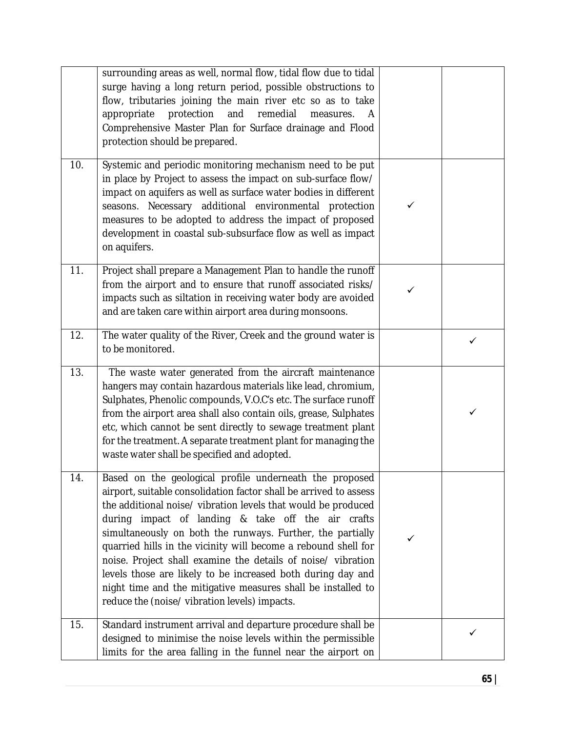| | | | |
|---|---|---|---|
| | surrounding areas as well, normal flow, tidal flow due to tidal surge having a long return period, possible obstructions to flow, tributaries joining the main river etc so as to take appropriate protection and remedial measures. A Comprehensive Master Plan for Surface drainage and Flood protection should be prepared. | | |
| 10. | Systemic and periodic monitoring mechanism need to be put in place by Project to assess the impact on sub-surface flow/ impact on aquifers as well as surface water bodies in different seasons. Necessary additional environmental protection measures to be adopted to address the impact of proposed development in coastal sub-subsurface flow as well as impact on aquifers. | ✓ | |
| 11. | Project shall prepare a Management Plan to handle the runoff from the airport and to ensure that runoff associated risks/ impacts such as siltation in receiving water body are avoided and are taken care within airport area during monsoons. | ✓ | |
| 12. | The water quality of the River, Creek and the ground water is to be monitored. | | ✓ |
| 13. | The waste water generated from the aircraft maintenance hangers may contain hazardous materials like lead, chromium, Sulphates, Phenolic compounds, V.O.C's etc. The surface runoff from the airport area shall also contain oils, grease, Sulphates etc, which cannot be sent directly to sewage treatment plant for the treatment. A separate treatment plant for managing the waste water shall be specified and adopted. | | ✓ |
| 14. | Based on the geological profile underneath the proposed airport, suitable consolidation factor shall be arrived to assess the additional noise/ vibration levels that would be produced during impact of landing & take off the air crafts simultaneously on both the runways. Further, the partially quarried hills in the vicinity will become a rebound shell for noise. Project shall examine the details of noise/ vibration levels those are likely to be increased both during day and night time and the mitigative measures shall be installed to reduce the (noise/ vibration levels) impacts. | ✓ | |
| 15. | Standard instrument arrival and departure procedure shall be designed to minimise the noise levels within the permissible limits for the area falling in the funnel near the airport on | | ✓ |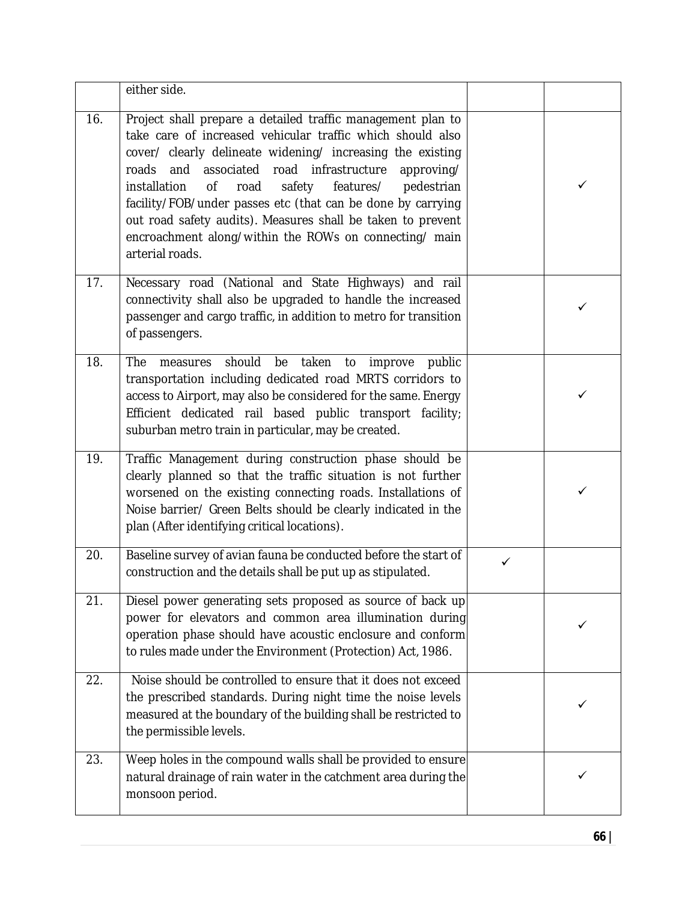| | | | |
|---|---|---|---|
| | either side. | | |
| 16. | Project shall prepare a detailed traffic management plan to take care of increased vehicular traffic which should also cover/ clearly delineate widening/ increasing the existing roads and associated road infrastructure approving/ installation of road safety features/ pedestrian facility/FOB/under passes etc (that can be done by carrying out road safety audits). Measures shall be taken to prevent encroachment along/within the ROWs on connecting/ main arterial roads. | | ✓ |
| 17. | Necessary road (National and State Highways) and rail connectivity shall also be upgraded to handle the increased passenger and cargo traffic, in addition to metro for transition of passengers. | | ✓ |
| 18. | The measures should be taken to improve public transportation including dedicated road MRTS corridors to access to Airport, may also be considered for the same. Energy Efficient dedicated rail based public transport facility; suburban metro train in particular, may be created. | | ✓ |
| 19. | Traffic Management during construction phase should be clearly planned so that the traffic situation is not further worsened on the existing connecting roads. Installations of Noise barrier/ Green Belts should be clearly indicated in the plan (After identifying critical locations). | | ✓ |
| 20. | Baseline survey of avian fauna be conducted before the start of construction and the details shall be put up as stipulated. | ✓ | |
| 21. | Diesel power generating sets proposed as source of back up power for elevators and common area illumination during operation phase should have acoustic enclosure and conform to rules made under the Environment (Protection) Act, 1986. | | ✓ |
| 22. | Noise should be controlled to ensure that it does not exceed the prescribed standards. During night time the noise levels measured at the boundary of the building shall be restricted to the permissible levels. | | ✓ |
| 23. | Weep holes in the compound walls shall be provided to ensure natural drainage of rain water in the catchment area during the monsoon period. | | ✓ |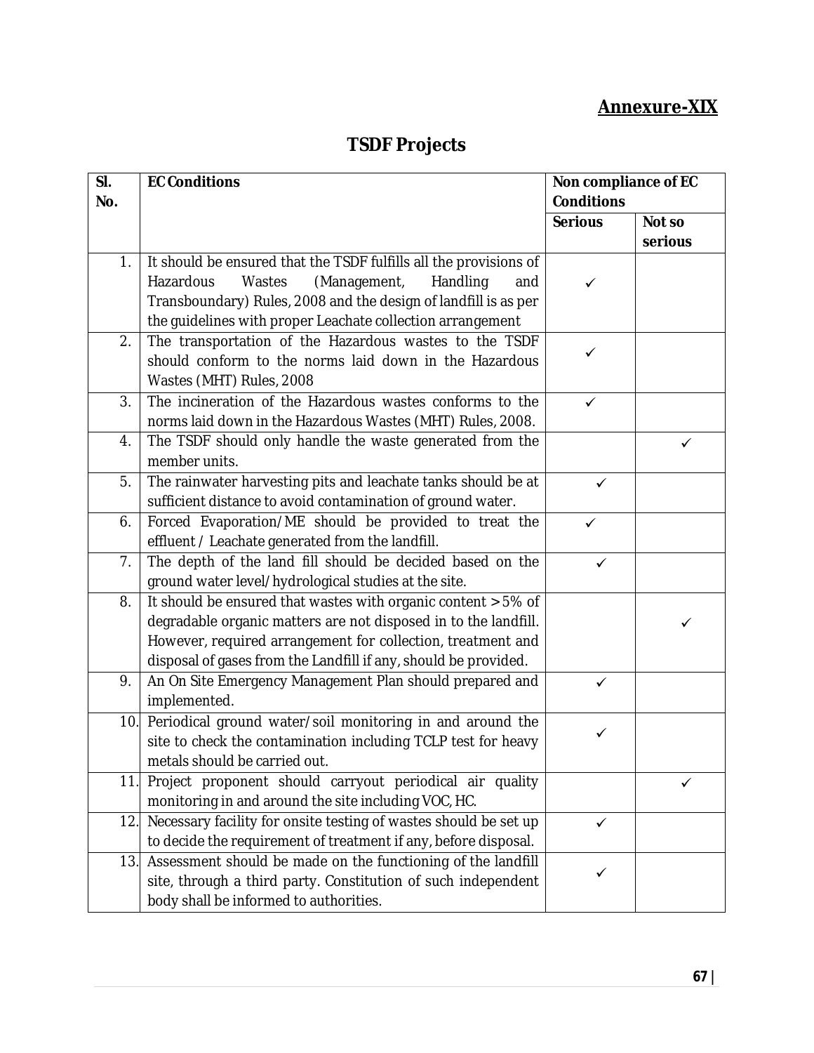## Annexure-XIX

# TSDF Projects

| Sl. No. | EC Conditions | Non compliance of EC Conditions | |
|---|---|---|---|
| | | Serious | Not so serious |
| 1. | It should be ensured that the TSDF fulfills all the provisions of Hazardous Wastes (Management, Handling and Transboundary) Rules, 2008 and the design of landfill is as per the guidelines with proper Leachate collection arrangement | ✓ | |
| 2. | The transportation of the Hazardous wastes to the TSDF should conform to the norms laid down in the Hazardous Wastes (MHT) Rules, 2008 | ✓ | |
| 3. | The incineration of the Hazardous wastes conforms to the norms laid down in the Hazardous Wastes (MHT) Rules, 2008. | ✓ | |
| 4. | The TSDF should only handle the waste generated from the member units. | | ✓ |
| 5. | The rainwater harvesting pits and leachate tanks should be at sufficient distance to avoid contamination of ground water. | ✓ | |
| 6. | Forced Evaporation/ME should be provided to treat the effluent / Leachate generated from the landfill. | ✓ | |
| 7. | The depth of the land fill should be decided based on the ground water level/hydrological studies at the site. | ✓ | |
| 8. | It should be ensured that wastes with organic content > 5% of degradable organic matters are not disposed in to the landfill. However, required arrangement for collection, treatment and disposal of gases from the Landfill if any, should be provided. | | ✓ |
| 9. | An On Site Emergency Management Plan should prepared and implemented. | ✓ | |
| 10. | Periodical ground water/soil monitoring in and around the site to check the contamination including TCLP test for heavy metals should be carried out. | ✓ | |
| 11. | Project proponent should carryout periodical air quality monitoring in and around the site including VOC, HC. | | ✓ |
| 12. | Necessary facility for onsite testing of wastes should be set up to decide the requirement of treatment if any, before disposal. | ✓ | |
| 13. | Assessment should be made on the functioning of the landfill site, through a third party. Constitution of such independent body shall be informed to authorities. | ✓ | |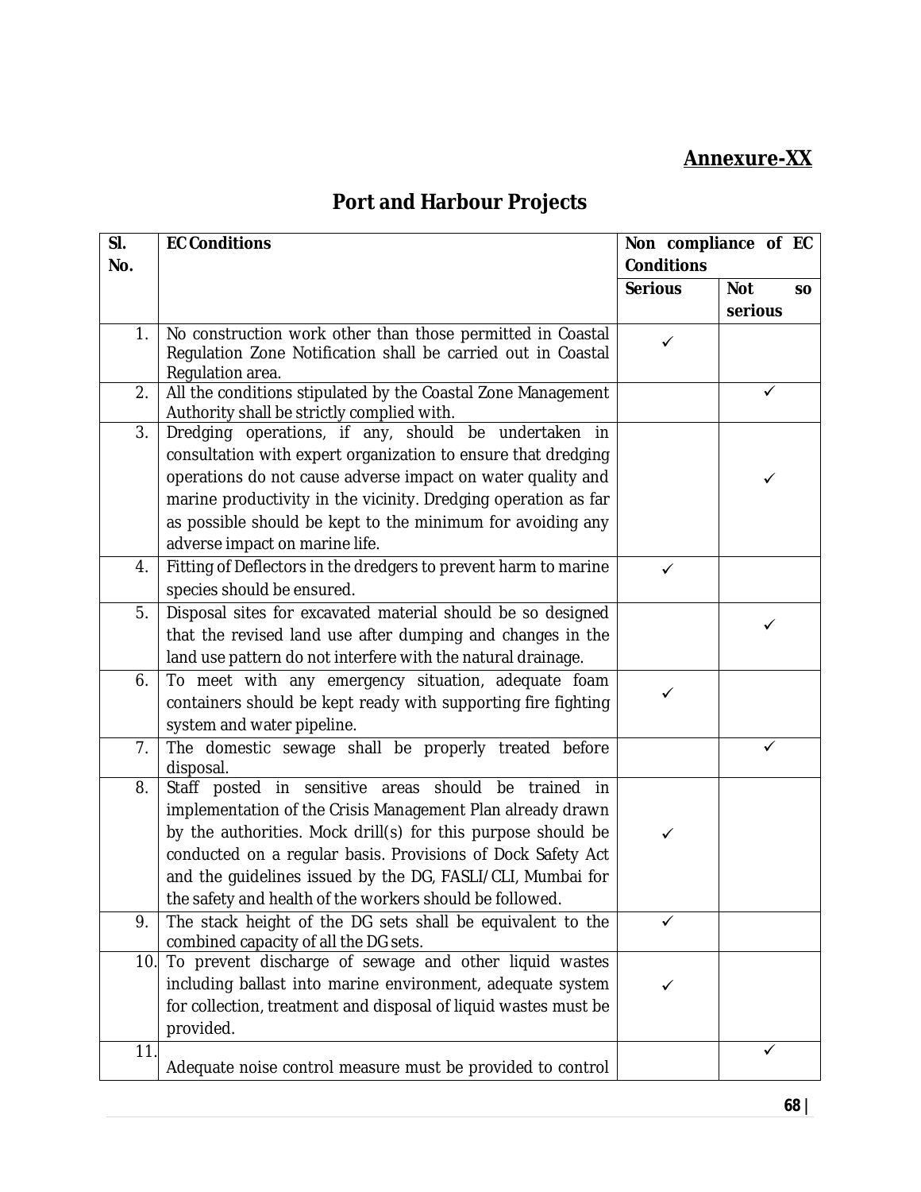## Annexure-XX

# Port and Harbour Projects

| Sl. No. | EC Conditions | Non compliance of EC Conditions | |
|---|---|---|---|
| | | Serious | Not so serious |
| 1. | No construction work other than those permitted in Coastal Regulation Zone Notification shall be carried out in Coastal Regulation area. | ✓ | |
| 2. | All the conditions stipulated by the Coastal Zone Management Authority shall be strictly complied with. | | ✓ |
| 3. | Dredging operations, if any, should be undertaken in consultation with expert organization to ensure that dredging operations do not cause adverse impact on water quality and marine productivity in the vicinity. Dredging operation as far as possible should be kept to the minimum for avoiding any adverse impact on marine life. | | ✓ |
| 4. | Fitting of Deflectors in the dredgers to prevent harm to marine species should be ensured. | ✓ | |
| 5. | Disposal sites for excavated material should be so designed that the revised land use after dumping and changes in the land use pattern do not interfere with the natural drainage. | | ✓ |
| 6. | To meet with any emergency situation, adequate foam containers should be kept ready with supporting fire fighting system and water pipeline. | ✓ | |
| 7. | The domestic sewage shall be properly treated before disposal. | | ✓ |
| 8. | Staff posted in sensitive areas should be trained in implementation of the Crisis Management Plan already drawn by the authorities. Mock drill(s) for this purpose should be conducted on a regular basis. Provisions of Dock Safety Act and the guidelines issued by the DG, FASLI/CLI, Mumbai for the safety and health of the workers should be followed. | ✓ | |
| 9. | The stack height of the DG sets shall be equivalent to the combined capacity of all the DG sets. | ✓ | |
| 10. | To prevent discharge of sewage and other liquid wastes including ballast into marine environment, adequate system for collection, treatment and disposal of liquid wastes must be provided. | ✓ | |
| 11. | Adequate noise control measure must be provided to control | | ✓ |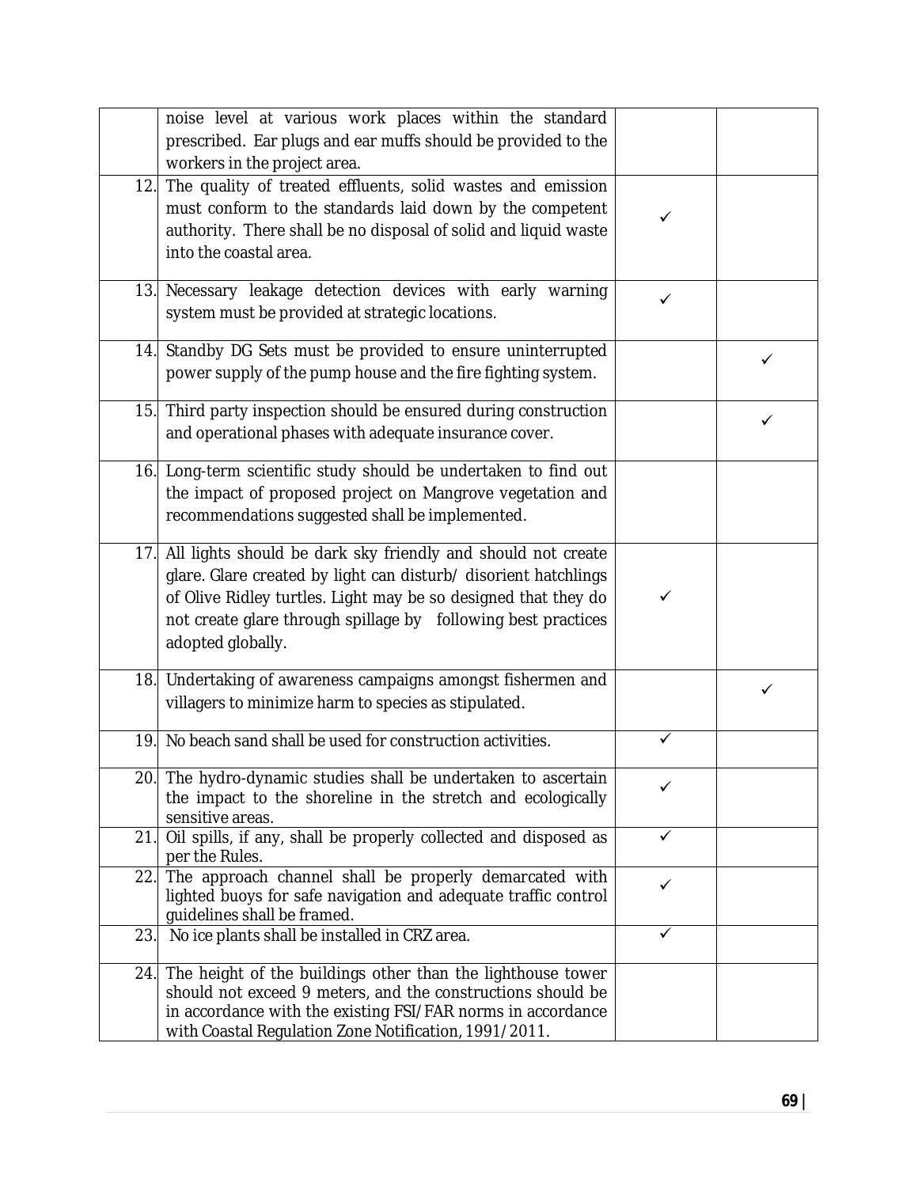| | | | |
|---|---|---|---|
| | noise level at various work places within the standard prescribed. Ear plugs and ear muffs should be provided to the workers in the project area. | | |
| 12. | The quality of treated effluents, solid wastes and emission must conform to the standards laid down by the competent authority. There shall be no disposal of solid and liquid waste into the coastal area. | ✓ | |
| 13. | Necessary leakage detection devices with early warning system must be provided at strategic locations. | ✓ | |
| 14. | Standby DG Sets must be provided to ensure uninterrupted power supply of the pump house and the fire fighting system. | | ✓ |
| 15. | Third party inspection should be ensured during construction and operational phases with adequate insurance cover. | | ✓ |
| 16. | Long-term scientific study should be undertaken to find out the impact of proposed project on Mangrove vegetation and recommendations suggested shall be implemented. | | |
| 17. | All lights should be dark sky friendly and should not create glare. Glare created by light can disturb/ disorient hatchlings of Olive Ridley turtles. Light may be so designed that they do not create glare through spillage by following best practices adopted globally. | ✓ | |
| 18. | Undertaking of awareness campaigns amongst fishermen and villagers to minimize harm to species as stipulated. | | ✓ |
| 19. | No beach sand shall be used for construction activities. | ✓ | |
| 20. | The hydro-dynamic studies shall be undertaken to ascertain the impact to the shoreline in the stretch and ecologically sensitive areas. | ✓ | |
| 21. | Oil spills, if any, shall be properly collected and disposed as per the Rules. | ✓ | |
| 22. | The approach channel shall be properly demarcated with lighted buoys for safe navigation and adequate traffic control guidelines shall be framed. | ✓ | |
| 23. | No ice plants shall be installed in CRZ area. | ✓ | |
| 24. | The height of the buildings other than the lighthouse tower should not exceed 9 meters, and the constructions should be in accordance with the existing FSI/FAR norms in accordance with Coastal Regulation Zone Notification, 1991/2011. | | |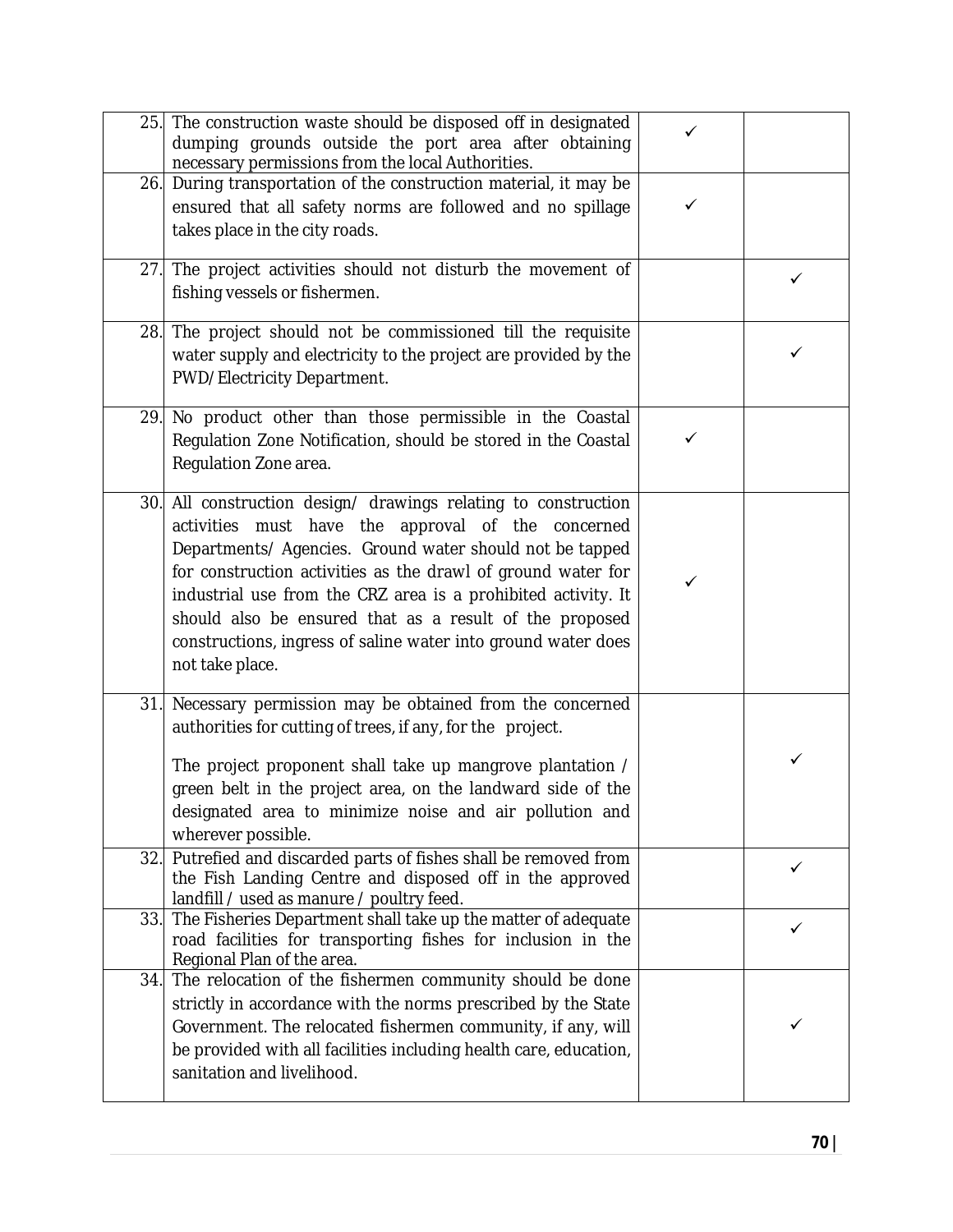| | | | |
|---|---|---|---|
| 25. | The construction waste should be disposed off in designated dumping grounds outside the port area after obtaining necessary permissions from the local Authorities. | ✓ | |
| 26. | During transportation of the construction material, it may be ensured that all safety norms are followed and no spillage takes place in the city roads. | ✓ | |
| 27. | The project activities should not disturb the movement of fishing vessels or fishermen. | | ✓ |
| 28. | The project should not be commissioned till the requisite water supply and electricity to the project are provided by the PWD/Electricity Department. | | ✓ |
| 29. | No product other than those permissible in the Coastal Regulation Zone Notification, should be stored in the Coastal Regulation Zone area. | ✓ | |
| 30. | All construction design/ drawings relating to construction activities must have the approval of the concerned Departments/ Agencies. Ground water should not be tapped for construction activities as the drawl of ground water for industrial use from the CRZ area is a prohibited activity. It should also be ensured that as a result of the proposed constructions, ingress of saline water into ground water does not take place. | ✓ | |
| 31. | Necessary permission may be obtained from the concerned authorities for cutting of trees, if any, for the project.<br><br>The project proponent shall take up mangrove plantation / green belt in the project area, on the landward side of the designated area to minimize noise and air pollution and wherever possible. | | ✓ |
| 32. | Putrefied and discarded parts of fishes shall be removed from the Fish Landing Centre and disposed off in the approved landfill / used as manure / poultry feed. | | ✓ |
| 33. | The Fisheries Department shall take up the matter of adequate road facilities for transporting fishes for inclusion in the Regional Plan of the area. | | ✓ |
| 34. | The relocation of the fishermen community should be done strictly in accordance with the norms prescribed by the State Government. The relocated fishermen community, if any, will be provided with all facilities including health care, education, sanitation and livelihood. | | ✓ |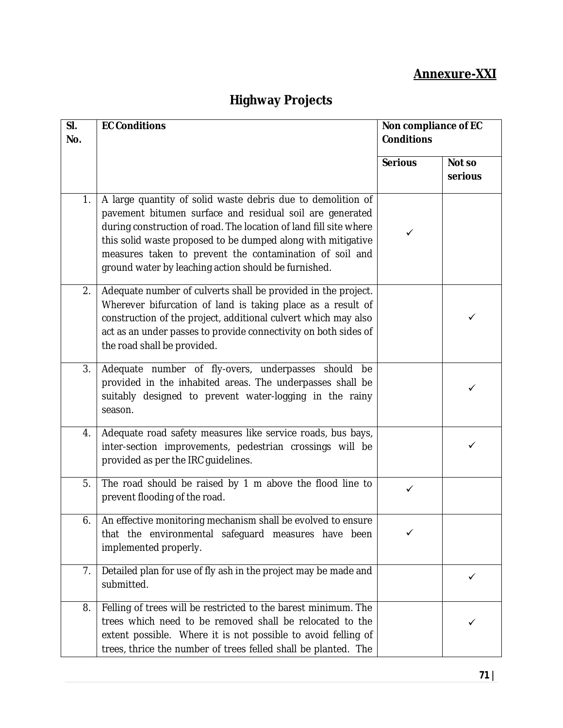**Annexure-XXI**

# Highway Projects

| Sl. No. | EC Conditions | Non compliance of EC Conditions | |
|---|---|---|---|
| | | Serious | Not so serious |
| 1. | A large quantity of solid waste debris due to demolition of pavement bitumen surface and residual soil are generated during construction of road. The location of land fill site where this solid waste proposed to be dumped along with mitigative measures taken to prevent the contamination of soil and ground water by leaching action should be furnished. | ✓ | |
| 2. | Adequate number of culverts shall be provided in the project. Wherever bifurcation of land is taking place as a result of construction of the project, additional culvert which may also act as an under passes to provide connectivity on both sides of the road shall be provided. | | ✓ |
| 3. | Adequate number of fly-overs, underpasses should be provided in the inhabited areas. The underpasses shall be suitably designed to prevent water-logging in the rainy season. | | ✓ |
| 4. | Adequate road safety measures like service roads, bus bays, inter-section improvements, pedestrian crossings will be provided as per the IRC guidelines. | | ✓ |
| 5. | The road should be raised by 1 m above the flood line to prevent flooding of the road. | ✓ | |
| 6. | An effective monitoring mechanism shall be evolved to ensure that the environmental safeguard measures have been implemented properly. | ✓ | |
| 7. | Detailed plan for use of fly ash in the project may be made and submitted. | | ✓ |
| 8. | Felling of trees will be restricted to the barest minimum. The trees which need to be removed shall be relocated to the extent possible. Where it is not possible to avoid felling of trees, thrice the number of trees felled shall be planted. The | | ✓ |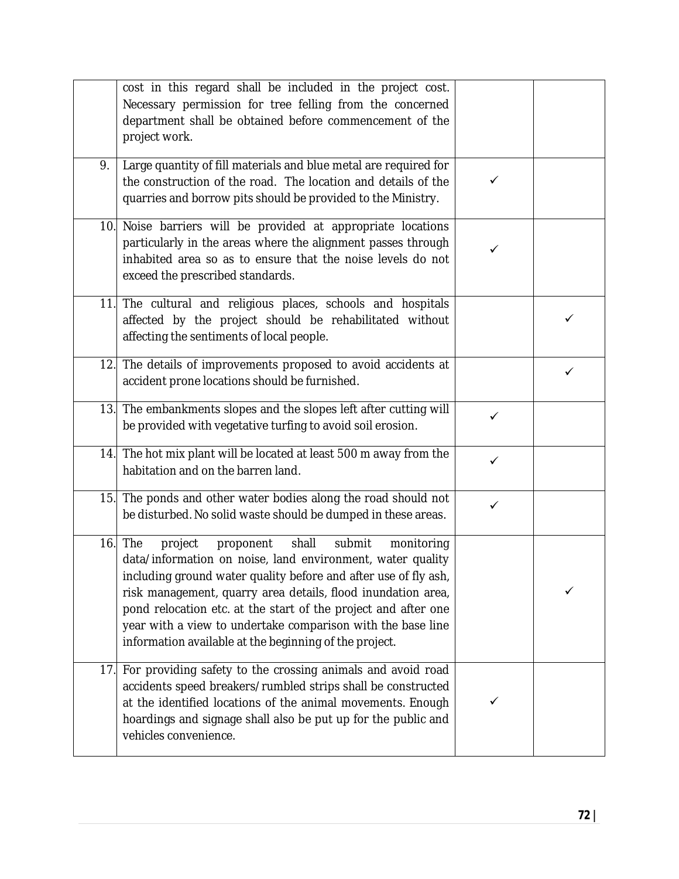| | | | |
|---|---|---|---|
| | cost in this regard shall be included in the project cost. Necessary permission for tree felling from the concerned department shall be obtained before commencement of the project work. | | |
| 9. | Large quantity of fill materials and blue metal are required for the construction of the road. The location and details of the quarries and borrow pits should be provided to the Ministry. | ✓ | |
| 10. | Noise barriers will be provided at appropriate locations particularly in the areas where the alignment passes through inhabited area so as to ensure that the noise levels do not exceed the prescribed standards. | ✓ | |
| 11. | The cultural and religious places, schools and hospitals affected by the project should be rehabilitated without affecting the sentiments of local people. | | ✓ |
| 12. | The details of improvements proposed to avoid accidents at accident prone locations should be furnished. | | ✓ |
| 13. | The embankments slopes and the slopes left after cutting will be provided with vegetative turfing to avoid soil erosion. | ✓ | |
| 14. | The hot mix plant will be located at least 500 m away from the habitation and on the barren land. | ✓ | |
| 15. | The ponds and other water bodies along the road should not be disturbed. No solid waste should be dumped in these areas. | ✓ | |
| 16. | The project proponent shall submit monitoring data/information on noise, land environment, water quality including ground water quality before and after use of fly ash, risk management, quarry area details, flood inundation area, pond relocation etc. at the start of the project and after one year with a view to undertake comparison with the base line information available at the beginning of the project. | | ✓ |
| 17. | For providing safety to the crossing animals and avoid road accidents speed breakers/rumbled strips shall be constructed at the identified locations of the animal movements. Enough hoardings and signage shall also be put up for the public and vehicles convenience. | ✓ | |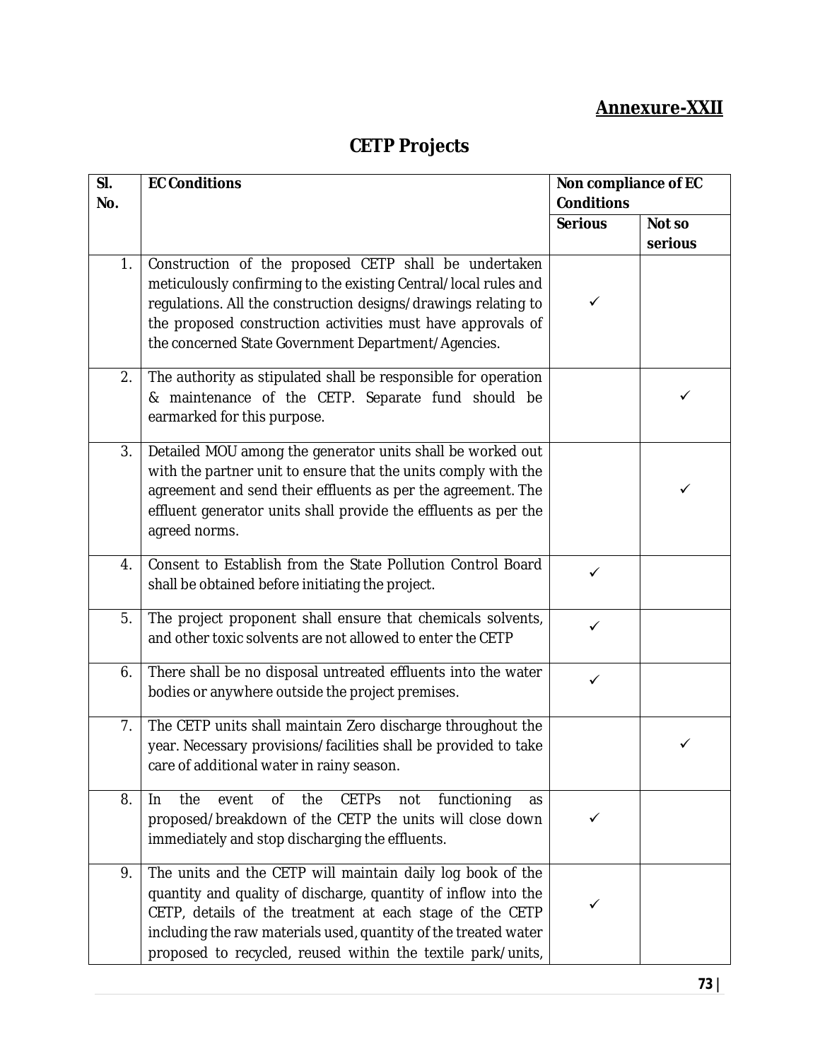**Annexure-XXII**

## CETP Projects

| Sl. No. | EC Conditions | Non compliance of EC Conditions | |
|---|---|---|---|
| | | Serious | Not so serious |
| 1. | Construction of the proposed CETP shall be undertaken meticulously confirming to the existing Central/local rules and regulations. All the construction designs/drawings relating to the proposed construction activities must have approvals of the concerned State Government Department/Agencies. | ✓ | |
| 2. | The authority as stipulated shall be responsible for operation & maintenance of the CETP. Separate fund should be earmarked for this purpose. | | ✓ |
| 3. | Detailed MOU among the generator units shall be worked out with the partner unit to ensure that the units comply with the agreement and send their effluents as per the agreement. The effluent generator units shall provide the effluents as per the agreed norms. | | ✓ |
| 4. | Consent to Establish from the State Pollution Control Board shall be obtained before initiating the project. | ✓ | |
| 5. | The project proponent shall ensure that chemicals solvents, and other toxic solvents are not allowed to enter the CETP | ✓ | |
| 6. | There shall be no disposal untreated effluents into the water bodies or anywhere outside the project premises. | ✓ | |
| 7. | The CETP units shall maintain Zero discharge throughout the year. Necessary provisions/facilities shall be provided to take care of additional water in rainy season. | | ✓ |
| 8. | In the event of the CETPs not functioning as proposed/breakdown of the CETP the units will close down immediately and stop discharging the effluents. | ✓ | |
| 9. | The units and the CETP will maintain daily log book of the quantity and quality of discharge, quantity of inflow into the CETP, details of the treatment at each stage of the CETP including the raw materials used, quantity of the treated water proposed to recycled, reused within the textile park/units, | ✓ | |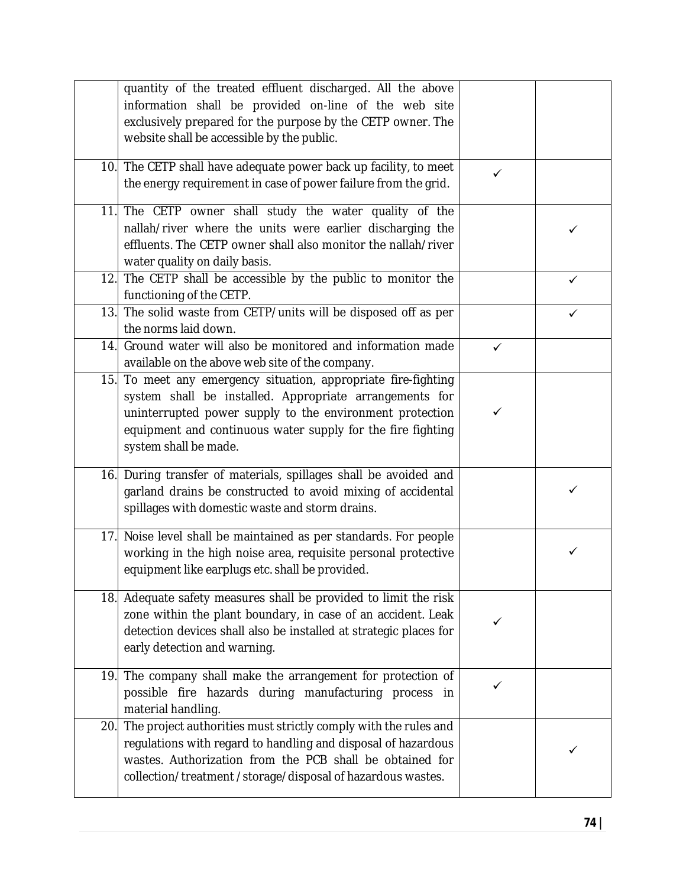| | | | |
|---|---|---|---|
| | quantity of the treated effluent discharged. All the above information shall be provided on-line of the web site exclusively prepared for the purpose by the CETP owner. The website shall be accessible by the public. | | |
| 10. | The CETP shall have adequate power back up facility, to meet the energy requirement in case of power failure from the grid. | ✓ | |
| 11. | The CETP owner shall study the water quality of the nallah/river where the units were earlier discharging the effluents. The CETP owner shall also monitor the nallah/river water quality on daily basis. | | ✓ |
| 12. | The CETP shall be accessible by the public to monitor the functioning of the CETP. | | ✓ |
| 13. | The solid waste from CETP/units will be disposed off as per the norms laid down. | | ✓ |
| 14. | Ground water will also be monitored and information made available on the above web site of the company. | ✓ | |
| 15. | To meet any emergency situation, appropriate fire-fighting system shall be installed. Appropriate arrangements for uninterrupted power supply to the environment protection equipment and continuous water supply for the fire fighting system shall be made. | ✓ | |
| 16. | During transfer of materials, spillages shall be avoided and garland drains be constructed to avoid mixing of accidental spillages with domestic waste and storm drains. | | ✓ |
| 17. | Noise level shall be maintained as per standards. For people working in the high noise area, requisite personal protective equipment like earplugs etc. shall be provided. | | ✓ |
| 18. | Adequate safety measures shall be provided to limit the risk zone within the plant boundary, in case of an accident. Leak detection devices shall also be installed at strategic places for early detection and warning. | ✓ | |
| 19. | The company shall make the arrangement for protection of possible fire hazards during manufacturing process in material handling. | ✓ | |
| 20. | The project authorities must strictly comply with the rules and regulations with regard to handling and disposal of hazardous wastes. Authorization from the PCB shall be obtained for collection/treatment /storage/disposal of hazardous wastes. | | ✓ |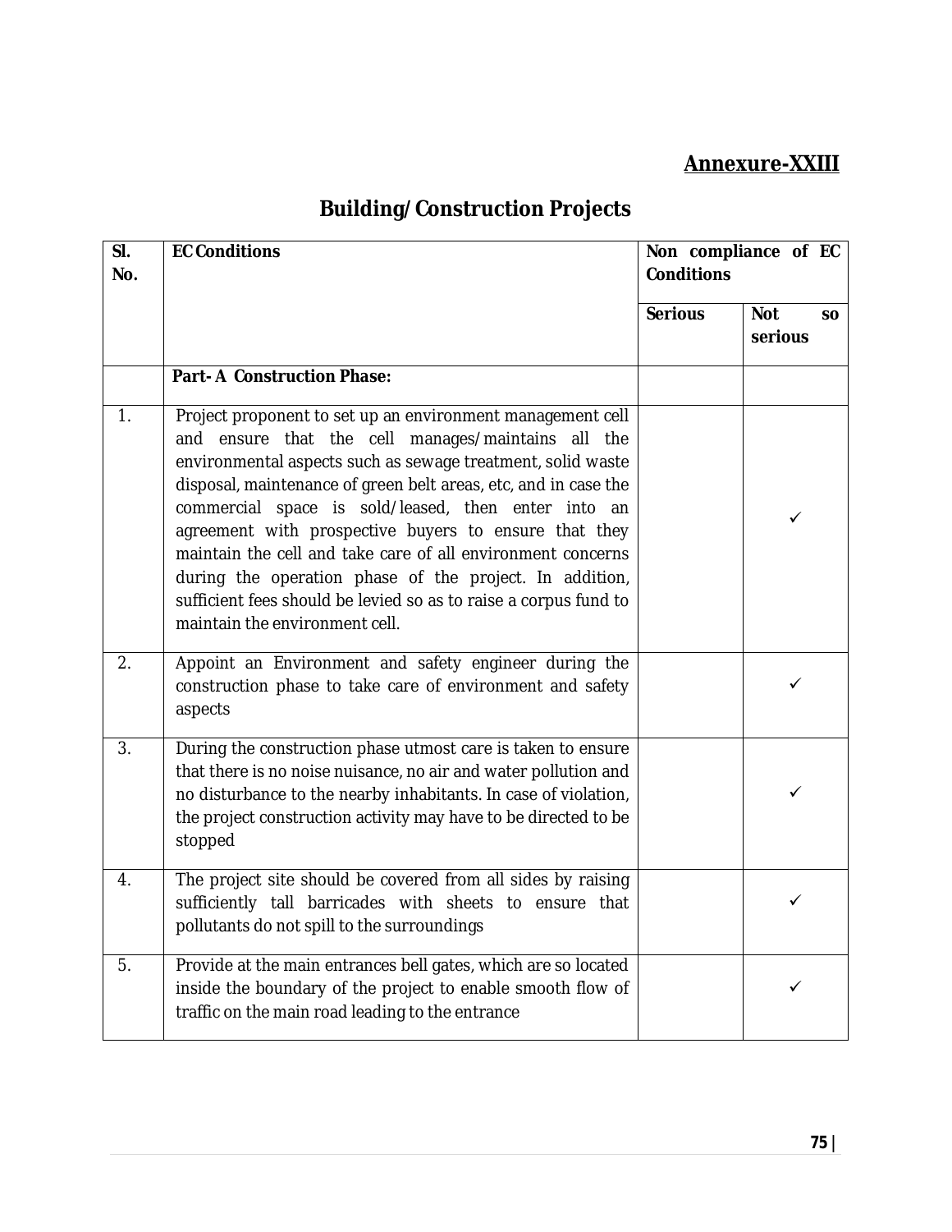**Annexure-XXIII**

## Building/Construction Projects

| Sl. No. | EC Conditions | Non compliance of EC Conditions | |
|---|---|---|---|
| | | Serious | Not so serious |
| | **Part- A Construction Phase:** | | |
| 1. | Project proponent to set up an environment management cell and ensure that the cell manages/maintains all the environmental aspects such as sewage treatment, solid waste disposal, maintenance of green belt areas, etc, and in case the commercial space is sold/leased, then enter into an agreement with prospective buyers to ensure that they maintain the cell and take care of all environment concerns during the operation phase of the project. In addition, sufficient fees should be levied so as to raise a corpus fund to maintain the environment cell. | | ✓ |
| 2. | Appoint an Environment and safety engineer during the construction phase to take care of environment and safety aspects | | ✓ |
| 3. | During the construction phase utmost care is taken to ensure that there is no noise nuisance, no air and water pollution and no disturbance to the nearby inhabitants. In case of violation, the project construction activity may have to be directed to be stopped | | ✓ |
| 4. | The project site should be covered from all sides by raising sufficiently tall barricades with sheets to ensure that pollutants do not spill to the surroundings | | ✓ |
| 5. | Provide at the main entrances bell gates, which are so located inside the boundary of the project to enable smooth flow of traffic on the main road leading to the entrance | | ✓ |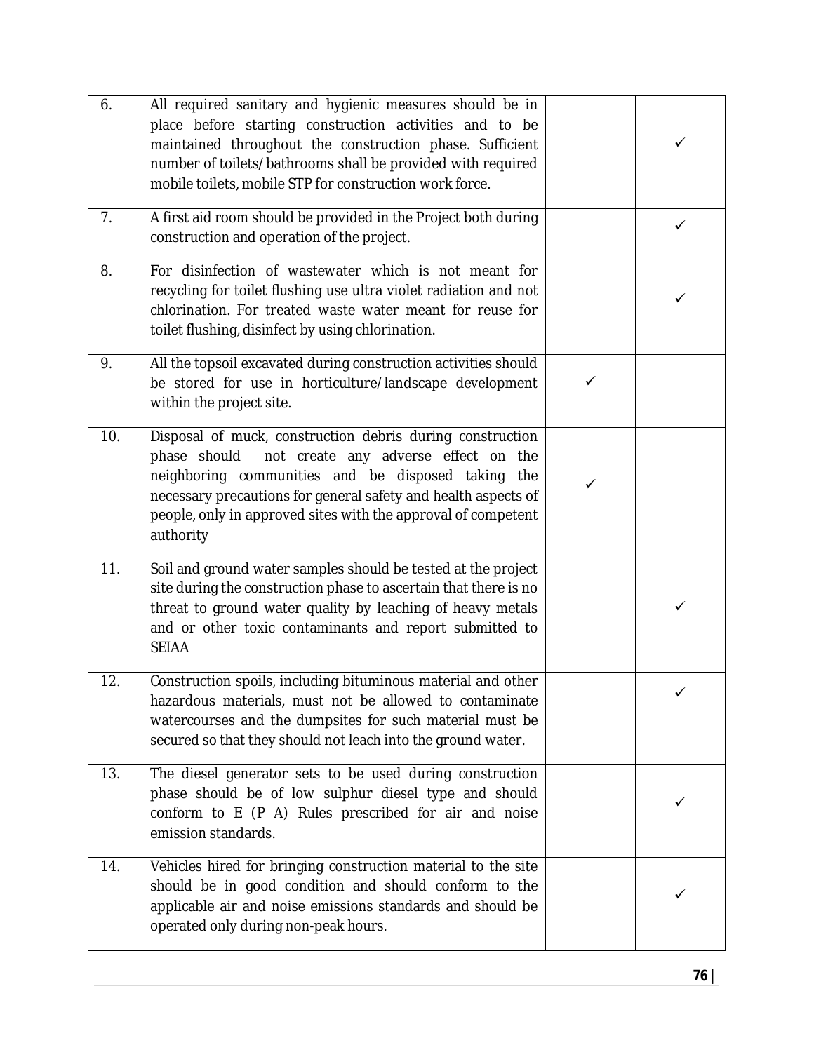| | | | |
|---|---|---|---|
| 6. | All required sanitary and hygienic measures should be in place before starting construction activities and to be maintained throughout the construction phase. Sufficient number of toilets/bathrooms shall be provided with required mobile toilets, mobile STP for construction work force. | | ✓ |
| 7. | A first aid room should be provided in the Project both during construction and operation of the project. | | ✓ |
| 8. | For disinfection of wastewater which is not meant for recycling for toilet flushing use ultra violet radiation and not chlorination. For treated waste water meant for reuse for toilet flushing, disinfect by using chlorination. | | ✓ |
| 9. | All the topsoil excavated during construction activities should be stored for use in horticulture/landscape development within the project site. | ✓ | |
| 10. | Disposal of muck, construction debris during construction phase should not create any adverse effect on the neighboring communities and be disposed taking the necessary precautions for general safety and health aspects of people, only in approved sites with the approval of competent authority | ✓ | |
| 11. | Soil and ground water samples should be tested at the project site during the construction phase to ascertain that there is no threat to ground water quality by leaching of heavy metals and or other toxic contaminants and report submitted to SEIAA | | ✓ |
| 12. | Construction spoils, including bituminous material and other hazardous materials, must not be allowed to contaminate watercourses and the dumpsites for such material must be secured so that they should not leach into the ground water. | | ✓ |
| 13. | The diesel generator sets to be used during construction phase should be of low sulphur diesel type and should conform to E (P A) Rules prescribed for air and noise emission standards. | | ✓ |
| 14. | Vehicles hired for bringing construction material to the site should be in good condition and should conform to the applicable air and noise emissions standards and should be operated only during non-peak hours. | | ✓ |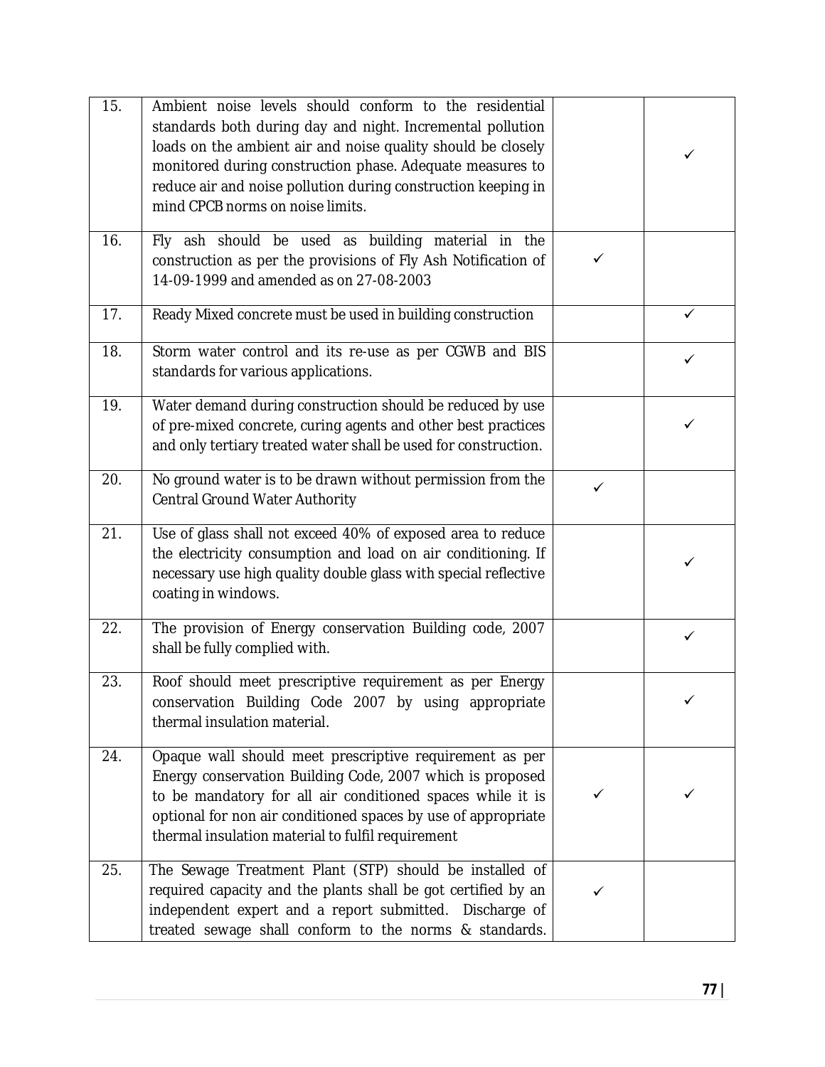| | | | |
|---|---|---|---|
| 15. | Ambient noise levels should conform to the residential standards both during day and night. Incremental pollution loads on the ambient air and noise quality should be closely monitored during construction phase. Adequate measures to reduce air and noise pollution during construction keeping in mind CPCB norms on noise limits. | | ✓ |
| 16. | Fly ash should be used as building material in the construction as per the provisions of Fly Ash Notification of 14-09-1999 and amended as on 27-08-2003 | ✓ | |
| 17. | Ready Mixed concrete must be used in building construction | | ✓ |
| 18. | Storm water control and its re-use as per CGWB and BIS standards for various applications. | | ✓ |
| 19. | Water demand during construction should be reduced by use of pre-mixed concrete, curing agents and other best practices and only tertiary treated water shall be used for construction. | | ✓ |
| 20. | No ground water is to be drawn without permission from the Central Ground Water Authority | ✓ | |
| 21. | Use of glass shall not exceed 40% of exposed area to reduce the electricity consumption and load on air conditioning. If necessary use high quality double glass with special reflective coating in windows. | | ✓ |
| 22. | The provision of Energy conservation Building code, 2007 shall be fully complied with. | | ✓ |
| 23. | Roof should meet prescriptive requirement as per Energy conservation Building Code 2007 by using appropriate thermal insulation material. | | ✓ |
| 24. | Opaque wall should meet prescriptive requirement as per Energy conservation Building Code, 2007 which is proposed to be mandatory for all air conditioned spaces while it is optional for non air conditioned spaces by use of appropriate thermal insulation material to fulfil requirement | ✓ | ✓ |
| 25. | The Sewage Treatment Plant (STP) should be installed of required capacity and the plants shall be got certified by an independent expert and a report submitted. Discharge of treated sewage shall conform to the norms & standards. | ✓ | |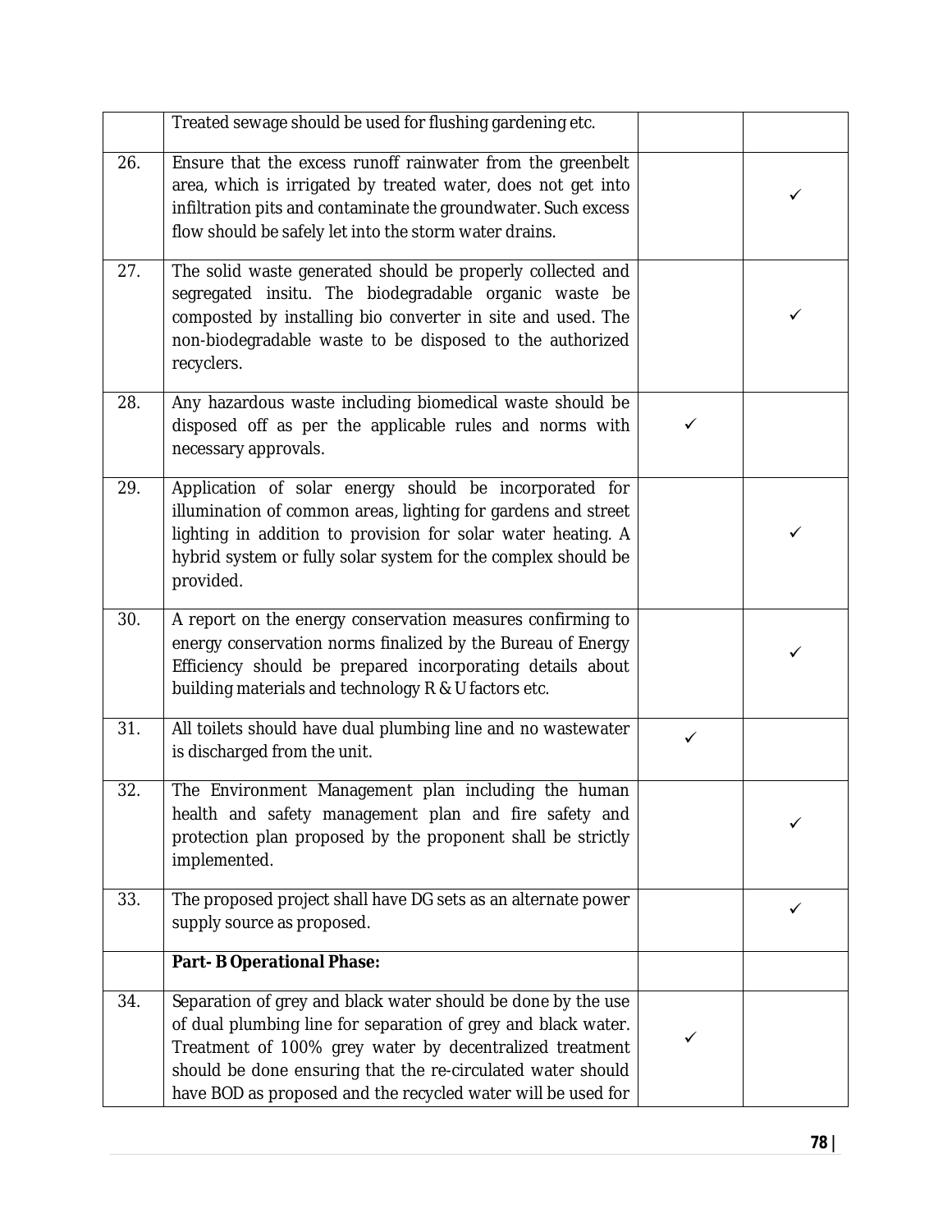| | | | |
|---|---|---|---|
| | Treated sewage should be used for flushing gardening etc. | | |
| 26. | Ensure that the excess runoff rainwater from the greenbelt area, which is irrigated by treated water, does not get into infiltration pits and contaminate the groundwater. Such excess flow should be safely let into the storm water drains. | | ✓ |
| 27. | The solid waste generated should be properly collected and segregated insitu. The biodegradable organic waste be composted by installing bio converter in site and used. The non-biodegradable waste to be disposed to the authorized recyclers. | | ✓ |
| 28. | Any hazardous waste including biomedical waste should be disposed off as per the applicable rules and norms with necessary approvals. | ✓ | |
| 29. | Application of solar energy should be incorporated for illumination of common areas, lighting for gardens and street lighting in addition to provision for solar water heating. A hybrid system or fully solar system for the complex should be provided. | | ✓ |
| 30. | A report on the energy conservation measures confirming to energy conservation norms finalized by the Bureau of Energy Efficiency should be prepared incorporating details about building materials and technology R & U factors etc. | | ✓ |
| 31. | All toilets should have dual plumbing line and no wastewater is discharged from the unit. | ✓ | |
| 32. | The Environment Management plan including the human health and safety management plan and fire safety and protection plan proposed by the proponent shall be strictly implemented. | | ✓ |
| 33. | The proposed project shall have DG sets as an alternate power supply source as proposed. | | ✓ |
| | **Part- B Operational Phase:** | | |
| 34. | Separation of grey and black water should be done by the use of dual plumbing line for separation of grey and black water. Treatment of 100% grey water by decentralized treatment should be done ensuring that the re-circulated water should have BOD as proposed and the recycled water will be used for | ✓ | |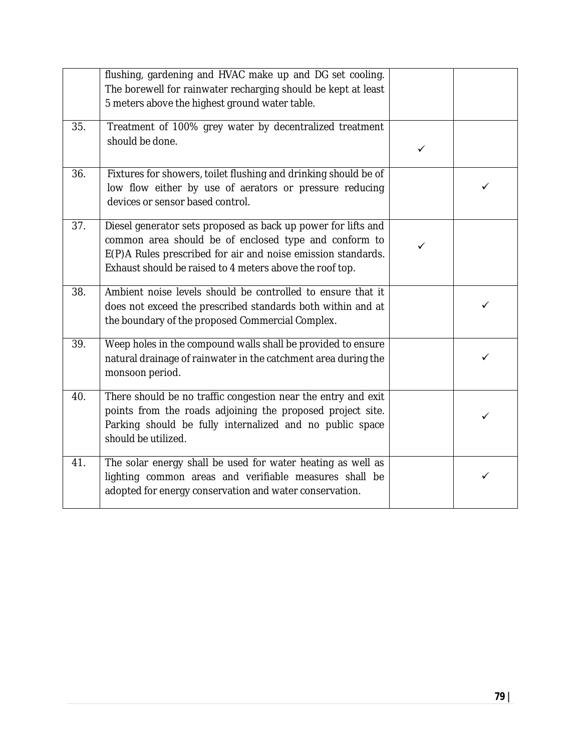| | | | |
|---|---|---|---|
| | flushing, gardening and HVAC make up and DG set cooling. The borewell for rainwater recharging should be kept at least 5 meters above the highest ground water table. | | |
| 35. | Treatment of 100% grey water by decentralized treatment should be done. | ✓ | |
| 36. | Fixtures for showers, toilet flushing and drinking should be of low flow either by use of aerators or pressure reducing devices or sensor based control. | | ✓ |
| 37. | Diesel generator sets proposed as back up power for lifts and common area should be of enclosed type and conform to E(P)A Rules prescribed for air and noise emission standards. Exhaust should be raised to 4 meters above the roof top. | ✓ | |
| 38. | Ambient noise levels should be controlled to ensure that it does not exceed the prescribed standards both within and at the boundary of the proposed Commercial Complex. | | ✓ |
| 39. | Weep holes in the compound walls shall be provided to ensure natural drainage of rainwater in the catchment area during the monsoon period. | | ✓ |
| 40. | There should be no traffic congestion near the entry and exit points from the roads adjoining the proposed project site. Parking should be fully internalized and no public space should be utilized. | | ✓ |
| 41. | The solar energy shall be used for water heating as well as lighting common areas and verifiable measures shall be adopted for energy conservation and water conservation. | | ✓ |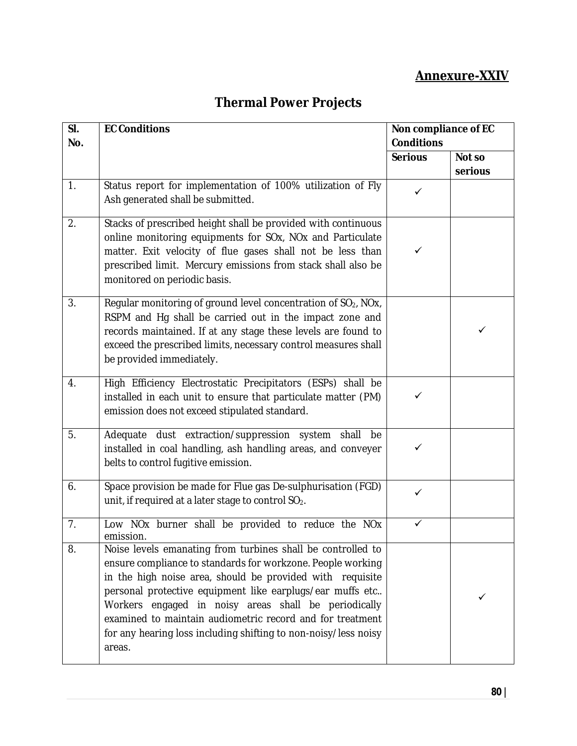**Annexure-XXIV**

# Thermal Power Projects

| Sl. No. | EC Conditions | Non compliance of EC Conditions | |
|---|---|---|---|
| | | Serious | Not so serious |
| 1. | Status report for implementation of 100% utilization of Fly Ash generated shall be submitted. | ✓ | |
| 2. | Stacks of prescribed height shall be provided with continuous online monitoring equipments for SOx, NOx and Particulate matter. Exit velocity of flue gases shall not be less than prescribed limit. Mercury emissions from stack shall also be monitored on periodic basis. | ✓ | |
| 3. | Regular monitoring of ground level concentration of $SO_2$, NOx, RSPM and Hg shall be carried out in the impact zone and records maintained. If at any stage these levels are found to exceed the prescribed limits, necessary control measures shall be provided immediately. | | ✓ |
| 4. | High Efficiency Electrostatic Precipitators (ESPs) shall be installed in each unit to ensure that particulate matter (PM) emission does not exceed stipulated standard. | ✓ | |
| 5. | Adequate dust extraction/suppression system shall be installed in coal handling, ash handling areas, and conveyer belts to control fugitive emission. | ✓ | |
| 6. | Space provision be made for Flue gas De-sulphurisation (FGD) unit, if required at a later stage to control $SO_2$. | ✓ | |
| 7. | Low NOx burner shall be provided to reduce the NOx emission. | ✓ | |
| 8. | Noise levels emanating from turbines shall be controlled to ensure compliance to standards for workzone. People working in the high noise area, should be provided with requisite personal protective equipment like earplugs/ear muffs etc.. Workers engaged in noisy areas shall be periodically examined to maintain audiometric record and for treatment for any hearing loss including shifting to non-noisy/less noisy areas. | | ✓ |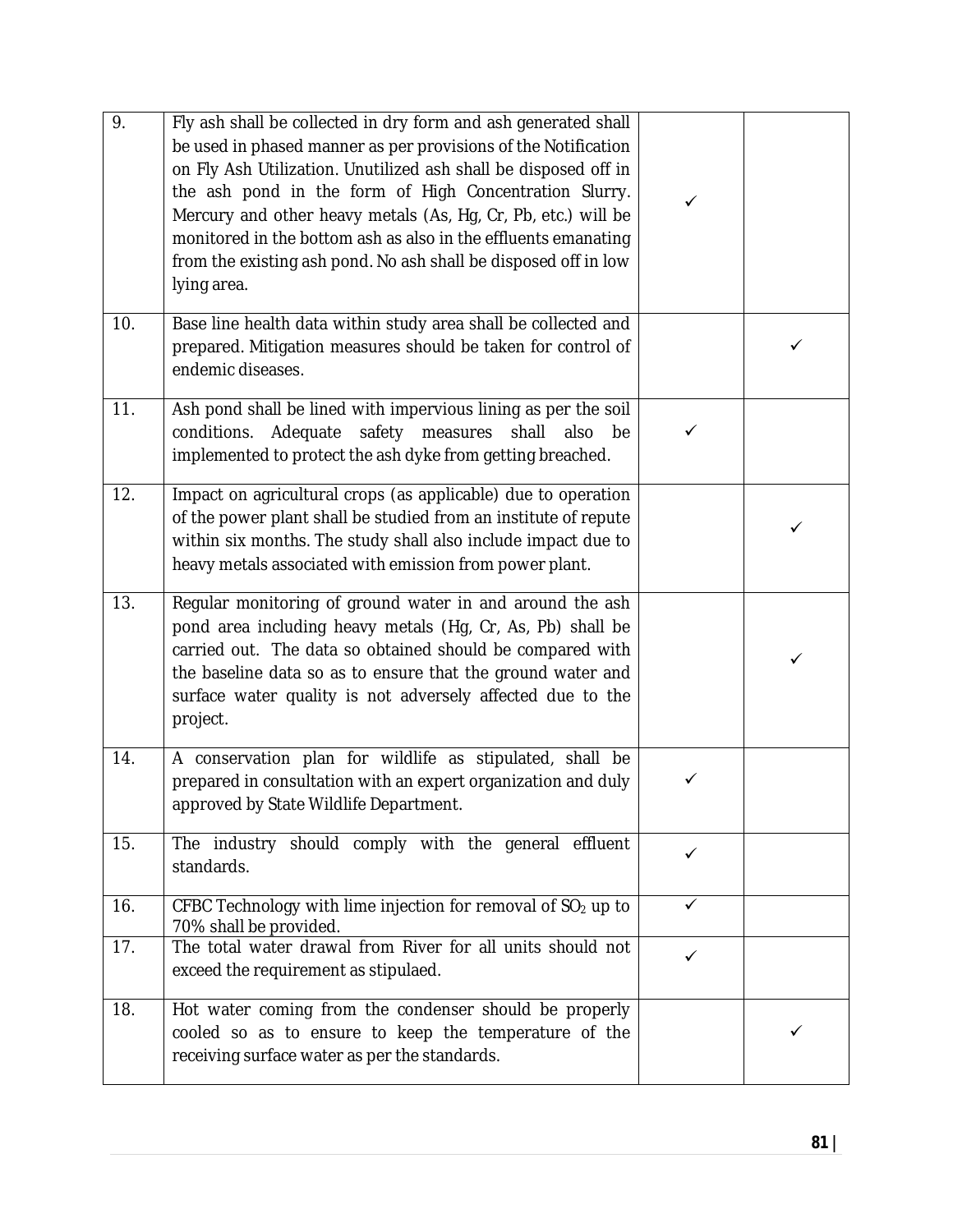| | | | |
|---|---|---|---|
| 9. | Fly ash shall be collected in dry form and ash generated shall be used in phased manner as per provisions of the Notification on Fly Ash Utilization. Unutilized ash shall be disposed off in the ash pond in the form of High Concentration Slurry. Mercury and other heavy metals (As, Hg, Cr, Pb, etc.) will be monitored in the bottom ash as also in the effluents emanating from the existing ash pond. No ash shall be disposed off in low lying area. | ✓ | |
| 10. | Base line health data within study area shall be collected and prepared. Mitigation measures should be taken for control of endemic diseases. | | ✓ |
| 11. | Ash pond shall be lined with impervious lining as per the soil conditions. Adequate safety measures shall also be implemented to protect the ash dyke from getting breached. | ✓ | |
| 12. | Impact on agricultural crops (as applicable) due to operation of the power plant shall be studied from an institute of repute within six months. The study shall also include impact due to heavy metals associated with emission from power plant. | | ✓ |
| 13. | Regular monitoring of ground water in and around the ash pond area including heavy metals (Hg, Cr, As, Pb) shall be carried out. The data so obtained should be compared with the baseline data so as to ensure that the ground water and surface water quality is not adversely affected due to the project. | | ✓ |
| 14. | A conservation plan for wildlife as stipulated, shall be prepared in consultation with an expert organization and duly approved by State Wildlife Department. | ✓ | |
| 15. | The industry should comply with the general effluent standards. | ✓ | |
| 16. | CFBC Technology with lime injection for removal of $SO_2$ up to 70% shall be provided. | ✓ | |
| 17. | The total water drawal from River for all units should not exceed the requirement as stipulaed. | ✓ | |
| 18. | Hot water coming from the condenser should be properly cooled so as to ensure to keep the temperature of the receiving surface water as per the standards. | | ✓ |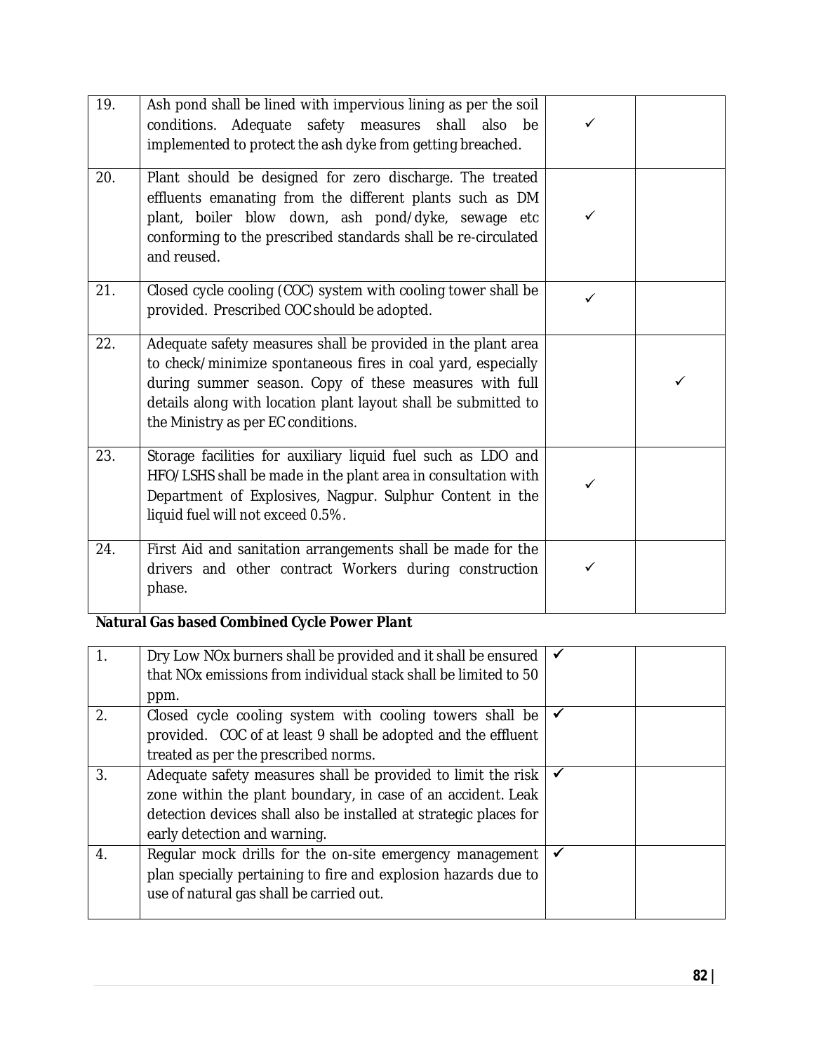| | | | |
|---|---|---|---|
| 19. | Ash pond shall be lined with impervious lining as per the soil conditions. Adequate safety measures shall also be implemented to protect the ash dyke from getting breached. | ✓ | |
| 20. | Plant should be designed for zero discharge. The treated effluents emanating from the different plants such as DM plant, boiler blow down, ash pond/dyke, sewage etc conforming to the prescribed standards shall be re-circulated and reused. | ✓ | |
| 21. | Closed cycle cooling (COC) system with cooling tower shall be provided. Prescribed COC should be adopted. | ✓ | |
| 22. | Adequate safety measures shall be provided in the plant area to check/minimize spontaneous fires in coal yard, especially during summer season. Copy of these measures with full details along with location plant layout shall be submitted to the Ministry as per EC conditions. | | ✓ |
| 23. | Storage facilities for auxiliary liquid fuel such as LDO and HFO/LSHS shall be made in the plant area in consultation with Department of Explosives, Nagpur. Sulphur Content in the liquid fuel will not exceed 0.5%. | ✓ | |
| 24. | First Aid and sanitation arrangements shall be made for the drivers and other contract Workers during construction phase. | ✓ | |

**Natural Gas based Combined Cycle Power Plant**

| | | | |
|---|---|---|---|
| 1. | Dry Low NOx burners shall be provided and it shall be ensured that NOx emissions from individual stack shall be limited to 50 ppm. | ✓ | |
| 2. | Closed cycle cooling system with cooling towers shall be provided. COC of at least 9 shall be adopted and the effluent treated as per the prescribed norms. | ✓ | |
| 3. | Adequate safety measures shall be provided to limit the risk zone within the plant boundary, in case of an accident. Leak detection devices shall also be installed at strategic places for early detection and warning. | ✓ | |
| 4. | Regular mock drills for the on-site emergency management plan specially pertaining to fire and explosion hazards due to use of natural gas shall be carried out. | ✓ | |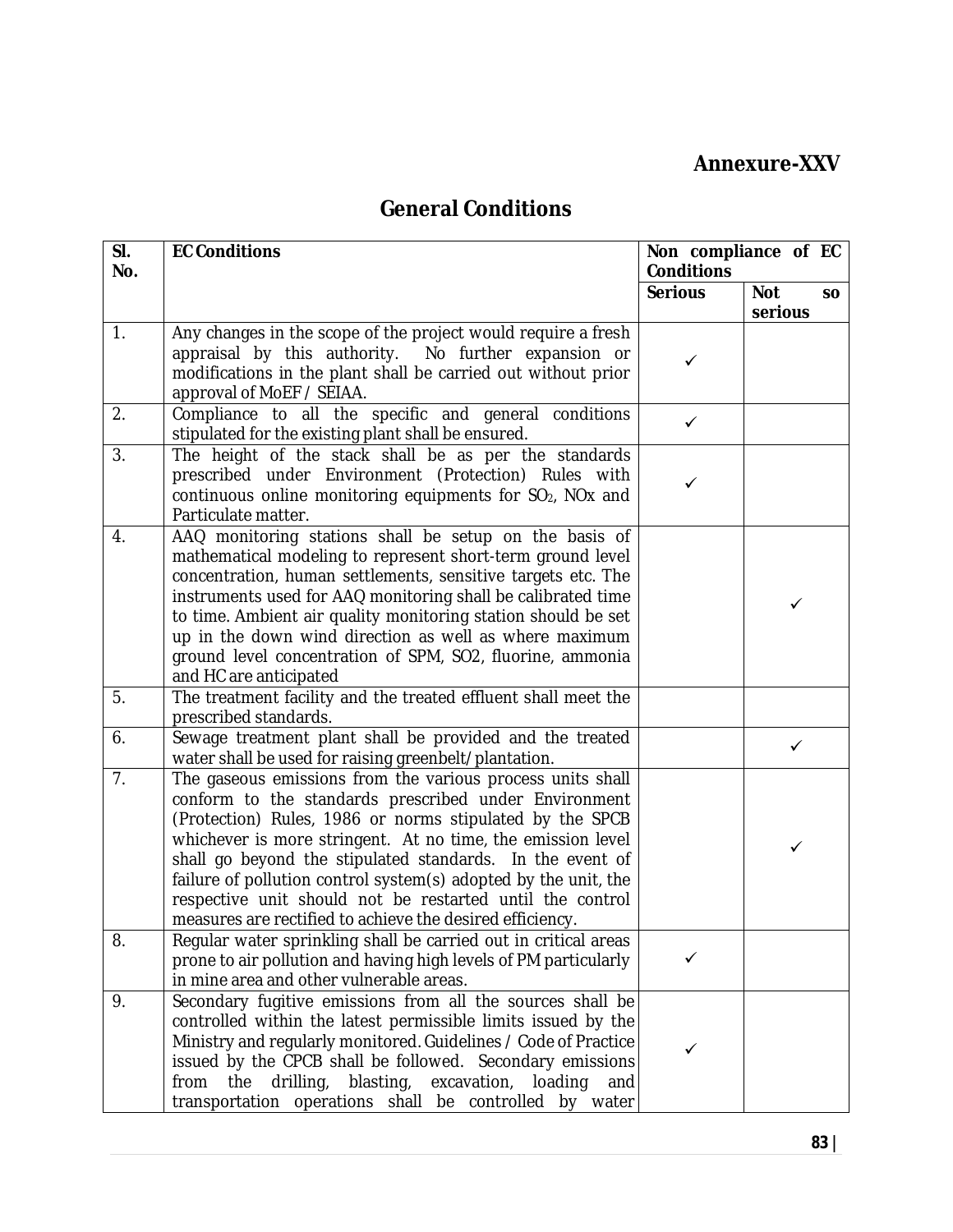**Annexure-XXV**

## General Conditions

| Sl. No. | EC Conditions | Non compliance of EC Conditions | |
|---|---|---|---|
| | | Serious | Not so serious |
| 1. | Any changes in the scope of the project would require a fresh appraisal by this authority. No further expansion or modifications in the plant shall be carried out without prior approval of MoEF / SEIAA. | ✓ | |
| 2. | Compliance to all the specific and general conditions stipulated for the existing plant shall be ensured. | ✓ | |
| 3. | The height of the stack shall be as per the standards prescribed under Environment (Protection) Rules with continuous online monitoring equipments for $SO_2$, NOx and Particulate matter. | ✓ | |
| 4. | AAQ monitoring stations shall be setup on the basis of mathematical modeling to represent short-term ground level concentration, human settlements, sensitive targets etc. The instruments used for AAQ monitoring shall be calibrated time to time. Ambient air quality monitoring station should be set up in the down wind direction as well as where maximum ground level concentration of SPM, SO2, fluorine, ammonia and HC are anticipated | | ✓ |
| 5. | The treatment facility and the treated effluent shall meet the prescribed standards. | | |
| 6. | Sewage treatment plant shall be provided and the treated water shall be used for raising greenbelt/plantation. | | ✓ |
| 7. | The gaseous emissions from the various process units shall conform to the standards prescribed under Environment (Protection) Rules, 1986 or norms stipulated by the SPCB whichever is more stringent. At no time, the emission level shall go beyond the stipulated standards. In the event of failure of pollution control system(s) adopted by the unit, the respective unit should not be restarted until the control measures are rectified to achieve the desired efficiency. | | ✓ |
| 8. | Regular water sprinkling shall be carried out in critical areas prone to air pollution and having high levels of PM particularly in mine area and other vulnerable areas. | ✓ | |
| 9. | Secondary fugitive emissions from all the sources shall be controlled within the latest permissible limits issued by the Ministry and regularly monitored. Guidelines / Code of Practice issued by the CPCB shall be followed. Secondary emissions from the drilling, blasting, excavation, loading and transportation operations shall be controlled by water | ✓ | |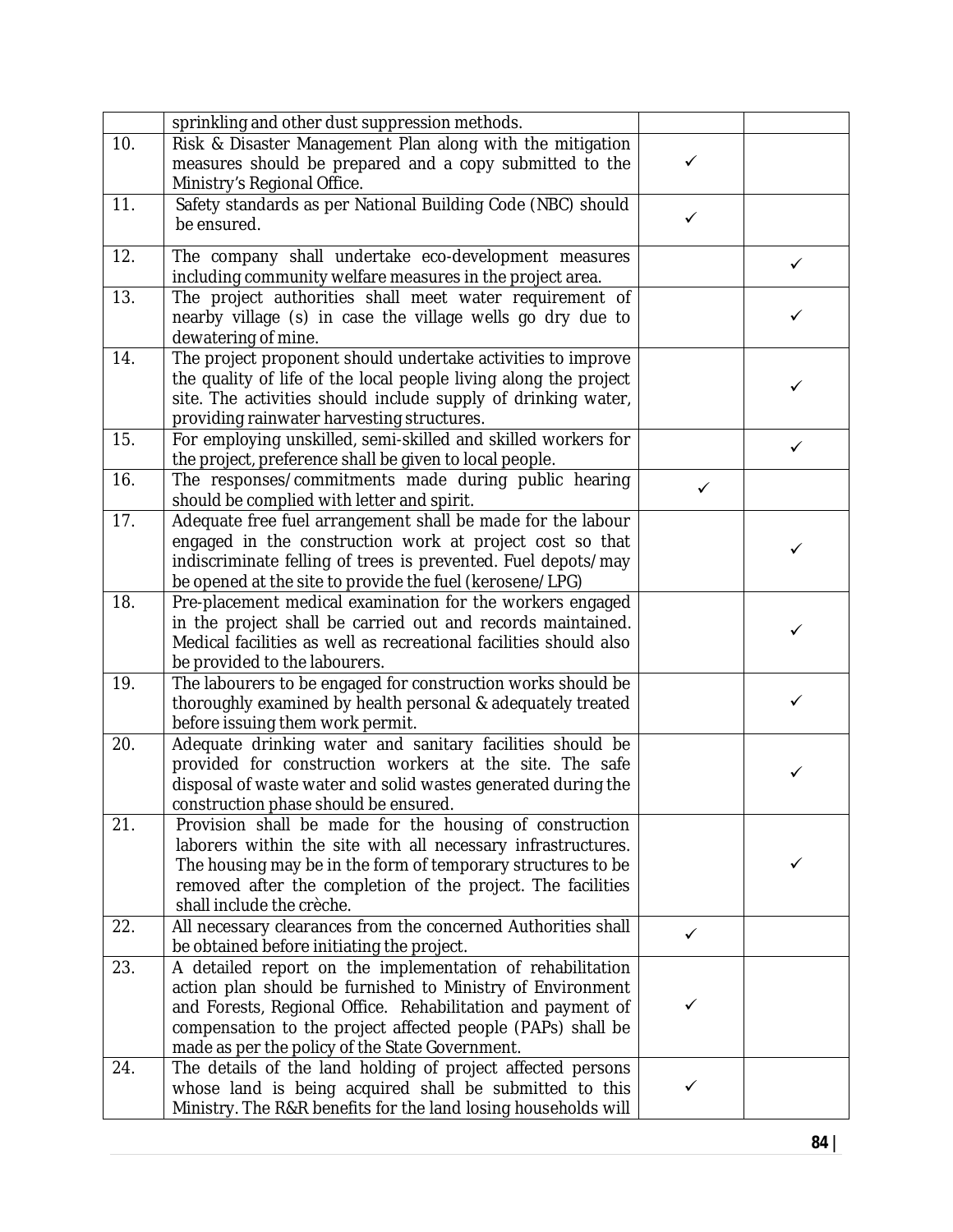| | | | |
|---|---|---|---|
| | sprinkling and other dust suppression methods. | | |
| 10. | Risk & Disaster Management Plan along with the mitigation measures should be prepared and a copy submitted to the Ministry's Regional Office. | ✓ | |
| 11. | Safety standards as per National Building Code (NBC) should be ensured. | ✓ | |
| 12. | The company shall undertake eco-development measures including community welfare measures in the project area. | | ✓ |
| 13. | The project authorities shall meet water requirement of nearby village (s) in case the village wells go dry due to dewatering of mine. | | ✓ |
| 14. | The project proponent should undertake activities to improve the quality of life of the local people living along the project site. The activities should include supply of drinking water, providing rainwater harvesting structures. | | ✓ |
| 15. | For employing unskilled, semi-skilled and skilled workers for the project, preference shall be given to local people. | | ✓ |
| 16. | The responses/commitments made during public hearing should be complied with letter and spirit. | ✓ | |
| 17. | Adequate free fuel arrangement shall be made for the labour engaged in the construction work at project cost so that indiscriminate felling of trees is prevented. Fuel depots/may be opened at the site to provide the fuel (kerosene/LPG) | | ✓ |
| 18. | Pre-placement medical examination for the workers engaged in the project shall be carried out and records maintained. Medical facilities as well as recreational facilities should also be provided to the labourers. | | ✓ |
| 19. | The labourers to be engaged for construction works should be thoroughly examined by health personal & adequately treated before issuing them work permit. | | ✓ |
| 20. | Adequate drinking water and sanitary facilities should be provided for construction workers at the site. The safe disposal of waste water and solid wastes generated during the construction phase should be ensured. | | ✓ |
| 21. | Provision shall be made for the housing of construction laborers within the site with all necessary infrastructures. The housing may be in the form of temporary structures to be removed after the completion of the project. The facilities shall include the crèche. | | ✓ |
| 22. | All necessary clearances from the concerned Authorities shall be obtained before initiating the project. | ✓ | |
| 23. | A detailed report on the implementation of rehabilitation action plan should be furnished to Ministry of Environment and Forests, Regional Office. Rehabilitation and payment of compensation to the project affected people (PAPs) shall be made as per the policy of the State Government. | ✓ | |
| 24. | The details of the land holding of project affected persons whose land is being acquired shall be submitted to this Ministry. The R&R benefits for the land losing households will | ✓ | |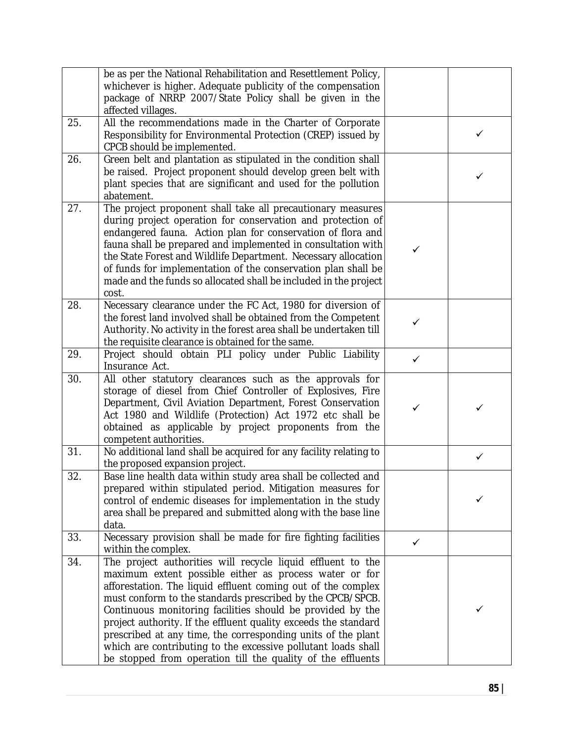|  |  |  |  |
|---|---|---|---|
|  | be as per the National Rehabilitation and Resettlement Policy, whichever is higher. Adequate publicity of the compensation package of NRRP 2007/State Policy shall be given in the affected villages. |  |  |
| 25. | All the recommendations made in the Charter of Corporate Responsibility for Environmental Protection (CREP) issued by CPCB should be implemented. |  | ✓ |
| 26. | Green belt and plantation as stipulated in the condition shall be raised. Project proponent should develop green belt with plant species that are significant and used for the pollution abatement. |  | ✓ |
| 27. | The project proponent shall take all precautionary measures during project operation for conservation and protection of endangered fauna. Action plan for conservation of flora and fauna shall be prepared and implemented in consultation with the State Forest and Wildlife Department. Necessary allocation of funds for implementation of the conservation plan shall be made and the funds so allocated shall be included in the project cost. | ✓ |  |
| 28. | Necessary clearance under the FC Act, 1980 for diversion of the forest land involved shall be obtained from the Competent Authority. No activity in the forest area shall be undertaken till the requisite clearance is obtained for the same. | ✓ |  |
| 29. | Project should obtain PLI policy under Public Liability Insurance Act. | ✓ |  |
| 30. | All other statutory clearances such as the approvals for storage of diesel from Chief Controller of Explosives, Fire Department, Civil Aviation Department, Forest Conservation Act 1980 and Wildlife (Protection) Act 1972 etc shall be obtained as applicable by project proponents from the competent authorities. | ✓ | ✓ |
| 31. | No additional land shall be acquired for any facility relating to the proposed expansion project. |  | ✓ |
| 32. | Base line health data within study area shall be collected and prepared within stipulated period. Mitigation measures for control of endemic diseases for implementation in the study area shall be prepared and submitted along with the base line data. |  | ✓ |
| 33. | Necessary provision shall be made for fire fighting facilities within the complex. | ✓ |  |
| 34. | The project authorities will recycle liquid effluent to the maximum extent possible either as process water or for afforestation. The liquid effluent coming out of the complex must conform to the standards prescribed by the CPCB/SPCB. Continuous monitoring facilities should be provided by the project authority. If the effluent quality exceeds the standard prescribed at any time, the corresponding units of the plant which are contributing to the excessive pollutant loads shall be stopped from operation till the quality of the effluents |  | ✓ |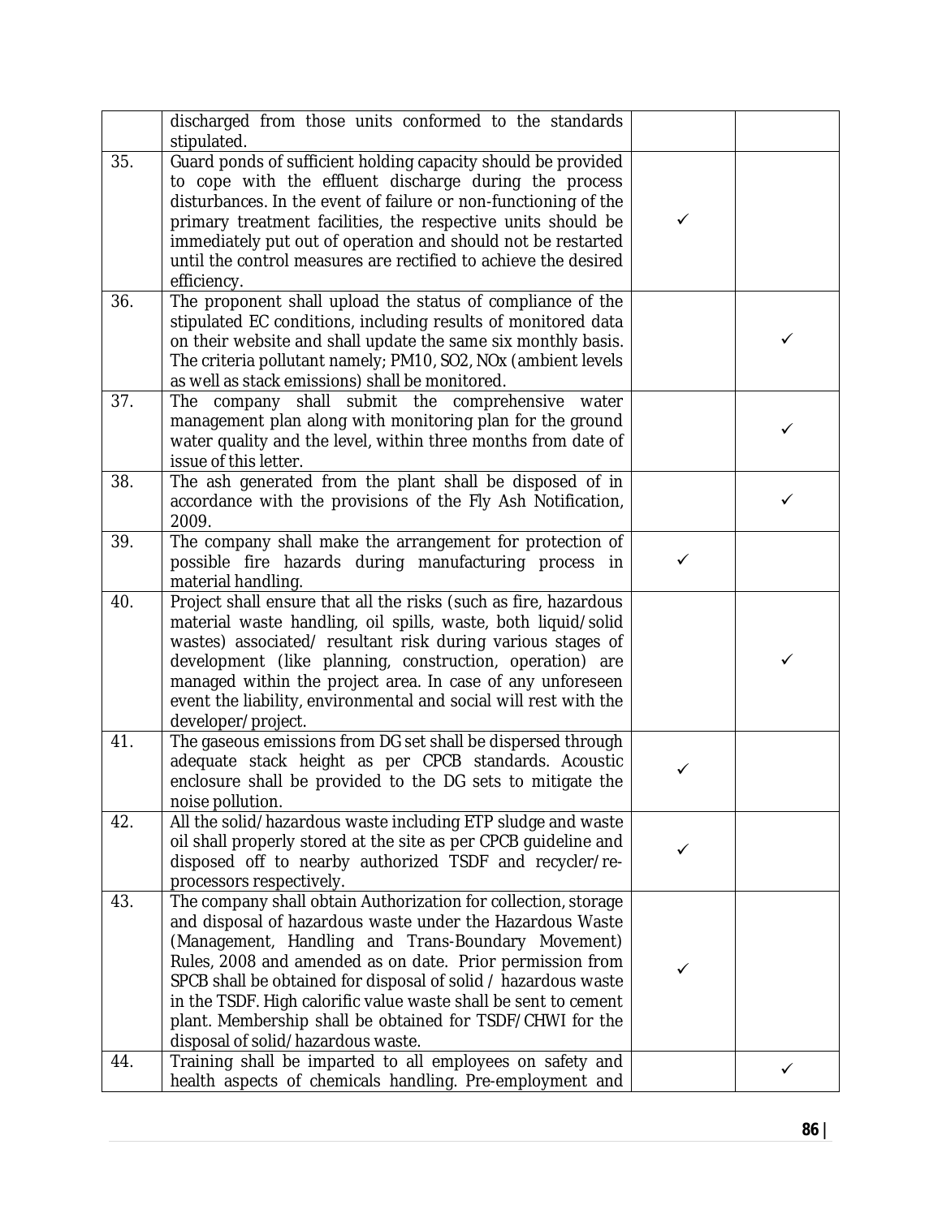| | | | |
|---|---|---|---|
| | discharged from those units conformed to the standards stipulated. | | |
| 35. | Guard ponds of sufficient holding capacity should be provided to cope with the effluent discharge during the process disturbances. In the event of failure or non-functioning of the primary treatment facilities, the respective units should be immediately put out of operation and should not be restarted until the control measures are rectified to achieve the desired efficiency. | ✓ | |
| 36. | The proponent shall upload the status of compliance of the stipulated EC conditions, including results of monitored data on their website and shall update the same six monthly basis. The criteria pollutant namely; PM10, SO2, NOx (ambient levels as well as stack emissions) shall be monitored. | | ✓ |
| 37. | The company shall submit the comprehensive water management plan along with monitoring plan for the ground water quality and the level, within three months from date of issue of this letter. | | ✓ |
| 38. | The ash generated from the plant shall be disposed of in accordance with the provisions of the Fly Ash Notification, 2009. | | ✓ |
| 39. | The company shall make the arrangement for protection of possible fire hazards during manufacturing process in material handling. | ✓ | |
| 40. | Project shall ensure that all the risks (such as fire, hazardous material waste handling, oil spills, waste, both liquid/solid wastes) associated/ resultant risk during various stages of development (like planning, construction, operation) are managed within the project area. In case of any unforeseen event the liability, environmental and social will rest with the developer/project. | | ✓ |
| 41. | The gaseous emissions from DG set shall be dispersed through adequate stack height as per CPCB standards. Acoustic enclosure shall be provided to the DG sets to mitigate the noise pollution. | ✓ | |
| 42. | All the solid/hazardous waste including ETP sludge and waste oil shall properly stored at the site as per CPCB guideline and disposed off to nearby authorized TSDF and recycler/re-processors respectively. | ✓ | |
| 43. | The company shall obtain Authorization for collection, storage and disposal of hazardous waste under the Hazardous Waste (Management, Handling and Trans-Boundary Movement) Rules, 2008 and amended as on date. Prior permission from SPCB shall be obtained for disposal of solid / hazardous waste in the TSDF. High calorific value waste shall be sent to cement plant. Membership shall be obtained for TSDF/CHWI for the disposal of solid/hazardous waste. | ✓ | |
| 44. | Training shall be imparted to all employees on safety and health aspects of chemicals handling. Pre-employment and | | ✓ |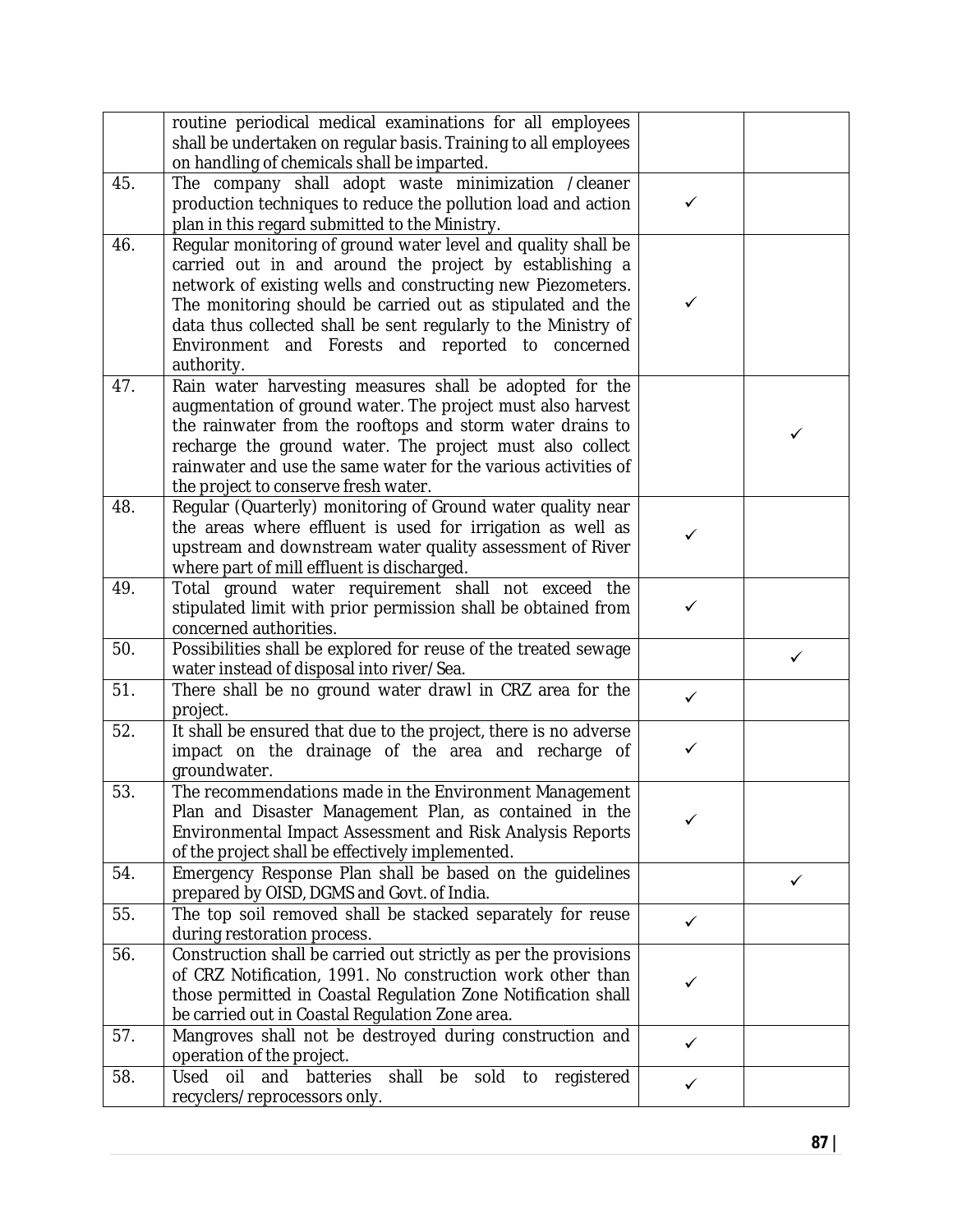|  |  |  |  |
|---|---|---|---|
|  | routine periodical medical examinations for all employees shall be undertaken on regular basis. Training to all employees on handling of chemicals shall be imparted. |  |  |
| 45. | The company shall adopt waste minimization /cleaner production techniques to reduce the pollution load and action plan in this regard submitted to the Ministry. | ✓ |  |
| 46. | Regular monitoring of ground water level and quality shall be carried out in and around the project by establishing a network of existing wells and constructing new Piezometers. The monitoring should be carried out as stipulated and the data thus collected shall be sent regularly to the Ministry of Environment and Forests and reported to concerned authority. | ✓ |  |
| 47. | Rain water harvesting measures shall be adopted for the augmentation of ground water. The project must also harvest the rainwater from the rooftops and storm water drains to recharge the ground water. The project must also collect rainwater and use the same water for the various activities of the project to conserve fresh water. |  | ✓ |
| 48. | Regular (Quarterly) monitoring of Ground water quality near the areas where effluent is used for irrigation as well as upstream and downstream water quality assessment of River where part of mill effluent is discharged. | ✓ |  |
| 49. | Total ground water requirement shall not exceed the stipulated limit with prior permission shall be obtained from concerned authorities. | ✓ |  |
| 50. | Possibilities shall be explored for reuse of the treated sewage water instead of disposal into river/Sea. |  | ✓ |
| 51. | There shall be no ground water drawl in CRZ area for the project. | ✓ |  |
| 52. | It shall be ensured that due to the project, there is no adverse impact on the drainage of the area and recharge of groundwater. | ✓ |  |
| 53. | The recommendations made in the Environment Management Plan and Disaster Management Plan, as contained in the Environmental Impact Assessment and Risk Analysis Reports of the project shall be effectively implemented. | ✓ |  |
| 54. | Emergency Response Plan shall be based on the guidelines prepared by OISD, DGMS and Govt. of India. |  | ✓ |
| 55. | The top soil removed shall be stacked separately for reuse during restoration process. | ✓ |  |
| 56. | Construction shall be carried out strictly as per the provisions of CRZ Notification, 1991. No construction work other than those permitted in Coastal Regulation Zone Notification shall be carried out in Coastal Regulation Zone area. | ✓ |  |
| 57. | Mangroves shall not be destroyed during construction and operation of the project. | ✓ |  |
| 58. | Used oil and batteries shall be sold to registered recyclers/reprocessors only. | ✓ |  |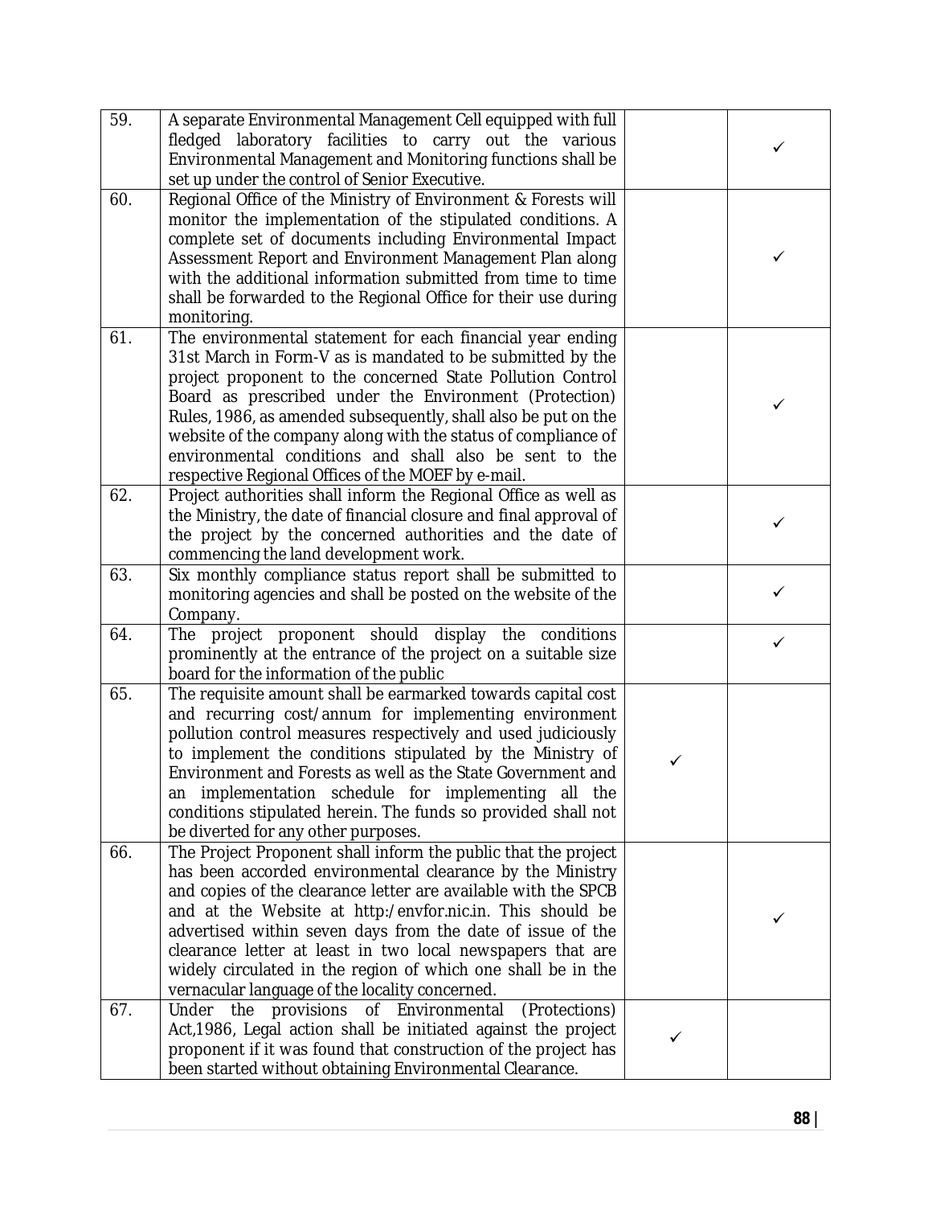| | | | |
|---|---|---|---|
| 59. | A separate Environmental Management Cell equipped with full fledged laboratory facilities to carry out the various Environmental Management and Monitoring functions shall be set up under the control of Senior Executive. | | ✓ |
| 60. | Regional Office of the Ministry of Environment & Forests will monitor the implementation of the stipulated conditions. A complete set of documents including Environmental Impact Assessment Report and Environment Management Plan along with the additional information submitted from time to time shall be forwarded to the Regional Office for their use during monitoring. | | ✓ |
| 61. | The environmental statement for each financial year ending 31st March in Form-V as is mandated to be submitted by the project proponent to the concerned State Pollution Control Board as prescribed under the Environment (Protection) Rules, 1986, as amended subsequently, shall also be put on the website of the company along with the status of compliance of environmental conditions and shall also be sent to the respective Regional Offices of the MOEF by e-mail. | | ✓ |
| 62. | Project authorities shall inform the Regional Office as well as the Ministry, the date of financial closure and final approval of the project by the concerned authorities and the date of commencing the land development work. | | ✓ |
| 63. | Six monthly compliance status report shall be submitted to monitoring agencies and shall be posted on the website of the Company. | | ✓ |
| 64. | The project proponent should display the conditions prominently at the entrance of the project on a suitable size board for the information of the public | | ✓ |
| 65. | The requisite amount shall be earmarked towards capital cost and recurring cost/annum for implementing environment pollution control measures respectively and used judiciously to implement the conditions stipulated by the Ministry of Environment and Forests as well as the State Government and an implementation schedule for implementing all the conditions stipulated herein. The funds so provided shall not be diverted for any other purposes. | ✓ | |
| 66. | The Project Proponent shall inform the public that the project has been accorded environmental clearance by the Ministry and copies of the clearance letter are available with the SPCB and at the Website at http:/envfor.nic.in. This should be advertised within seven days from the date of issue of the clearance letter at least in two local newspapers that are widely circulated in the region of which one shall be in the vernacular language of the locality concerned. | | ✓ |
| 67. | Under the provisions of Environmental (Protections) Act,1986, Legal action shall be initiated against the project proponent if it was found that construction of the project has been started without obtaining Environmental Clearance. | ✓ | |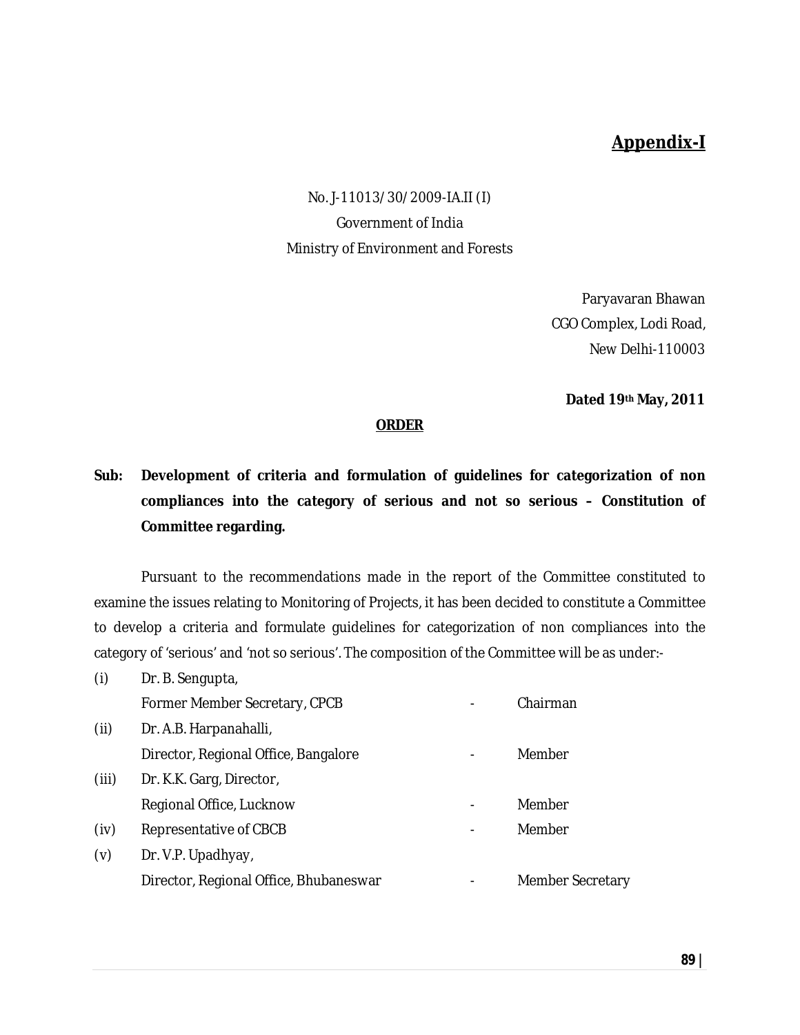## Appendix-I

No. J-11013/30/2009-IA.II (I)
Government of India
Ministry of Environment and Forests

Paryavaran Bhawan
CGO Complex, Lodi Road,
New Delhi-110003

**Dated 19th May, 2011**

**ORDER**

**Sub: Development of criteria and formulation of guidelines for categorization of non compliances into the category of serious and not so serious – Constitution of Committee regarding.**

Pursuant to the recommendations made in the report of the Committee constituted to examine the issues relating to Monitoring of Projects, it has been decided to constitute a Committee to develop a criteria and formulate guidelines for categorization of non compliances into the category of 'serious' and 'not so serious'. The composition of the Committee will be as under:-

| | | | |
|---|---|---|---|
| (i) | Dr. B. Sengupta, Former Member Secretary, CPCB | - | Chairman |
| (ii) | Dr. A.B. Harpanahalli, Director, Regional Office, Bangalore | - | Member |
| (iii) | Dr. K.K. Garg, Director, Regional Office, Lucknow | - | Member |
| (iv) | Representative of CBCB | - | Member |
| (v) | Dr. V.P. Upadhyay, Director, Regional Office, Bhubaneswar | - | Member Secretary |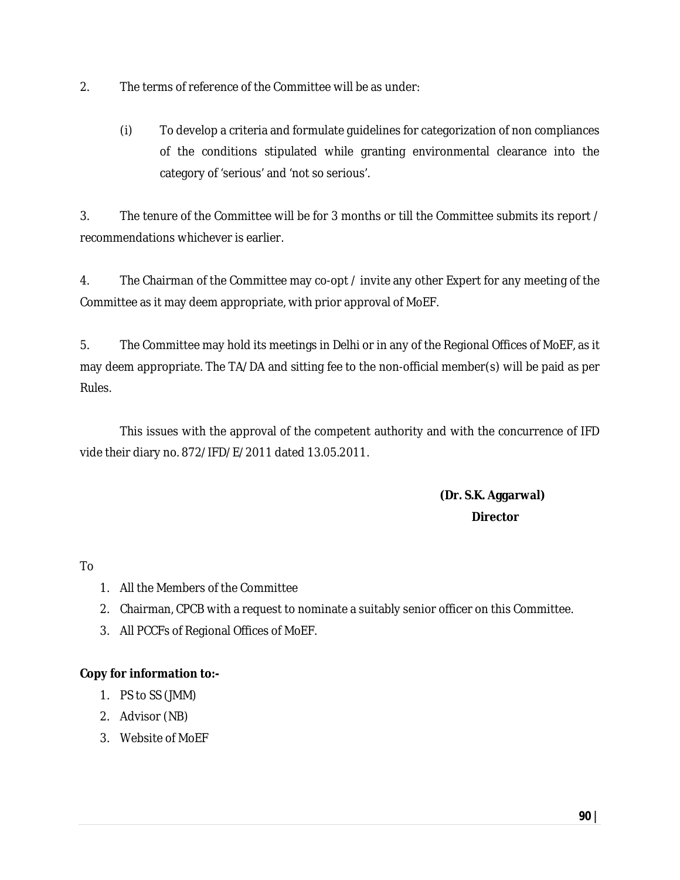2. The terms of reference of the Committee will be as under:

   (i) To develop a criteria and formulate guidelines for categorization of non compliances of the conditions stipulated while granting environmental clearance into the category of 'serious' and 'not so serious'.

3. The tenure of the Committee will be for 3 months or till the Committee submits its report / recommendations whichever is earlier.

4. The Chairman of the Committee may co-opt / invite any other Expert for any meeting of the Committee as it may deem appropriate, with prior approval of MoEF.

5. The Committee may hold its meetings in Delhi or in any of the Regional Offices of MoEF, as it may deem appropriate. The TA/DA and sitting fee to the non-official member(s) will be paid as per Rules.

This issues with the approval of the competent authority and with the concurrence of IFD vide their diary no. 872/IFD/E/2011 dated 13.05.2011.

**(Dr. S.K. Aggarwal)**
**Director**

To

1. All the Members of the Committee
2. Chairman, CPCB with a request to nominate a suitably senior officer on this Committee.
3. All PCCFs of Regional Offices of MoEF.

**Copy for information to:-**

1. PS to SS (JMM)
2. Advisor (NB)
3. Website of MoEF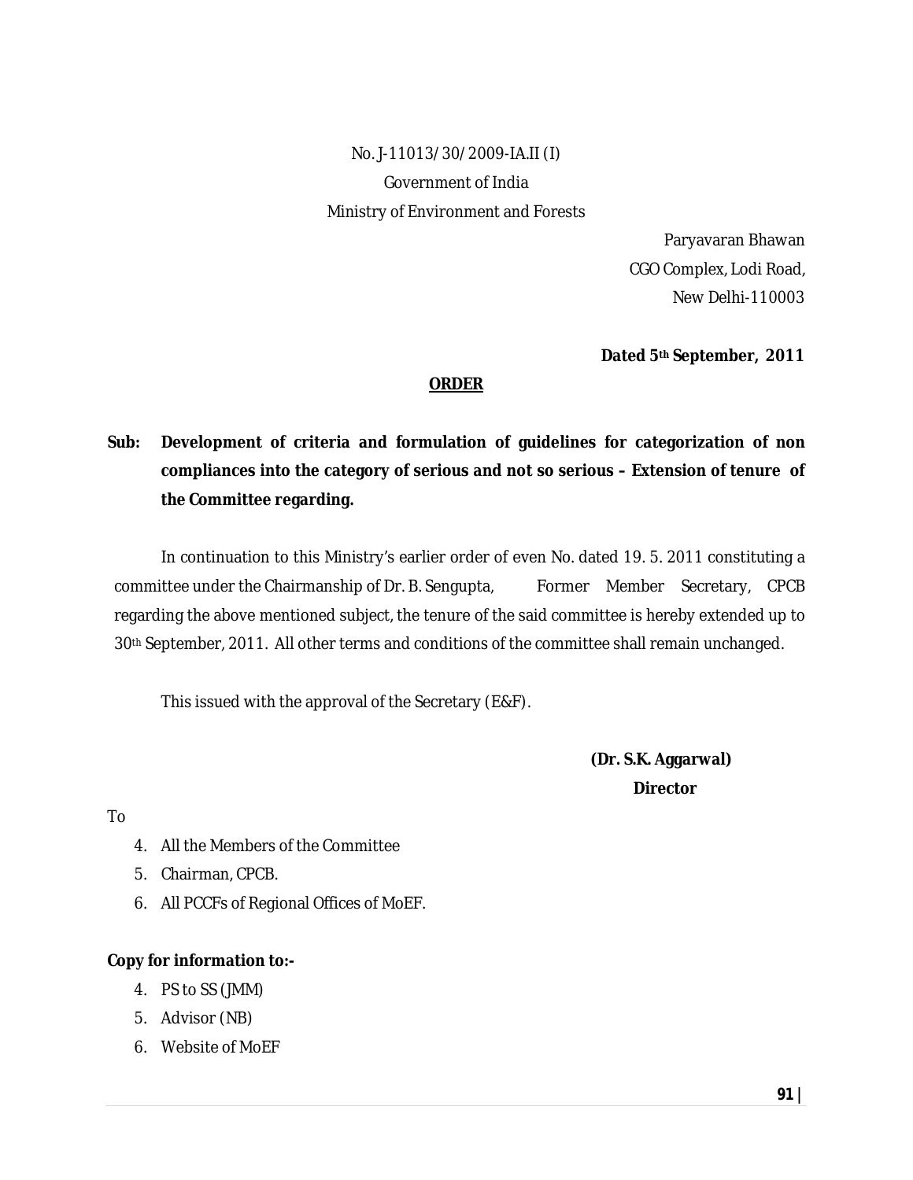No. J-11013/30/2009-IA.II (I)

Government of India

Ministry of Environment and Forests

Paryavaran Bhawan

CGO Complex, Lodi Road,

New Delhi-110003

**Dated 5th September, 2011**

**ORDER**

**Sub: Development of criteria and formulation of guidelines for categorization of non compliances into the category of serious and not so serious – Extension of tenure of the Committee regarding.**

In continuation to this Ministry's earlier order of even No. dated 19. 5. 2011 constituting a committee under the Chairmanship of Dr. B. Sengupta, Former Member Secretary, CPCB regarding the above mentioned subject, the tenure of the said committee is hereby extended up to 30th September, 2011. All other terms and conditions of the committee shall remain unchanged.

This issued with the approval of the Secretary (E&F).

**(Dr. S.K. Aggarwal)**

**Director**

To

4. All the Members of the Committee
5. Chairman, CPCB.
6. All PCCFs of Regional Offices of MoEF.

**Copy for information to:-**

4. PS to SS (JMM)
5. Advisor (NB)
6. Website of MoEF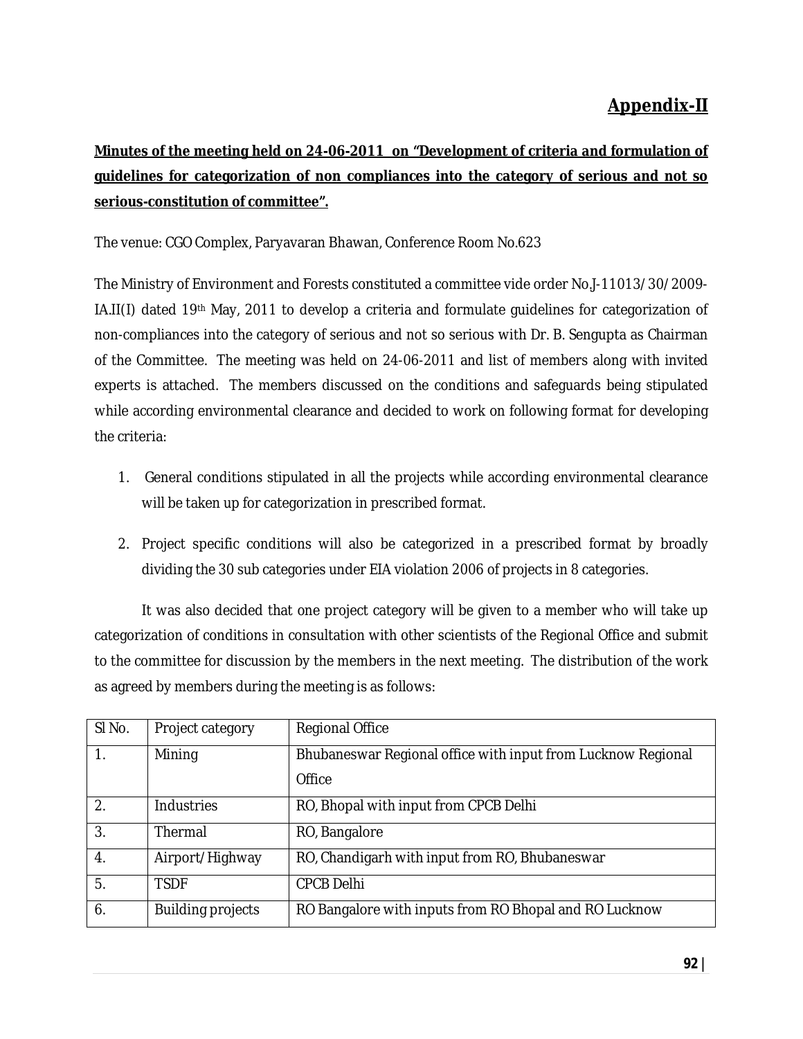## Appendix-II

**Minutes of the meeting held on 24-06-2011 on "Development of criteria and formulation of guidelines for categorization of non compliances into the category of serious and not so serious-constitution of committee".**

The venue: CGO Complex, Paryavaran Bhawan, Conference Room No.623

The Ministry of Environment and Forests constituted a committee vide order No.J-11013/30/2009-IA.II(I) dated 19th May, 2011 to develop a criteria and formulate guidelines for categorization of non-compliances into the category of serious and not so serious with Dr. B. Sengupta as Chairman of the Committee. The meeting was held on 24-06-2011 and list of members along with invited experts is attached. The members discussed on the conditions and safeguards being stipulated while according environmental clearance and decided to work on following format for developing the criteria:

1. General conditions stipulated in all the projects while according environmental clearance will be taken up for categorization in prescribed format.
2. Project specific conditions will also be categorized in a prescribed format by broadly dividing the 30 sub categories under EIA violation 2006 of projects in 8 categories.

It was also decided that one project category will be given to a member who will take up categorization of conditions in consultation with other scientists of the Regional Office and submit to the committee for discussion by the members in the next meeting. The distribution of the work as agreed by members during the meeting is as follows:

| Sl No. | Project category | Regional Office |
|---|---|---|
| 1. | Mining | Bhubaneswar Regional office with input from Lucknow Regional Office |
| 2. | Industries | RO, Bhopal with input from CPCB Delhi |
| 3. | Thermal | RO, Bangalore |
| 4. | Airport/Highway | RO, Chandigarh with input from RO, Bhubaneswar |
| 5. | TSDF | CPCB Delhi |
| 6. | Building projects | RO Bangalore with inputs from RO Bhopal and RO Lucknow |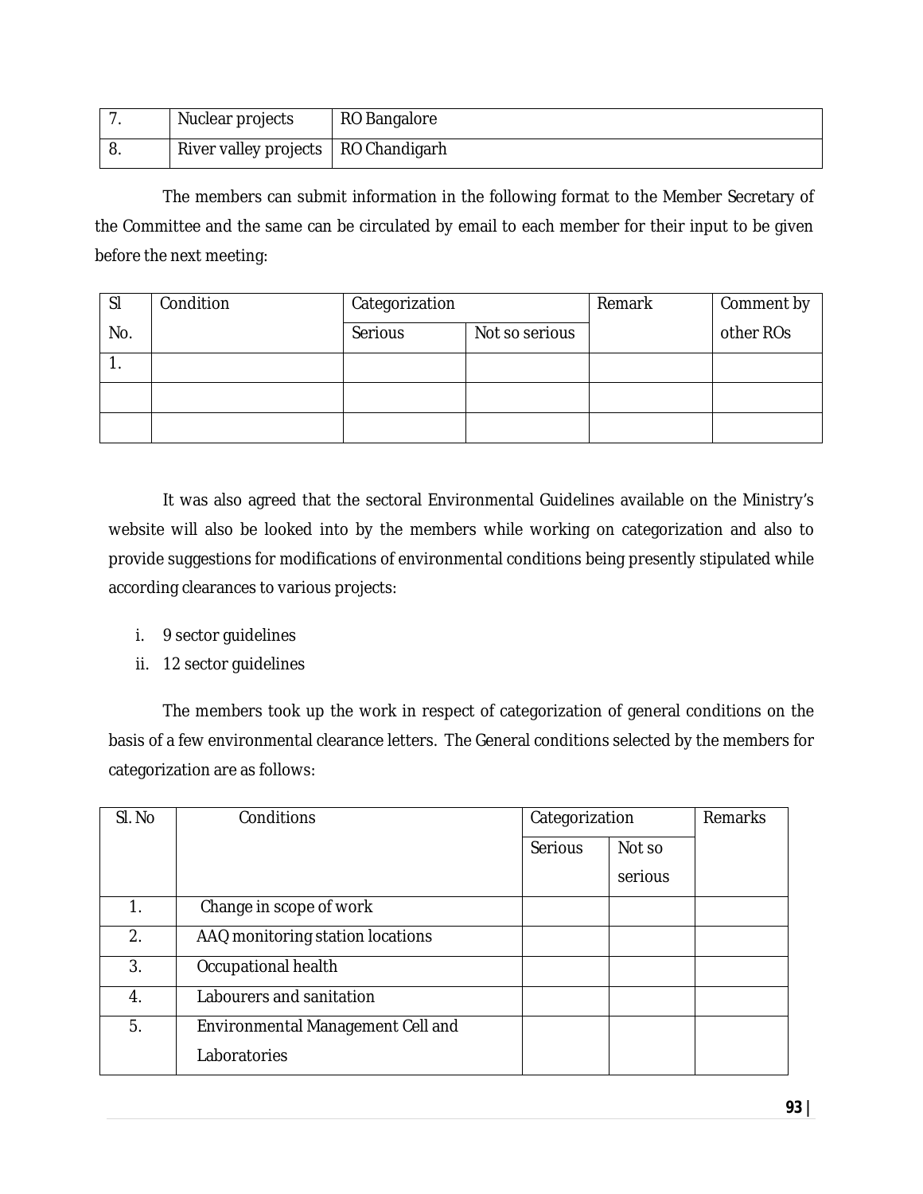| 7. | Nuclear projects | RO Bangalore |
| --- | --- | --- |
| 8. | River valley projects | RO Chandigarh |

The members can submit information in the following format to the Member Secretary of the Committee and the same can be circulated by email to each member for their input to be given before the next meeting:

| Sl No. | Condition | Categorization | | Remark | Comment by other ROs |
| --- | --- | --- | --- | --- | --- |
| | | Serious | Not so serious | | |
| 1. | | | | | |
| | | | | | |
| | | | | | |

It was also agreed that the sectoral Environmental Guidelines available on the Ministry's website will also be looked into by the members while working on categorization and also to provide suggestions for modifications of environmental conditions being presently stipulated while according clearances to various projects:

i. 9 sector guidelines
ii. 12 sector guidelines

The members took up the work in respect of categorization of general conditions on the basis of a few environmental clearance letters. The General conditions selected by the members for categorization are as follows:

| Sl. No | Conditions | Categorization | | Remarks |
| --- | --- | --- | --- | --- |
| | | Serious | Not so serious | |
| 1. | Change in scope of work | | | |
| 2. | AAQ monitoring station locations | | | |
| 3. | Occupational health | | | |
| 4. | Labourers and sanitation | | | |
| 5. | Environmental Management Cell and Laboratories | | | |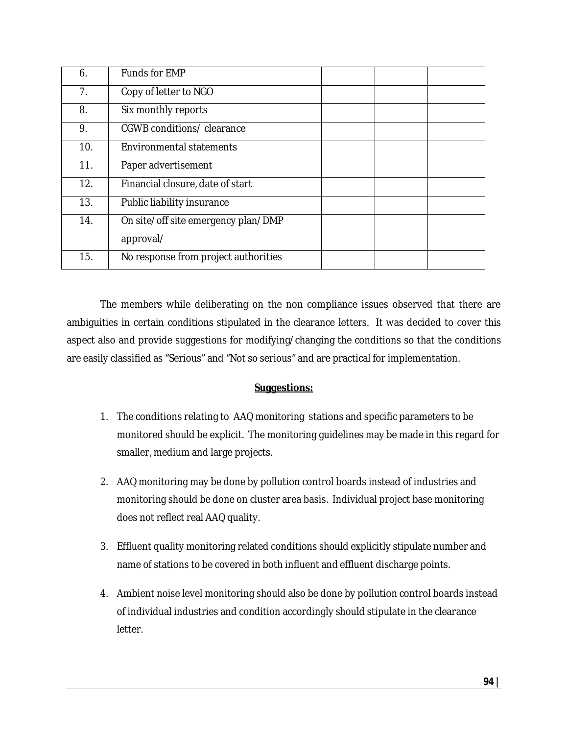| | | | | |
|---|---|---|---|---|
| 6. | Funds for EMP | | | |
| 7. | Copy of letter to NGO | | | |
| 8. | Six monthly reports | | | |
| 9. | CGWB conditions/ clearance | | | |
| 10. | Environmental statements | | | |
| 11. | Paper advertisement | | | |
| 12. | Financial closure, date of start | | | |
| 13. | Public liability insurance | | | |
| 14. | On site/off site emergency plan/DMP approval/ | | | |
| 15. | No response from project authorities | | | |

The members while deliberating on the non compliance issues observed that there are ambiguities in certain conditions stipulated in the clearance letters. It was decided to cover this aspect also and provide suggestions for modifying/changing the conditions so that the conditions are easily classified as "Serious" and "Not so serious" and are practical for implementation.

**Suggestions:**

1. The conditions relating to AAQ monitoring stations and specific parameters to be monitored should be explicit. The monitoring guidelines may be made in this regard for smaller, medium and large projects.

2. AAQ monitoring may be done by pollution control boards instead of industries and monitoring should be done on cluster area basis. Individual project base monitoring does not reflect real AAQ quality.

3. Effluent quality monitoring related conditions should explicitly stipulate number and name of stations to be covered in both influent and effluent discharge points.

4. Ambient noise level monitoring should also be done by pollution control boards instead of individual industries and condition accordingly should stipulate in the clearance letter.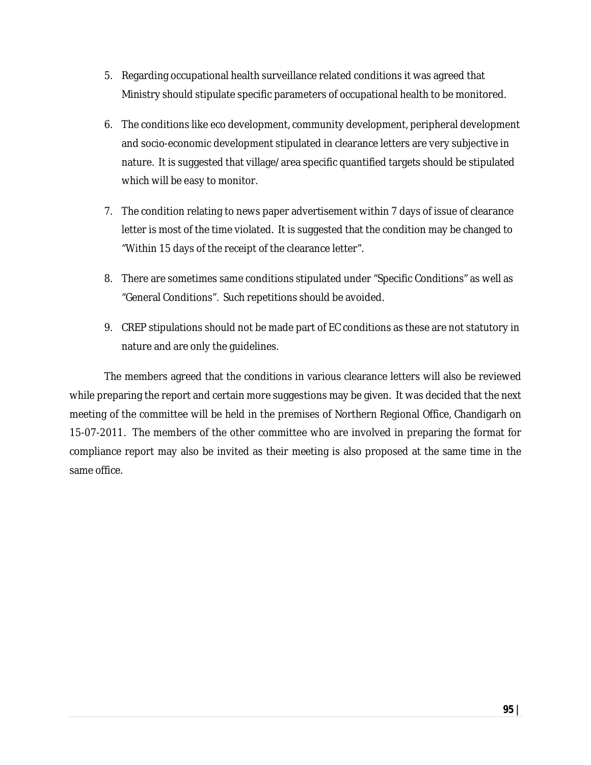5. Regarding occupational health surveillance related conditions it was agreed that Ministry should stipulate specific parameters of occupational health to be monitored.

6. The conditions like eco development, community development, peripheral development and socio-economic development stipulated in clearance letters are very subjective in nature. It is suggested that village/area specific quantified targets should be stipulated which will be easy to monitor.

7. The condition relating to news paper advertisement within 7 days of issue of clearance letter is most of the time violated. It is suggested that the condition may be changed to "Within 15 days of the receipt of the clearance letter".

8. There are sometimes same conditions stipulated under "Specific Conditions" as well as "General Conditions". Such repetitions should be avoided.

9. CREP stipulations should not be made part of EC conditions as these are not statutory in nature and are only the guidelines.

The members agreed that the conditions in various clearance letters will also be reviewed while preparing the report and certain more suggestions may be given. It was decided that the next meeting of the committee will be held in the premises of Northern Regional Office, Chandigarh on 15-07-2011. The members of the other committee who are involved in preparing the format for compliance report may also be invited as their meeting is also proposed at the same time in the same office.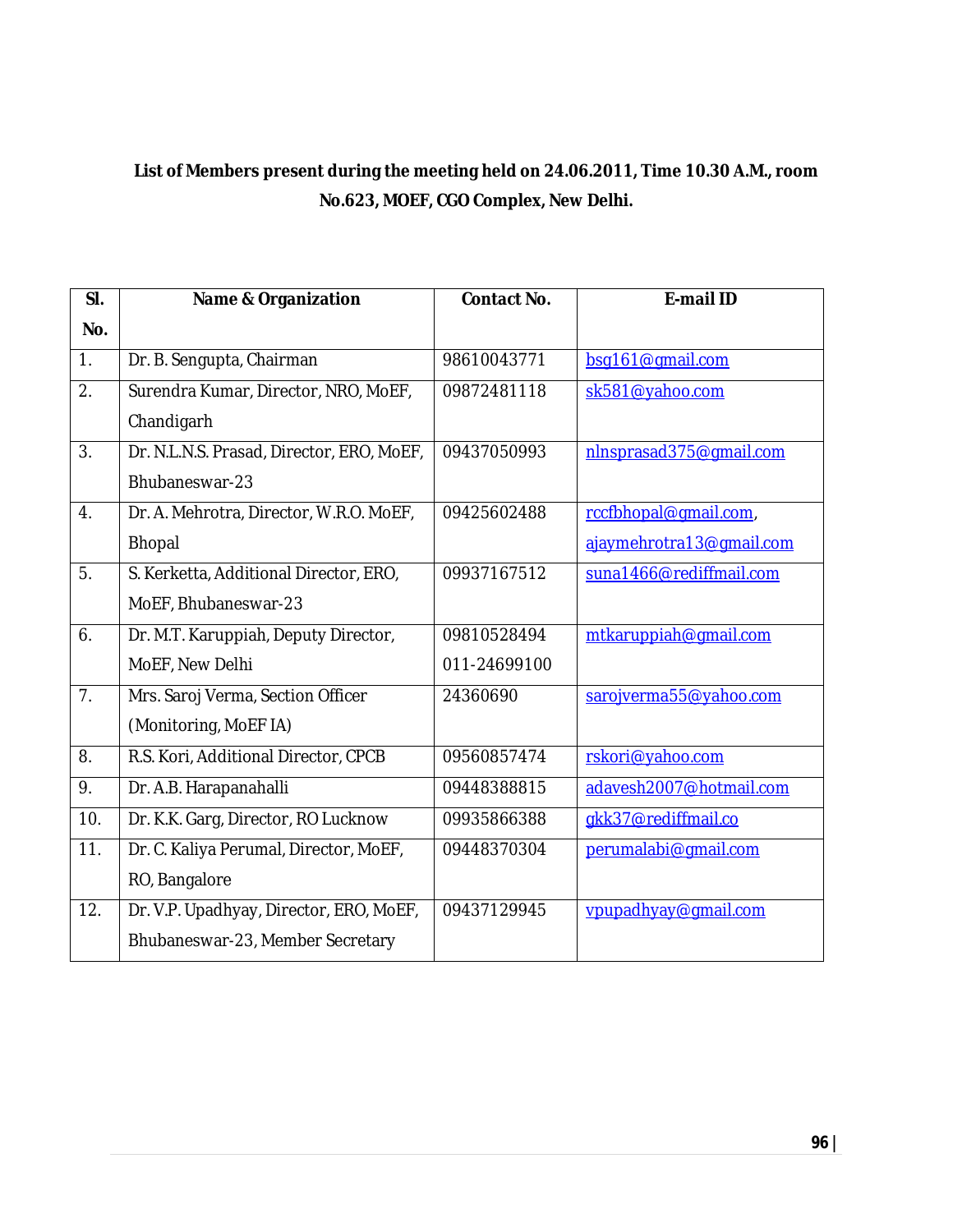**List of Members present during the meeting held on 24.06.2011, Time 10.30 A.M., room No.623, MOEF, CGO Complex, New Delhi.**

| Sl. No. | Name & Organization | Contact No. | E-mail ID |
|---|---|---|---|
| 1. | Dr. B. Sengupta, Chairman | 98610043771 | bsg161@gmail.com |
| 2. | Surendra Kumar, Director, NRO, MoEF, Chandigarh | 09872481118 | sk581@yahoo.com |
| 3. | Dr. N.L.N.S. Prasad, Director, ERO, MoEF, Bhubaneswar-23 | 09437050993 | nlnsprasad375@gmail.com |
| 4. | Dr. A. Mehrotra, Director, W.R.O. MoEF, Bhopal | 09425602488 | rccfbhopal@gmail.com, ajaymehrotra13@gmail.com |
| 5. | S. Kerketta, Additional Director, ERO, MoEF, Bhubaneswar-23 | 09937167512 | suna1466@rediffmail.com |
| 6. | Dr. M.T. Karuppiah, Deputy Director, MoEF, New Delhi | 09810528494 011-24699100 | mtkaruppiah@gmail.com |
| 7. | Mrs. Saroj Verma, Section Officer (Monitoring, MoEF IA) | 24360690 | sarojverma55@yahoo.com |
| 8. | R.S. Kori, Additional Director, CPCB | 09560857474 | rskori@yahoo.com |
| 9. | Dr. A.B. Harapanahalli | 09448388815 | adavesh2007@hotmail.com |
| 10. | Dr. K.K. Garg, Director, RO Lucknow | 09935866388 | gkk37@rediffmail.co |
| 11. | Dr. C. Kaliya Perumal, Director, MoEF, RO, Bangalore | 09448370304 | perumalabi@gmail.com |
| 12. | Dr. V.P. Upadhyay, Director, ERO, MoEF, Bhubaneswar-23, Member Secretary | 09437129945 | vpupadhyay@gmail.com |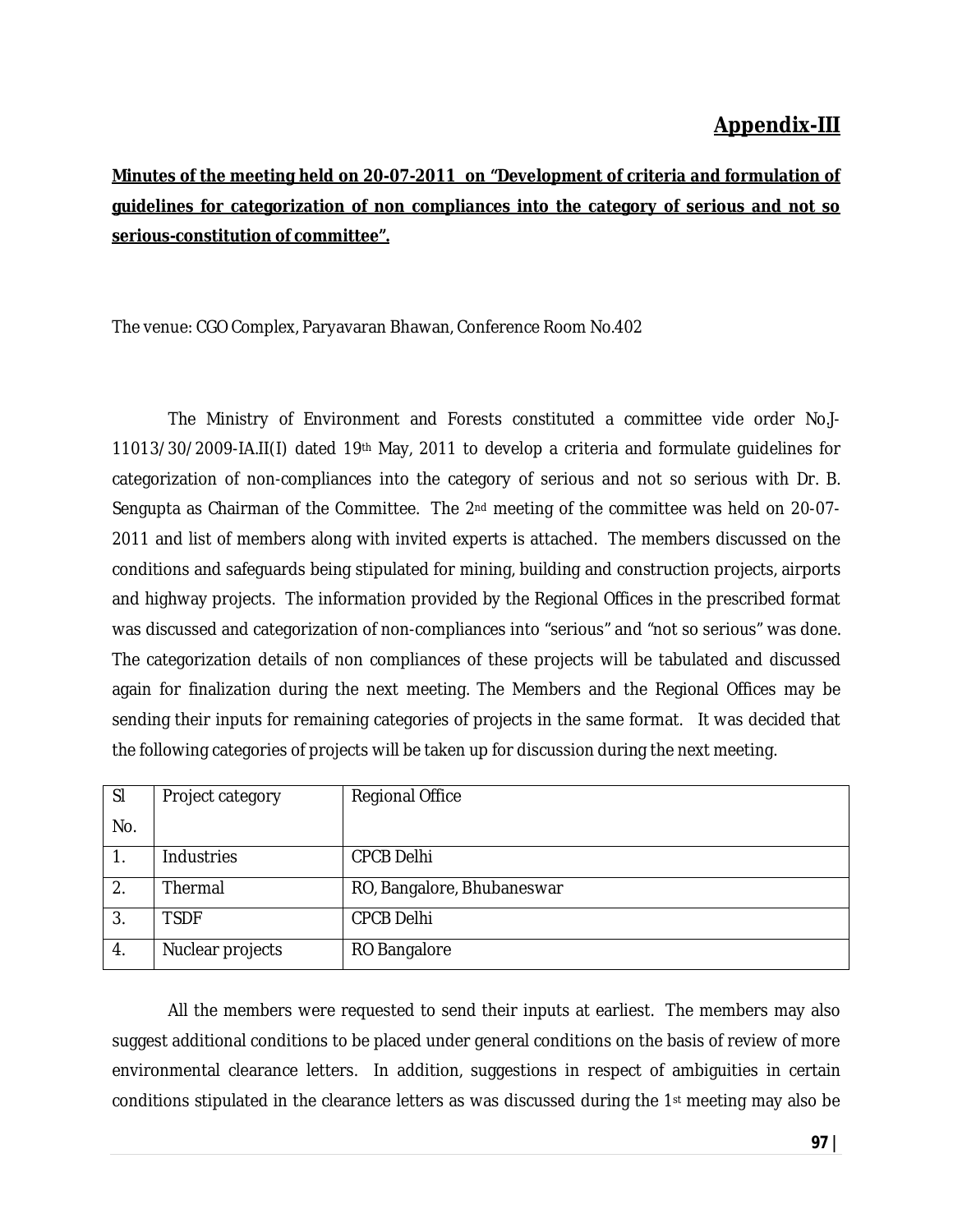# Appendix-III

**Minutes of the meeting held on 20-07-2011 on "Development of criteria and formulation of guidelines for categorization of non compliances into the category of serious and not so serious-constitution of committee".**

The venue: CGO Complex, Paryavaran Bhawan, Conference Room No.402

The Ministry of Environment and Forests constituted a committee vide order No.J-11013/30/2009-IA.II(I) dated 19th May, 2011 to develop a criteria and formulate guidelines for categorization of non-compliances into the category of serious and not so serious with Dr. B. Sengupta as Chairman of the Committee. The 2nd meeting of the committee was held on 20-07-2011 and list of members along with invited experts is attached. The members discussed on the conditions and safeguards being stipulated for mining, building and construction projects, airports and highway projects. The information provided by the Regional Offices in the prescribed format was discussed and categorization of non-compliances into "serious" and "not so serious" was done. The categorization details of non compliances of these projects will be tabulated and discussed again for finalization during the next meeting. The Members and the Regional Offices may be sending their inputs for remaining categories of projects in the same format. It was decided that the following categories of projects will be taken up for discussion during the next meeting.

| Sl No. | Project category | Regional Office |
|---|---|---|
| 1. | Industries | CPCB Delhi |
| 2. | Thermal | RO, Bangalore, Bhubaneswar |
| 3. | TSDF | CPCB Delhi |
| 4. | Nuclear projects | RO Bangalore |

All the members were requested to send their inputs at earliest. The members may also suggest additional conditions to be placed under general conditions on the basis of review of more environmental clearance letters. In addition, suggestions in respect of ambiguities in certain conditions stipulated in the clearance letters as was discussed during the 1st meeting may also be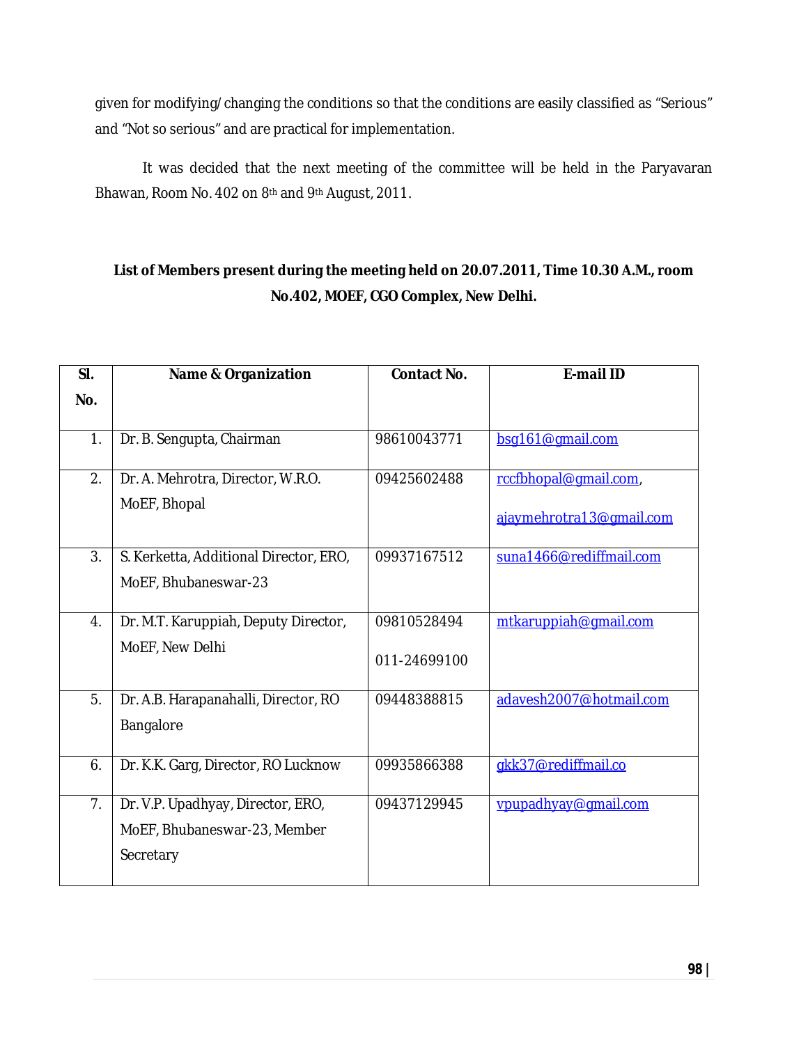given for modifying/changing the conditions so that the conditions are easily classified as "Serious" and "Not so serious" and are practical for implementation.

It was decided that the next meeting of the committee will be held in the Paryavaran Bhawan, Room No. 402 on 8th and 9th August, 2011.

**List of Members present during the meeting held on 20.07.2011, Time 10.30 A.M., room No.402, MOEF, CGO Complex, New Delhi.**

| Sl. No. | Name & Organization | Contact No. | E-mail ID |
|---|---|---|---|
| 1. | Dr. B. Sengupta, Chairman | 98610043771 | bsg161@gmail.com |
| 2. | Dr. A. Mehrotra, Director, W.R.O. MoEF, Bhopal | 09425602488 | rccfbhopal@gmail.com, ajaymehrotra13@gmail.com |
| 3. | S. Kerketta, Additional Director, ERO, MoEF, Bhubaneswar-23 | 09937167512 | suna1466@rediffmail.com |
| 4. | Dr. M.T. Karuppiah, Deputy Director, MoEF, New Delhi | 09810528494 011-24699100 | mtkaruppiah@gmail.com |
| 5. | Dr. A.B. Harapanahalli, Director, RO Bangalore | 09448388815 | adavesh2007@hotmail.com |
| 6. | Dr. K.K. Garg, Director, RO Lucknow | 09935866388 | gkk37@rediffmail.co |
| 7. | Dr. V.P. Upadhyay, Director, ERO, MoEF, Bhubaneswar-23, Member Secretary | 09437129945 | vpupadhyay@gmail.com |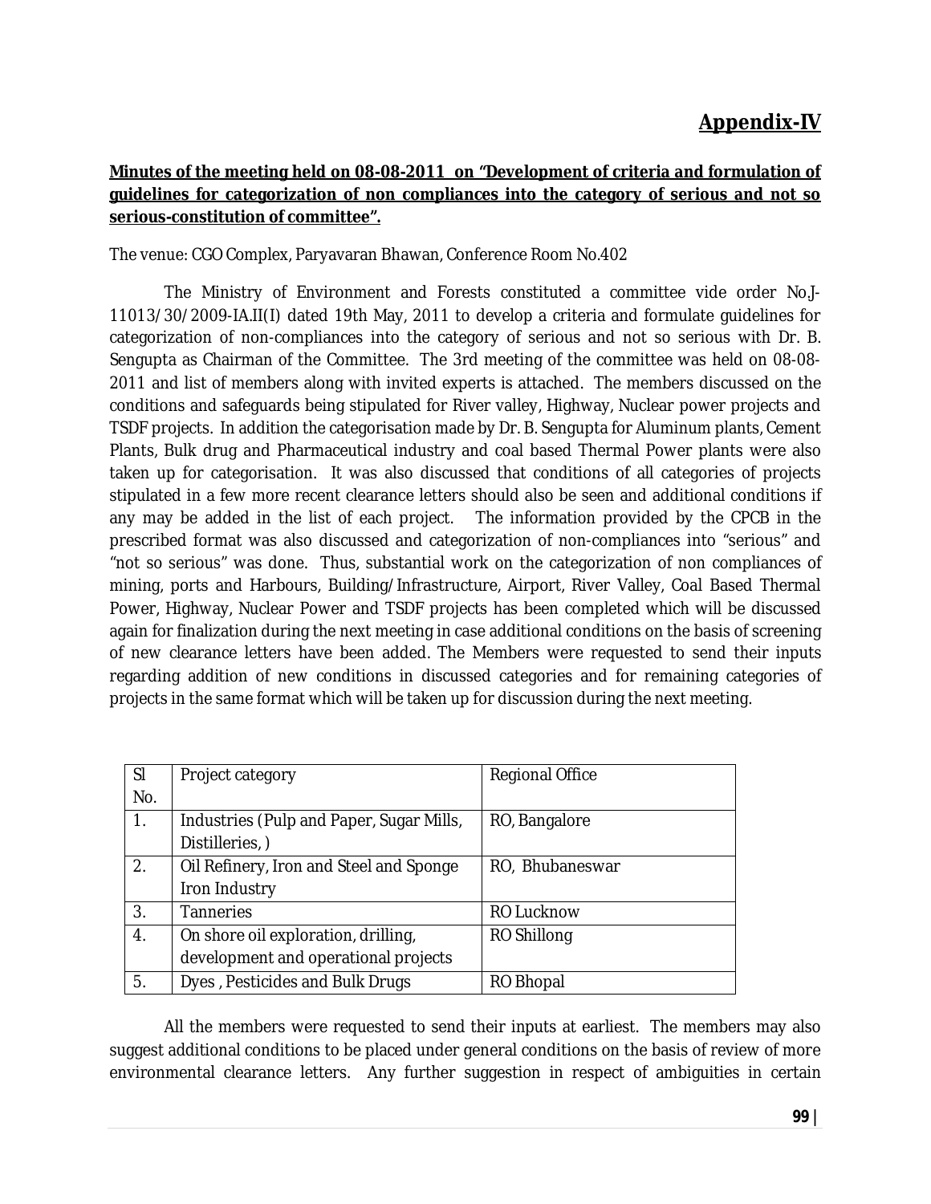# Appendix-IV

**Minutes of the meeting held on 08-08-2011 on "Development of criteria and formulation of guidelines for categorization of non compliances into the category of serious and not so serious-constitution of committee".**

The venue: CGO Complex, Paryavaran Bhawan, Conference Room No.402

The Ministry of Environment and Forests constituted a committee vide order No.J-11013/30/2009-IA.II(I) dated 19th May, 2011 to develop a criteria and formulate guidelines for categorization of non-compliances into the category of serious and not so serious with Dr. B. Sengupta as Chairman of the Committee. The 3rd meeting of the committee was held on 08-08-2011 and list of members along with invited experts is attached. The members discussed on the conditions and safeguards being stipulated for River valley, Highway, Nuclear power projects and TSDF projects. In addition the categorisation made by Dr. B. Sengupta for Aluminum plants, Cement Plants, Bulk drug and Pharmaceutical industry and coal based Thermal Power plants were also taken up for categorisation. It was also discussed that conditions of all categories of projects stipulated in a few more recent clearance letters should also be seen and additional conditions if any may be added in the list of each project. The information provided by the CPCB in the prescribed format was also discussed and categorization of non-compliances into "serious" and "not so serious" was done. Thus, substantial work on the categorization of non compliances of mining, ports and Harbours, Building/Infrastructure, Airport, River Valley, Coal Based Thermal Power, Highway, Nuclear Power and TSDF projects has been completed which will be discussed again for finalization during the next meeting in case additional conditions on the basis of screening of new clearance letters have been added. The Members were requested to send their inputs regarding addition of new conditions in discussed categories and for remaining categories of projects in the same format which will be taken up for discussion during the next meeting.

| Sl No. | Project category | Regional Office |
|---|---|---|
| 1. | Industries (Pulp and Paper, Sugar Mills, Distilleries, ) | RO, Bangalore |
| 2. | Oil Refinery, Iron and Steel and Sponge Iron Industry | RO, Bhubaneswar |
| 3. | Tanneries | RO Lucknow |
| 4. | On shore oil exploration, drilling, development and operational projects | RO Shillong |
| 5. | Dyes , Pesticides and Bulk Drugs | RO Bhopal |

All the members were requested to send their inputs at earliest. The members may also suggest additional conditions to be placed under general conditions on the basis of review of more environmental clearance letters. Any further suggestion in respect of ambiguities in certain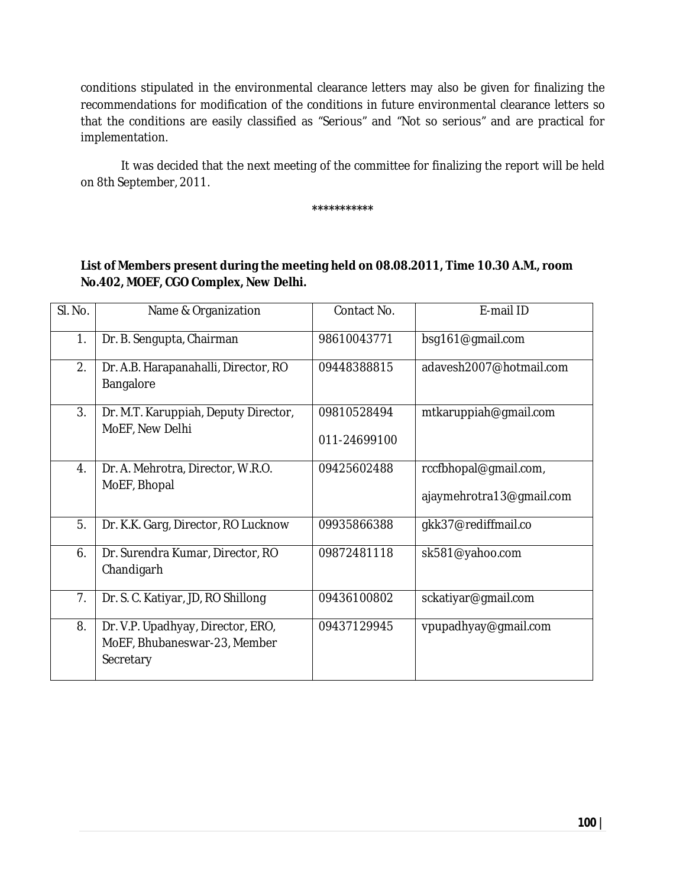conditions stipulated in the environmental clearance letters may also be given for finalizing the recommendations for modification of the conditions in future environmental clearance letters so that the conditions are easily classified as "Serious" and "Not so serious" and are practical for implementation.

It was decided that the next meeting of the committee for finalizing the report will be held on 8th September, 2011.

***********

**List of Members present during the meeting held on 08.08.2011, Time 10.30 A.M., room No.402, MOEF, CGO Complex, New Delhi.**

| Sl. No. | Name & Organization | Contact No. | E-mail ID |
|---|---|---|---|
| 1. | Dr. B. Sengupta, Chairman | 98610043771 | bsg161@gmail.com |
| 2. | Dr. A.B. Harapanahalli, Director, RO Bangalore | 09448388815 | adavesh2007@hotmail.com |
| 3. | Dr. M.T. Karuppiah, Deputy Director, MoEF, New Delhi | 09810528494<br>011-24699100 | mtkaruppiah@gmail.com |
| 4. | Dr. A. Mehrotra, Director, W.R.O. MoEF, Bhopal | 09425602488 | rccfbhopal@gmail.com,<br>ajaymehrotra13@gmail.com |
| 5. | Dr. K.K. Garg, Director, RO Lucknow | 09935866388 | gkk37@rediffmail.co |
| 6. | Dr. Surendra Kumar, Director, RO Chandigarh | 09872481118 | sk581@yahoo.com |
| 7. | Dr. S. C. Katiyar, JD, RO Shillong | 09436100802 | sckatiyar@gmail.com |
| 8. | Dr. V.P. Upadhyay, Director, ERO, MoEF, Bhubaneswar-23, Member Secretary | 09437129945 | vpupadhyay@gmail.com |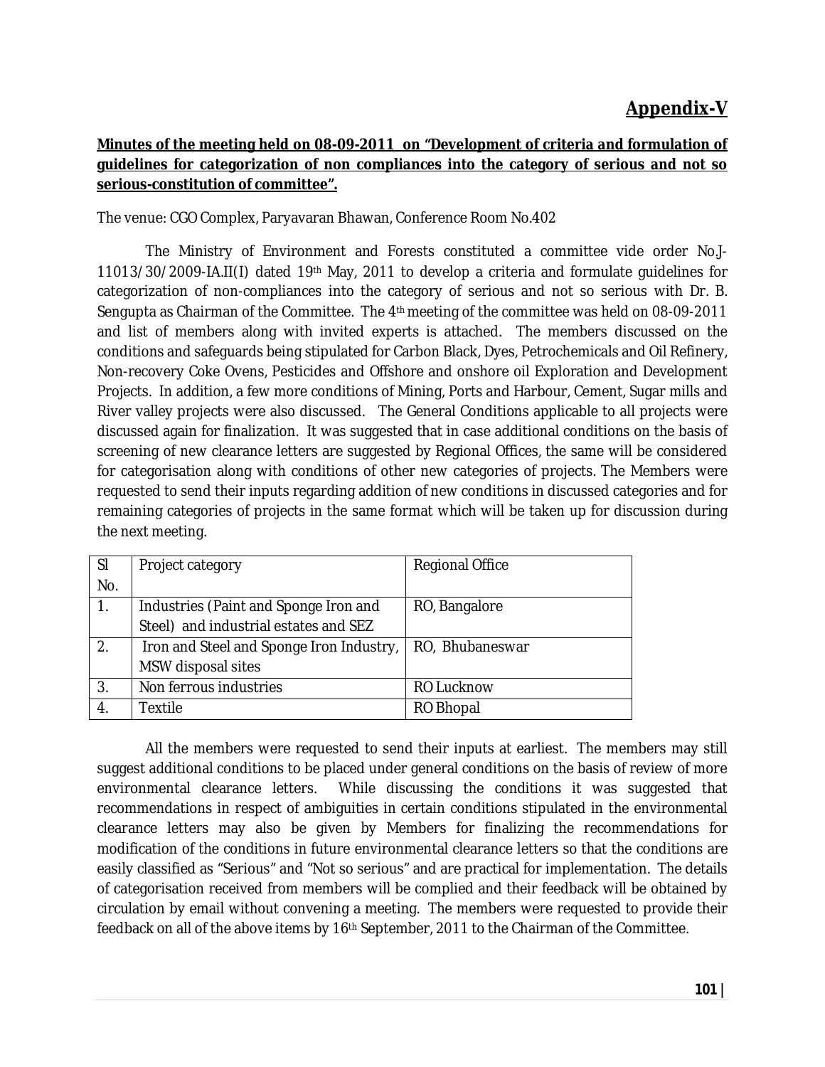# Appendix-V

**Minutes of the meeting held on 08-09-2011 on "Development of criteria and formulation of guidelines for categorization of non compliances into the category of serious and not so serious-constitution of committee".**

The venue: CGO Complex, Paryavaran Bhawan, Conference Room No.402

The Ministry of Environment and Forests constituted a committee vide order No.J-11013/30/2009-IA.II(I) dated 19th May, 2011 to develop a criteria and formulate guidelines for categorization of non-compliances into the category of serious and not so serious with Dr. B. Sengupta as Chairman of the Committee. The 4th meeting of the committee was held on 08-09-2011 and list of members along with invited experts is attached. The members discussed on the conditions and safeguards being stipulated for Carbon Black, Dyes, Petrochemicals and Oil Refinery, Non-recovery Coke Ovens, Pesticides and Offshore and onshore oil Exploration and Development Projects. In addition, a few more conditions of Mining, Ports and Harbour, Cement, Sugar mills and River valley projects were also discussed. The General Conditions applicable to all projects were discussed again for finalization. It was suggested that in case additional conditions on the basis of screening of new clearance letters are suggested by Regional Offices, the same will be considered for categorisation along with conditions of other new categories of projects. The Members were requested to send their inputs regarding addition of new conditions in discussed categories and for remaining categories of projects in the same format which will be taken up for discussion during the next meeting.

| Sl No. | Project category | Regional Office |
|---|---|---|
| 1. | Industries (Paint and Sponge Iron and Steel) and industrial estates and SEZ | RO, Bangalore |
| 2. | Iron and Steel and Sponge Iron Industry, MSW disposal sites | RO, Bhubaneswar |
| 3. | Non ferrous industries | RO Lucknow |
| 4. | Textile | RO Bhopal |

All the members were requested to send their inputs at earliest. The members may still suggest additional conditions to be placed under general conditions on the basis of review of more environmental clearance letters. While discussing the conditions it was suggested that recommendations in respect of ambiguities in certain conditions stipulated in the environmental clearance letters may also be given by Members for finalizing the recommendations for modification of the conditions in future environmental clearance letters so that the conditions are easily classified as "Serious" and "Not so serious" and are practical for implementation. The details of categorisation received from members will be complied and their feedback will be obtained by circulation by email without convening a meeting. The members were requested to provide their feedback on all of the above items by 16th September, 2011 to the Chairman of the Committee.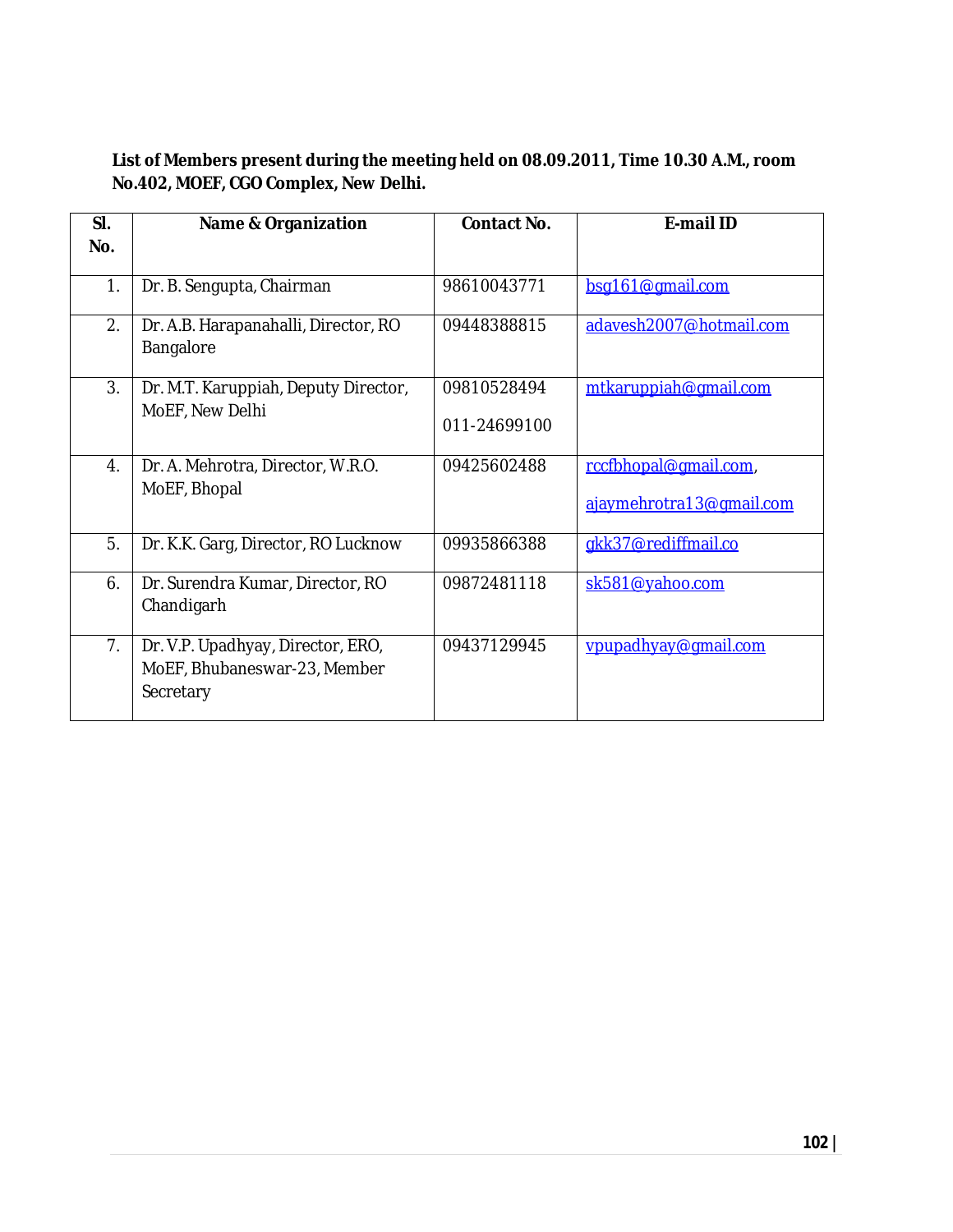**List of Members present during the meeting held on 08.09.2011, Time 10.30 A.M., room No.402, MOEF, CGO Complex, New Delhi.**

| Sl. No. | Name & Organization | Contact No. | E-mail ID |
|---|---|---|---|
| 1. | Dr. B. Sengupta, Chairman | 98610043771 | bsg161@gmail.com |
| 2. | Dr. A.B. Harapanahalli, Director, RO Bangalore | 09448388815 | adavesh2007@hotmail.com |
| 3. | Dr. M.T. Karuppiah, Deputy Director, MoEF, New Delhi | 09810528494<br>011-24699100 | mtkaruppiah@gmail.com |
| 4. | Dr. A. Mehrotra, Director, W.R.O. MoEF, Bhopal | 09425602488 | rccfbhopal@gmail.com,<br>ajaymehrotra13@gmail.com |
| 5. | Dr. K.K. Garg, Director, RO Lucknow | 09935866388 | gkk37@rediffmail.co |
| 6. | Dr. Surendra Kumar, Director, RO Chandigarh | 09872481118 | sk581@yahoo.com |
| 7. | Dr. V.P. Upadhyay, Director, ERO, MoEF, Bhubaneswar-23, Member Secretary | 09437129945 | vpupadhyay@gmail.com |